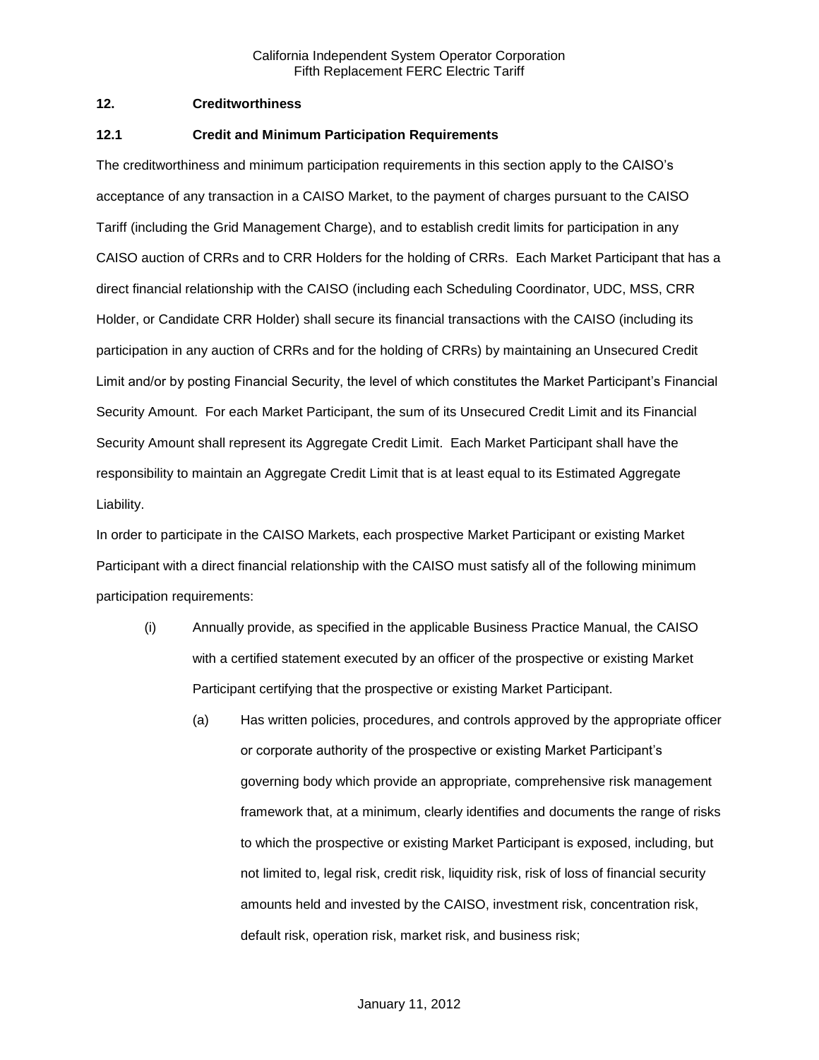## 12. Creditworthiness

### 12.1 Credit and Minimum Participation Requirements

The creditworthiness and minimum participation requirements in this section apply to the CAISO's acceptance of any transaction in a CAISO Market, to the payment of charges pursuant to the CAISO Tariff (including the Grid Management Charge), and to establish credit limits for participation in any CAISO auction of CRRs and to CRR Holders for the holding of CRRs. Each Market Participant that has a direct financial relationship with the CAISO (including each Scheduling Coordinator, UDC, MSS, CRR Holder, or Candidate CRR Holder) shall secure its financial transactions with the CAISO (including its participation in any auction of CRRs and for the holding of CRRs) by maintaining an Unsecured Credit Limit and/or by posting Financial Security, the level of which constitutes the Market Participant's Financial Security Amount. For each Market Participant, the sum of its Unsecured Credit Limit and its Financial Security Amount shall represent its Aggregate Credit Limit. Each Market Participant shall have the responsibility to maintain an Aggregate Credit Limit that is at least equal to its Estimated Aggregate Liability.

In order to participate in the CAISO Markets, each prospective Market Participant or existing Market Participant with a direct financial relationship with the CAISO must satisfy all of the following minimum participation requirements:

(i) Annually provide, as specified in the applicable Business Practice Manual, the CAISO with a certified statement executed by an officer of the prospective or existing Market Participant certifying that the prospective or existing Market Participant.

   (a) Has written policies, procedures, and controls approved by the appropriate officer or corporate authority of the prospective or existing Market Participant's governing body which provide an appropriate, comprehensive risk management framework that, at a minimum, clearly identifies and documents the range of risks to which the prospective or existing Market Participant is exposed, including, but not limited to, legal risk, credit risk, liquidity risk, risk of loss of financial security amounts held and invested by the CAISO, investment risk, concentration risk, default risk, operation risk, market risk, and business risk;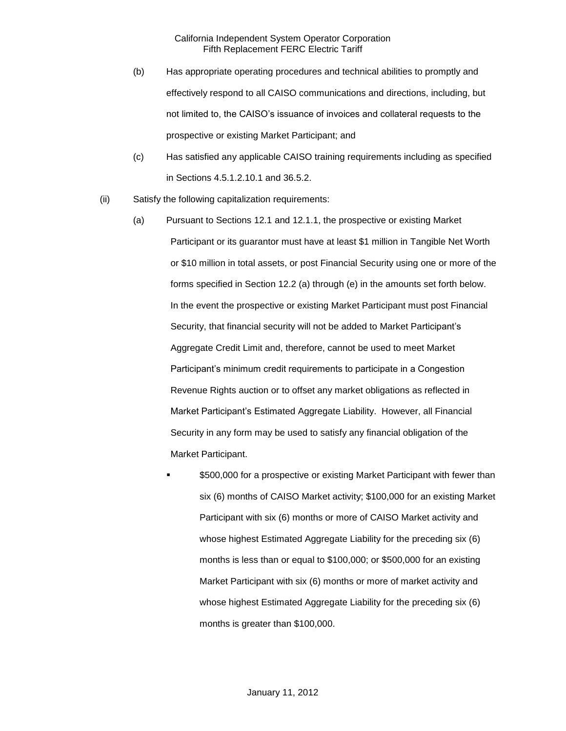(b) Has appropriate operating procedures and technical abilities to promptly and effectively respond to all CAISO communications and directions, including, but not limited to, the CAISO's issuance of invoices and collateral requests to the prospective or existing Market Participant; and

(c) Has satisfied any applicable CAISO training requirements including as specified in Sections 4.5.1.2.10.1 and 36.5.2.

(ii) Satisfy the following capitalization requirements:

(a) Pursuant to Sections 12.1 and 12.1.1, the prospective or existing Market Participant or its guarantor must have at least $1 million in Tangible Net Worth or $10 million in total assets, or post Financial Security using one or more of the forms specified in Section 12.2 (a) through (e) in the amounts set forth below. In the event the prospective or existing Market Participant must post Financial Security, that financial security will not be added to Market Participant's Aggregate Credit Limit and, therefore, cannot be used to meet Market Participant's minimum credit requirements to participate in a Congestion Revenue Rights auction or to offset any market obligations as reflected in Market Participant's Estimated Aggregate Liability. However, all Financial Security in any form may be used to satisfy any financial obligation of the Market Participant.

- $500,000 for a prospective or existing Market Participant with fewer than six (6) months of CAISO Market activity; $100,000 for an existing Market Participant with six (6) months or more of CAISO Market activity and whose highest Estimated Aggregate Liability for the preceding six (6) months is less than or equal to $100,000; or $500,000 for an existing Market Participant with six (6) months or more of market activity and whose highest Estimated Aggregate Liability for the preceding six (6) months is greater than $100,000.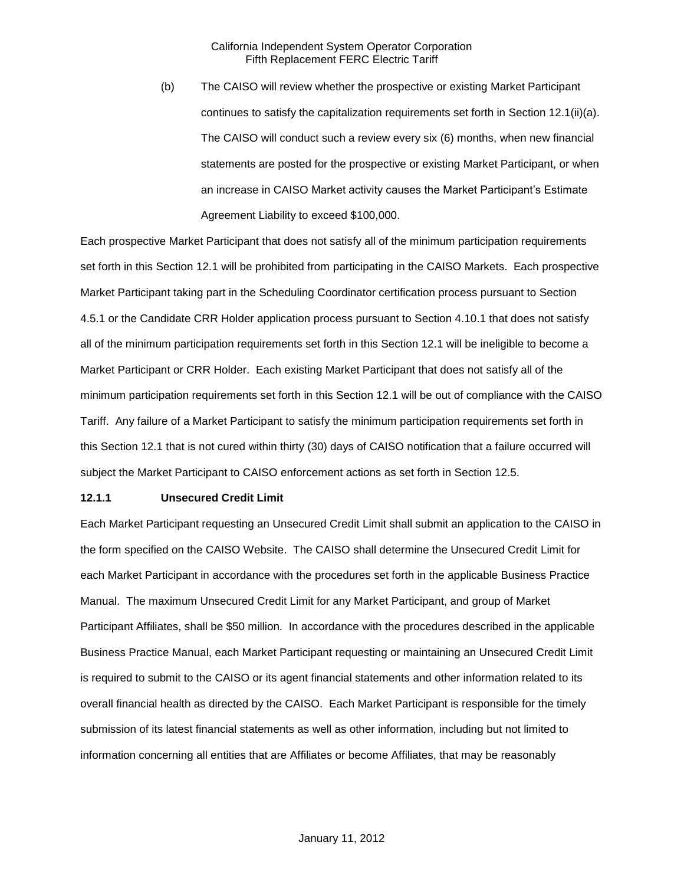(b) The CAISO will review whether the prospective or existing Market Participant continues to satisfy the capitalization requirements set forth in Section 12.1(ii)(a). The CAISO will conduct such a review every six (6) months, when new financial statements are posted for the prospective or existing Market Participant, or when an increase in CAISO Market activity causes the Market Participant's Estimate Agreement Liability to exceed $100,000.

Each prospective Market Participant that does not satisfy all of the minimum participation requirements set forth in this Section 12.1 will be prohibited from participating in the CAISO Markets. Each prospective Market Participant taking part in the Scheduling Coordinator certification process pursuant to Section 4.5.1 or the Candidate CRR Holder application process pursuant to Section 4.10.1 that does not satisfy all of the minimum participation requirements set forth in this Section 12.1 will be ineligible to become a Market Participant or CRR Holder. Each existing Market Participant that does not satisfy all of the minimum participation requirements set forth in this Section 12.1 will be out of compliance with the CAISO Tariff. Any failure of a Market Participant to satisfy the minimum participation requirements set forth in this Section 12.1 that is not cured within thirty (30) days of CAISO notification that a failure occurred will subject the Market Participant to CAISO enforcement actions as set forth in Section 12.5.

**12.1.1 Unsecured Credit Limit**

Each Market Participant requesting an Unsecured Credit Limit shall submit an application to the CAISO in the form specified on the CAISO Website. The CAISO shall determine the Unsecured Credit Limit for each Market Participant in accordance with the procedures set forth in the applicable Business Practice Manual. The maximum Unsecured Credit Limit for any Market Participant, and group of Market Participant Affiliates, shall be $50 million. In accordance with the procedures described in the applicable Business Practice Manual, each Market Participant requesting or maintaining an Unsecured Credit Limit is required to submit to the CAISO or its agent financial statements and other information related to its overall financial health as directed by the CAISO. Each Market Participant is responsible for the timely submission of its latest financial statements as well as other information, including but not limited to information concerning all entities that are Affiliates or become Affiliates, that may be reasonably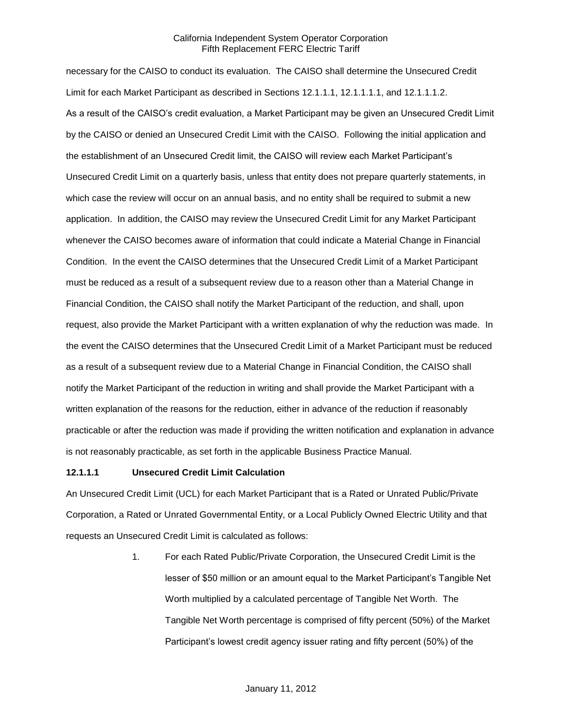necessary for the CAISO to conduct its evaluation. The CAISO shall determine the Unsecured Credit Limit for each Market Participant as described in Sections 12.1.1.1, 12.1.1.1.1, and 12.1.1.1.2.

As a result of the CAISO's credit evaluation, a Market Participant may be given an Unsecured Credit Limit by the CAISO or denied an Unsecured Credit Limit with the CAISO. Following the initial application and the establishment of an Unsecured Credit limit, the CAISO will review each Market Participant's Unsecured Credit Limit on a quarterly basis, unless that entity does not prepare quarterly statements, in which case the review will occur on an annual basis, and no entity shall be required to submit a new application. In addition, the CAISO may review the Unsecured Credit Limit for any Market Participant whenever the CAISO becomes aware of information that could indicate a Material Change in Financial Condition. In the event the CAISO determines that the Unsecured Credit Limit of a Market Participant must be reduced as a result of a subsequent review due to a reason other than a Material Change in Financial Condition, the CAISO shall notify the Market Participant of the reduction, and shall, upon request, also provide the Market Participant with a written explanation of why the reduction was made. In the event the CAISO determines that the Unsecured Credit Limit of a Market Participant must be reduced as a result of a subsequent review due to a Material Change in Financial Condition, the CAISO shall notify the Market Participant of the reduction in writing and shall provide the Market Participant with a written explanation of the reasons for the reduction, either in advance of the reduction if reasonably practicable or after the reduction was made if providing the written notification and explanation in advance is not reasonably practicable, as set forth in the applicable Business Practice Manual.

**12.1.1.1 Unsecured Credit Limit Calculation**

An Unsecured Credit Limit (UCL) for each Market Participant that is a Rated or Unrated Public/Private Corporation, a Rated or Unrated Governmental Entity, or a Local Publicly Owned Electric Utility and that requests an Unsecured Credit Limit is calculated as follows:

1. For each Rated Public/Private Corporation, the Unsecured Credit Limit is the lesser of \$50 million or an amount equal to the Market Participant's Tangible Net Worth multiplied by a calculated percentage of Tangible Net Worth. The Tangible Net Worth percentage is comprised of fifty percent (50%) of the Market Participant's lowest credit agency issuer rating and fifty percent (50%) of the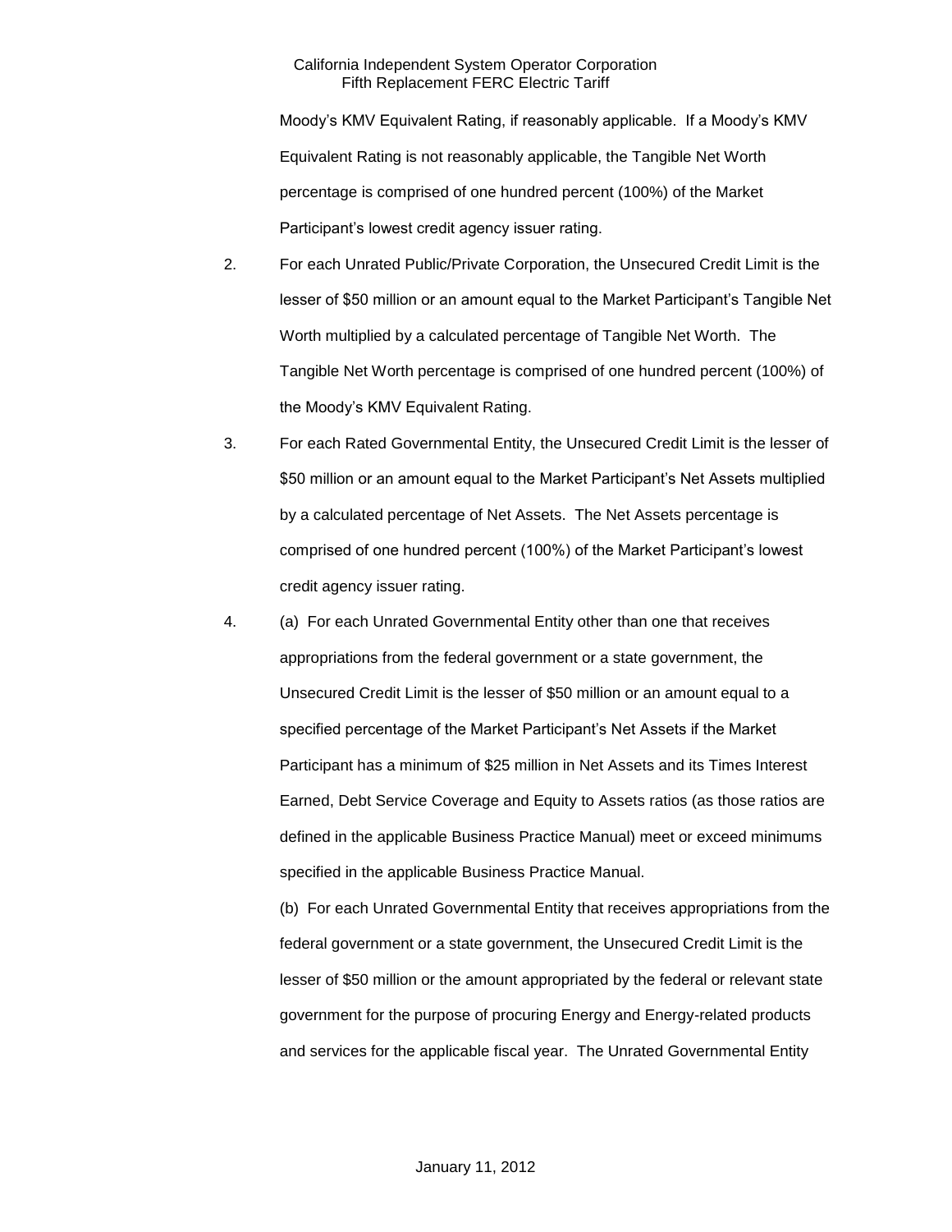Moody's KMV Equivalent Rating, if reasonably applicable. If a Moody's KMV Equivalent Rating is not reasonably applicable, the Tangible Net Worth percentage is comprised of one hundred percent (100%) of the Market Participant's lowest credit agency issuer rating.

2. For each Unrated Public/Private Corporation, the Unsecured Credit Limit is the lesser of $50 million or an amount equal to the Market Participant's Tangible Net Worth multiplied by a calculated percentage of Tangible Net Worth. The Tangible Net Worth percentage is comprised of one hundred percent (100%) of the Moody's KMV Equivalent Rating.

3. For each Rated Governmental Entity, the Unsecured Credit Limit is the lesser of $50 million or an amount equal to the Market Participant's Net Assets multiplied by a calculated percentage of Net Assets. The Net Assets percentage is comprised of one hundred percent (100%) of the Market Participant's lowest credit agency issuer rating.

4. (a) For each Unrated Governmental Entity other than one that receives appropriations from the federal government or a state government, the Unsecured Credit Limit is the lesser of $50 million or an amount equal to a specified percentage of the Market Participant's Net Assets if the Market Participant has a minimum of $25 million in Net Assets and its Times Interest Earned, Debt Service Coverage and Equity to Assets ratios (as those ratios are defined in the applicable Business Practice Manual) meet or exceed minimums specified in the applicable Business Practice Manual.

   (b) For each Unrated Governmental Entity that receives appropriations from the federal government or a state government, the Unsecured Credit Limit is the lesser of $50 million or the amount appropriated by the federal or relevant state government for the purpose of procuring Energy and Energy-related products and services for the applicable fiscal year. The Unrated Governmental Entity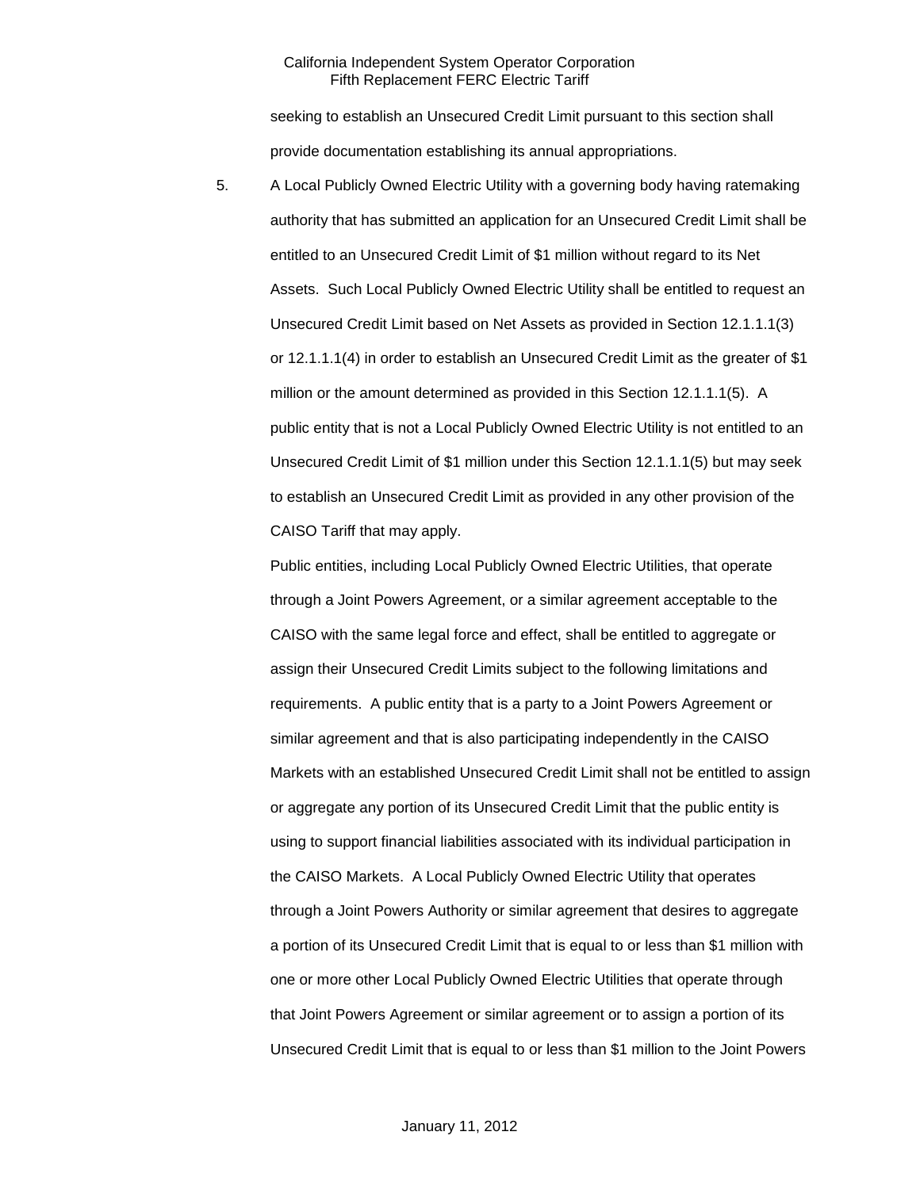seeking to establish an Unsecured Credit Limit pursuant to this section shall provide documentation establishing its annual appropriations.

5. A Local Publicly Owned Electric Utility with a governing body having ratemaking authority that has submitted an application for an Unsecured Credit Limit shall be entitled to an Unsecured Credit Limit of $1 million without regard to its Net Assets. Such Local Publicly Owned Electric Utility shall be entitled to request an Unsecured Credit Limit based on Net Assets as provided in Section 12.1.1.1(3) or 12.1.1.1(4) in order to establish an Unsecured Credit Limit as the greater of $1 million or the amount determined as provided in this Section 12.1.1.1(5). A public entity that is not a Local Publicly Owned Electric Utility is not entitled to an Unsecured Credit Limit of $1 million under this Section 12.1.1.1(5) but may seek to establish an Unsecured Credit Limit as provided in any other provision of the CAISO Tariff that may apply.

   Public entities, including Local Publicly Owned Electric Utilities, that operate through a Joint Powers Agreement, or a similar agreement acceptable to the CAISO with the same legal force and effect, shall be entitled to aggregate or assign their Unsecured Credit Limits subject to the following limitations and requirements. A public entity that is a party to a Joint Powers Agreement or similar agreement and that is also participating independently in the CAISO Markets with an established Unsecured Credit Limit shall not be entitled to assign or aggregate any portion of its Unsecured Credit Limit that the public entity is using to support financial liabilities associated with its individual participation in the CAISO Markets. A Local Publicly Owned Electric Utility that operates through a Joint Powers Authority or similar agreement that desires to aggregate a portion of its Unsecured Credit Limit that is equal to or less than $1 million with one or more other Local Publicly Owned Electric Utilities that operate through that Joint Powers Agreement or similar agreement or to assign a portion of its Unsecured Credit Limit that is equal to or less than $1 million to the Joint Powers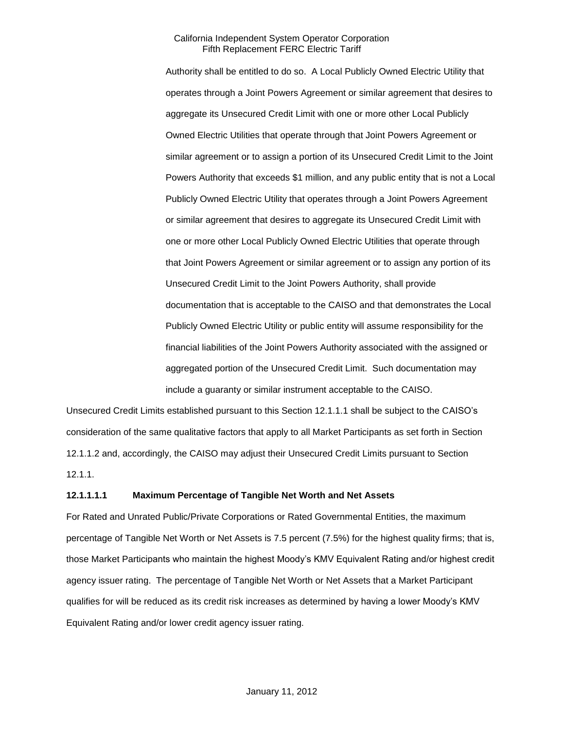Authority shall be entitled to do so. A Local Publicly Owned Electric Utility that operates through a Joint Powers Agreement or similar agreement that desires to aggregate its Unsecured Credit Limit with one or more other Local Publicly Owned Electric Utilities that operate through that Joint Powers Agreement or similar agreement or to assign a portion of its Unsecured Credit Limit to the Joint Powers Authority that exceeds $1 million, and any public entity that is not a Local Publicly Owned Electric Utility that operates through a Joint Powers Agreement or similar agreement that desires to aggregate its Unsecured Credit Limit with one or more other Local Publicly Owned Electric Utilities that operate through that Joint Powers Agreement or similar agreement or to assign any portion of its Unsecured Credit Limit to the Joint Powers Authority, shall provide documentation that is acceptable to the CAISO and that demonstrates the Local Publicly Owned Electric Utility or public entity will assume responsibility for the financial liabilities of the Joint Powers Authority associated with the assigned or aggregated portion of the Unsecured Credit Limit. Such documentation may include a guaranty or similar instrument acceptable to the CAISO.

Unsecured Credit Limits established pursuant to this Section 12.1.1.1 shall be subject to the CAISO's consideration of the same qualitative factors that apply to all Market Participants as set forth in Section 12.1.1.2 and, accordingly, the CAISO may adjust their Unsecured Credit Limits pursuant to Section 12.1.1.

**12.1.1.1.1 Maximum Percentage of Tangible Net Worth and Net Assets**

For Rated and Unrated Public/Private Corporations or Rated Governmental Entities, the maximum percentage of Tangible Net Worth or Net Assets is 7.5 percent (7.5%) for the highest quality firms; that is, those Market Participants who maintain the highest Moody's KMV Equivalent Rating and/or highest credit agency issuer rating. The percentage of Tangible Net Worth or Net Assets that a Market Participant qualifies for will be reduced as its credit risk increases as determined by having a lower Moody's KMV Equivalent Rating and/or lower credit agency issuer rating.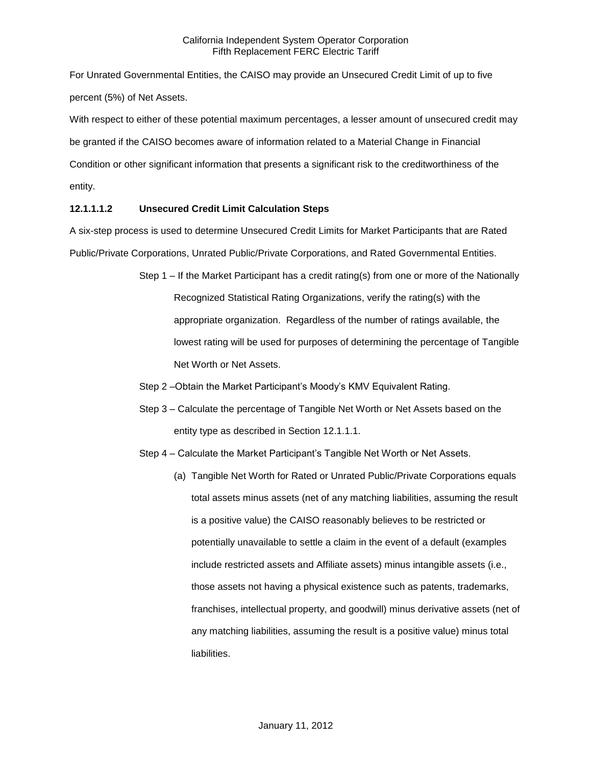For Unrated Governmental Entities, the CAISO may provide an Unsecured Credit Limit of up to five percent (5%) of Net Assets.

With respect to either of these potential maximum percentages, a lesser amount of unsecured credit may be granted if the CAISO becomes aware of information related to a Material Change in Financial Condition or other significant information that presents a significant risk to the creditworthiness of the entity.

**12.1.1.1.2 Unsecured Credit Limit Calculation Steps**

A six-step process is used to determine Unsecured Credit Limits for Market Participants that are Rated Public/Private Corporations, Unrated Public/Private Corporations, and Rated Governmental Entities.

Step 1 – If the Market Participant has a credit rating(s) from one or more of the Nationally Recognized Statistical Rating Organizations, verify the rating(s) with the appropriate organization. Regardless of the number of ratings available, the lowest rating will be used for purposes of determining the percentage of Tangible Net Worth or Net Assets.

Step 2 –Obtain the Market Participant's Moody's KMV Equivalent Rating.

Step 3 – Calculate the percentage of Tangible Net Worth or Net Assets based on the entity type as described in Section 12.1.1.1.

Step 4 – Calculate the Market Participant's Tangible Net Worth or Net Assets.

(a) Tangible Net Worth for Rated or Unrated Public/Private Corporations equals total assets minus assets (net of any matching liabilities, assuming the result is a positive value) the CAISO reasonably believes to be restricted or potentially unavailable to settle a claim in the event of a default (examples include restricted assets and Affiliate assets) minus intangible assets (i.e., those assets not having a physical existence such as patents, trademarks, franchises, intellectual property, and goodwill) minus derivative assets (net of any matching liabilities, assuming the result is a positive value) minus total liabilities.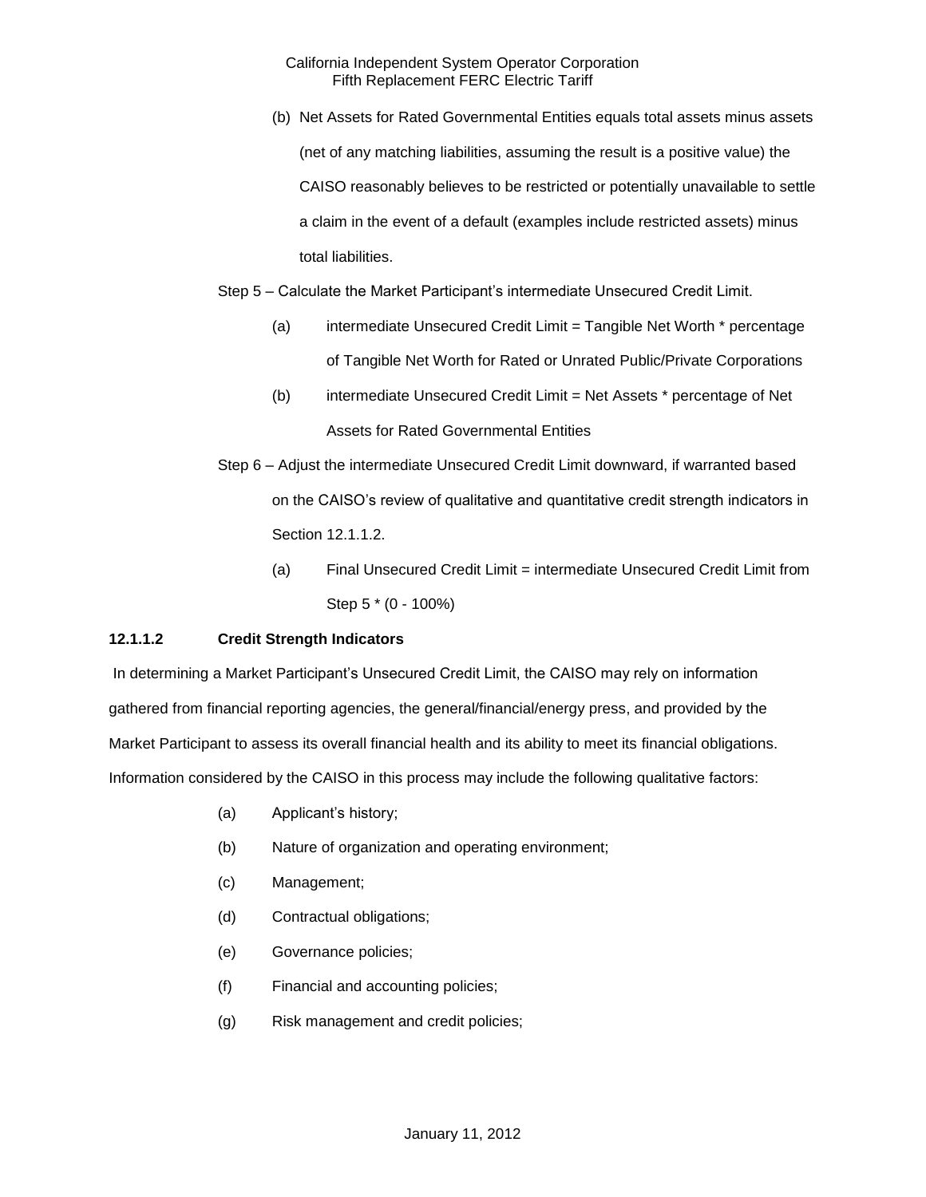(b) Net Assets for Rated Governmental Entities equals total assets minus assets (net of any matching liabilities, assuming the result is a positive value) the CAISO reasonably believes to be restricted or potentially unavailable to settle a claim in the event of a default (examples include restricted assets) minus total liabilities.

Step 5 – Calculate the Market Participant's intermediate Unsecured Credit Limit.

(a) intermediate Unsecured Credit Limit = Tangible Net Worth * percentage of Tangible Net Worth for Rated or Unrated Public/Private Corporations

(b) intermediate Unsecured Credit Limit = Net Assets * percentage of Net Assets for Rated Governmental Entities

Step 6 – Adjust the intermediate Unsecured Credit Limit downward, if warranted based on the CAISO's review of qualitative and quantitative credit strength indicators in Section 12.1.1.2.

(a) Final Unsecured Credit Limit = intermediate Unsecured Credit Limit from Step 5 * (0 - 100%)

**12.1.1.2 Credit Strength Indicators**

In determining a Market Participant's Unsecured Credit Limit, the CAISO may rely on information gathered from financial reporting agencies, the general/financial/energy press, and provided by the Market Participant to assess its overall financial health and its ability to meet its financial obligations. Information considered by the CAISO in this process may include the following qualitative factors:

(a) Applicant's history;

(b) Nature of organization and operating environment;

(c) Management;

(d) Contractual obligations;

(e) Governance policies;

(f) Financial and accounting policies;

(g) Risk management and credit policies;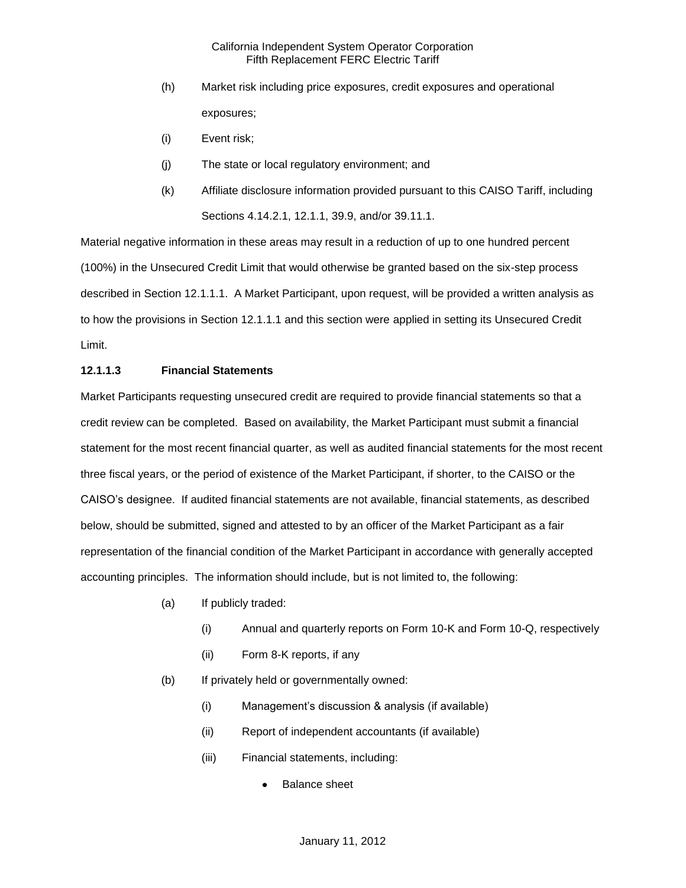(h) Market risk including price exposures, credit exposures and operational exposures;

(i) Event risk;

(j) The state or local regulatory environment; and

(k) Affiliate disclosure information provided pursuant to this CAISO Tariff, including Sections 4.14.2.1, 12.1.1, 39.9, and/or 39.11.1.

Material negative information in these areas may result in a reduction of up to one hundred percent (100%) in the Unsecured Credit Limit that would otherwise be granted based on the six-step process described in Section 12.1.1.1. A Market Participant, upon request, will be provided a written analysis as to how the provisions in Section 12.1.1.1 and this section were applied in setting its Unsecured Credit Limit.

**12.1.1.3 Financial Statements**

Market Participants requesting unsecured credit are required to provide financial statements so that a credit review can be completed. Based on availability, the Market Participant must submit a financial statement for the most recent financial quarter, as well as audited financial statements for the most recent three fiscal years, or the period of existence of the Market Participant, if shorter, to the CAISO or the CAISO's designee. If audited financial statements are not available, financial statements, as described below, should be submitted, signed and attested to by an officer of the Market Participant as a fair representation of the financial condition of the Market Participant in accordance with generally accepted accounting principles. The information should include, but is not limited to, the following:

(a) If publicly traded:

 (i) Annual and quarterly reports on Form 10-K and Form 10-Q, respectively

 (ii) Form 8-K reports, if any

(b) If privately held or governmentally owned:

 (i) Management's discussion & analysis (if available)

 (ii) Report of independent accountants (if available)

 (iii) Financial statements, including:

 - Balance sheet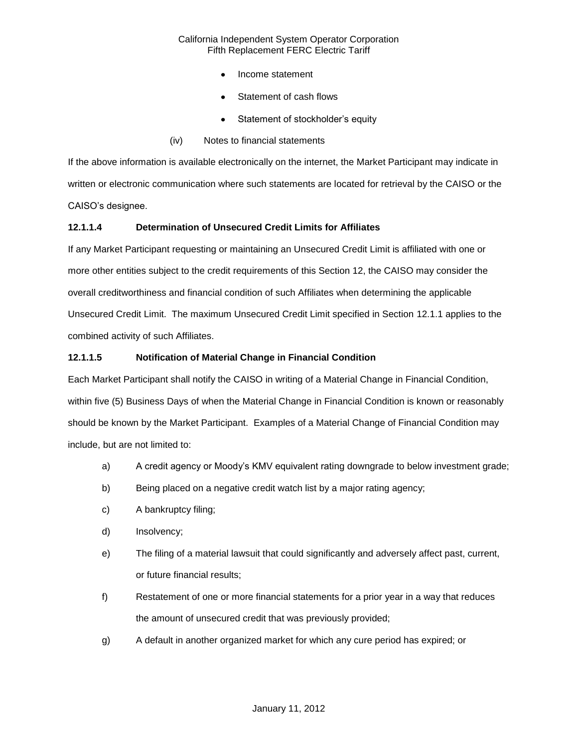- Income statement
- Statement of cash flows
- Statement of stockholder's equity

(iv) Notes to financial statements

If the above information is available electronically on the internet, the Market Participant may indicate in written or electronic communication where such statements are located for retrieval by the CAISO or the CAISO's designee.

### 12.1.1.4 Determination of Unsecured Credit Limits for Affiliates

If any Market Participant requesting or maintaining an Unsecured Credit Limit is affiliated with one or more other entities subject to the credit requirements of this Section 12, the CAISO may consider the overall creditworthiness and financial condition of such Affiliates when determining the applicable Unsecured Credit Limit. The maximum Unsecured Credit Limit specified in Section 12.1.1 applies to the combined activity of such Affiliates.

### 12.1.1.5 Notification of Material Change in Financial Condition

Each Market Participant shall notify the CAISO in writing of a Material Change in Financial Condition, within five (5) Business Days of when the Material Change in Financial Condition is known or reasonably should be known by the Market Participant. Examples of a Material Change of Financial Condition may include, but are not limited to:

a) A credit agency or Moody's KMV equivalent rating downgrade to below investment grade;

b) Being placed on a negative credit watch list by a major rating agency;

c) A bankruptcy filing;

d) Insolvency;

e) The filing of a material lawsuit that could significantly and adversely affect past, current, or future financial results;

f) Restatement of one or more financial statements for a prior year in a way that reduces the amount of unsecured credit that was previously provided;

g) A default in another organized market for which any cure period has expired; or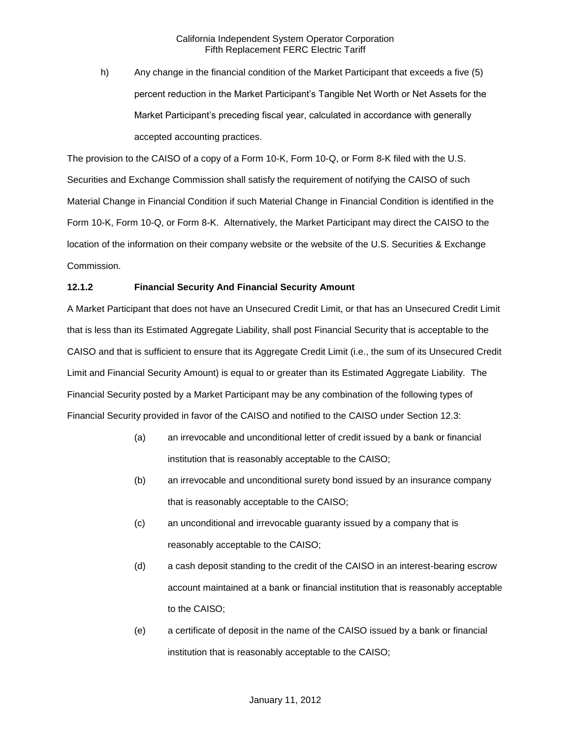h) Any change in the financial condition of the Market Participant that exceeds a five (5) percent reduction in the Market Participant's Tangible Net Worth or Net Assets for the Market Participant's preceding fiscal year, calculated in accordance with generally accepted accounting practices.

The provision to the CAISO of a copy of a Form 10-K, Form 10-Q, or Form 8-K filed with the U.S. Securities and Exchange Commission shall satisfy the requirement of notifying the CAISO of such Material Change in Financial Condition if such Material Change in Financial Condition is identified in the Form 10-K, Form 10-Q, or Form 8-K. Alternatively, the Market Participant may direct the CAISO to the location of the information on their company website or the website of the U.S. Securities & Exchange Commission.

**12.1.2 Financial Security And Financial Security Amount**

A Market Participant that does not have an Unsecured Credit Limit, or that has an Unsecured Credit Limit that is less than its Estimated Aggregate Liability, shall post Financial Security that is acceptable to the CAISO and that is sufficient to ensure that its Aggregate Credit Limit (i.e., the sum of its Unsecured Credit Limit and Financial Security Amount) is equal to or greater than its Estimated Aggregate Liability. The Financial Security posted by a Market Participant may be any combination of the following types of Financial Security provided in favor of the CAISO and notified to the CAISO under Section 12.3:

(a) an irrevocable and unconditional letter of credit issued by a bank or financial institution that is reasonably acceptable to the CAISO;

(b) an irrevocable and unconditional surety bond issued by an insurance company that is reasonably acceptable to the CAISO;

(c) an unconditional and irrevocable guaranty issued by a company that is reasonably acceptable to the CAISO;

(d) a cash deposit standing to the credit of the CAISO in an interest-bearing escrow account maintained at a bank or financial institution that is reasonably acceptable to the CAISO;

(e) a certificate of deposit in the name of the CAISO issued by a bank or financial institution that is reasonably acceptable to the CAISO;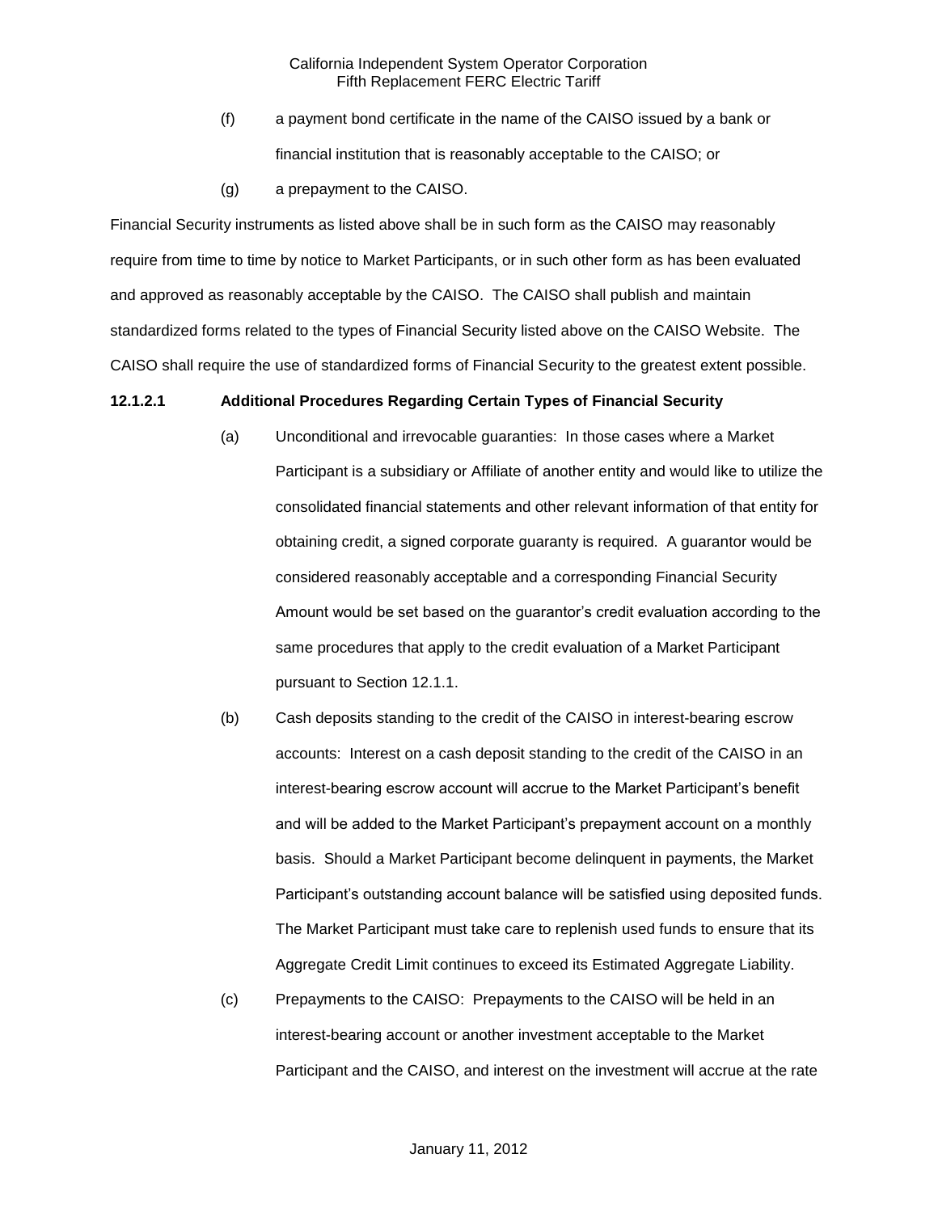(f) a payment bond certificate in the name of the CAISO issued by a bank or financial institution that is reasonably acceptable to the CAISO; or

(g) a prepayment to the CAISO.

Financial Security instruments as listed above shall be in such form as the CAISO may reasonably require from time to time by notice to Market Participants, or in such other form as has been evaluated and approved as reasonably acceptable by the CAISO. The CAISO shall publish and maintain standardized forms related to the types of Financial Security listed above on the CAISO Website. The CAISO shall require the use of standardized forms of Financial Security to the greatest extent possible.

**12.1.2.1 Additional Procedures Regarding Certain Types of Financial Security**

(a) Unconditional and irrevocable guaranties: In those cases where a Market Participant is a subsidiary or Affiliate of another entity and would like to utilize the consolidated financial statements and other relevant information of that entity for obtaining credit, a signed corporate guaranty is required. A guarantor would be considered reasonably acceptable and a corresponding Financial Security Amount would be set based on the guarantor's credit evaluation according to the same procedures that apply to the credit evaluation of a Market Participant pursuant to Section 12.1.1.

(b) Cash deposits standing to the credit of the CAISO in interest-bearing escrow accounts: Interest on a cash deposit standing to the credit of the CAISO in an interest-bearing escrow account will accrue to the Market Participant's benefit and will be added to the Market Participant's prepayment account on a monthly basis. Should a Market Participant become delinquent in payments, the Market Participant's outstanding account balance will be satisfied using deposited funds. The Market Participant must take care to replenish used funds to ensure that its Aggregate Credit Limit continues to exceed its Estimated Aggregate Liability.

(c) Prepayments to the CAISO: Prepayments to the CAISO will be held in an interest-bearing account or another investment acceptable to the Market Participant and the CAISO, and interest on the investment will accrue at the rate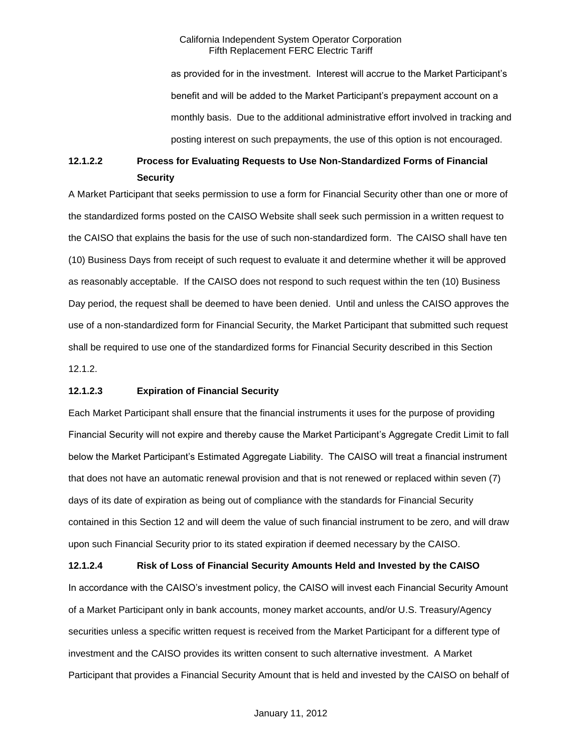as provided for in the investment. Interest will accrue to the Market Participant's benefit and will be added to the Market Participant's prepayment account on a monthly basis. Due to the additional administrative effort involved in tracking and posting interest on such prepayments, the use of this option is not encouraged.

### 12.1.2.2 Process for Evaluating Requests to Use Non-Standardized Forms of Financial Security

A Market Participant that seeks permission to use a form for Financial Security other than one or more of the standardized forms posted on the CAISO Website shall seek such permission in a written request to the CAISO that explains the basis for the use of such non-standardized form. The CAISO shall have ten (10) Business Days from receipt of such request to evaluate it and determine whether it will be approved as reasonably acceptable. If the CAISO does not respond to such request within the ten (10) Business Day period, the request shall be deemed to have been denied. Until and unless the CAISO approves the use of a non-standardized form for Financial Security, the Market Participant that submitted such request shall be required to use one of the standardized forms for Financial Security described in this Section 12.1.2.

### 12.1.2.3 Expiration of Financial Security

Each Market Participant shall ensure that the financial instruments it uses for the purpose of providing Financial Security will not expire and thereby cause the Market Participant's Aggregate Credit Limit to fall below the Market Participant's Estimated Aggregate Liability. The CAISO will treat a financial instrument that does not have an automatic renewal provision and that is not renewed or replaced within seven (7) days of its date of expiration as being out of compliance with the standards for Financial Security contained in this Section 12 and will deem the value of such financial instrument to be zero, and will draw upon such Financial Security prior to its stated expiration if deemed necessary by the CAISO.

### 12.1.2.4 Risk of Loss of Financial Security Amounts Held and Invested by the CAISO

In accordance with the CAISO's investment policy, the CAISO will invest each Financial Security Amount of a Market Participant only in bank accounts, money market accounts, and/or U.S. Treasury/Agency securities unless a specific written request is received from the Market Participant for a different type of investment and the CAISO provides its written consent to such alternative investment. A Market Participant that provides a Financial Security Amount that is held and invested by the CAISO on behalf of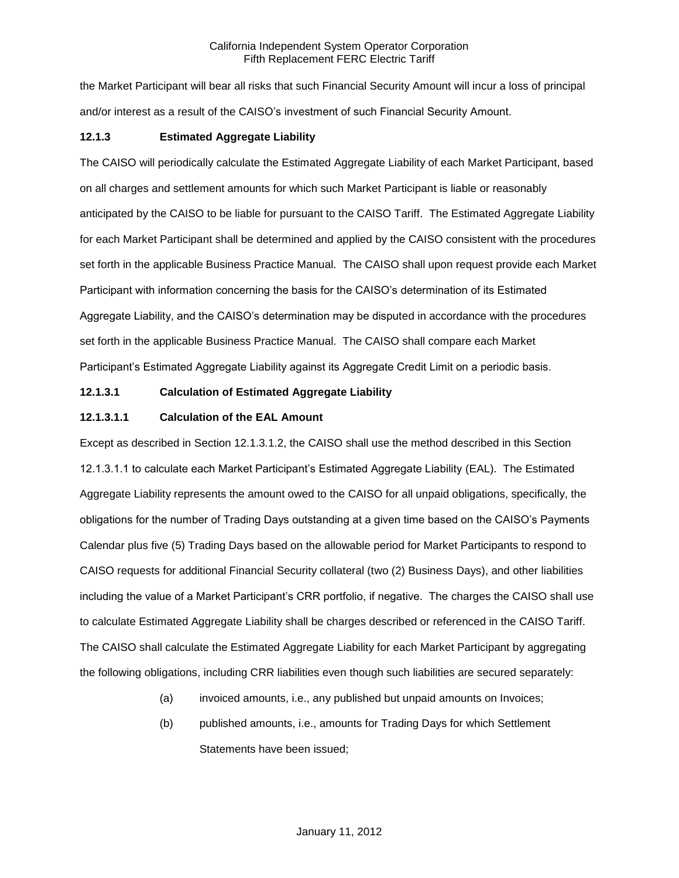the Market Participant will bear all risks that such Financial Security Amount will incur a loss of principal and/or interest as a result of the CAISO's investment of such Financial Security Amount.

**12.1.3 Estimated Aggregate Liability**

The CAISO will periodically calculate the Estimated Aggregate Liability of each Market Participant, based on all charges and settlement amounts for which such Market Participant is liable or reasonably anticipated by the CAISO to be liable for pursuant to the CAISO Tariff. The Estimated Aggregate Liability for each Market Participant shall be determined and applied by the CAISO consistent with the procedures set forth in the applicable Business Practice Manual. The CAISO shall upon request provide each Market Participant with information concerning the basis for the CAISO's determination of its Estimated Aggregate Liability, and the CAISO's determination may be disputed in accordance with the procedures set forth in the applicable Business Practice Manual. The CAISO shall compare each Market Participant's Estimated Aggregate Liability against its Aggregate Credit Limit on a periodic basis.

**12.1.3.1 Calculation of Estimated Aggregate Liability**

**12.1.3.1.1 Calculation of the EAL Amount**

Except as described in Section 12.1.3.1.2, the CAISO shall use the method described in this Section 12.1.3.1.1 to calculate each Market Participant's Estimated Aggregate Liability (EAL). The Estimated Aggregate Liability represents the amount owed to the CAISO for all unpaid obligations, specifically, the obligations for the number of Trading Days outstanding at a given time based on the CAISO's Payments Calendar plus five (5) Trading Days based on the allowable period for Market Participants to respond to CAISO requests for additional Financial Security collateral (two (2) Business Days), and other liabilities including the value of a Market Participant's CRR portfolio, if negative. The charges the CAISO shall use to calculate Estimated Aggregate Liability shall be charges described or referenced in the CAISO Tariff. The CAISO shall calculate the Estimated Aggregate Liability for each Market Participant by aggregating the following obligations, including CRR liabilities even though such liabilities are secured separately:

(a) invoiced amounts, i.e., any published but unpaid amounts on Invoices;

(b) published amounts, i.e., amounts for Trading Days for which Settlement Statements have been issued;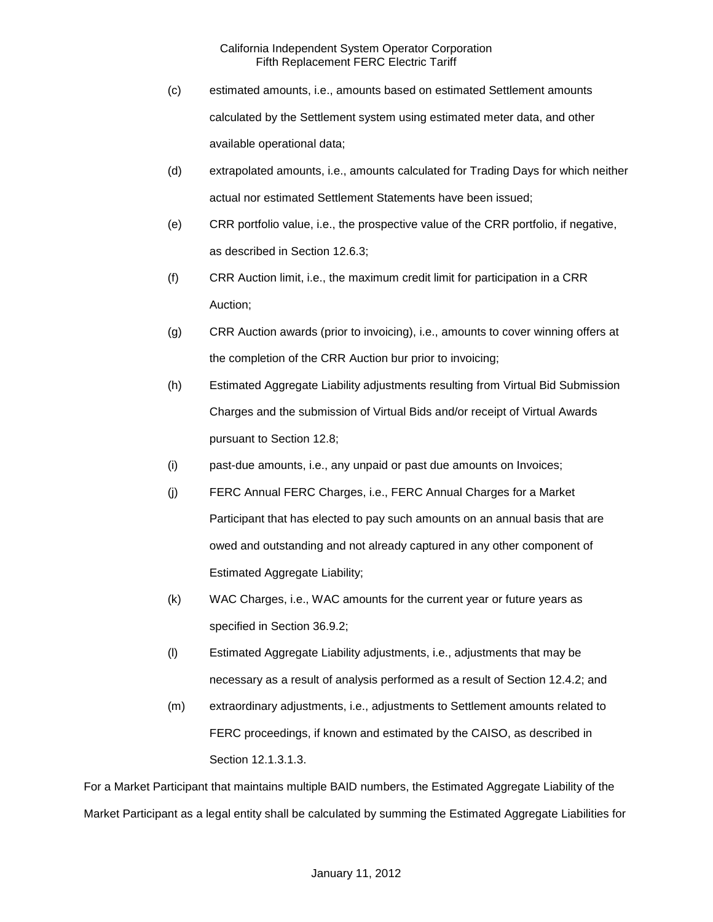(c) estimated amounts, i.e., amounts based on estimated Settlement amounts calculated by the Settlement system using estimated meter data, and other available operational data;

(d) extrapolated amounts, i.e., amounts calculated for Trading Days for which neither actual nor estimated Settlement Statements have been issued;

(e) CRR portfolio value, i.e., the prospective value of the CRR portfolio, if negative, as described in Section 12.6.3;

(f) CRR Auction limit, i.e., the maximum credit limit for participation in a CRR Auction;

(g) CRR Auction awards (prior to invoicing), i.e., amounts to cover winning offers at the completion of the CRR Auction bur prior to invoicing;

(h) Estimated Aggregate Liability adjustments resulting from Virtual Bid Submission Charges and the submission of Virtual Bids and/or receipt of Virtual Awards pursuant to Section 12.8;

(i) past-due amounts, i.e., any unpaid or past due amounts on Invoices;

(j) FERC Annual FERC Charges, i.e., FERC Annual Charges for a Market Participant that has elected to pay such amounts on an annual basis that are owed and outstanding and not already captured in any other component of Estimated Aggregate Liability;

(k) WAC Charges, i.e., WAC amounts for the current year or future years as specified in Section 36.9.2;

(l) Estimated Aggregate Liability adjustments, i.e., adjustments that may be necessary as a result of analysis performed as a result of Section 12.4.2; and

(m) extraordinary adjustments, i.e., adjustments to Settlement amounts related to FERC proceedings, if known and estimated by the CAISO, as described in Section 12.1.3.1.3.

For a Market Participant that maintains multiple BAID numbers, the Estimated Aggregate Liability of the Market Participant as a legal entity shall be calculated by summing the Estimated Aggregate Liabilities for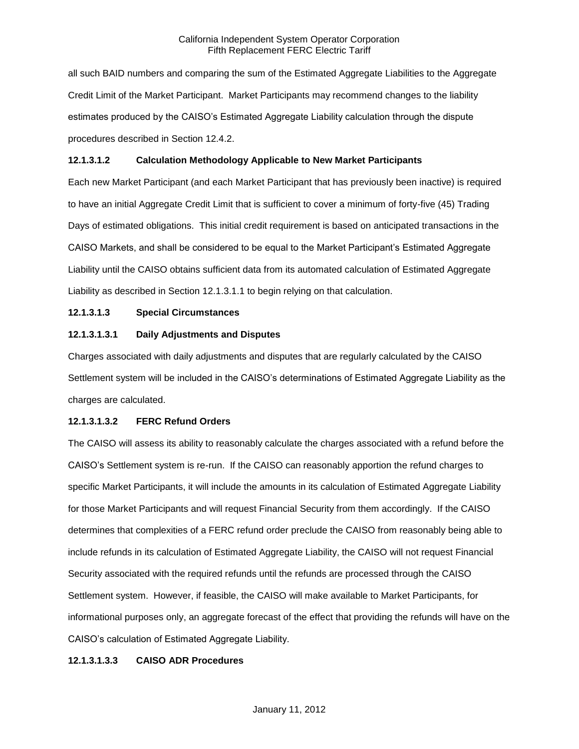all such BAID numbers and comparing the sum of the Estimated Aggregate Liabilities to the Aggregate Credit Limit of the Market Participant. Market Participants may recommend changes to the liability estimates produced by the CAISO's Estimated Aggregate Liability calculation through the dispute procedures described in Section 12.4.2.

**12.1.3.1.2 Calculation Methodology Applicable to New Market Participants**

Each new Market Participant (and each Market Participant that has previously been inactive) is required to have an initial Aggregate Credit Limit that is sufficient to cover a minimum of forty-five (45) Trading Days of estimated obligations. This initial credit requirement is based on anticipated transactions in the CAISO Markets, and shall be considered to be equal to the Market Participant's Estimated Aggregate Liability until the CAISO obtains sufficient data from its automated calculation of Estimated Aggregate Liability as described in Section 12.1.3.1.1 to begin relying on that calculation.

**12.1.3.1.3 Special Circumstances**

**12.1.3.1.3.1 Daily Adjustments and Disputes**

Charges associated with daily adjustments and disputes that are regularly calculated by the CAISO Settlement system will be included in the CAISO's determinations of Estimated Aggregate Liability as the charges are calculated.

**12.1.3.1.3.2 FERC Refund Orders**

The CAISO will assess its ability to reasonably calculate the charges associated with a refund before the CAISO's Settlement system is re-run. If the CAISO can reasonably apportion the refund charges to specific Market Participants, it will include the amounts in its calculation of Estimated Aggregate Liability for those Market Participants and will request Financial Security from them accordingly. If the CAISO determines that complexities of a FERC refund order preclude the CAISO from reasonably being able to include refunds in its calculation of Estimated Aggregate Liability, the CAISO will not request Financial Security associated with the required refunds until the refunds are processed through the CAISO Settlement system. However, if feasible, the CAISO will make available to Market Participants, for informational purposes only, an aggregate forecast of the effect that providing the refunds will have on the CAISO's calculation of Estimated Aggregate Liability.

**12.1.3.1.3.3 CAISO ADR Procedures**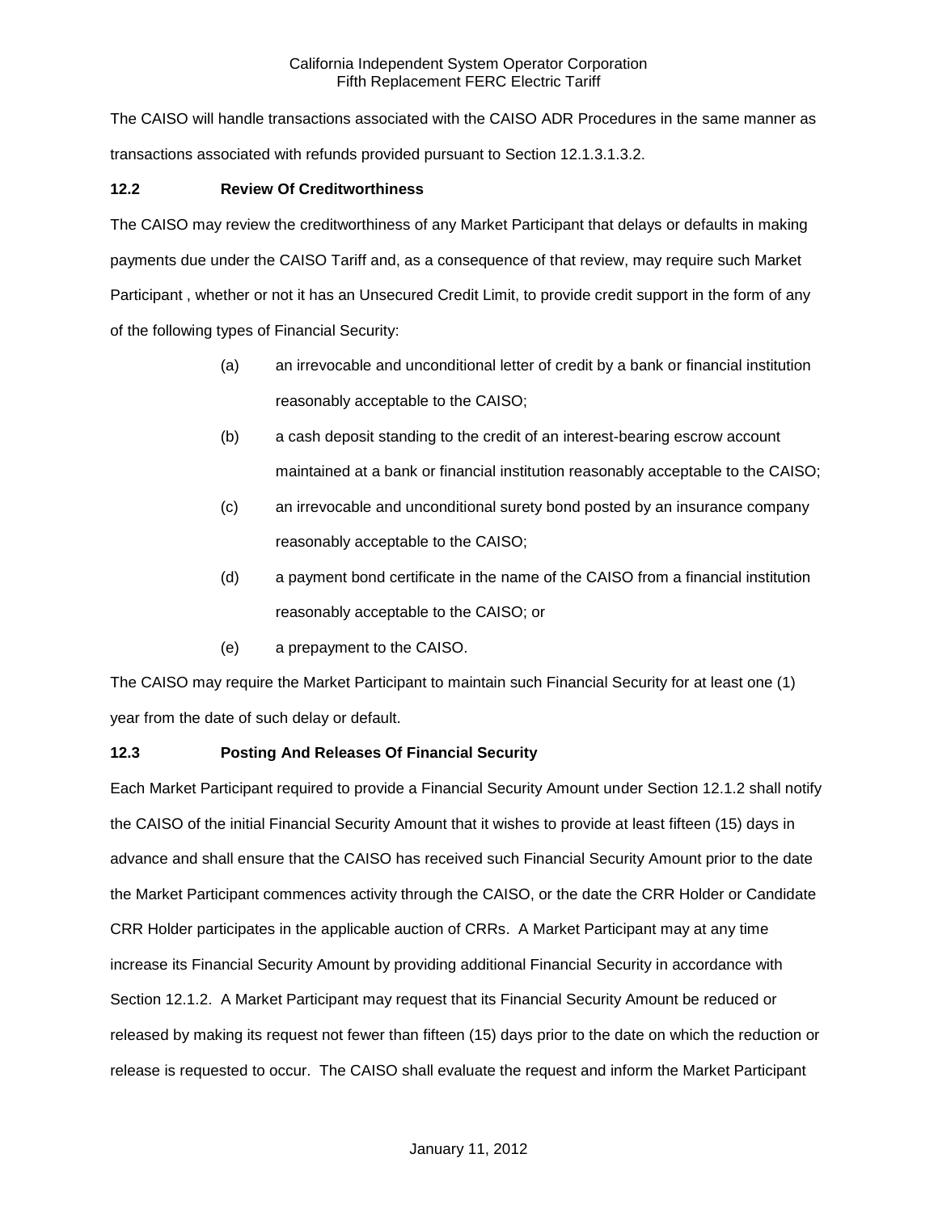The CAISO will handle transactions associated with the CAISO ADR Procedures in the same manner as transactions associated with refunds provided pursuant to Section 12.1.3.1.3.2.

### 12.2 Review Of Creditworthiness

The CAISO may review the creditworthiness of any Market Participant that delays or defaults in making payments due under the CAISO Tariff and, as a consequence of that review, may require such Market Participant , whether or not it has an Unsecured Credit Limit, to provide credit support in the form of any of the following types of Financial Security:

(a) an irrevocable and unconditional letter of credit by a bank or financial institution reasonably acceptable to the CAISO;

(b) a cash deposit standing to the credit of an interest-bearing escrow account maintained at a bank or financial institution reasonably acceptable to the CAISO;

(c) an irrevocable and unconditional surety bond posted by an insurance company reasonably acceptable to the CAISO;

(d) a payment bond certificate in the name of the CAISO from a financial institution reasonably acceptable to the CAISO; or

(e) a prepayment to the CAISO.

The CAISO may require the Market Participant to maintain such Financial Security for at least one (1) year from the date of such delay or default.

### 12.3 Posting And Releases Of Financial Security

Each Market Participant required to provide a Financial Security Amount under Section 12.1.2 shall notify the CAISO of the initial Financial Security Amount that it wishes to provide at least fifteen (15) days in advance and shall ensure that the CAISO has received such Financial Security Amount prior to the date the Market Participant commences activity through the CAISO, or the date the CRR Holder or Candidate CRR Holder participates in the applicable auction of CRRs. A Market Participant may at any time increase its Financial Security Amount by providing additional Financial Security in accordance with Section 12.1.2. A Market Participant may request that its Financial Security Amount be reduced or released by making its request not fewer than fifteen (15) days prior to the date on which the reduction or release is requested to occur. The CAISO shall evaluate the request and inform the Market Participant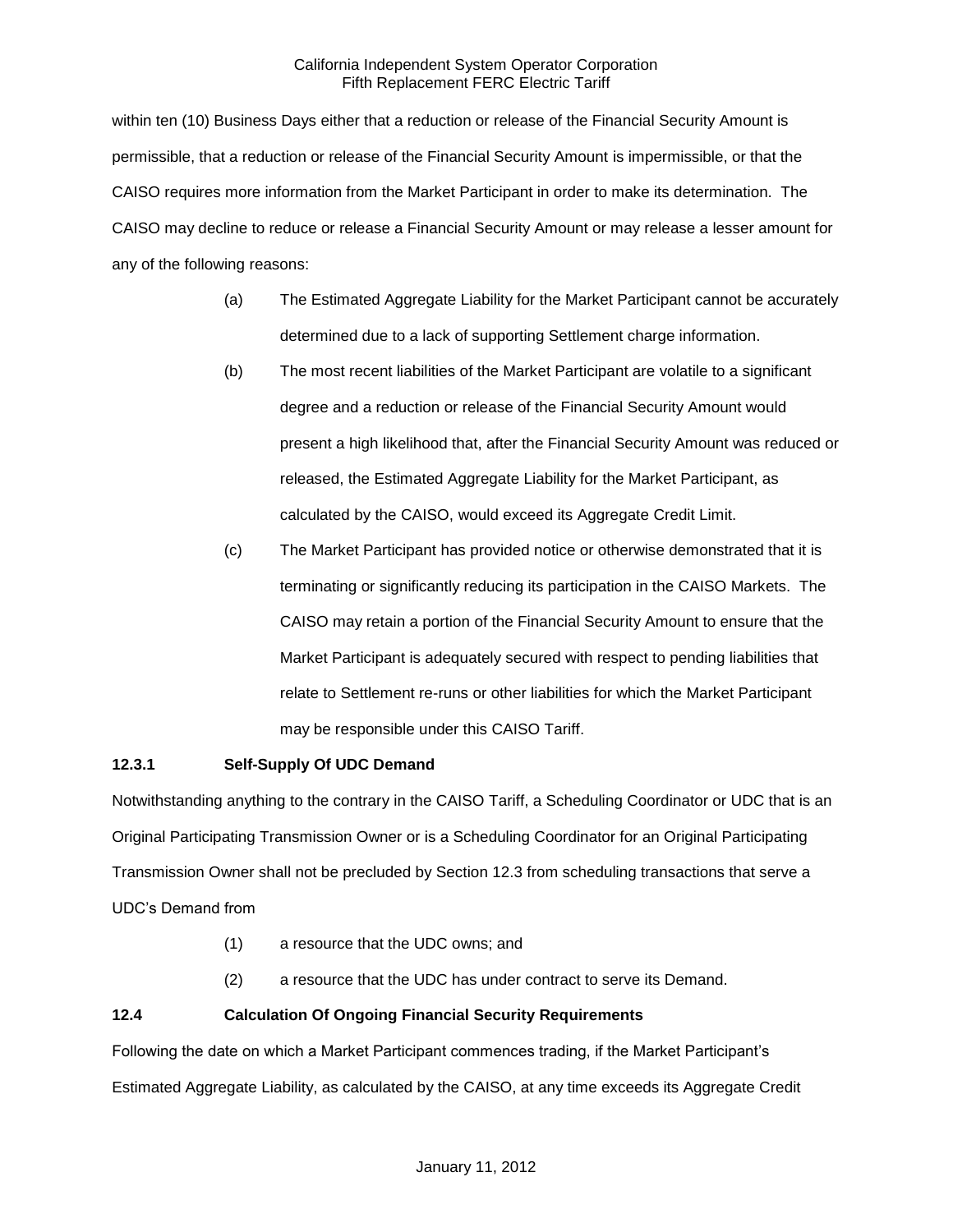within ten (10) Business Days either that a reduction or release of the Financial Security Amount is permissible, that a reduction or release of the Financial Security Amount is impermissible, or that the CAISO requires more information from the Market Participant in order to make its determination. The CAISO may decline to reduce or release a Financial Security Amount or may release a lesser amount for any of the following reasons:

(a) The Estimated Aggregate Liability for the Market Participant cannot be accurately determined due to a lack of supporting Settlement charge information.

(b) The most recent liabilities of the Market Participant are volatile to a significant degree and a reduction or release of the Financial Security Amount would present a high likelihood that, after the Financial Security Amount was reduced or released, the Estimated Aggregate Liability for the Market Participant, as calculated by the CAISO, would exceed its Aggregate Credit Limit.

(c) The Market Participant has provided notice or otherwise demonstrated that it is terminating or significantly reducing its participation in the CAISO Markets. The CAISO may retain a portion of the Financial Security Amount to ensure that the Market Participant is adequately secured with respect to pending liabilities that relate to Settlement re-runs or other liabilities for which the Market Participant may be responsible under this CAISO Tariff.

**12.3.1 Self-Supply Of UDC Demand**

Notwithstanding anything to the contrary in the CAISO Tariff, a Scheduling Coordinator or UDC that is an Original Participating Transmission Owner or is a Scheduling Coordinator for an Original Participating Transmission Owner shall not be precluded by Section 12.3 from scheduling transactions that serve a UDC's Demand from

(1) a resource that the UDC owns; and

(2) a resource that the UDC has under contract to serve its Demand.

**12.4 Calculation Of Ongoing Financial Security Requirements**

Following the date on which a Market Participant commences trading, if the Market Participant's Estimated Aggregate Liability, as calculated by the CAISO, at any time exceeds its Aggregate Credit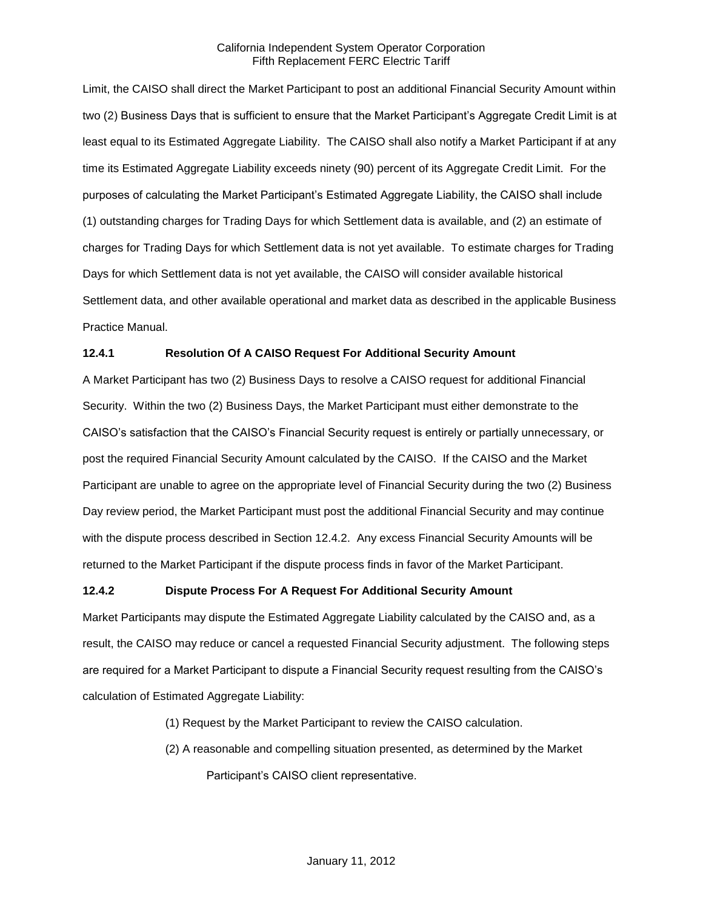Limit, the CAISO shall direct the Market Participant to post an additional Financial Security Amount within two (2) Business Days that is sufficient to ensure that the Market Participant's Aggregate Credit Limit is at least equal to its Estimated Aggregate Liability. The CAISO shall also notify a Market Participant if at any time its Estimated Aggregate Liability exceeds ninety (90) percent of its Aggregate Credit Limit. For the purposes of calculating the Market Participant's Estimated Aggregate Liability, the CAISO shall include (1) outstanding charges for Trading Days for which Settlement data is available, and (2) an estimate of charges for Trading Days for which Settlement data is not yet available. To estimate charges for Trading Days for which Settlement data is not yet available, the CAISO will consider available historical Settlement data, and other available operational and market data as described in the applicable Business Practice Manual.

### 12.4.1 Resolution Of A CAISO Request For Additional Security Amount

A Market Participant has two (2) Business Days to resolve a CAISO request for additional Financial Security. Within the two (2) Business Days, the Market Participant must either demonstrate to the CAISO's satisfaction that the CAISO's Financial Security request is entirely or partially unnecessary, or post the required Financial Security Amount calculated by the CAISO. If the CAISO and the Market Participant are unable to agree on the appropriate level of Financial Security during the two (2) Business Day review period, the Market Participant must post the additional Financial Security and may continue with the dispute process described in Section 12.4.2. Any excess Financial Security Amounts will be returned to the Market Participant if the dispute process finds in favor of the Market Participant.

### 12.4.2 Dispute Process For A Request For Additional Security Amount

Market Participants may dispute the Estimated Aggregate Liability calculated by the CAISO and, as a result, the CAISO may reduce or cancel a requested Financial Security adjustment. The following steps are required for a Market Participant to dispute a Financial Security request resulting from the CAISO's calculation of Estimated Aggregate Liability:

(1) Request by the Market Participant to review the CAISO calculation.

(2) A reasonable and compelling situation presented, as determined by the Market Participant's CAISO client representative.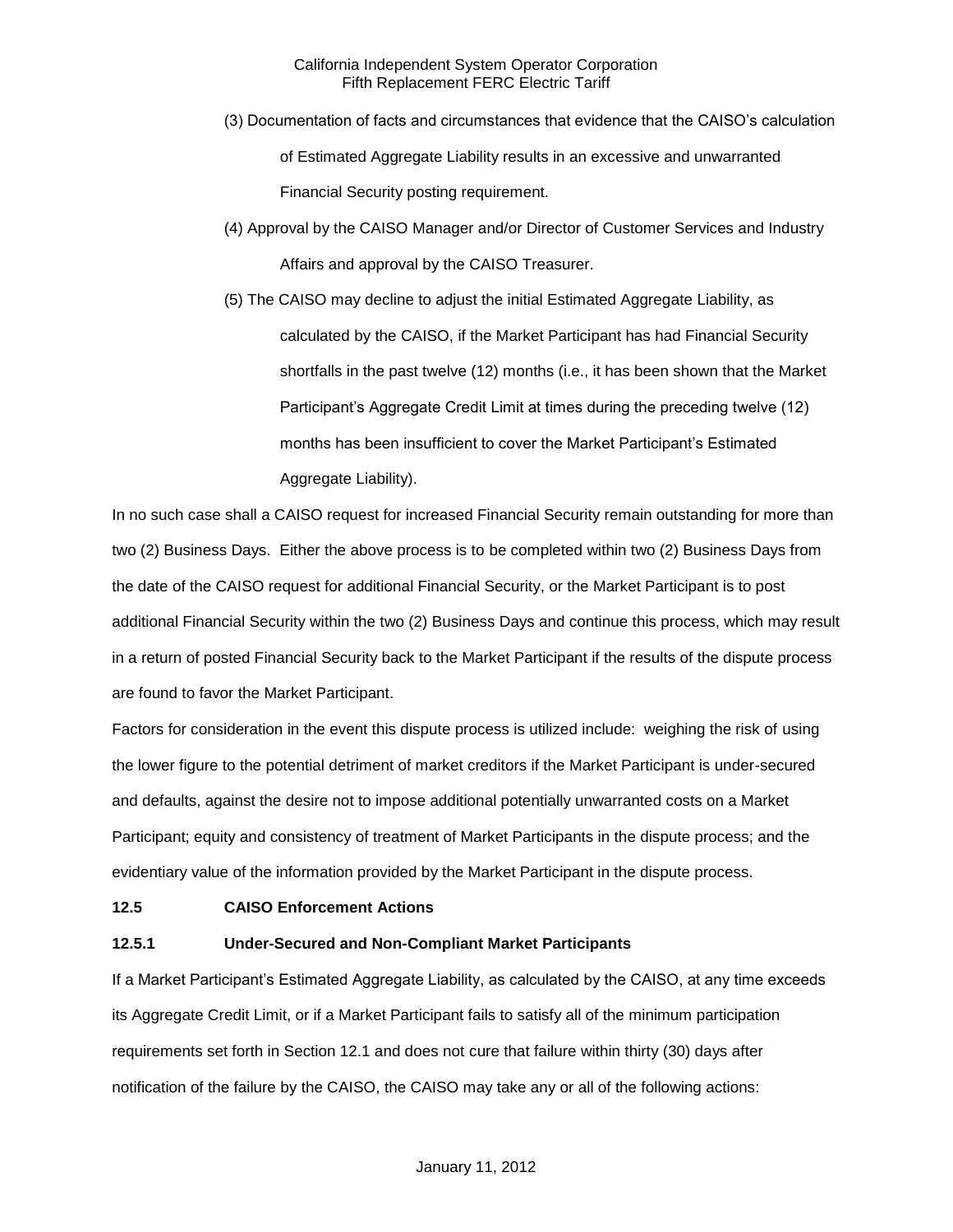(3) Documentation of facts and circumstances that evidence that the CAISO's calculation of Estimated Aggregate Liability results in an excessive and unwarranted Financial Security posting requirement.

(4) Approval by the CAISO Manager and/or Director of Customer Services and Industry Affairs and approval by the CAISO Treasurer.

(5) The CAISO may decline to adjust the initial Estimated Aggregate Liability, as calculated by the CAISO, if the Market Participant has had Financial Security shortfalls in the past twelve (12) months (i.e., it has been shown that the Market Participant's Aggregate Credit Limit at times during the preceding twelve (12) months has been insufficient to cover the Market Participant's Estimated Aggregate Liability).

In no such case shall a CAISO request for increased Financial Security remain outstanding for more than two (2) Business Days. Either the above process is to be completed within two (2) Business Days from the date of the CAISO request for additional Financial Security, or the Market Participant is to post additional Financial Security within the two (2) Business Days and continue this process, which may result in a return of posted Financial Security back to the Market Participant if the results of the dispute process are found to favor the Market Participant.

Factors for consideration in the event this dispute process is utilized include: weighing the risk of using the lower figure to the potential detriment of market creditors if the Market Participant is under-secured and defaults, against the desire not to impose additional potentially unwarranted costs on a Market Participant; equity and consistency of treatment of Market Participants in the dispute process; and the evidentiary value of the information provided by the Market Participant in the dispute process.

**12.5 CAISO Enforcement Actions**

**12.5.1 Under-Secured and Non-Compliant Market Participants**

If a Market Participant's Estimated Aggregate Liability, as calculated by the CAISO, at any time exceeds its Aggregate Credit Limit, or if a Market Participant fails to satisfy all of the minimum participation requirements set forth in Section 12.1 and does not cure that failure within thirty (30) days after notification of the failure by the CAISO, the CAISO may take any or all of the following actions: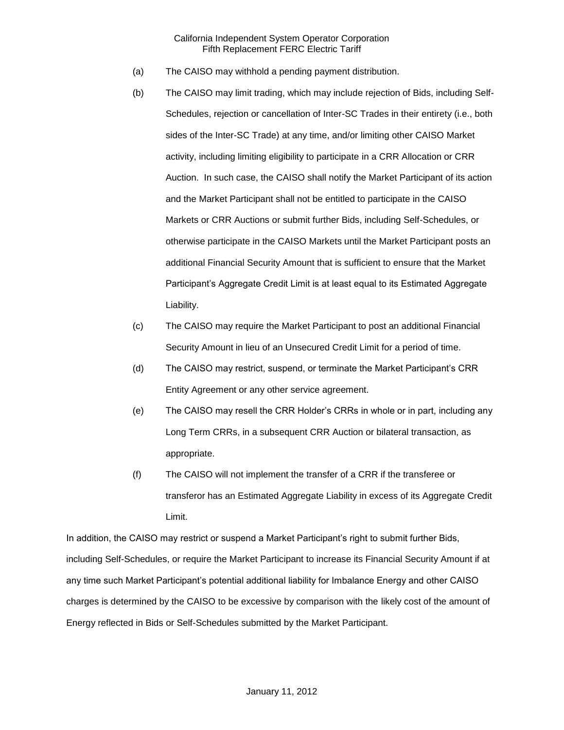(a) The CAISO may withhold a pending payment distribution.

(b) The CAISO may limit trading, which may include rejection of Bids, including Self-Schedules, rejection or cancellation of Inter-SC Trades in their entirety (i.e., both sides of the Inter-SC Trade) at any time, and/or limiting other CAISO Market activity, including limiting eligibility to participate in a CRR Allocation or CRR Auction. In such case, the CAISO shall notify the Market Participant of its action and the Market Participant shall not be entitled to participate in the CAISO Markets or CRR Auctions or submit further Bids, including Self-Schedules, or otherwise participate in the CAISO Markets until the Market Participant posts an additional Financial Security Amount that is sufficient to ensure that the Market Participant's Aggregate Credit Limit is at least equal to its Estimated Aggregate Liability.

(c) The CAISO may require the Market Participant to post an additional Financial Security Amount in lieu of an Unsecured Credit Limit for a period of time.

(d) The CAISO may restrict, suspend, or terminate the Market Participant's CRR Entity Agreement or any other service agreement.

(e) The CAISO may resell the CRR Holder's CRRs in whole or in part, including any Long Term CRRs, in a subsequent CRR Auction or bilateral transaction, as appropriate.

(f) The CAISO will not implement the transfer of a CRR if the transferee or transferor has an Estimated Aggregate Liability in excess of its Aggregate Credit Limit.

In addition, the CAISO may restrict or suspend a Market Participant's right to submit further Bids, including Self-Schedules, or require the Market Participant to increase its Financial Security Amount if at any time such Market Participant's potential additional liability for Imbalance Energy and other CAISO charges is determined by the CAISO to be excessive by comparison with the likely cost of the amount of Energy reflected in Bids or Self-Schedules submitted by the Market Participant.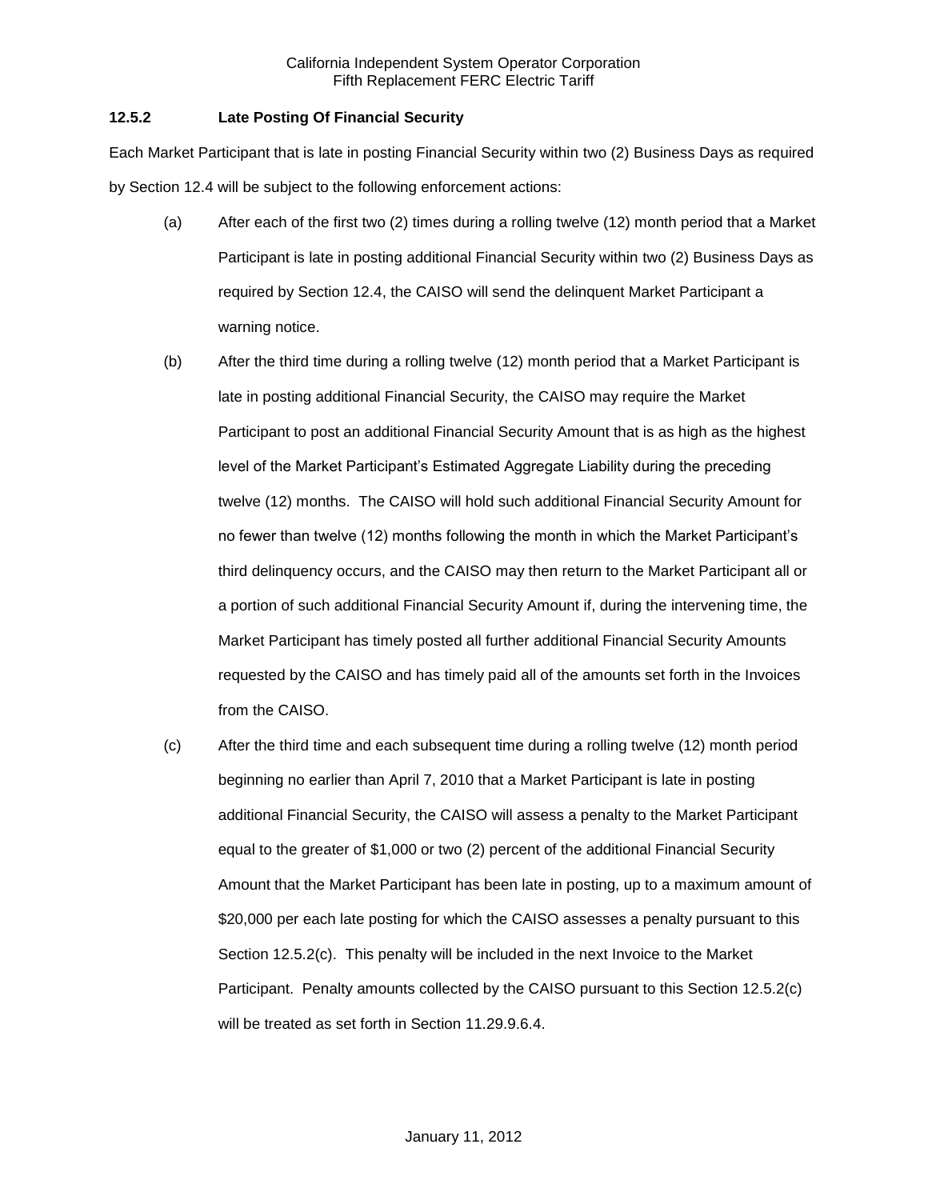### 12.5.2 Late Posting Of Financial Security

Each Market Participant that is late in posting Financial Security within two (2) Business Days as required by Section 12.4 will be subject to the following enforcement actions:

(a) After each of the first two (2) times during a rolling twelve (12) month period that a Market Participant is late in posting additional Financial Security within two (2) Business Days as required by Section 12.4, the CAISO will send the delinquent Market Participant a warning notice.

(b) After the third time during a rolling twelve (12) month period that a Market Participant is late in posting additional Financial Security, the CAISO may require the Market Participant to post an additional Financial Security Amount that is as high as the highest level of the Market Participant's Estimated Aggregate Liability during the preceding twelve (12) months. The CAISO will hold such additional Financial Security Amount for no fewer than twelve (12) months following the month in which the Market Participant's third delinquency occurs, and the CAISO may then return to the Market Participant all or a portion of such additional Financial Security Amount if, during the intervening time, the Market Participant has timely posted all further additional Financial Security Amounts requested by the CAISO and has timely paid all of the amounts set forth in the Invoices from the CAISO.

(c) After the third time and each subsequent time during a rolling twelve (12) month period beginning no earlier than April 7, 2010 that a Market Participant is late in posting additional Financial Security, the CAISO will assess a penalty to the Market Participant equal to the greater of $1,000 or two (2) percent of the additional Financial Security Amount that the Market Participant has been late in posting, up to a maximum amount of $20,000 per each late posting for which the CAISO assesses a penalty pursuant to this Section 12.5.2(c). This penalty will be included in the next Invoice to the Market Participant. Penalty amounts collected by the CAISO pursuant to this Section 12.5.2(c) will be treated as set forth in Section 11.29.9.6.4.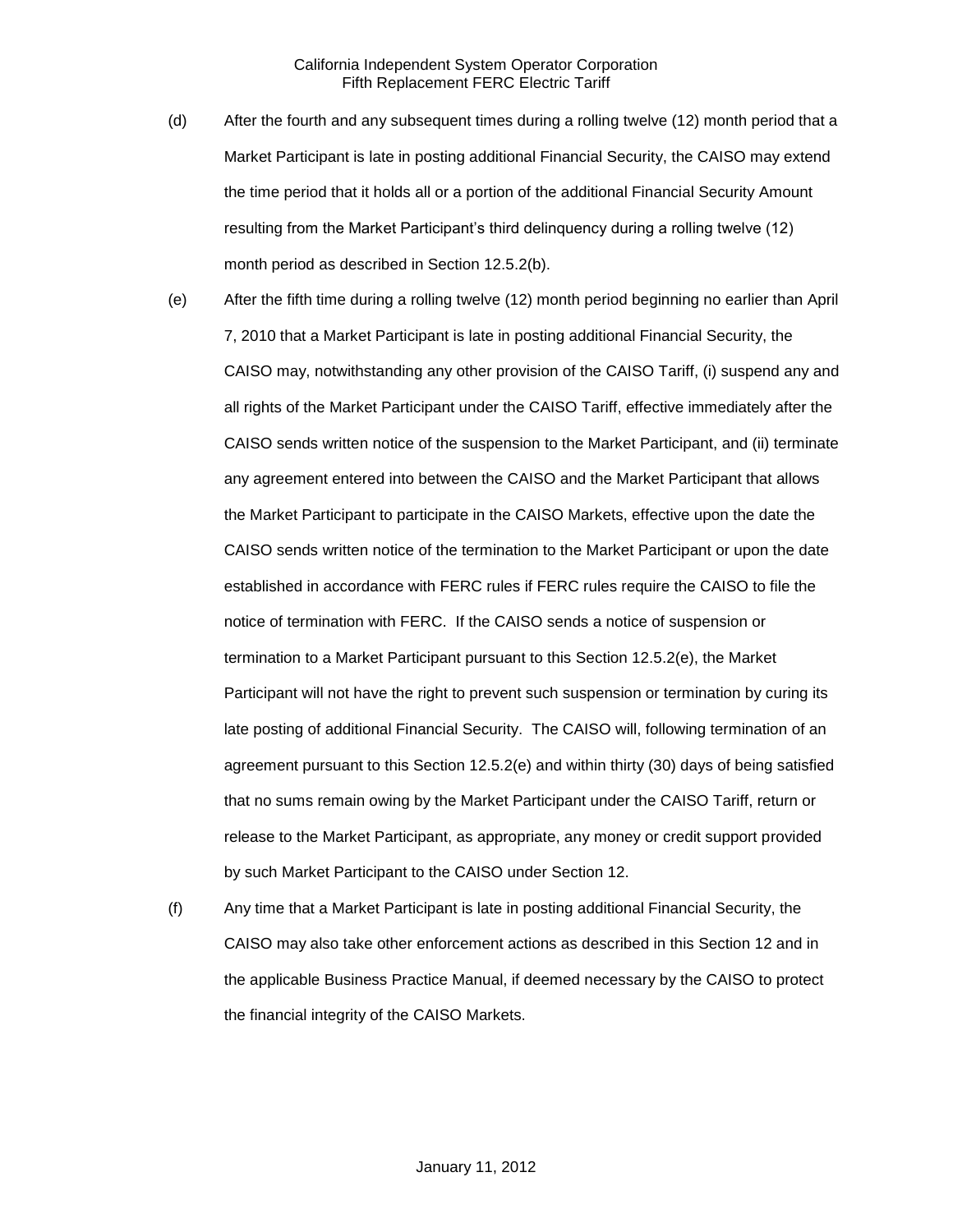(d) After the fourth and any subsequent times during a rolling twelve (12) month period that a Market Participant is late in posting additional Financial Security, the CAISO may extend the time period that it holds all or a portion of the additional Financial Security Amount resulting from the Market Participant's third delinquency during a rolling twelve (12) month period as described in Section 12.5.2(b).

(e) After the fifth time during a rolling twelve (12) month period beginning no earlier than April 7, 2010 that a Market Participant is late in posting additional Financial Security, the CAISO may, notwithstanding any other provision of the CAISO Tariff, (i) suspend any and all rights of the Market Participant under the CAISO Tariff, effective immediately after the CAISO sends written notice of the suspension to the Market Participant, and (ii) terminate any agreement entered into between the CAISO and the Market Participant that allows the Market Participant to participate in the CAISO Markets, effective upon the date the CAISO sends written notice of the termination to the Market Participant or upon the date established in accordance with FERC rules if FERC rules require the CAISO to file the notice of termination with FERC. If the CAISO sends a notice of suspension or termination to a Market Participant pursuant to this Section 12.5.2(e), the Market Participant will not have the right to prevent such suspension or termination by curing its late posting of additional Financial Security. The CAISO will, following termination of an agreement pursuant to this Section 12.5.2(e) and within thirty (30) days of being satisfied that no sums remain owing by the Market Participant under the CAISO Tariff, return or release to the Market Participant, as appropriate, any money or credit support provided by such Market Participant to the CAISO under Section 12.

(f) Any time that a Market Participant is late in posting additional Financial Security, the CAISO may also take other enforcement actions as described in this Section 12 and in the applicable Business Practice Manual, if deemed necessary by the CAISO to protect the financial integrity of the CAISO Markets.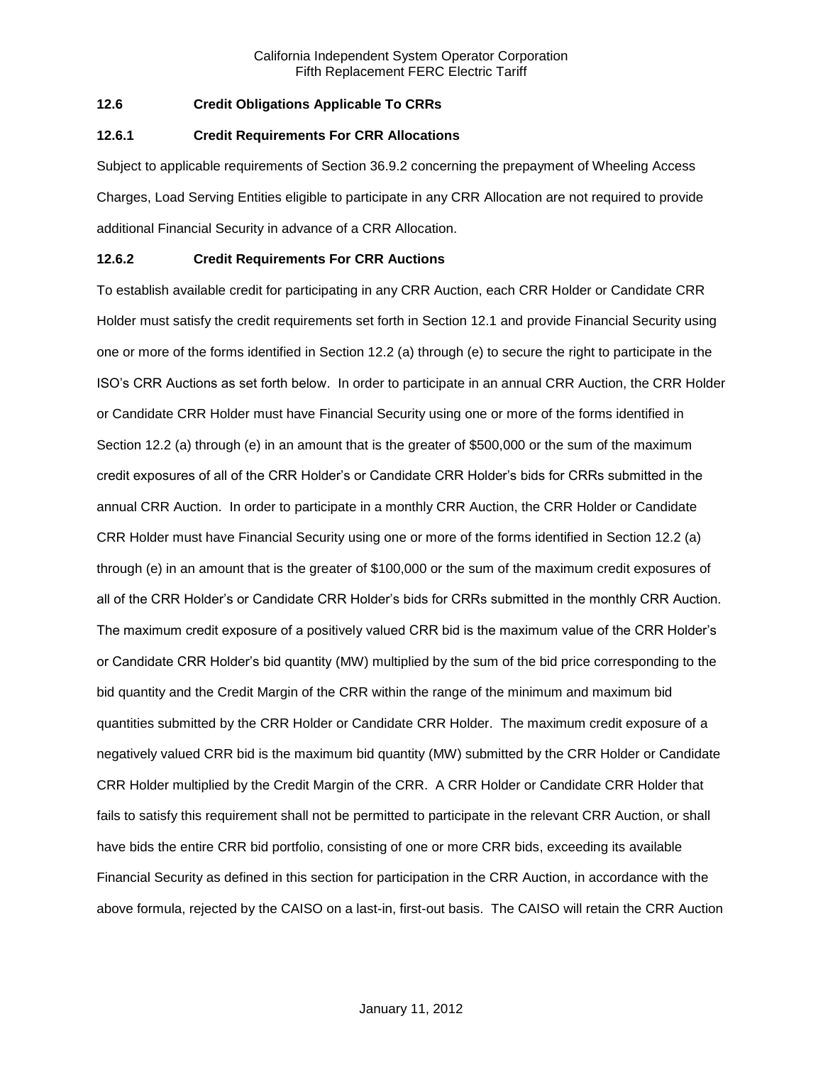### 12.6 Credit Obligations Applicable To CRRs

### 12.6.1 Credit Requirements For CRR Allocations

Subject to applicable requirements of Section 36.9.2 concerning the prepayment of Wheeling Access Charges, Load Serving Entities eligible to participate in any CRR Allocation are not required to provide additional Financial Security in advance of a CRR Allocation.

### 12.6.2 Credit Requirements For CRR Auctions

To establish available credit for participating in any CRR Auction, each CRR Holder or Candidate CRR Holder must satisfy the credit requirements set forth in Section 12.1 and provide Financial Security using one or more of the forms identified in Section 12.2 (a) through (e) to secure the right to participate in the ISO's CRR Auctions as set forth below. In order to participate in an annual CRR Auction, the CRR Holder or Candidate CRR Holder must have Financial Security using one or more of the forms identified in Section 12.2 (a) through (e) in an amount that is the greater of $500,000 or the sum of the maximum credit exposures of all of the CRR Holder's or Candidate CRR Holder's bids for CRRs submitted in the annual CRR Auction. In order to participate in a monthly CRR Auction, the CRR Holder or Candidate CRR Holder must have Financial Security using one or more of the forms identified in Section 12.2 (a) through (e) in an amount that is the greater of $100,000 or the sum of the maximum credit exposures of all of the CRR Holder's or Candidate CRR Holder's bids for CRRs submitted in the monthly CRR Auction. The maximum credit exposure of a positively valued CRR bid is the maximum value of the CRR Holder's or Candidate CRR Holder's bid quantity (MW) multiplied by the sum of the bid price corresponding to the bid quantity and the Credit Margin of the CRR within the range of the minimum and maximum bid quantities submitted by the CRR Holder or Candidate CRR Holder. The maximum credit exposure of a negatively valued CRR bid is the maximum bid quantity (MW) submitted by the CRR Holder or Candidate CRR Holder multiplied by the Credit Margin of the CRR. A CRR Holder or Candidate CRR Holder that fails to satisfy this requirement shall not be permitted to participate in the relevant CRR Auction, or shall have bids the entire CRR bid portfolio, consisting of one or more CRR bids, exceeding its available Financial Security as defined in this section for participation in the CRR Auction, in accordance with the above formula, rejected by the CAISO on a last-in, first-out basis. The CAISO will retain the CRR Auction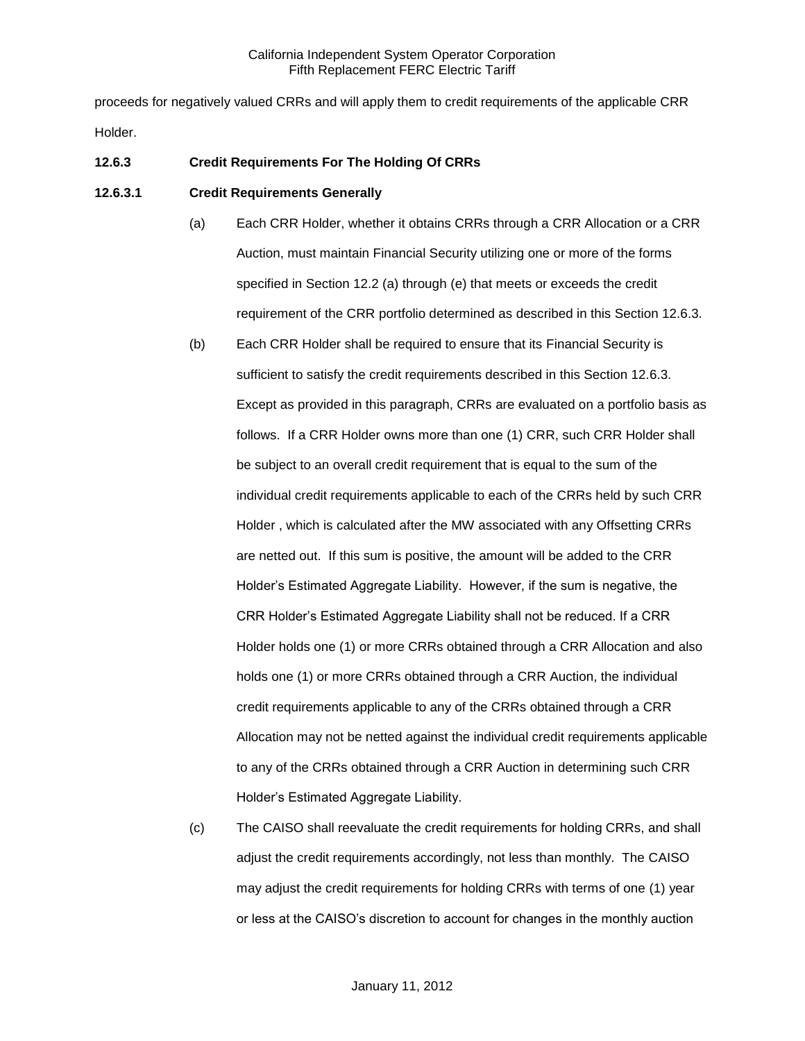proceeds for negatively valued CRRs and will apply them to credit requirements of the applicable CRR Holder.

**12.6.3 Credit Requirements For The Holding Of CRRs**

**12.6.3.1 Credit Requirements Generally**

(a) Each CRR Holder, whether it obtains CRRs through a CRR Allocation or a CRR Auction, must maintain Financial Security utilizing one or more of the forms specified in Section 12.2 (a) through (e) that meets or exceeds the credit requirement of the CRR portfolio determined as described in this Section 12.6.3.

(b) Each CRR Holder shall be required to ensure that its Financial Security is sufficient to satisfy the credit requirements described in this Section 12.6.3. Except as provided in this paragraph, CRRs are evaluated on a portfolio basis as follows. If a CRR Holder owns more than one (1) CRR, such CRR Holder shall be subject to an overall credit requirement that is equal to the sum of the individual credit requirements applicable to each of the CRRs held by such CRR Holder , which is calculated after the MW associated with any Offsetting CRRs are netted out. If this sum is positive, the amount will be added to the CRR Holder's Estimated Aggregate Liability. However, if the sum is negative, the CRR Holder's Estimated Aggregate Liability shall not be reduced. If a CRR Holder holds one (1) or more CRRs obtained through a CRR Allocation and also holds one (1) or more CRRs obtained through a CRR Auction, the individual credit requirements applicable to any of the CRRs obtained through a CRR Allocation may not be netted against the individual credit requirements applicable to any of the CRRs obtained through a CRR Auction in determining such CRR Holder's Estimated Aggregate Liability.

(c) The CAISO shall reevaluate the credit requirements for holding CRRs, and shall adjust the credit requirements accordingly, not less than monthly. The CAISO may adjust the credit requirements for holding CRRs with terms of one (1) year or less at the CAISO's discretion to account for changes in the monthly auction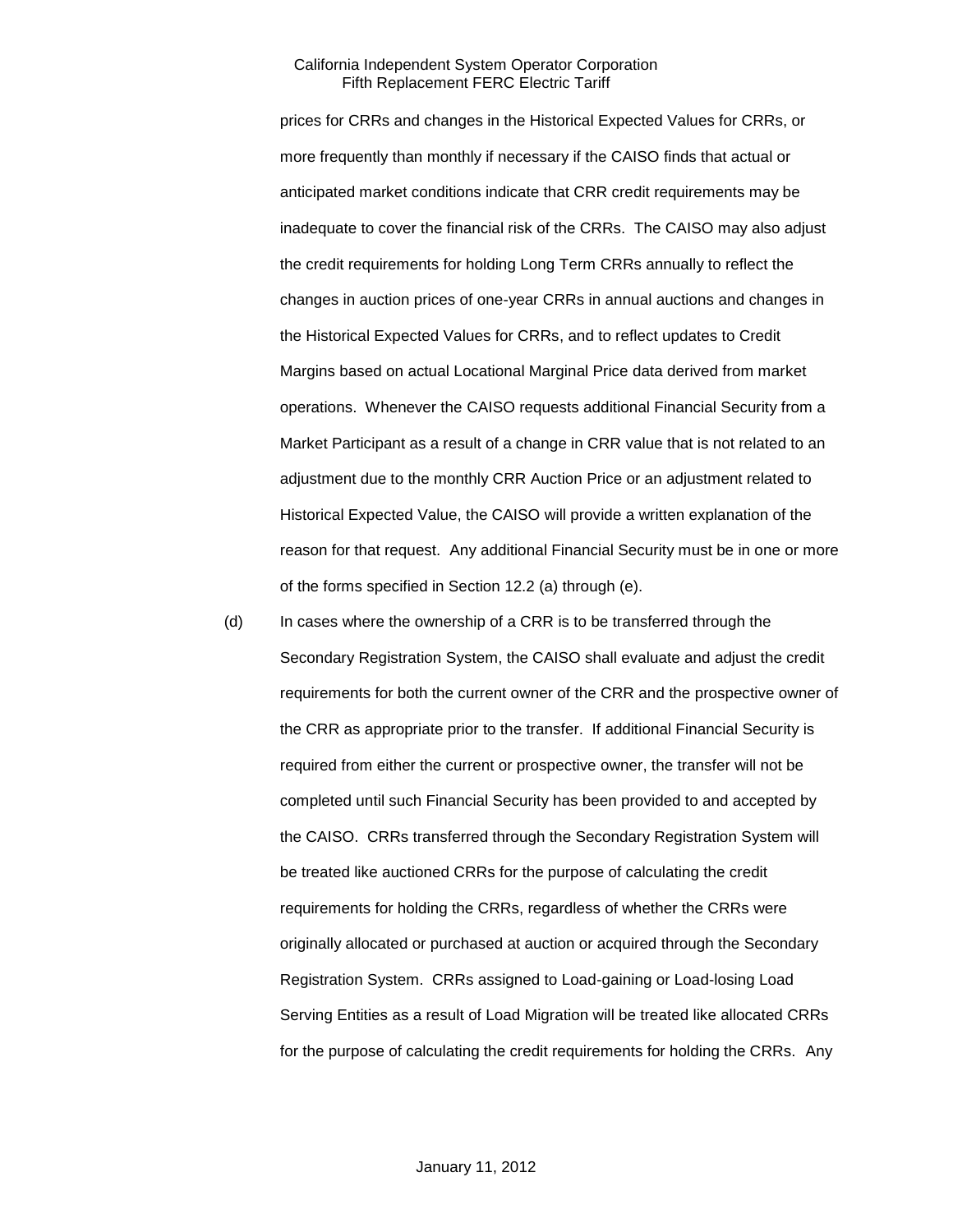prices for CRRs and changes in the Historical Expected Values for CRRs, or more frequently than monthly if necessary if the CAISO finds that actual or anticipated market conditions indicate that CRR credit requirements may be inadequate to cover the financial risk of the CRRs. The CAISO may also adjust the credit requirements for holding Long Term CRRs annually to reflect the changes in auction prices of one-year CRRs in annual auctions and changes in the Historical Expected Values for CRRs, and to reflect updates to Credit Margins based on actual Locational Marginal Price data derived from market operations. Whenever the CAISO requests additional Financial Security from a Market Participant as a result of a change in CRR value that is not related to an adjustment due to the monthly CRR Auction Price or an adjustment related to Historical Expected Value, the CAISO will provide a written explanation of the reason for that request. Any additional Financial Security must be in one or more of the forms specified in Section 12.2 (a) through (e).

(d) In cases where the ownership of a CRR is to be transferred through the Secondary Registration System, the CAISO shall evaluate and adjust the credit requirements for both the current owner of the CRR and the prospective owner of the CRR as appropriate prior to the transfer. If additional Financial Security is required from either the current or prospective owner, the transfer will not be completed until such Financial Security has been provided to and accepted by the CAISO. CRRs transferred through the Secondary Registration System will be treated like auctioned CRRs for the purpose of calculating the credit requirements for holding the CRRs, regardless of whether the CRRs were originally allocated or purchased at auction or acquired through the Secondary Registration System. CRRs assigned to Load-gaining or Load-losing Load Serving Entities as a result of Load Migration will be treated like allocated CRRs for the purpose of calculating the credit requirements for holding the CRRs. Any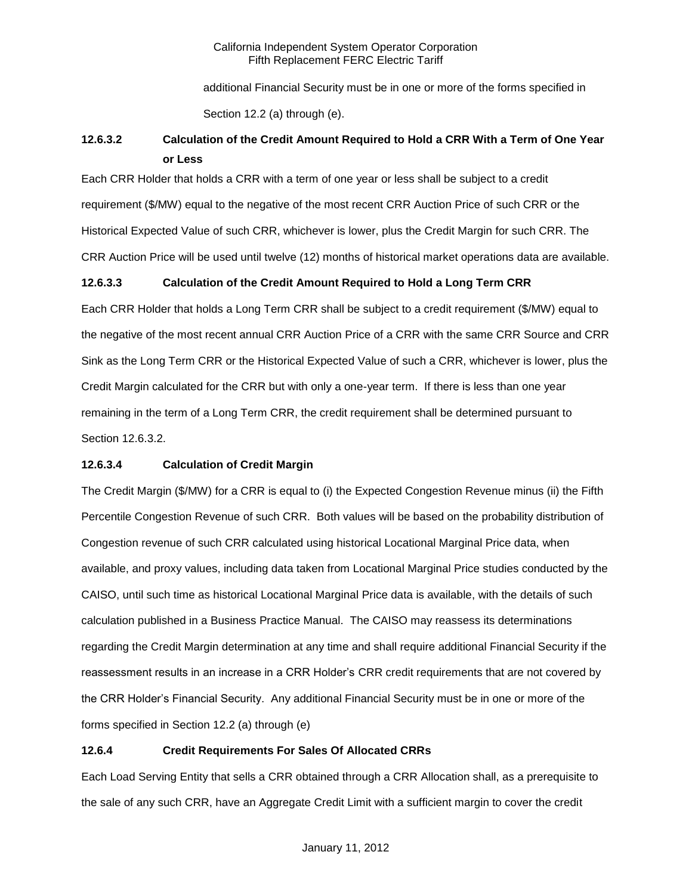additional Financial Security must be in one or more of the forms specified in Section 12.2 (a) through (e).

### 12.6.3.2 Calculation of the Credit Amount Required to Hold a CRR With a Term of One Year or Less

Each CRR Holder that holds a CRR with a term of one year or less shall be subject to a credit requirement ($/MW) equal to the negative of the most recent CRR Auction Price of such CRR or the Historical Expected Value of such CRR, whichever is lower, plus the Credit Margin for such CRR. The CRR Auction Price will be used until twelve (12) months of historical market operations data are available.

### 12.6.3.3 Calculation of the Credit Amount Required to Hold a Long Term CRR

Each CRR Holder that holds a Long Term CRR shall be subject to a credit requirement ($/MW) equal to the negative of the most recent annual CRR Auction Price of a CRR with the same CRR Source and CRR Sink as the Long Term CRR or the Historical Expected Value of such a CRR, whichever is lower, plus the Credit Margin calculated for the CRR but with only a one-year term. If there is less than one year remaining in the term of a Long Term CRR, the credit requirement shall be determined pursuant to Section 12.6.3.2.

### 12.6.3.4 Calculation of Credit Margin

The Credit Margin ($/MW) for a CRR is equal to (i) the Expected Congestion Revenue minus (ii) the Fifth Percentile Congestion Revenue of such CRR. Both values will be based on the probability distribution of Congestion revenue of such CRR calculated using historical Locational Marginal Price data, when available, and proxy values, including data taken from Locational Marginal Price studies conducted by the CAISO, until such time as historical Locational Marginal Price data is available, with the details of such calculation published in a Business Practice Manual. The CAISO may reassess its determinations regarding the Credit Margin determination at any time and shall require additional Financial Security if the reassessment results in an increase in a CRR Holder's CRR credit requirements that are not covered by the CRR Holder's Financial Security. Any additional Financial Security must be in one or more of the forms specified in Section 12.2 (a) through (e)

### 12.6.4 Credit Requirements For Sales Of Allocated CRRs

Each Load Serving Entity that sells a CRR obtained through a CRR Allocation shall, as a prerequisite to the sale of any such CRR, have an Aggregate Credit Limit with a sufficient margin to cover the credit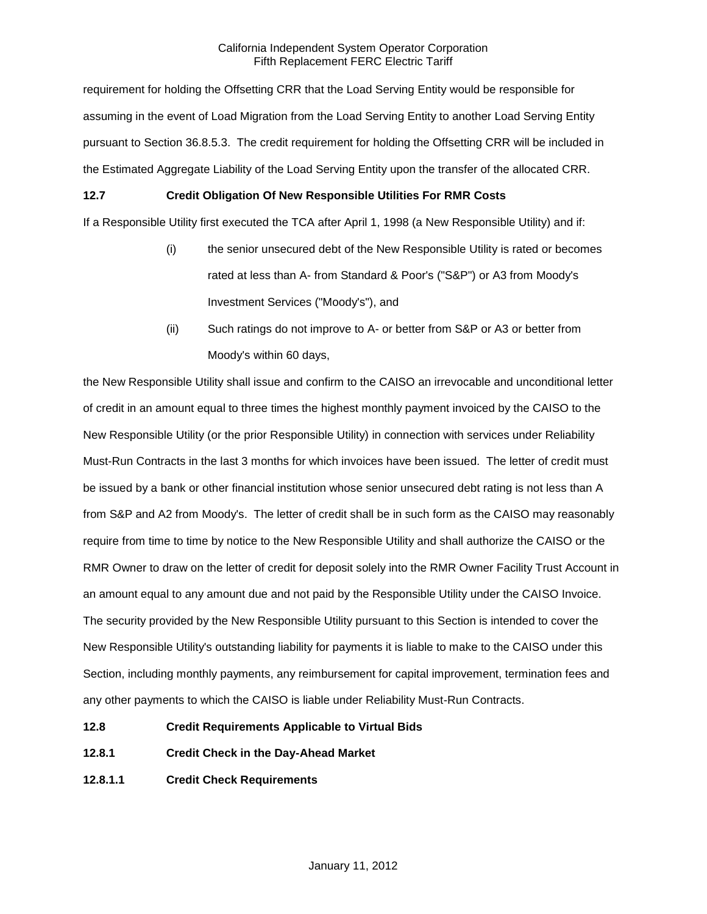requirement for holding the Offsetting CRR that the Load Serving Entity would be responsible for assuming in the event of Load Migration from the Load Serving Entity to another Load Serving Entity pursuant to Section 36.8.5.3. The credit requirement for holding the Offsetting CRR will be included in the Estimated Aggregate Liability of the Load Serving Entity upon the transfer of the allocated CRR.

**12.7 Credit Obligation Of New Responsible Utilities For RMR Costs**

If a Responsible Utility first executed the TCA after April 1, 1998 (a New Responsible Utility) and if:

(i) the senior unsecured debt of the New Responsible Utility is rated or becomes rated at less than A- from Standard & Poor's ("S&P") or A3 from Moody's Investment Services ("Moody's"), and

(ii) Such ratings do not improve to A- or better from S&P or A3 or better from Moody's within 60 days,

the New Responsible Utility shall issue and confirm to the CAISO an irrevocable and unconditional letter of credit in an amount equal to three times the highest monthly payment invoiced by the CAISO to the New Responsible Utility (or the prior Responsible Utility) in connection with services under Reliability Must-Run Contracts in the last 3 months for which invoices have been issued. The letter of credit must be issued by a bank or other financial institution whose senior unsecured debt rating is not less than A from S&P and A2 from Moody's. The letter of credit shall be in such form as the CAISO may reasonably require from time to time by notice to the New Responsible Utility and shall authorize the CAISO or the RMR Owner to draw on the letter of credit for deposit solely into the RMR Owner Facility Trust Account in an amount equal to any amount due and not paid by the Responsible Utility under the CAISO Invoice. The security provided by the New Responsible Utility pursuant to this Section is intended to cover the New Responsible Utility's outstanding liability for payments it is liable to make to the CAISO under this Section, including monthly payments, any reimbursement for capital improvement, termination fees and any other payments to which the CAISO is liable under Reliability Must-Run Contracts.

**12.8 Credit Requirements Applicable to Virtual Bids**

**12.8.1 Credit Check in the Day-Ahead Market**

**12.8.1.1 Credit Check Requirements**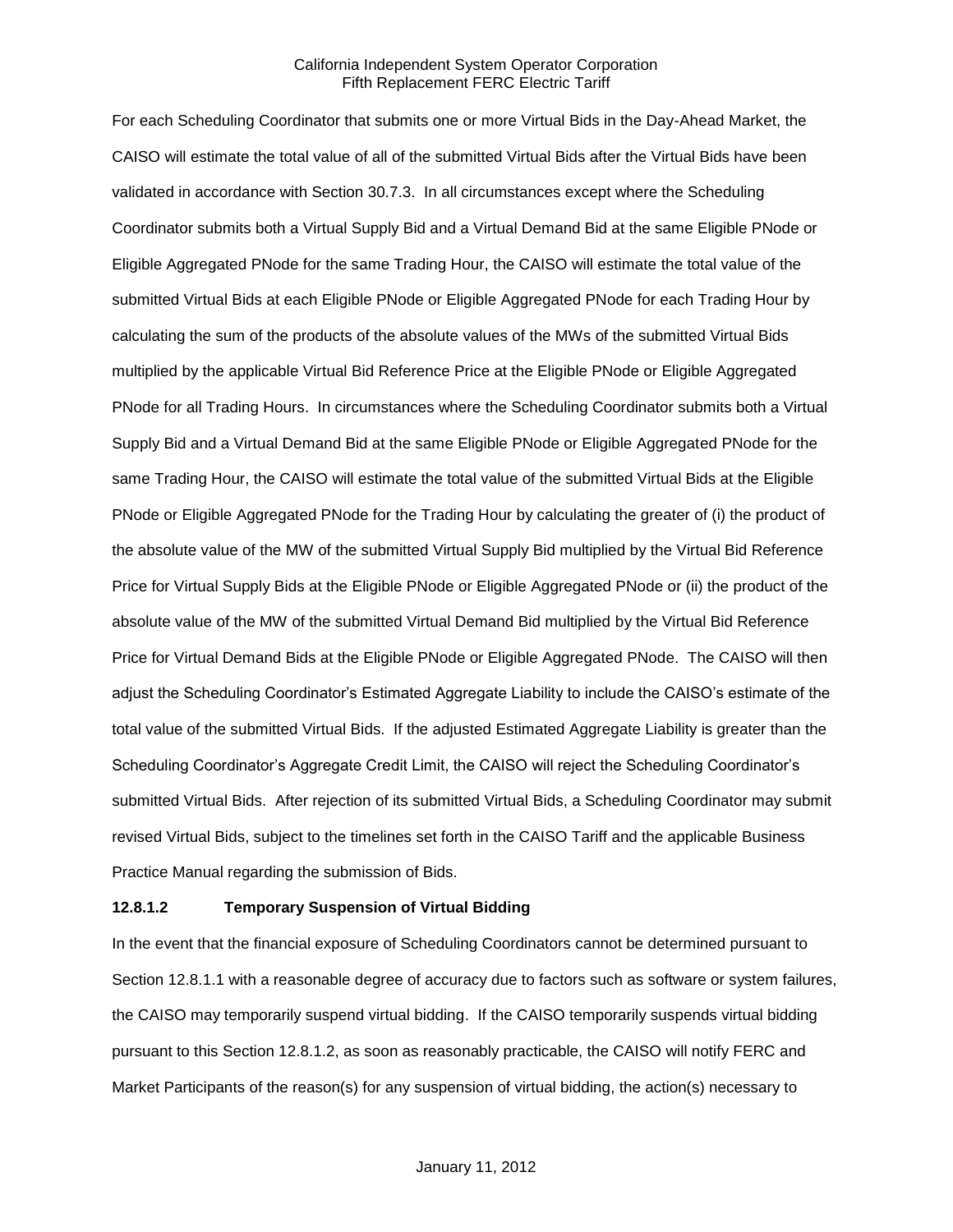For each Scheduling Coordinator that submits one or more Virtual Bids in the Day-Ahead Market, the CAISO will estimate the total value of all of the submitted Virtual Bids after the Virtual Bids have been validated in accordance with Section 30.7.3. In all circumstances except where the Scheduling Coordinator submits both a Virtual Supply Bid and a Virtual Demand Bid at the same Eligible PNode or Eligible Aggregated PNode for the same Trading Hour, the CAISO will estimate the total value of the submitted Virtual Bids at each Eligible PNode or Eligible Aggregated PNode for each Trading Hour by calculating the sum of the products of the absolute values of the MWs of the submitted Virtual Bids multiplied by the applicable Virtual Bid Reference Price at the Eligible PNode or Eligible Aggregated PNode for all Trading Hours. In circumstances where the Scheduling Coordinator submits both a Virtual Supply Bid and a Virtual Demand Bid at the same Eligible PNode or Eligible Aggregated PNode for the same Trading Hour, the CAISO will estimate the total value of the submitted Virtual Bids at the Eligible PNode or Eligible Aggregated PNode for the Trading Hour by calculating the greater of (i) the product of the absolute value of the MW of the submitted Virtual Supply Bid multiplied by the Virtual Bid Reference Price for Virtual Supply Bids at the Eligible PNode or Eligible Aggregated PNode or (ii) the product of the absolute value of the MW of the submitted Virtual Demand Bid multiplied by the Virtual Bid Reference Price for Virtual Demand Bids at the Eligible PNode or Eligible Aggregated PNode. The CAISO will then adjust the Scheduling Coordinator's Estimated Aggregate Liability to include the CAISO's estimate of the total value of the submitted Virtual Bids. If the adjusted Estimated Aggregate Liability is greater than the Scheduling Coordinator's Aggregate Credit Limit, the CAISO will reject the Scheduling Coordinator's submitted Virtual Bids. After rejection of its submitted Virtual Bids, a Scheduling Coordinator may submit revised Virtual Bids, subject to the timelines set forth in the CAISO Tariff and the applicable Business Practice Manual regarding the submission of Bids.

**12.8.1.2 Temporary Suspension of Virtual Bidding**

In the event that the financial exposure of Scheduling Coordinators cannot be determined pursuant to Section 12.8.1.1 with a reasonable degree of accuracy due to factors such as software or system failures, the CAISO may temporarily suspend virtual bidding. If the CAISO temporarily suspends virtual bidding pursuant to this Section 12.8.1.2, as soon as reasonably practicable, the CAISO will notify FERC and Market Participants of the reason(s) for any suspension of virtual bidding, the action(s) necessary to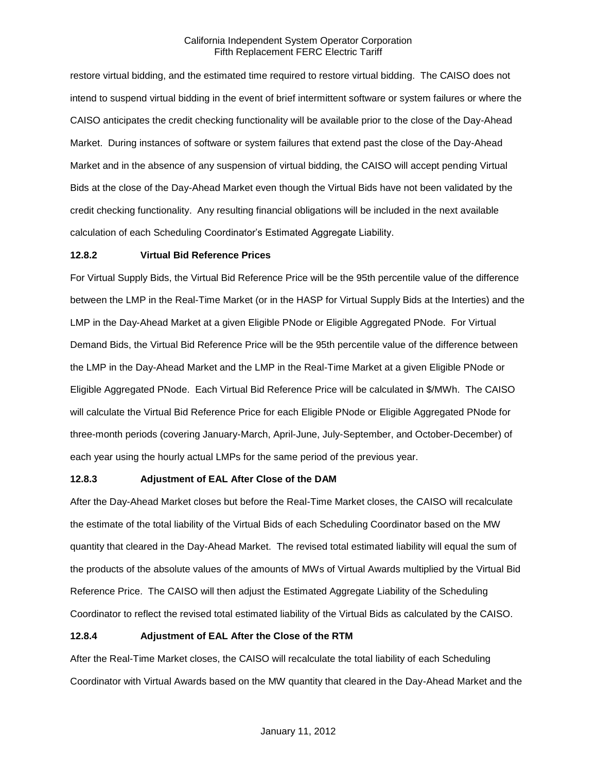restore virtual bidding, and the estimated time required to restore virtual bidding. The CAISO does not intend to suspend virtual bidding in the event of brief intermittent software or system failures or where the CAISO anticipates the credit checking functionality will be available prior to the close of the Day-Ahead Market. During instances of software or system failures that extend past the close of the Day-Ahead Market and in the absence of any suspension of virtual bidding, the CAISO will accept pending Virtual Bids at the close of the Day-Ahead Market even though the Virtual Bids have not been validated by the credit checking functionality. Any resulting financial obligations will be included in the next available calculation of each Scheduling Coordinator's Estimated Aggregate Liability.

**12.8.2 Virtual Bid Reference Prices**

For Virtual Supply Bids, the Virtual Bid Reference Price will be the 95th percentile value of the difference between the LMP in the Real-Time Market (or in the HASP for Virtual Supply Bids at the Interties) and the LMP in the Day-Ahead Market at a given Eligible PNode or Eligible Aggregated PNode. For Virtual Demand Bids, the Virtual Bid Reference Price will be the 95th percentile value of the difference between the LMP in the Day-Ahead Market and the LMP in the Real-Time Market at a given Eligible PNode or Eligible Aggregated PNode. Each Virtual Bid Reference Price will be calculated in $/MWh. The CAISO will calculate the Virtual Bid Reference Price for each Eligible PNode or Eligible Aggregated PNode for three-month periods (covering January-March, April-June, July-September, and October-December) of each year using the hourly actual LMPs for the same period of the previous year.

**12.8.3 Adjustment of EAL After Close of the DAM**

After the Day-Ahead Market closes but before the Real-Time Market closes, the CAISO will recalculate the estimate of the total liability of the Virtual Bids of each Scheduling Coordinator based on the MW quantity that cleared in the Day-Ahead Market. The revised total estimated liability will equal the sum of the products of the absolute values of the amounts of MWs of Virtual Awards multiplied by the Virtual Bid Reference Price. The CAISO will then adjust the Estimated Aggregate Liability of the Scheduling Coordinator to reflect the revised total estimated liability of the Virtual Bids as calculated by the CAISO.

**12.8.4 Adjustment of EAL After the Close of the RTM**

After the Real-Time Market closes, the CAISO will recalculate the total liability of each Scheduling Coordinator with Virtual Awards based on the MW quantity that cleared in the Day-Ahead Market and the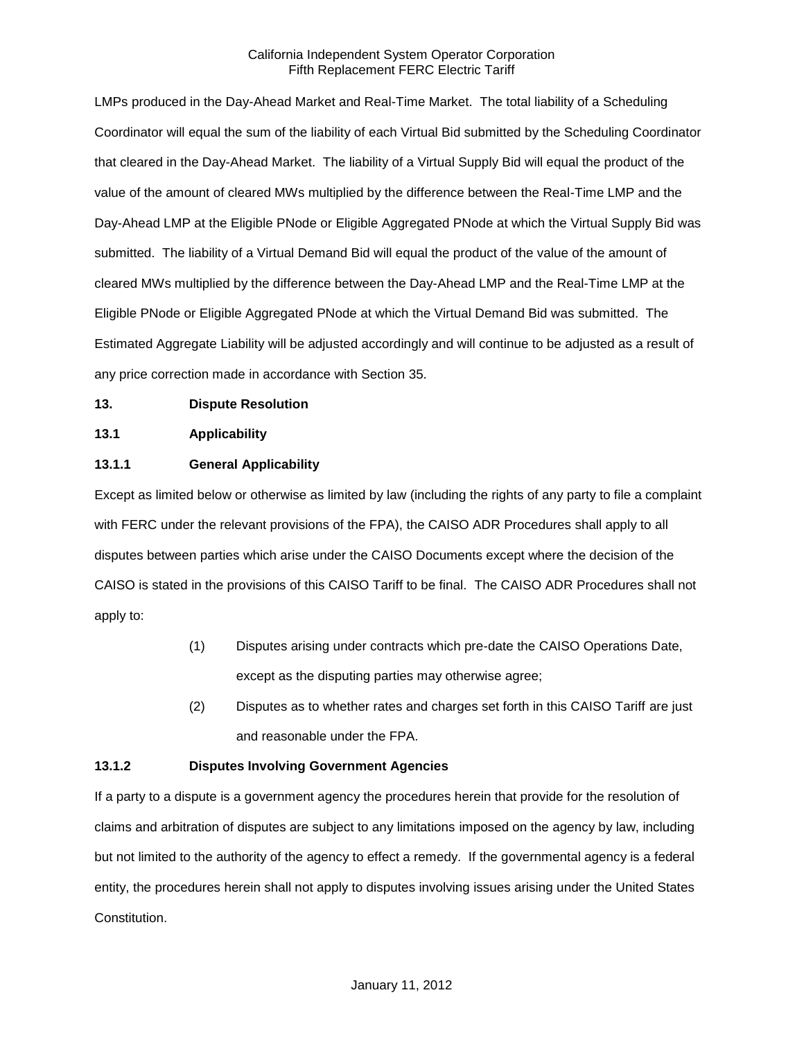LMPs produced in the Day-Ahead Market and Real-Time Market. The total liability of a Scheduling Coordinator will equal the sum of the liability of each Virtual Bid submitted by the Scheduling Coordinator that cleared in the Day-Ahead Market. The liability of a Virtual Supply Bid will equal the product of the value of the amount of cleared MWs multiplied by the difference between the Real-Time LMP and the Day-Ahead LMP at the Eligible PNode or Eligible Aggregated PNode at which the Virtual Supply Bid was submitted. The liability of a Virtual Demand Bid will equal the product of the value of the amount of cleared MWs multiplied by the difference between the Day-Ahead LMP and the Real-Time LMP at the Eligible PNode or Eligible Aggregated PNode at which the Virtual Demand Bid was submitted. The Estimated Aggregate Liability will be adjusted accordingly and will continue to be adjusted as a result of any price correction made in accordance with Section 35.

## 13. Dispute Resolution

### 13.1 Applicability

#### 13.1.1 General Applicability

Except as limited below or otherwise as limited by law (including the rights of any party to file a complaint with FERC under the relevant provisions of the FPA), the CAISO ADR Procedures shall apply to all disputes between parties which arise under the CAISO Documents except where the decision of the CAISO is stated in the provisions of this CAISO Tariff to be final. The CAISO ADR Procedures shall not apply to:

(1) Disputes arising under contracts which pre-date the CAISO Operations Date, except as the disputing parties may otherwise agree;

(2) Disputes as to whether rates and charges set forth in this CAISO Tariff are just and reasonable under the FPA.

#### 13.1.2 Disputes Involving Government Agencies

If a party to a dispute is a government agency the procedures herein that provide for the resolution of claims and arbitration of disputes are subject to any limitations imposed on the agency by law, including but not limited to the authority of the agency to effect a remedy. If the governmental agency is a federal entity, the procedures herein shall not apply to disputes involving issues arising under the United States Constitution.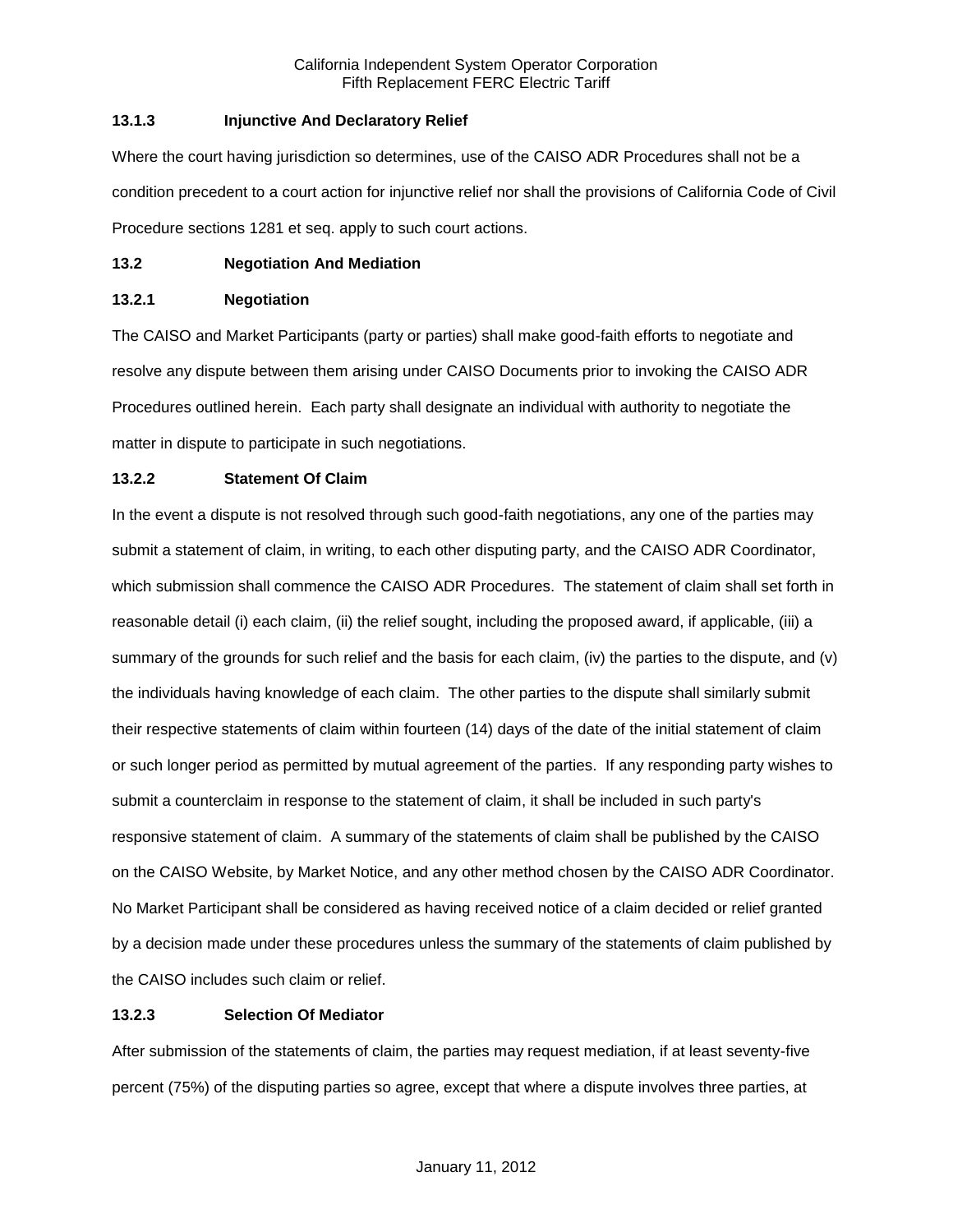### 13.1.3 Injunctive And Declaratory Relief

Where the court having jurisdiction so determines, use of the CAISO ADR Procedures shall not be a condition precedent to a court action for injunctive relief nor shall the provisions of California Code of Civil Procedure sections 1281 et seq. apply to such court actions.

## 13.2 Negotiation And Mediation

### 13.2.1 Negotiation

The CAISO and Market Participants (party or parties) shall make good-faith efforts to negotiate and resolve any dispute between them arising under CAISO Documents prior to invoking the CAISO ADR Procedures outlined herein. Each party shall designate an individual with authority to negotiate the matter in dispute to participate in such negotiations.

### 13.2.2 Statement Of Claim

In the event a dispute is not resolved through such good-faith negotiations, any one of the parties may submit a statement of claim, in writing, to each other disputing party, and the CAISO ADR Coordinator, which submission shall commence the CAISO ADR Procedures. The statement of claim shall set forth in reasonable detail (i) each claim, (ii) the relief sought, including the proposed award, if applicable, (iii) a summary of the grounds for such relief and the basis for each claim, (iv) the parties to the dispute, and (v) the individuals having knowledge of each claim. The other parties to the dispute shall similarly submit their respective statements of claim within fourteen (14) days of the date of the initial statement of claim or such longer period as permitted by mutual agreement of the parties. If any responding party wishes to submit a counterclaim in response to the statement of claim, it shall be included in such party's responsive statement of claim. A summary of the statements of claim shall be published by the CAISO on the CAISO Website, by Market Notice, and any other method chosen by the CAISO ADR Coordinator. No Market Participant shall be considered as having received notice of a claim decided or relief granted by a decision made under these procedures unless the summary of the statements of claim published by the CAISO includes such claim or relief.

### 13.2.3 Selection Of Mediator

After submission of the statements of claim, the parties may request mediation, if at least seventy-five percent (75%) of the disputing parties so agree, except that where a dispute involves three parties, at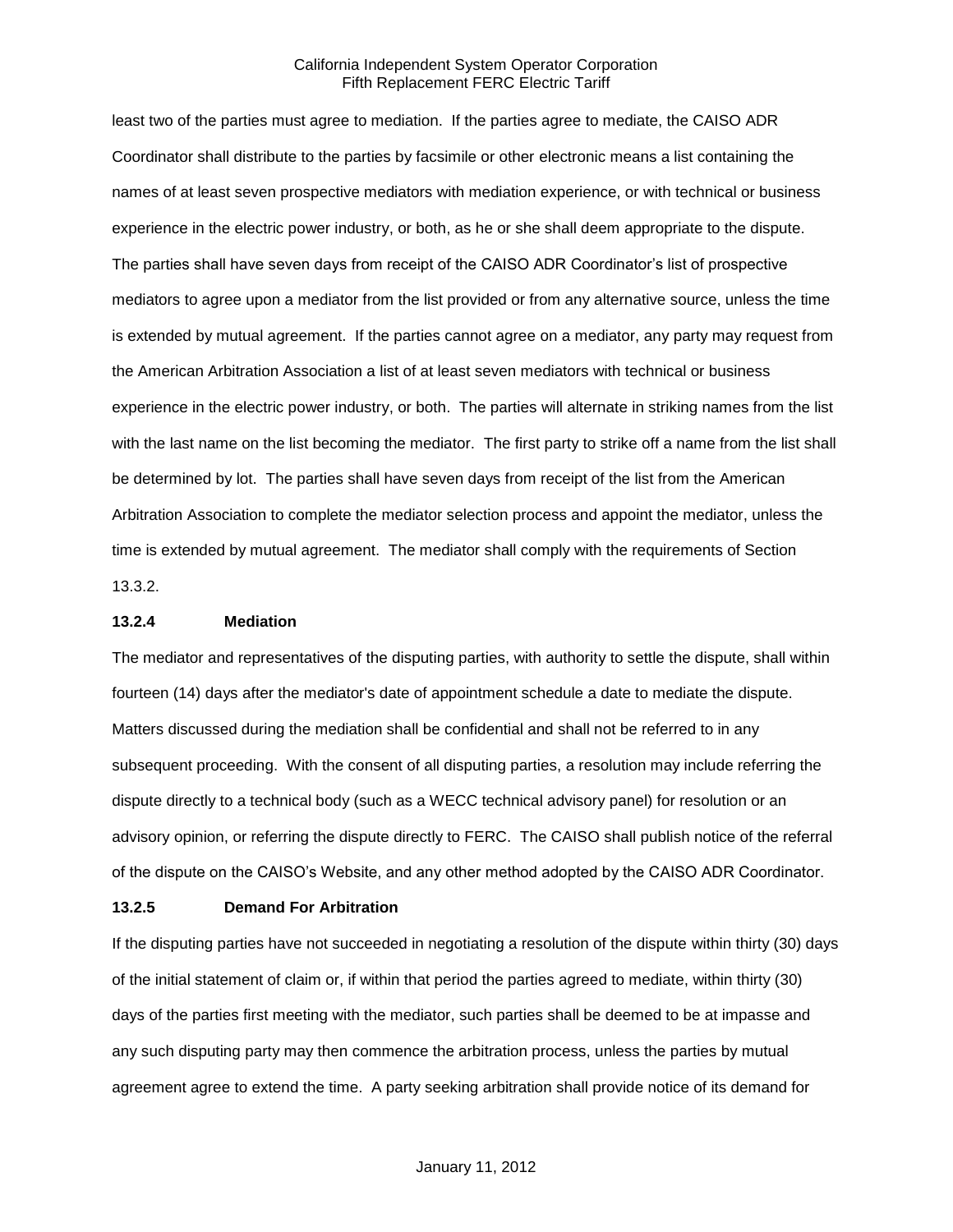least two of the parties must agree to mediation. If the parties agree to mediate, the CAISO ADR Coordinator shall distribute to the parties by facsimile or other electronic means a list containing the names of at least seven prospective mediators with mediation experience, or with technical or business experience in the electric power industry, or both, as he or she shall deem appropriate to the dispute. The parties shall have seven days from receipt of the CAISO ADR Coordinator's list of prospective mediators to agree upon a mediator from the list provided or from any alternative source, unless the time is extended by mutual agreement. If the parties cannot agree on a mediator, any party may request from the American Arbitration Association a list of at least seven mediators with technical or business experience in the electric power industry, or both. The parties will alternate in striking names from the list with the last name on the list becoming the mediator. The first party to strike off a name from the list shall be determined by lot. The parties shall have seven days from receipt of the list from the American Arbitration Association to complete the mediator selection process and appoint the mediator, unless the time is extended by mutual agreement. The mediator shall comply with the requirements of Section 13.3.2.

**13.2.4 Mediation**

The mediator and representatives of the disputing parties, with authority to settle the dispute, shall within fourteen (14) days after the mediator's date of appointment schedule a date to mediate the dispute. Matters discussed during the mediation shall be confidential and shall not be referred to in any subsequent proceeding. With the consent of all disputing parties, a resolution may include referring the dispute directly to a technical body (such as a WECC technical advisory panel) for resolution or an advisory opinion, or referring the dispute directly to FERC. The CAISO shall publish notice of the referral of the dispute on the CAISO's Website, and any other method adopted by the CAISO ADR Coordinator.

**13.2.5 Demand For Arbitration**

If the disputing parties have not succeeded in negotiating a resolution of the dispute within thirty (30) days of the initial statement of claim or, if within that period the parties agreed to mediate, within thirty (30) days of the parties first meeting with the mediator, such parties shall be deemed to be at impasse and any such disputing party may then commence the arbitration process, unless the parties by mutual agreement agree to extend the time. A party seeking arbitration shall provide notice of its demand for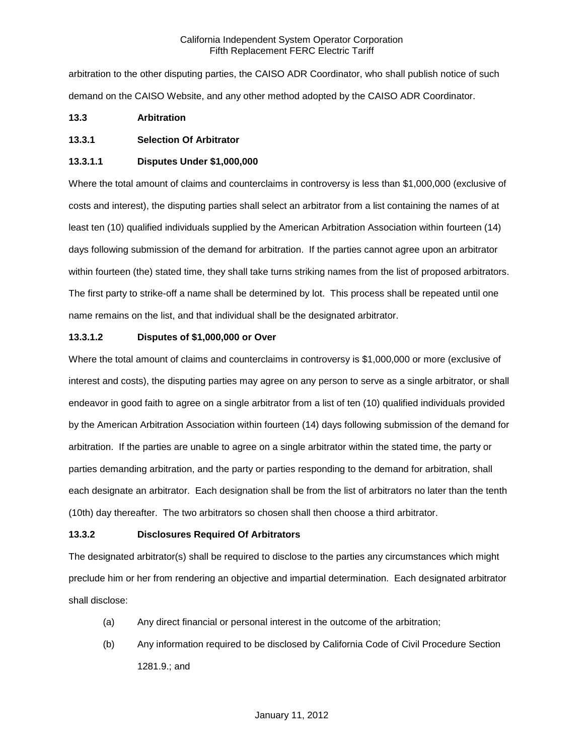arbitration to the other disputing parties, the CAISO ADR Coordinator, who shall publish notice of such demand on the CAISO Website, and any other method adopted by the CAISO ADR Coordinator.

**13.3 Arbitration**

**13.3.1 Selection Of Arbitrator**

**13.3.1.1 Disputes Under $1,000,000**

Where the total amount of claims and counterclaims in controversy is less than $1,000,000 (exclusive of costs and interest), the disputing parties shall select an arbitrator from a list containing the names of at least ten (10) qualified individuals supplied by the American Arbitration Association within fourteen (14) days following submission of the demand for arbitration. If the parties cannot agree upon an arbitrator within fourteen (the) stated time, they shall take turns striking names from the list of proposed arbitrators. The first party to strike-off a name shall be determined by lot. This process shall be repeated until one name remains on the list, and that individual shall be the designated arbitrator.

**13.3.1.2 Disputes of $1,000,000 or Over**

Where the total amount of claims and counterclaims in controversy is $1,000,000 or more (exclusive of interest and costs), the disputing parties may agree on any person to serve as a single arbitrator, or shall endeavor in good faith to agree on a single arbitrator from a list of ten (10) qualified individuals provided by the American Arbitration Association within fourteen (14) days following submission of the demand for arbitration. If the parties are unable to agree on a single arbitrator within the stated time, the party or parties demanding arbitration, and the party or parties responding to the demand for arbitration, shall each designate an arbitrator. Each designation shall be from the list of arbitrators no later than the tenth (10th) day thereafter. The two arbitrators so chosen shall then choose a third arbitrator.

**13.3.2 Disclosures Required Of Arbitrators**

The designated arbitrator(s) shall be required to disclose to the parties any circumstances which might preclude him or her from rendering an objective and impartial determination. Each designated arbitrator shall disclose:

(a) Any direct financial or personal interest in the outcome of the arbitration;

(b) Any information required to be disclosed by California Code of Civil Procedure Section 1281.9.; and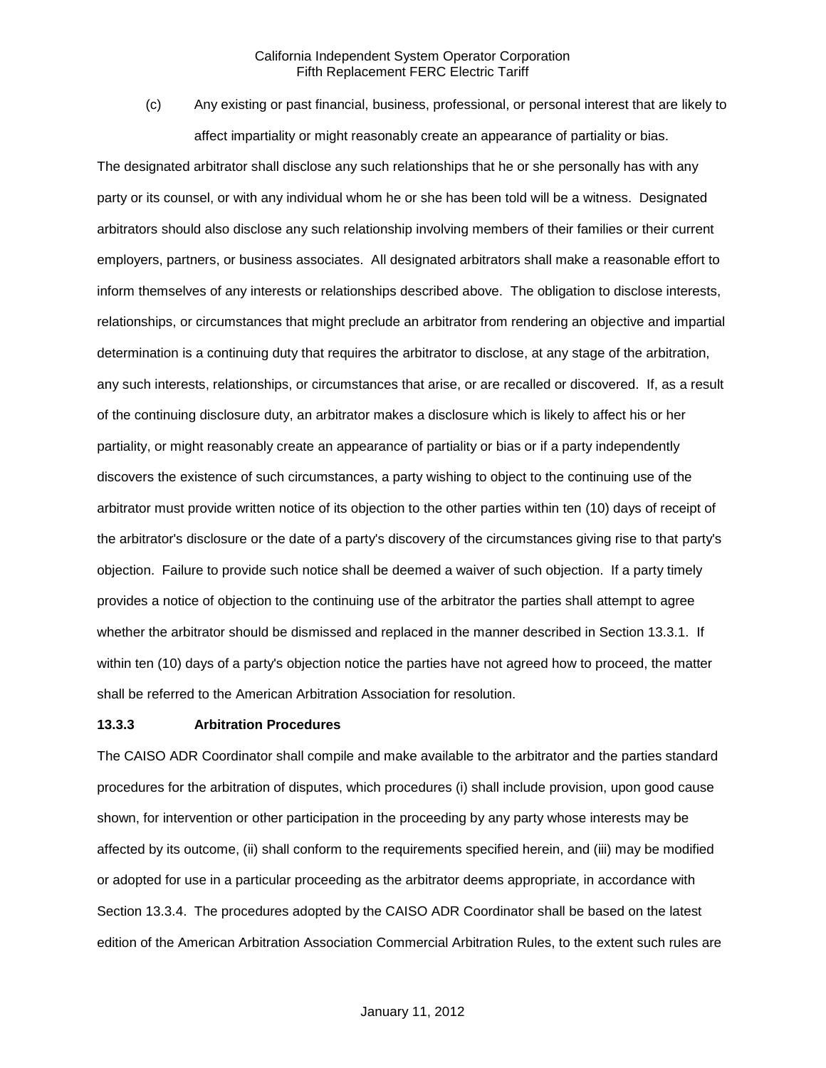(c) Any existing or past financial, business, professional, or personal interest that are likely to affect impartiality or might reasonably create an appearance of partiality or bias.

The designated arbitrator shall disclose any such relationships that he or she personally has with any party or its counsel, or with any individual whom he or she has been told will be a witness. Designated arbitrators should also disclose any such relationship involving members of their families or their current employers, partners, or business associates. All designated arbitrators shall make a reasonable effort to inform themselves of any interests or relationships described above. The obligation to disclose interests, relationships, or circumstances that might preclude an arbitrator from rendering an objective and impartial determination is a continuing duty that requires the arbitrator to disclose, at any stage of the arbitration, any such interests, relationships, or circumstances that arise, or are recalled or discovered. If, as a result of the continuing disclosure duty, an arbitrator makes a disclosure which is likely to affect his or her partiality, or might reasonably create an appearance of partiality or bias or if a party independently discovers the existence of such circumstances, a party wishing to object to the continuing use of the arbitrator must provide written notice of its objection to the other parties within ten (10) days of receipt of the arbitrator's disclosure or the date of a party's discovery of the circumstances giving rise to that party's objection. Failure to provide such notice shall be deemed a waiver of such objection. If a party timely provides a notice of objection to the continuing use of the arbitrator the parties shall attempt to agree whether the arbitrator should be dismissed and replaced in the manner described in Section 13.3.1. If within ten (10) days of a party's objection notice the parties have not agreed how to proceed, the matter shall be referred to the American Arbitration Association for resolution.

**13.3.3 Arbitration Procedures**

The CAISO ADR Coordinator shall compile and make available to the arbitrator and the parties standard procedures for the arbitration of disputes, which procedures (i) shall include provision, upon good cause shown, for intervention or other participation in the proceeding by any party whose interests may be affected by its outcome, (ii) shall conform to the requirements specified herein, and (iii) may be modified or adopted for use in a particular proceeding as the arbitrator deems appropriate, in accordance with Section 13.3.4. The procedures adopted by the CAISO ADR Coordinator shall be based on the latest edition of the American Arbitration Association Commercial Arbitration Rules, to the extent such rules are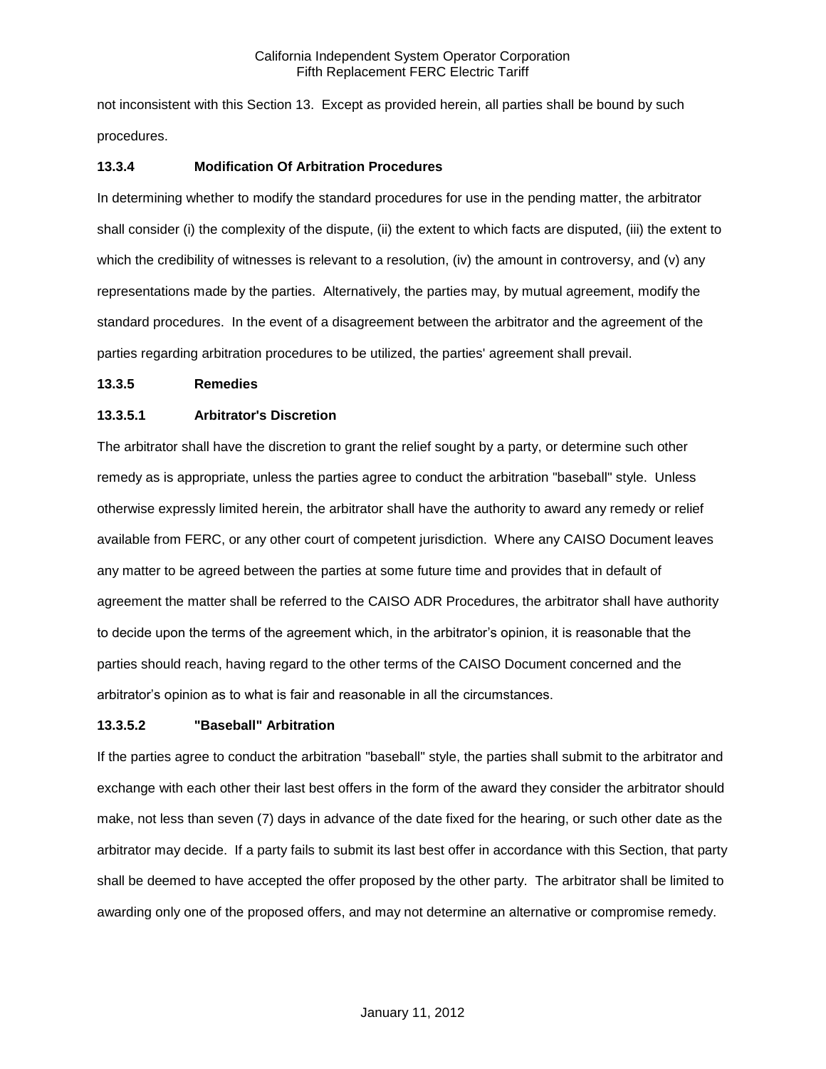not inconsistent with this Section 13. Except as provided herein, all parties shall be bound by such procedures.

**13.3.4 Modification Of Arbitration Procedures**

In determining whether to modify the standard procedures for use in the pending matter, the arbitrator shall consider (i) the complexity of the dispute, (ii) the extent to which facts are disputed, (iii) the extent to which the credibility of witnesses is relevant to a resolution, (iv) the amount in controversy, and (v) any representations made by the parties. Alternatively, the parties may, by mutual agreement, modify the standard procedures. In the event of a disagreement between the arbitrator and the agreement of the parties regarding arbitration procedures to be utilized, the parties' agreement shall prevail.

**13.3.5 Remedies**

**13.3.5.1 Arbitrator's Discretion**

The arbitrator shall have the discretion to grant the relief sought by a party, or determine such other remedy as is appropriate, unless the parties agree to conduct the arbitration "baseball" style. Unless otherwise expressly limited herein, the arbitrator shall have the authority to award any remedy or relief available from FERC, or any other court of competent jurisdiction. Where any CAISO Document leaves any matter to be agreed between the parties at some future time and provides that in default of agreement the matter shall be referred to the CAISO ADR Procedures, the arbitrator shall have authority to decide upon the terms of the agreement which, in the arbitrator's opinion, it is reasonable that the parties should reach, having regard to the other terms of the CAISO Document concerned and the arbitrator's opinion as to what is fair and reasonable in all the circumstances.

**13.3.5.2 "Baseball" Arbitration**

If the parties agree to conduct the arbitration "baseball" style, the parties shall submit to the arbitrator and exchange with each other their last best offers in the form of the award they consider the arbitrator should make, not less than seven (7) days in advance of the date fixed for the hearing, or such other date as the arbitrator may decide. If a party fails to submit its last best offer in accordance with this Section, that party shall be deemed to have accepted the offer proposed by the other party. The arbitrator shall be limited to awarding only one of the proposed offers, and may not determine an alternative or compromise remedy.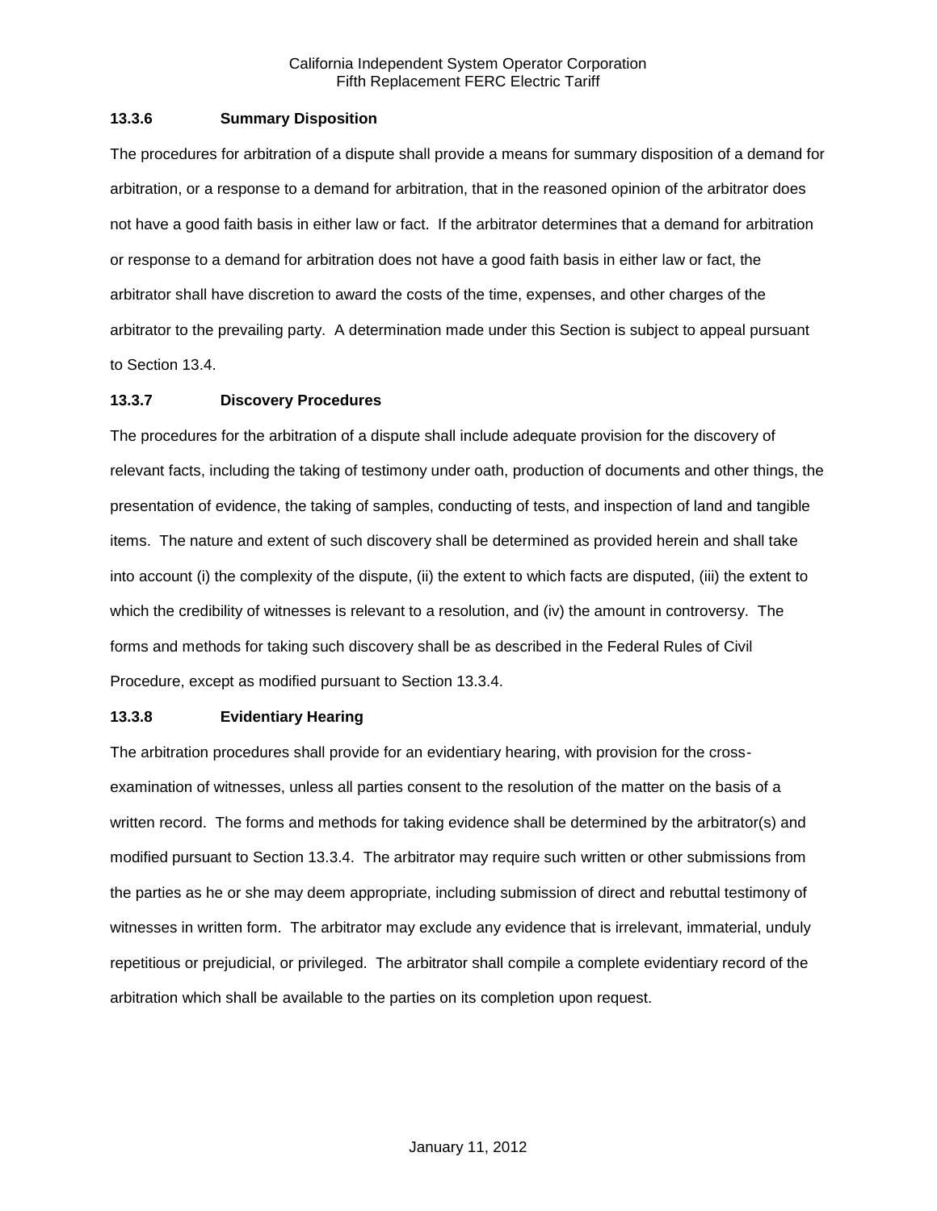### 13.3.6 Summary Disposition

The procedures for arbitration of a dispute shall provide a means for summary disposition of a demand for arbitration, or a response to a demand for arbitration, that in the reasoned opinion of the arbitrator does not have a good faith basis in either law or fact. If the arbitrator determines that a demand for arbitration or response to a demand for arbitration does not have a good faith basis in either law or fact, the arbitrator shall have discretion to award the costs of the time, expenses, and other charges of the arbitrator to the prevailing party. A determination made under this Section is subject to appeal pursuant to Section 13.4.

### 13.3.7 Discovery Procedures

The procedures for the arbitration of a dispute shall include adequate provision for the discovery of relevant facts, including the taking of testimony under oath, production of documents and other things, the presentation of evidence, the taking of samples, conducting of tests, and inspection of land and tangible items. The nature and extent of such discovery shall be determined as provided herein and shall take into account (i) the complexity of the dispute, (ii) the extent to which facts are disputed, (iii) the extent to which the credibility of witnesses is relevant to a resolution, and (iv) the amount in controversy. The forms and methods for taking such discovery shall be as described in the Federal Rules of Civil Procedure, except as modified pursuant to Section 13.3.4.

### 13.3.8 Evidentiary Hearing

The arbitration procedures shall provide for an evidentiary hearing, with provision for the cross-examination of witnesses, unless all parties consent to the resolution of the matter on the basis of a written record. The forms and methods for taking evidence shall be determined by the arbitrator(s) and modified pursuant to Section 13.3.4. The arbitrator may require such written or other submissions from the parties as he or she may deem appropriate, including submission of direct and rebuttal testimony of witnesses in written form. The arbitrator may exclude any evidence that is irrelevant, immaterial, unduly repetitious or prejudicial, or privileged. The arbitrator shall compile a complete evidentiary record of the arbitration which shall be available to the parties on its completion upon request.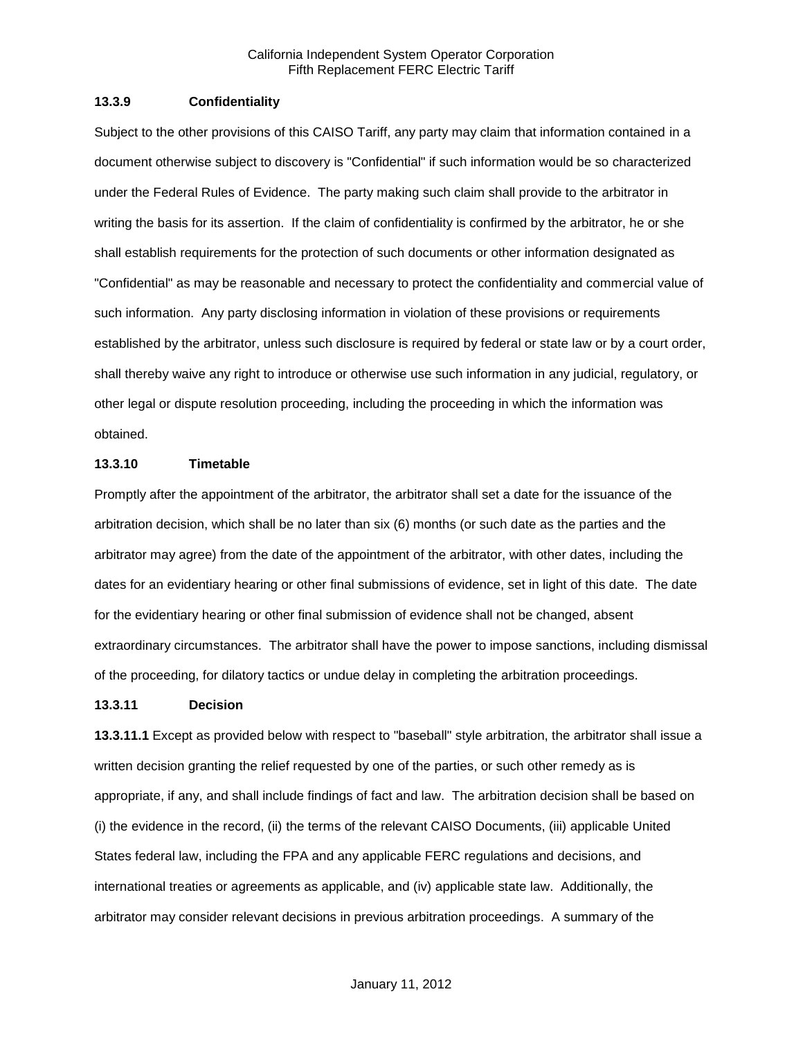### 13.3.9 Confidentiality

Subject to the other provisions of this CAISO Tariff, any party may claim that information contained in a document otherwise subject to discovery is "Confidential" if such information would be so characterized under the Federal Rules of Evidence. The party making such claim shall provide to the arbitrator in writing the basis for its assertion. If the claim of confidentiality is confirmed by the arbitrator, he or she shall establish requirements for the protection of such documents or other information designated as "Confidential" as may be reasonable and necessary to protect the confidentiality and commercial value of such information. Any party disclosing information in violation of these provisions or requirements established by the arbitrator, unless such disclosure is required by federal or state law or by a court order, shall thereby waive any right to introduce or otherwise use such information in any judicial, regulatory, or other legal or dispute resolution proceeding, including the proceeding in which the information was obtained.

### 13.3.10 Timetable

Promptly after the appointment of the arbitrator, the arbitrator shall set a date for the issuance of the arbitration decision, which shall be no later than six (6) months (or such date as the parties and the arbitrator may agree) from the date of the appointment of the arbitrator, with other dates, including the dates for an evidentiary hearing or other final submissions of evidence, set in light of this date. The date for the evidentiary hearing or other final submission of evidence shall not be changed, absent extraordinary circumstances. The arbitrator shall have the power to impose sanctions, including dismissal of the proceeding, for dilatory tactics or undue delay in completing the arbitration proceedings.

### 13.3.11 Decision

**13.3.11.1** Except as provided below with respect to "baseball" style arbitration, the arbitrator shall issue a written decision granting the relief requested by one of the parties, or such other remedy as is appropriate, if any, and shall include findings of fact and law. The arbitration decision shall be based on (i) the evidence in the record, (ii) the terms of the relevant CAISO Documents, (iii) applicable United States federal law, including the FPA and any applicable FERC regulations and decisions, and international treaties or agreements as applicable, and (iv) applicable state law. Additionally, the arbitrator may consider relevant decisions in previous arbitration proceedings. A summary of the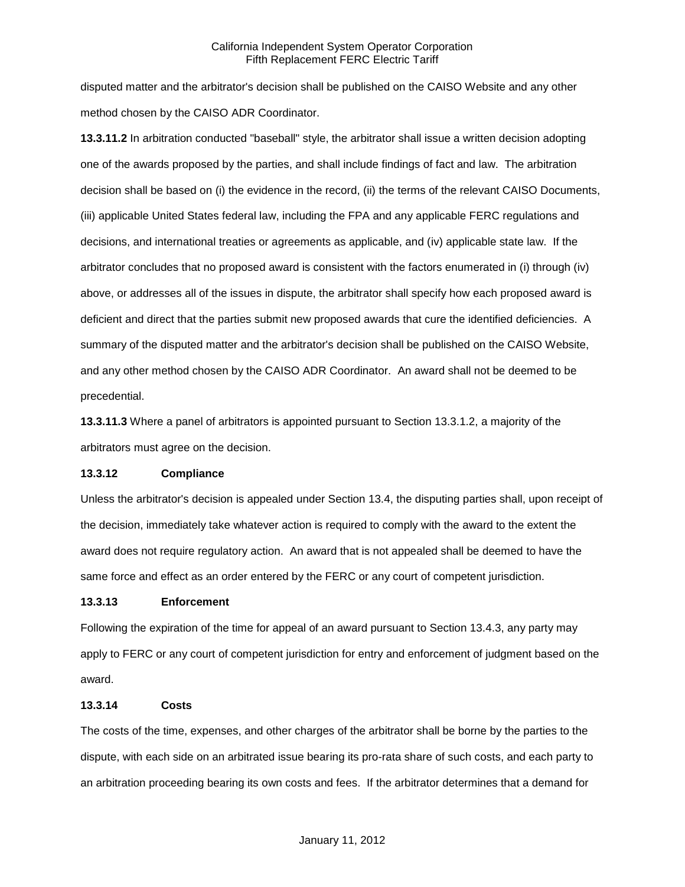disputed matter and the arbitrator's decision shall be published on the CAISO Website and any other method chosen by the CAISO ADR Coordinator.

**13.3.11.2** In arbitration conducted "baseball" style, the arbitrator shall issue a written decision adopting one of the awards proposed by the parties, and shall include findings of fact and law. The arbitration decision shall be based on (i) the evidence in the record, (ii) the terms of the relevant CAISO Documents, (iii) applicable United States federal law, including the FPA and any applicable FERC regulations and decisions, and international treaties or agreements as applicable, and (iv) applicable state law. If the arbitrator concludes that no proposed award is consistent with the factors enumerated in (i) through (iv) above, or addresses all of the issues in dispute, the arbitrator shall specify how each proposed award is deficient and direct that the parties submit new proposed awards that cure the identified deficiencies. A summary of the disputed matter and the arbitrator's decision shall be published on the CAISO Website, and any other method chosen by the CAISO ADR Coordinator. An award shall not be deemed to be precedential.

**13.3.11.3** Where a panel of arbitrators is appointed pursuant to Section 13.3.1.2, a majority of the arbitrators must agree on the decision.

**13.3.12 Compliance**

Unless the arbitrator's decision is appealed under Section 13.4, the disputing parties shall, upon receipt of the decision, immediately take whatever action is required to comply with the award to the extent the award does not require regulatory action. An award that is not appealed shall be deemed to have the same force and effect as an order entered by the FERC or any court of competent jurisdiction.

**13.3.13 Enforcement**

Following the expiration of the time for appeal of an award pursuant to Section 13.4.3, any party may apply to FERC or any court of competent jurisdiction for entry and enforcement of judgment based on the award.

**13.3.14 Costs**

The costs of the time, expenses, and other charges of the arbitrator shall be borne by the parties to the dispute, with each side on an arbitrated issue bearing its pro-rata share of such costs, and each party to an arbitration proceeding bearing its own costs and fees. If the arbitrator determines that a demand for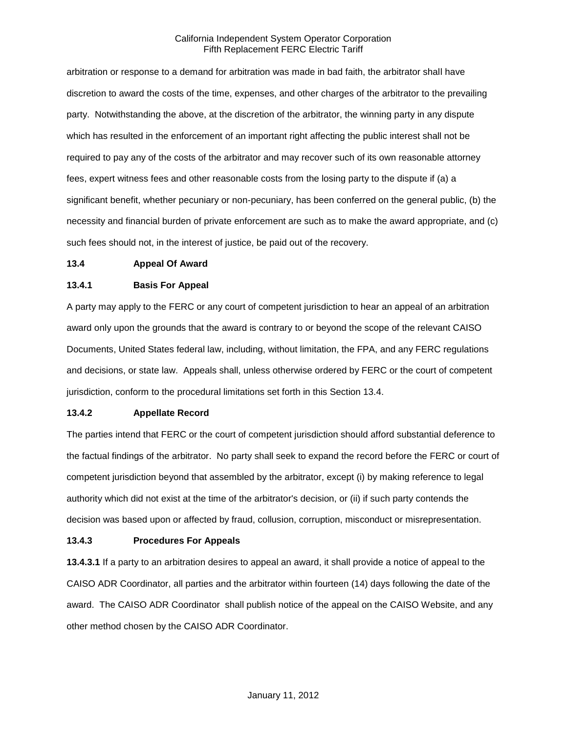arbitration or response to a demand for arbitration was made in bad faith, the arbitrator shall have discretion to award the costs of the time, expenses, and other charges of the arbitrator to the prevailing party. Notwithstanding the above, at the discretion of the arbitrator, the winning party in any dispute which has resulted in the enforcement of an important right affecting the public interest shall not be required to pay any of the costs of the arbitrator and may recover such of its own reasonable attorney fees, expert witness fees and other reasonable costs from the losing party to the dispute if (a) a significant benefit, whether pecuniary or non-pecuniary, has been conferred on the general public, (b) the necessity and financial burden of private enforcement are such as to make the award appropriate, and (c) such fees should not, in the interest of justice, be paid out of the recovery.

**13.4 Appeal Of Award**

**13.4.1 Basis For Appeal**

A party may apply to the FERC or any court of competent jurisdiction to hear an appeal of an arbitration award only upon the grounds that the award is contrary to or beyond the scope of the relevant CAISO Documents, United States federal law, including, without limitation, the FPA, and any FERC regulations and decisions, or state law. Appeals shall, unless otherwise ordered by FERC or the court of competent jurisdiction, conform to the procedural limitations set forth in this Section 13.4.

**13.4.2 Appellate Record**

The parties intend that FERC or the court of competent jurisdiction should afford substantial deference to the factual findings of the arbitrator. No party shall seek to expand the record before the FERC or court of competent jurisdiction beyond that assembled by the arbitrator, except (i) by making reference to legal authority which did not exist at the time of the arbitrator's decision, or (ii) if such party contends the decision was based upon or affected by fraud, collusion, corruption, misconduct or misrepresentation.

**13.4.3 Procedures For Appeals**

**13.4.3.1** If a party to an arbitration desires to appeal an award, it shall provide a notice of appeal to the CAISO ADR Coordinator, all parties and the arbitrator within fourteen (14) days following the date of the award. The CAISO ADR Coordinator shall publish notice of the appeal on the CAISO Website, and any other method chosen by the CAISO ADR Coordinator.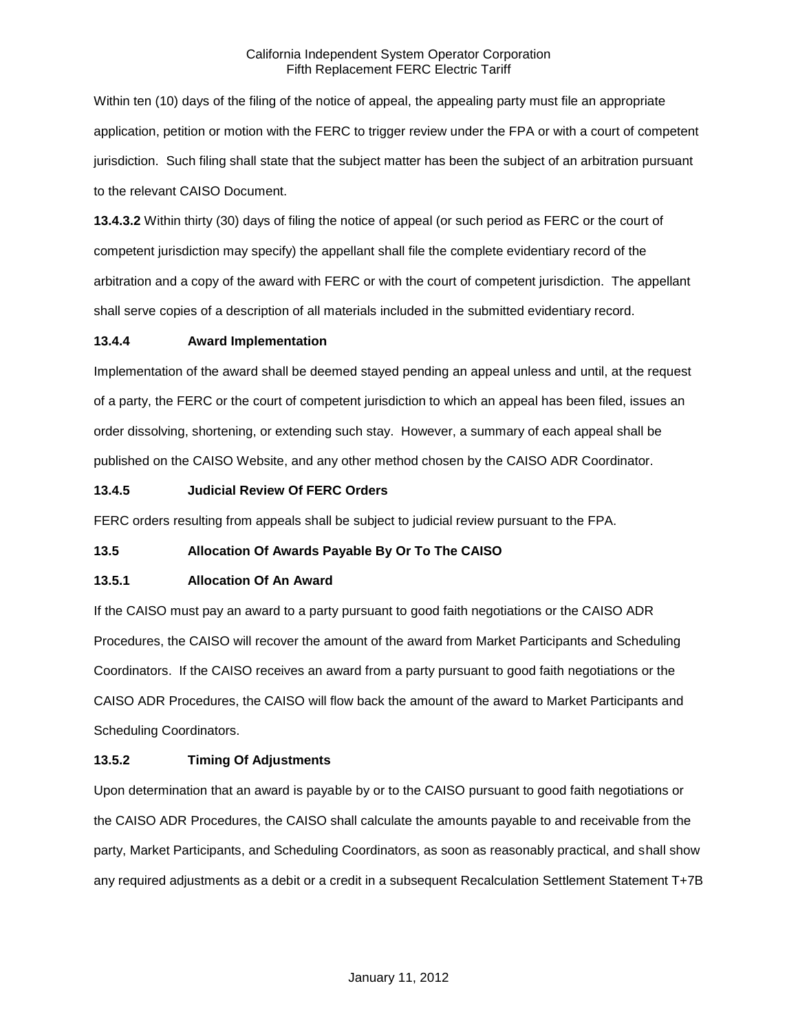Within ten (10) days of the filing of the notice of appeal, the appealing party must file an appropriate application, petition or motion with the FERC to trigger review under the FPA or with a court of competent jurisdiction. Such filing shall state that the subject matter has been the subject of an arbitration pursuant to the relevant CAISO Document.

**13.4.3.2** Within thirty (30) days of filing the notice of appeal (or such period as FERC or the court of competent jurisdiction may specify) the appellant shall file the complete evidentiary record of the arbitration and a copy of the award with FERC or with the court of competent jurisdiction. The appellant shall serve copies of a description of all materials included in the submitted evidentiary record.

**13.4.4 Award Implementation**

Implementation of the award shall be deemed stayed pending an appeal unless and until, at the request of a party, the FERC or the court of competent jurisdiction to which an appeal has been filed, issues an order dissolving, shortening, or extending such stay. However, a summary of each appeal shall be published on the CAISO Website, and any other method chosen by the CAISO ADR Coordinator.

**13.4.5 Judicial Review Of FERC Orders**

FERC orders resulting from appeals shall be subject to judicial review pursuant to the FPA.

**13.5 Allocation Of Awards Payable By Or To The CAISO**

**13.5.1 Allocation Of An Award**

If the CAISO must pay an award to a party pursuant to good faith negotiations or the CAISO ADR Procedures, the CAISO will recover the amount of the award from Market Participants and Scheduling Coordinators. If the CAISO receives an award from a party pursuant to good faith negotiations or the CAISO ADR Procedures, the CAISO will flow back the amount of the award to Market Participants and Scheduling Coordinators.

**13.5.2 Timing Of Adjustments**

Upon determination that an award is payable by or to the CAISO pursuant to good faith negotiations or the CAISO ADR Procedures, the CAISO shall calculate the amounts payable to and receivable from the party, Market Participants, and Scheduling Coordinators, as soon as reasonably practical, and shall show any required adjustments as a debit or a credit in a subsequent Recalculation Settlement Statement T+7B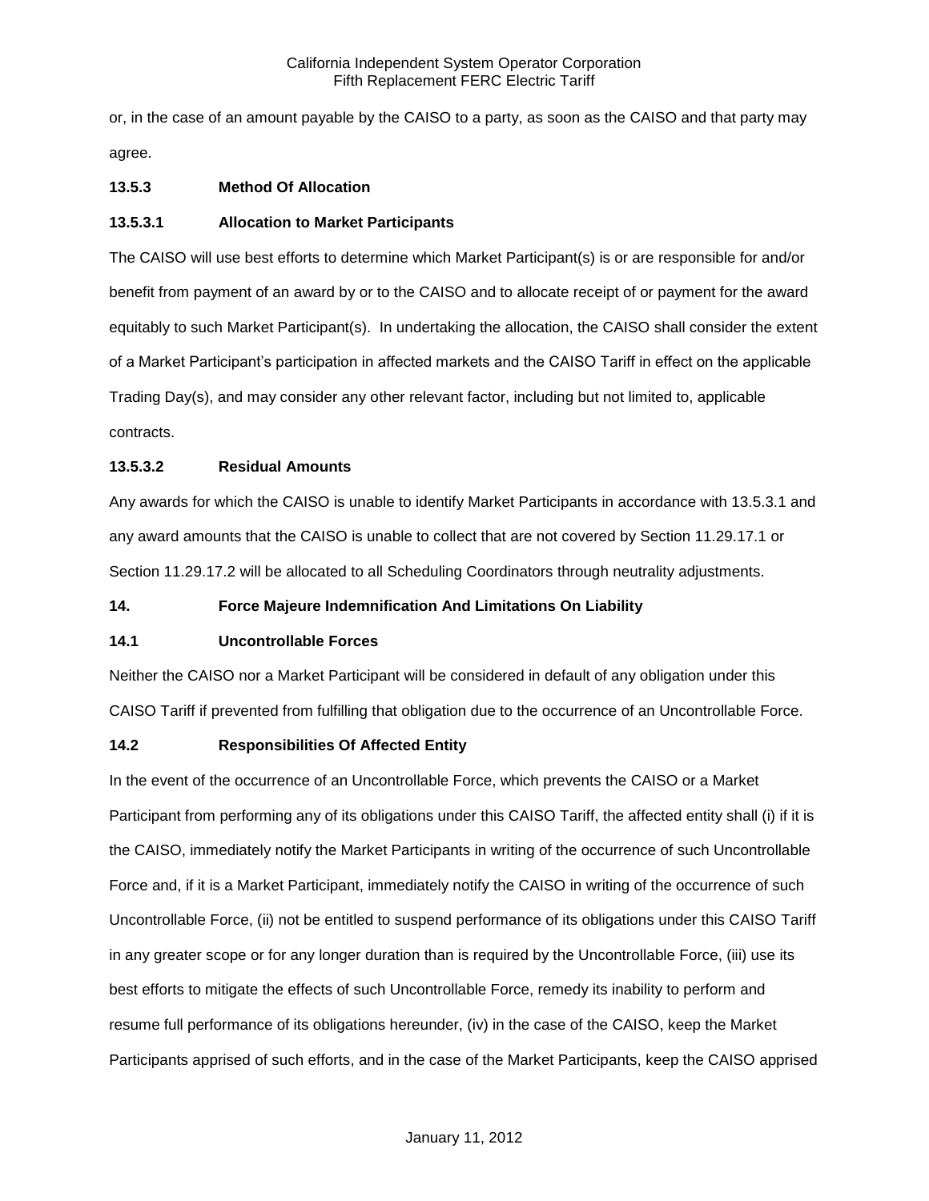or, in the case of an amount payable by the CAISO to a party, as soon as the CAISO and that party may agree.

### 13.5.3 Method Of Allocation

#### 13.5.3.1 Allocation to Market Participants

The CAISO will use best efforts to determine which Market Participant(s) is or are responsible for and/or benefit from payment of an award by or to the CAISO and to allocate receipt of or payment for the award equitably to such Market Participant(s). In undertaking the allocation, the CAISO shall consider the extent of a Market Participant's participation in affected markets and the CAISO Tariff in effect on the applicable Trading Day(s), and may consider any other relevant factor, including but not limited to, applicable contracts.

#### 13.5.3.2 Residual Amounts

Any awards for which the CAISO is unable to identify Market Participants in accordance with 13.5.3.1 and any award amounts that the CAISO is unable to collect that are not covered by Section 11.29.17.1 or Section 11.29.17.2 will be allocated to all Scheduling Coordinators through neutrality adjustments.

# 14. Force Majeure Indemnification And Limitations On Liability

## 14.1 Uncontrollable Forces

Neither the CAISO nor a Market Participant will be considered in default of any obligation under this CAISO Tariff if prevented from fulfilling that obligation due to the occurrence of an Uncontrollable Force.

## 14.2 Responsibilities Of Affected Entity

In the event of the occurrence of an Uncontrollable Force, which prevents the CAISO or a Market Participant from performing any of its obligations under this CAISO Tariff, the affected entity shall (i) if it is the CAISO, immediately notify the Market Participants in writing of the occurrence of such Uncontrollable Force and, if it is a Market Participant, immediately notify the CAISO in writing of the occurrence of such Uncontrollable Force, (ii) not be entitled to suspend performance of its obligations under this CAISO Tariff in any greater scope or for any longer duration than is required by the Uncontrollable Force, (iii) use its best efforts to mitigate the effects of such Uncontrollable Force, remedy its inability to perform and resume full performance of its obligations hereunder, (iv) in the case of the CAISO, keep the Market Participants apprised of such efforts, and in the case of the Market Participants, keep the CAISO apprised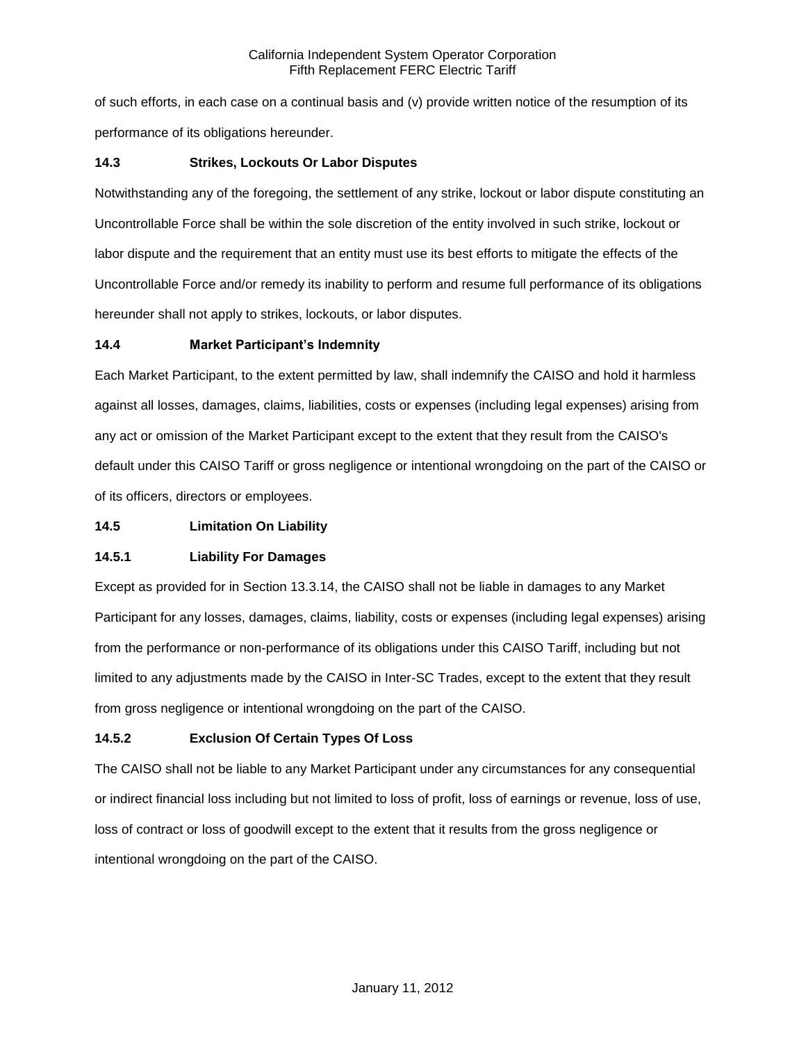of such efforts, in each case on a continual basis and (v) provide written notice of the resumption of its performance of its obligations hereunder.

### 14.3 Strikes, Lockouts Or Labor Disputes

Notwithstanding any of the foregoing, the settlement of any strike, lockout or labor dispute constituting an Uncontrollable Force shall be within the sole discretion of the entity involved in such strike, lockout or labor dispute and the requirement that an entity must use its best efforts to mitigate the effects of the Uncontrollable Force and/or remedy its inability to perform and resume full performance of its obligations hereunder shall not apply to strikes, lockouts, or labor disputes.

### 14.4 Market Participant's Indemnity

Each Market Participant, to the extent permitted by law, shall indemnify the CAISO and hold it harmless against all losses, damages, claims, liabilities, costs or expenses (including legal expenses) arising from any act or omission of the Market Participant except to the extent that they result from the CAISO's default under this CAISO Tariff or gross negligence or intentional wrongdoing on the part of the CAISO or of its officers, directors or employees.

### 14.5 Limitation On Liability

#### 14.5.1 Liability For Damages

Except as provided for in Section 13.3.14, the CAISO shall not be liable in damages to any Market Participant for any losses, damages, claims, liability, costs or expenses (including legal expenses) arising from the performance or non-performance of its obligations under this CAISO Tariff, including but not limited to any adjustments made by the CAISO in Inter-SC Trades, except to the extent that they result from gross negligence or intentional wrongdoing on the part of the CAISO.

#### 14.5.2 Exclusion Of Certain Types Of Loss

The CAISO shall not be liable to any Market Participant under any circumstances for any consequential or indirect financial loss including but not limited to loss of profit, loss of earnings or revenue, loss of use, loss of contract or loss of goodwill except to the extent that it results from the gross negligence or intentional wrongdoing on the part of the CAISO.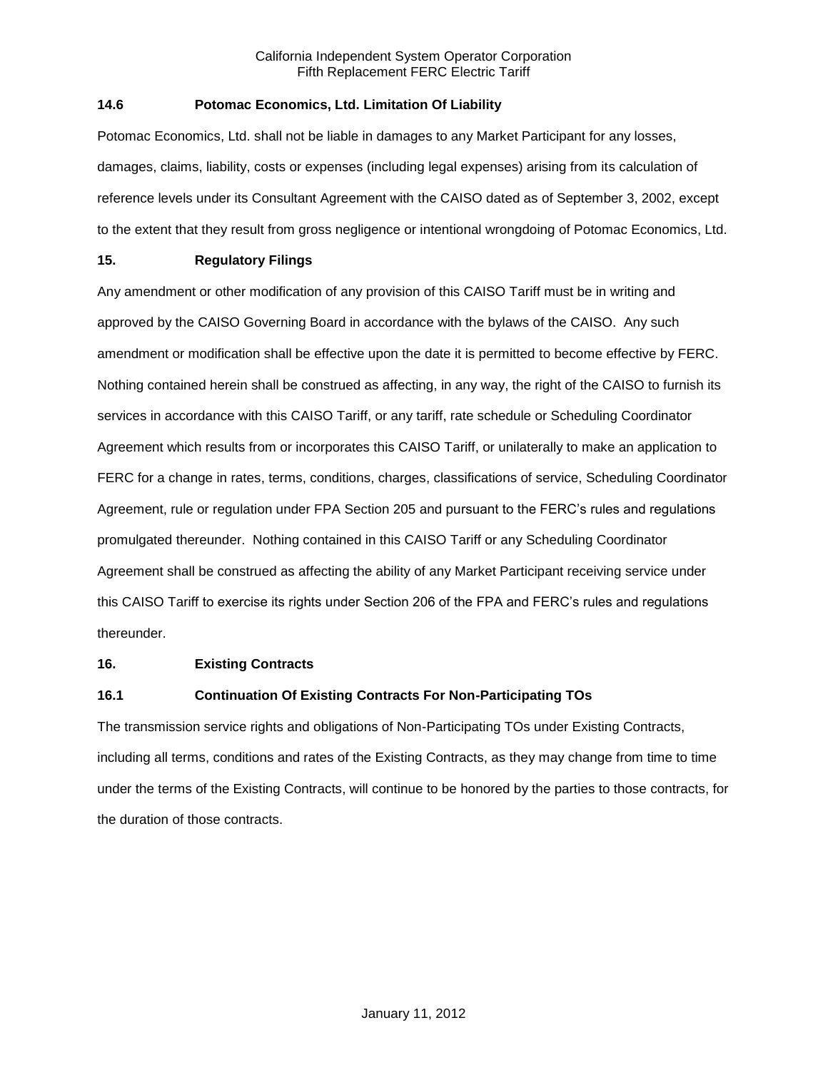### 14.6 Potomac Economics, Ltd. Limitation Of Liability

Potomac Economics, Ltd. shall not be liable in damages to any Market Participant for any losses, damages, claims, liability, costs or expenses (including legal expenses) arising from its calculation of reference levels under its Consultant Agreement with the CAISO dated as of September 3, 2002, except to the extent that they result from gross negligence or intentional wrongdoing of Potomac Economics, Ltd.

## 15. Regulatory Filings

Any amendment or other modification of any provision of this CAISO Tariff must be in writing and approved by the CAISO Governing Board in accordance with the bylaws of the CAISO. Any such amendment or modification shall be effective upon the date it is permitted to become effective by FERC. Nothing contained herein shall be construed as affecting, in any way, the right of the CAISO to furnish its services in accordance with this CAISO Tariff, or any tariff, rate schedule or Scheduling Coordinator Agreement which results from or incorporates this CAISO Tariff, or unilaterally to make an application to FERC for a change in rates, terms, conditions, charges, classifications of service, Scheduling Coordinator Agreement, rule or regulation under FPA Section 205 and pursuant to the FERC's rules and regulations promulgated thereunder. Nothing contained in this CAISO Tariff or any Scheduling Coordinator Agreement shall be construed as affecting the ability of any Market Participant receiving service under this CAISO Tariff to exercise its rights under Section 206 of the FPA and FERC's rules and regulations thereunder.

## 16. Existing Contracts

### 16.1 Continuation Of Existing Contracts For Non-Participating TOs

The transmission service rights and obligations of Non-Participating TOs under Existing Contracts, including all terms, conditions and rates of the Existing Contracts, as they may change from time to time under the terms of the Existing Contracts, will continue to be honored by the parties to those contracts, for the duration of those contracts.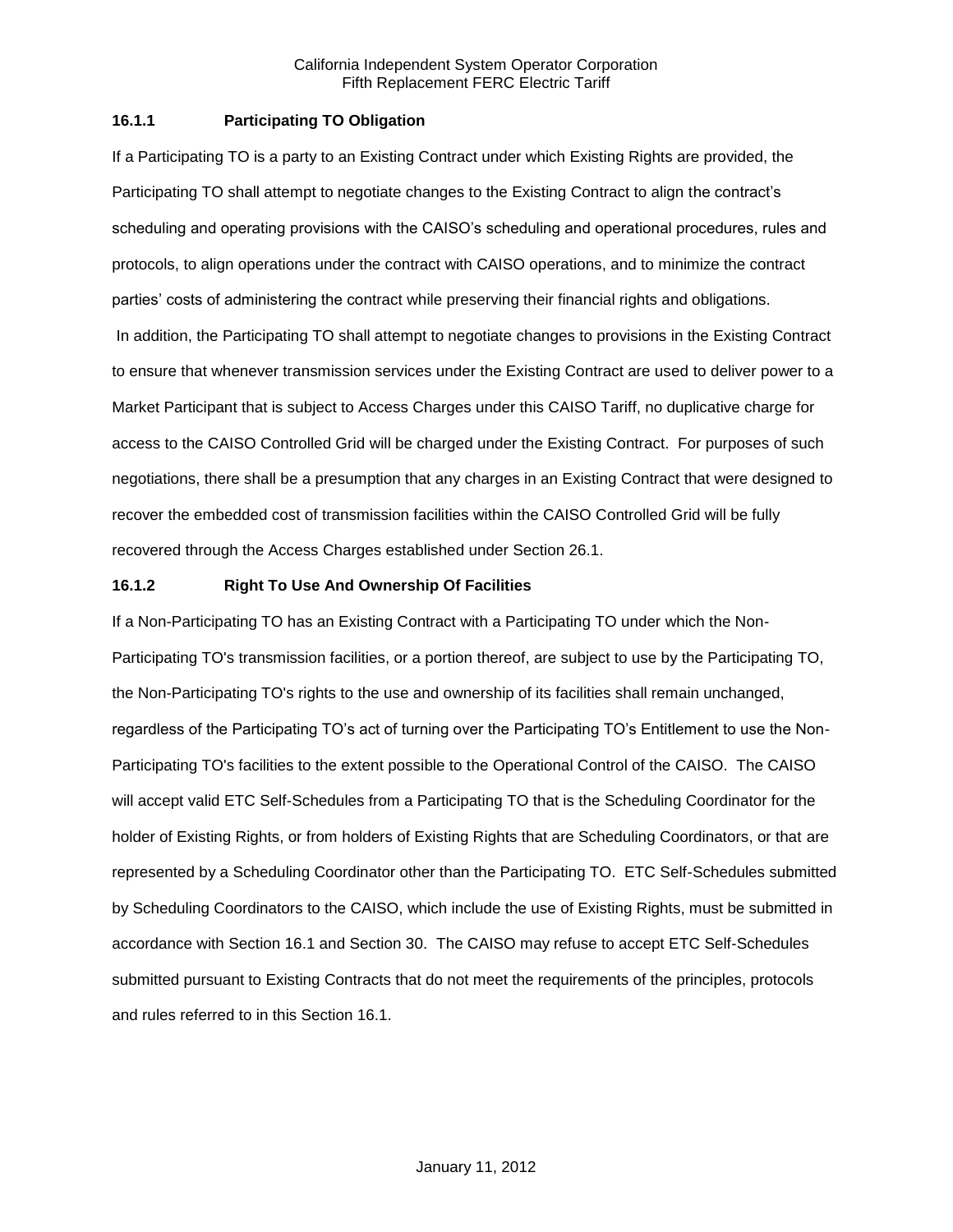### 16.1.1 Participating TO Obligation

If a Participating TO is a party to an Existing Contract under which Existing Rights are provided, the Participating TO shall attempt to negotiate changes to the Existing Contract to align the contract's scheduling and operating provisions with the CAISO's scheduling and operational procedures, rules and protocols, to align operations under the contract with CAISO operations, and to minimize the contract parties' costs of administering the contract while preserving their financial rights and obligations.

In addition, the Participating TO shall attempt to negotiate changes to provisions in the Existing Contract to ensure that whenever transmission services under the Existing Contract are used to deliver power to a Market Participant that is subject to Access Charges under this CAISO Tariff, no duplicative charge for access to the CAISO Controlled Grid will be charged under the Existing Contract. For purposes of such negotiations, there shall be a presumption that any charges in an Existing Contract that were designed to recover the embedded cost of transmission facilities within the CAISO Controlled Grid will be fully recovered through the Access Charges established under Section 26.1.

### 16.1.2 Right To Use And Ownership Of Facilities

If a Non-Participating TO has an Existing Contract with a Participating TO under which the Non-Participating TO's transmission facilities, or a portion thereof, are subject to use by the Participating TO, the Non-Participating TO's rights to the use and ownership of its facilities shall remain unchanged, regardless of the Participating TO's act of turning over the Participating TO's Entitlement to use the Non-Participating TO's facilities to the extent possible to the Operational Control of the CAISO. The CAISO will accept valid ETC Self-Schedules from a Participating TO that is the Scheduling Coordinator for the holder of Existing Rights, or from holders of Existing Rights that are Scheduling Coordinators, or that are represented by a Scheduling Coordinator other than the Participating TO. ETC Self-Schedules submitted by Scheduling Coordinators to the CAISO, which include the use of Existing Rights, must be submitted in accordance with Section 16.1 and Section 30. The CAISO may refuse to accept ETC Self-Schedules submitted pursuant to Existing Contracts that do not meet the requirements of the principles, protocols and rules referred to in this Section 16.1.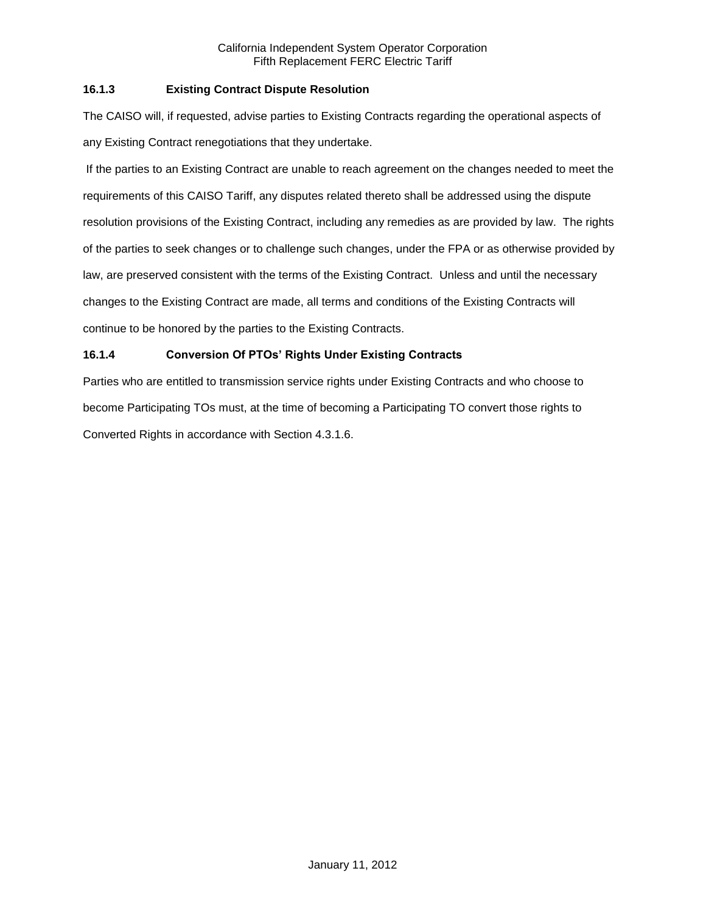### 16.1.3 Existing Contract Dispute Resolution

The CAISO will, if requested, advise parties to Existing Contracts regarding the operational aspects of any Existing Contract renegotiations that they undertake.

If the parties to an Existing Contract are unable to reach agreement on the changes needed to meet the requirements of this CAISO Tariff, any disputes related thereto shall be addressed using the dispute resolution provisions of the Existing Contract, including any remedies as are provided by law. The rights of the parties to seek changes or to challenge such changes, under the FPA or as otherwise provided by law, are preserved consistent with the terms of the Existing Contract. Unless and until the necessary changes to the Existing Contract are made, all terms and conditions of the Existing Contracts will continue to be honored by the parties to the Existing Contracts.

### 16.1.4 Conversion Of PTOs' Rights Under Existing Contracts

Parties who are entitled to transmission service rights under Existing Contracts and who choose to become Participating TOs must, at the time of becoming a Participating TO convert those rights to Converted Rights in accordance with Section 4.3.1.6.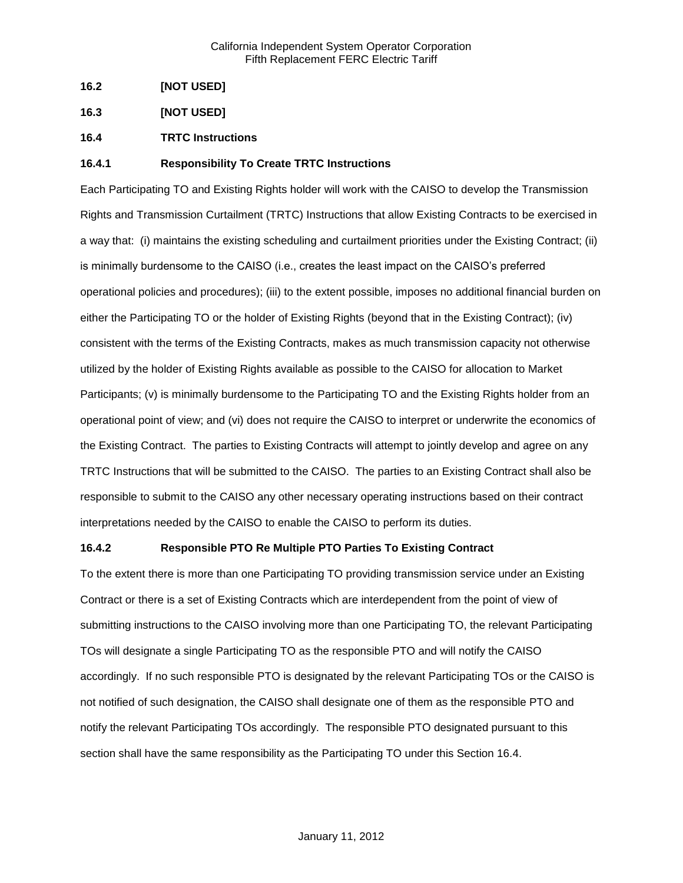**16.2 [NOT USED]**

**16.3 [NOT USED]**

**16.4 TRTC Instructions**

**16.4.1 Responsibility To Create TRTC Instructions**

Each Participating TO and Existing Rights holder will work with the CAISO to develop the Transmission Rights and Transmission Curtailment (TRTC) Instructions that allow Existing Contracts to be exercised in a way that: (i) maintains the existing scheduling and curtailment priorities under the Existing Contract; (ii) is minimally burdensome to the CAISO (i.e., creates the least impact on the CAISO's preferred operational policies and procedures); (iii) to the extent possible, imposes no additional financial burden on either the Participating TO or the holder of Existing Rights (beyond that in the Existing Contract); (iv) consistent with the terms of the Existing Contracts, makes as much transmission capacity not otherwise utilized by the holder of Existing Rights available as possible to the CAISO for allocation to Market Participants; (v) is minimally burdensome to the Participating TO and the Existing Rights holder from an operational point of view; and (vi) does not require the CAISO to interpret or underwrite the economics of the Existing Contract. The parties to Existing Contracts will attempt to jointly develop and agree on any TRTC Instructions that will be submitted to the CAISO. The parties to an Existing Contract shall also be responsible to submit to the CAISO any other necessary operating instructions based on their contract interpretations needed by the CAISO to enable the CAISO to perform its duties.

**16.4.2 Responsible PTO Re Multiple PTO Parties To Existing Contract**

To the extent there is more than one Participating TO providing transmission service under an Existing Contract or there is a set of Existing Contracts which are interdependent from the point of view of submitting instructions to the CAISO involving more than one Participating TO, the relevant Participating TOs will designate a single Participating TO as the responsible PTO and will notify the CAISO accordingly. If no such responsible PTO is designated by the relevant Participating TOs or the CAISO is not notified of such designation, the CAISO shall designate one of them as the responsible PTO and notify the relevant Participating TOs accordingly. The responsible PTO designated pursuant to this section shall have the same responsibility as the Participating TO under this Section 16.4.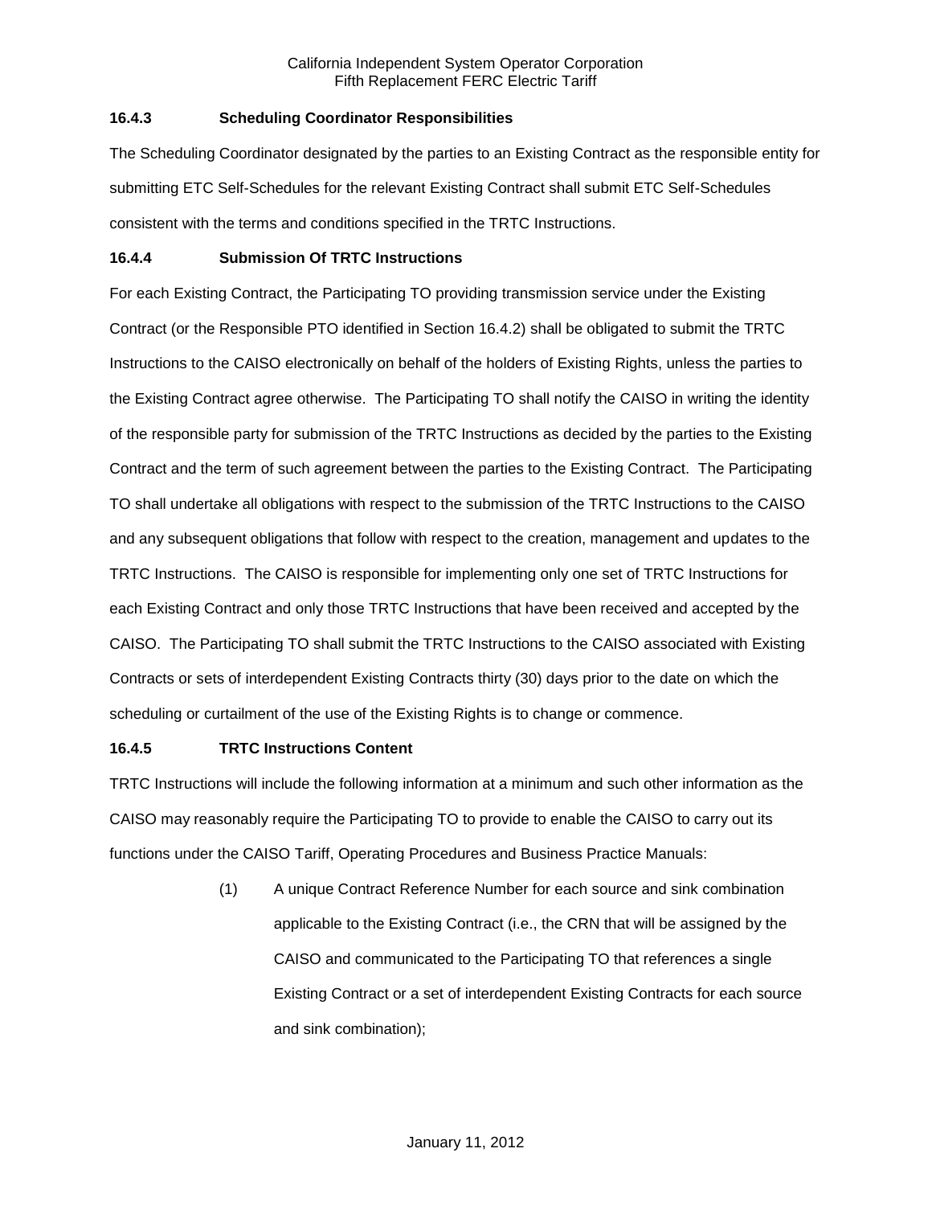### 16.4.3 Scheduling Coordinator Responsibilities

The Scheduling Coordinator designated by the parties to an Existing Contract as the responsible entity for submitting ETC Self-Schedules for the relevant Existing Contract shall submit ETC Self-Schedules consistent with the terms and conditions specified in the TRTC Instructions.

### 16.4.4 Submission Of TRTC Instructions

For each Existing Contract, the Participating TO providing transmission service under the Existing Contract (or the Responsible PTO identified in Section 16.4.2) shall be obligated to submit the TRTC Instructions to the CAISO electronically on behalf of the holders of Existing Rights, unless the parties to the Existing Contract agree otherwise. The Participating TO shall notify the CAISO in writing the identity of the responsible party for submission of the TRTC Instructions as decided by the parties to the Existing Contract and the term of such agreement between the parties to the Existing Contract. The Participating TO shall undertake all obligations with respect to the submission of the TRTC Instructions to the CAISO and any subsequent obligations that follow with respect to the creation, management and updates to the TRTC Instructions. The CAISO is responsible for implementing only one set of TRTC Instructions for each Existing Contract and only those TRTC Instructions that have been received and accepted by the CAISO. The Participating TO shall submit the TRTC Instructions to the CAISO associated with Existing Contracts or sets of interdependent Existing Contracts thirty (30) days prior to the date on which the scheduling or curtailment of the use of the Existing Rights is to change or commence.

### 16.4.5 TRTC Instructions Content

TRTC Instructions will include the following information at a minimum and such other information as the CAISO may reasonably require the Participating TO to provide to enable the CAISO to carry out its functions under the CAISO Tariff, Operating Procedures and Business Practice Manuals:

(1) A unique Contract Reference Number for each source and sink combination applicable to the Existing Contract (i.e., the CRN that will be assigned by the CAISO and communicated to the Participating TO that references a single Existing Contract or a set of interdependent Existing Contracts for each source and sink combination);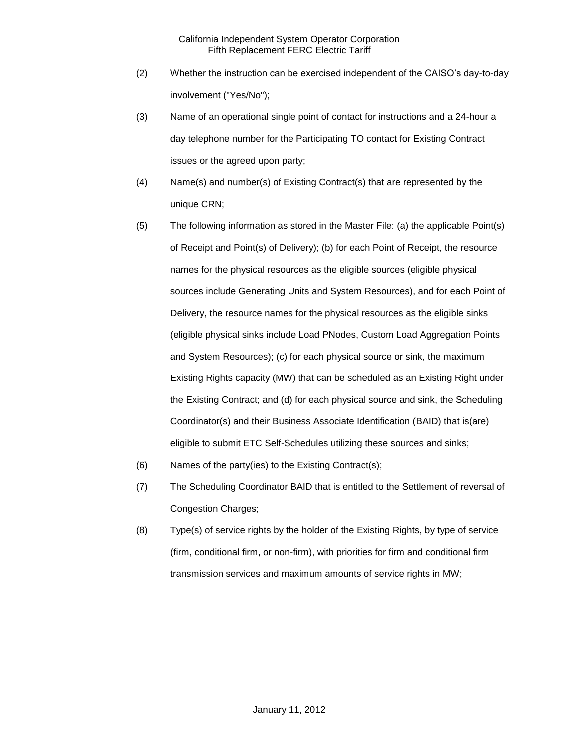(2) Whether the instruction can be exercised independent of the CAISO's day-to-day involvement ("Yes/No");

(3) Name of an operational single point of contact for instructions and a 24-hour a day telephone number for the Participating TO contact for Existing Contract issues or the agreed upon party;

(4) Name(s) and number(s) of Existing Contract(s) that are represented by the unique CRN;

(5) The following information as stored in the Master File: (a) the applicable Point(s) of Receipt and Point(s) of Delivery); (b) for each Point of Receipt, the resource names for the physical resources as the eligible sources (eligible physical sources include Generating Units and System Resources), and for each Point of Delivery, the resource names for the physical resources as the eligible sinks (eligible physical sinks include Load PNodes, Custom Load Aggregation Points and System Resources); (c) for each physical source or sink, the maximum Existing Rights capacity (MW) that can be scheduled as an Existing Right under the Existing Contract; and (d) for each physical source and sink, the Scheduling Coordinator(s) and their Business Associate Identification (BAID) that is(are) eligible to submit ETC Self-Schedules utilizing these sources and sinks;

(6) Names of the party(ies) to the Existing Contract(s);

(7) The Scheduling Coordinator BAID that is entitled to the Settlement of reversal of Congestion Charges;

(8) Type(s) of service rights by the holder of the Existing Rights, by type of service (firm, conditional firm, or non-firm), with priorities for firm and conditional firm transmission services and maximum amounts of service rights in MW;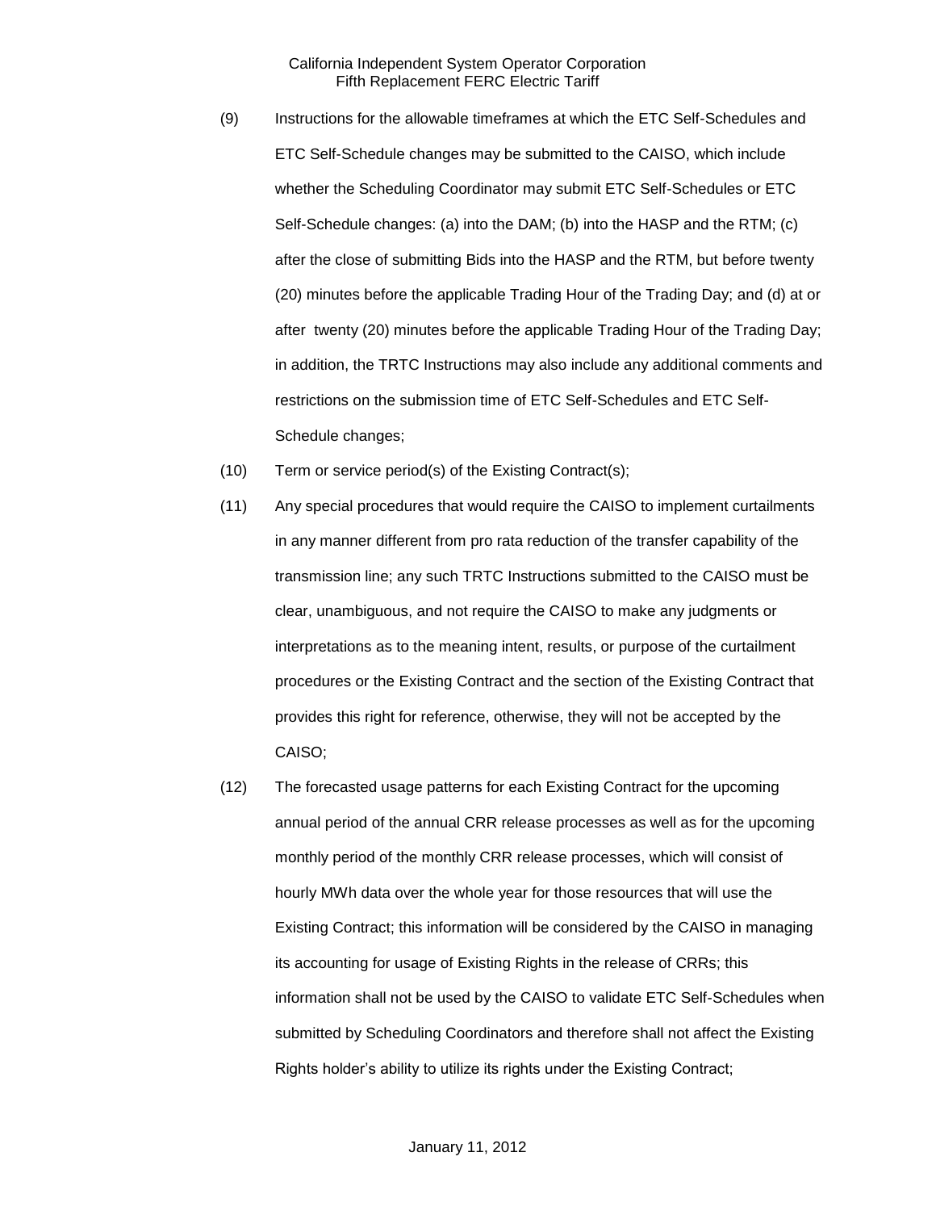(9) Instructions for the allowable timeframes at which the ETC Self-Schedules and ETC Self-Schedule changes may be submitted to the CAISO, which include whether the Scheduling Coordinator may submit ETC Self-Schedules or ETC Self-Schedule changes: (a) into the DAM; (b) into the HASP and the RTM; (c) after the close of submitting Bids into the HASP and the RTM, but before twenty (20) minutes before the applicable Trading Hour of the Trading Day; and (d) at or after twenty (20) minutes before the applicable Trading Hour of the Trading Day; in addition, the TRTC Instructions may also include any additional comments and restrictions on the submission time of ETC Self-Schedules and ETC Self-Schedule changes;

(10) Term or service period(s) of the Existing Contract(s);

(11) Any special procedures that would require the CAISO to implement curtailments in any manner different from pro rata reduction of the transfer capability of the transmission line; any such TRTC Instructions submitted to the CAISO must be clear, unambiguous, and not require the CAISO to make any judgments or interpretations as to the meaning intent, results, or purpose of the curtailment procedures or the Existing Contract and the section of the Existing Contract that provides this right for reference, otherwise, they will not be accepted by the CAISO;

(12) The forecasted usage patterns for each Existing Contract for the upcoming annual period of the annual CRR release processes as well as for the upcoming monthly period of the monthly CRR release processes, which will consist of hourly MWh data over the whole year for those resources that will use the Existing Contract; this information will be considered by the CAISO in managing its accounting for usage of Existing Rights in the release of CRRs; this information shall not be used by the CAISO to validate ETC Self-Schedules when submitted by Scheduling Coordinators and therefore shall not affect the Existing Rights holder's ability to utilize its rights under the Existing Contract;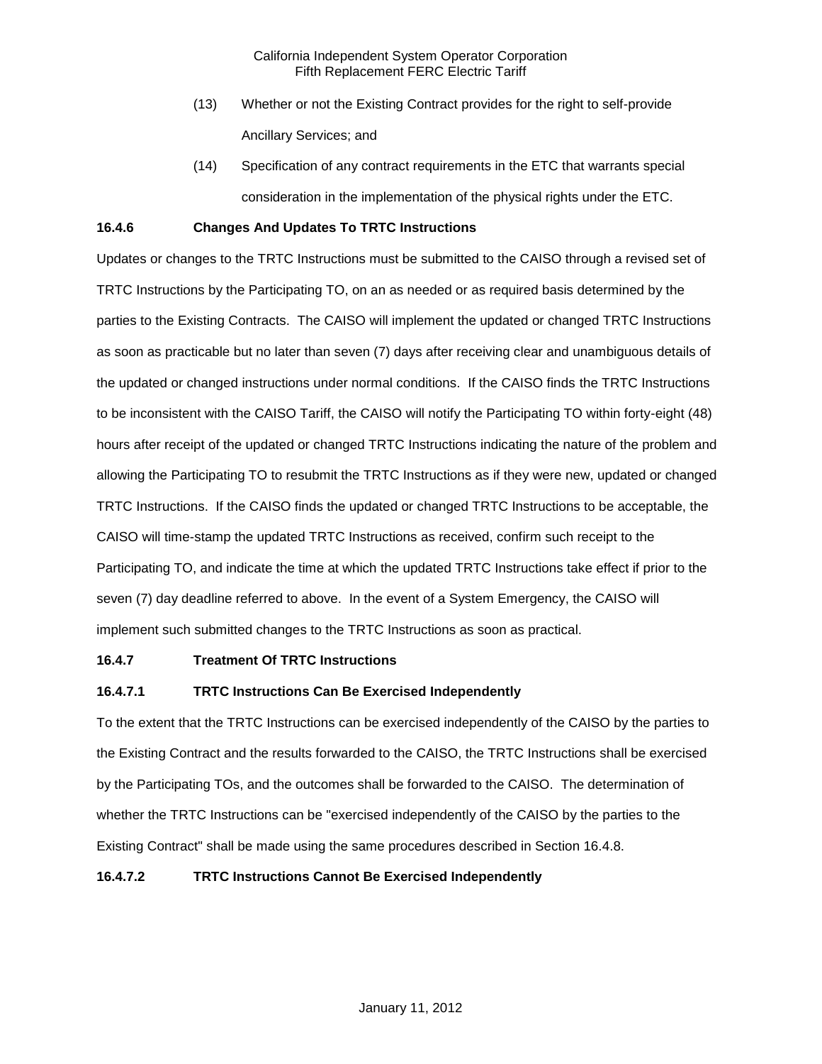(13) Whether or not the Existing Contract provides for the right to self-provide Ancillary Services; and

(14) Specification of any contract requirements in the ETC that warrants special consideration in the implementation of the physical rights under the ETC.

**16.4.6 Changes And Updates To TRTC Instructions**

Updates or changes to the TRTC Instructions must be submitted to the CAISO through a revised set of TRTC Instructions by the Participating TO, on an as needed or as required basis determined by the parties to the Existing Contracts. The CAISO will implement the updated or changed TRTC Instructions as soon as practicable but no later than seven (7) days after receiving clear and unambiguous details of the updated or changed instructions under normal conditions. If the CAISO finds the TRTC Instructions to be inconsistent with the CAISO Tariff, the CAISO will notify the Participating TO within forty-eight (48) hours after receipt of the updated or changed TRTC Instructions indicating the nature of the problem and allowing the Participating TO to resubmit the TRTC Instructions as if they were new, updated or changed TRTC Instructions. If the CAISO finds the updated or changed TRTC Instructions to be acceptable, the CAISO will time-stamp the updated TRTC Instructions as received, confirm such receipt to the Participating TO, and indicate the time at which the updated TRTC Instructions take effect if prior to the seven (7) day deadline referred to above. In the event of a System Emergency, the CAISO will implement such submitted changes to the TRTC Instructions as soon as practical.

**16.4.7 Treatment Of TRTC Instructions**

**16.4.7.1 TRTC Instructions Can Be Exercised Independently**

To the extent that the TRTC Instructions can be exercised independently of the CAISO by the parties to the Existing Contract and the results forwarded to the CAISO, the TRTC Instructions shall be exercised by the Participating TOs, and the outcomes shall be forwarded to the CAISO. The determination of whether the TRTC Instructions can be "exercised independently of the CAISO by the parties to the Existing Contract" shall be made using the same procedures described in Section 16.4.8.

**16.4.7.2 TRTC Instructions Cannot Be Exercised Independently**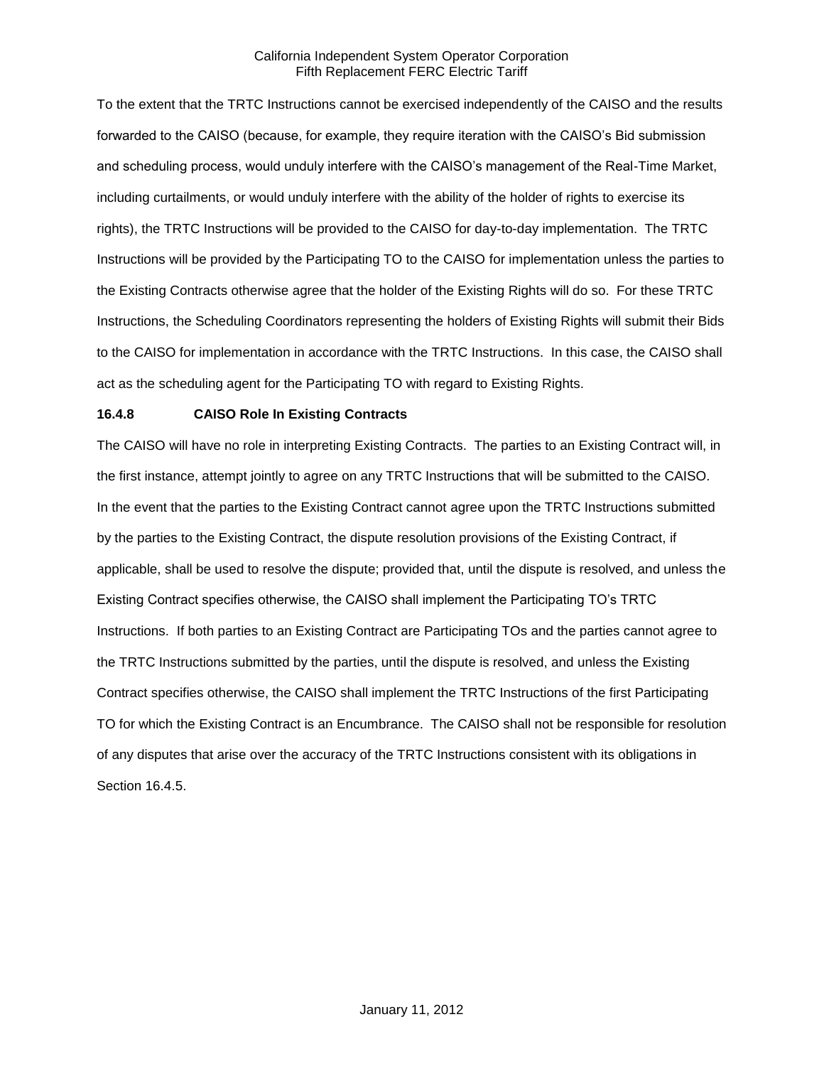To the extent that the TRTC Instructions cannot be exercised independently of the CAISO and the results forwarded to the CAISO (because, for example, they require iteration with the CAISO's Bid submission and scheduling process, would unduly interfere with the CAISO's management of the Real-Time Market, including curtailments, or would unduly interfere with the ability of the holder of rights to exercise its rights), the TRTC Instructions will be provided to the CAISO for day-to-day implementation. The TRTC Instructions will be provided by the Participating TO to the CAISO for implementation unless the parties to the Existing Contracts otherwise agree that the holder of the Existing Rights will do so. For these TRTC Instructions, the Scheduling Coordinators representing the holders of Existing Rights will submit their Bids to the CAISO for implementation in accordance with the TRTC Instructions. In this case, the CAISO shall act as the scheduling agent for the Participating TO with regard to Existing Rights.

### 16.4.8 CAISO Role In Existing Contracts

The CAISO will have no role in interpreting Existing Contracts. The parties to an Existing Contract will, in the first instance, attempt jointly to agree on any TRTC Instructions that will be submitted to the CAISO. In the event that the parties to the Existing Contract cannot agree upon the TRTC Instructions submitted by the parties to the Existing Contract, the dispute resolution provisions of the Existing Contract, if applicable, shall be used to resolve the dispute; provided that, until the dispute is resolved, and unless the Existing Contract specifies otherwise, the CAISO shall implement the Participating TO's TRTC Instructions. If both parties to an Existing Contract are Participating TOs and the parties cannot agree to the TRTC Instructions submitted by the parties, until the dispute is resolved, and unless the Existing Contract specifies otherwise, the CAISO shall implement the TRTC Instructions of the first Participating TO for which the Existing Contract is an Encumbrance. The CAISO shall not be responsible for resolution of any disputes that arise over the accuracy of the TRTC Instructions consistent with its obligations in Section 16.4.5.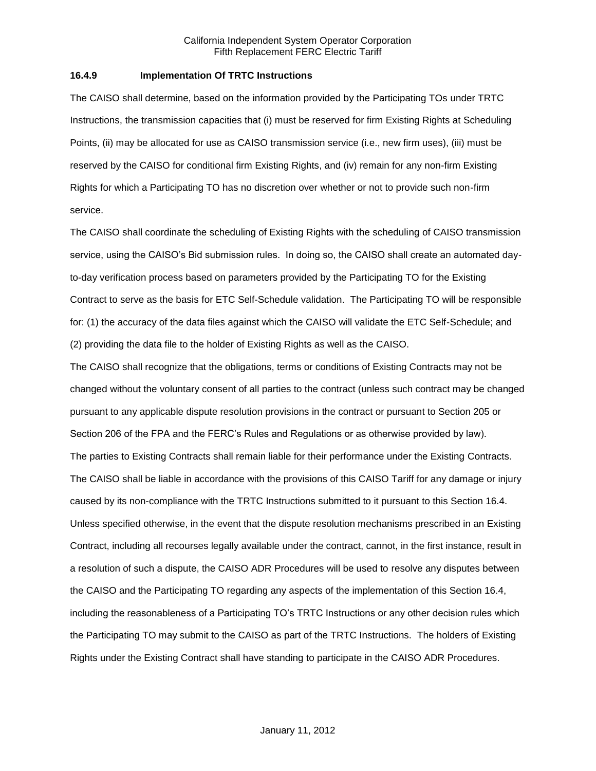### 16.4.9 Implementation Of TRTC Instructions

The CAISO shall determine, based on the information provided by the Participating TOs under TRTC Instructions, the transmission capacities that (i) must be reserved for firm Existing Rights at Scheduling Points, (ii) may be allocated for use as CAISO transmission service (i.e., new firm uses), (iii) must be reserved by the CAISO for conditional firm Existing Rights, and (iv) remain for any non-firm Existing Rights for which a Participating TO has no discretion over whether or not to provide such non-firm service.

The CAISO shall coordinate the scheduling of Existing Rights with the scheduling of CAISO transmission service, using the CAISO's Bid submission rules. In doing so, the CAISO shall create an automated day-to-day verification process based on parameters provided by the Participating TO for the Existing Contract to serve as the basis for ETC Self-Schedule validation. The Participating TO will be responsible for: (1) the accuracy of the data files against which the CAISO will validate the ETC Self-Schedule; and (2) providing the data file to the holder of Existing Rights as well as the CAISO.

The CAISO shall recognize that the obligations, terms or conditions of Existing Contracts may not be changed without the voluntary consent of all parties to the contract (unless such contract may be changed pursuant to any applicable dispute resolution provisions in the contract or pursuant to Section 205 or Section 206 of the FPA and the FERC's Rules and Regulations or as otherwise provided by law).

The parties to Existing Contracts shall remain liable for their performance under the Existing Contracts. The CAISO shall be liable in accordance with the provisions of this CAISO Tariff for any damage or injury caused by its non-compliance with the TRTC Instructions submitted to it pursuant to this Section 16.4.

Unless specified otherwise, in the event that the dispute resolution mechanisms prescribed in an Existing Contract, including all recourses legally available under the contract, cannot, in the first instance, result in a resolution of such a dispute, the CAISO ADR Procedures will be used to resolve any disputes between the CAISO and the Participating TO regarding any aspects of the implementation of this Section 16.4, including the reasonableness of a Participating TO's TRTC Instructions or any other decision rules which the Participating TO may submit to the CAISO as part of the TRTC Instructions. The holders of Existing Rights under the Existing Contract shall have standing to participate in the CAISO ADR Procedures.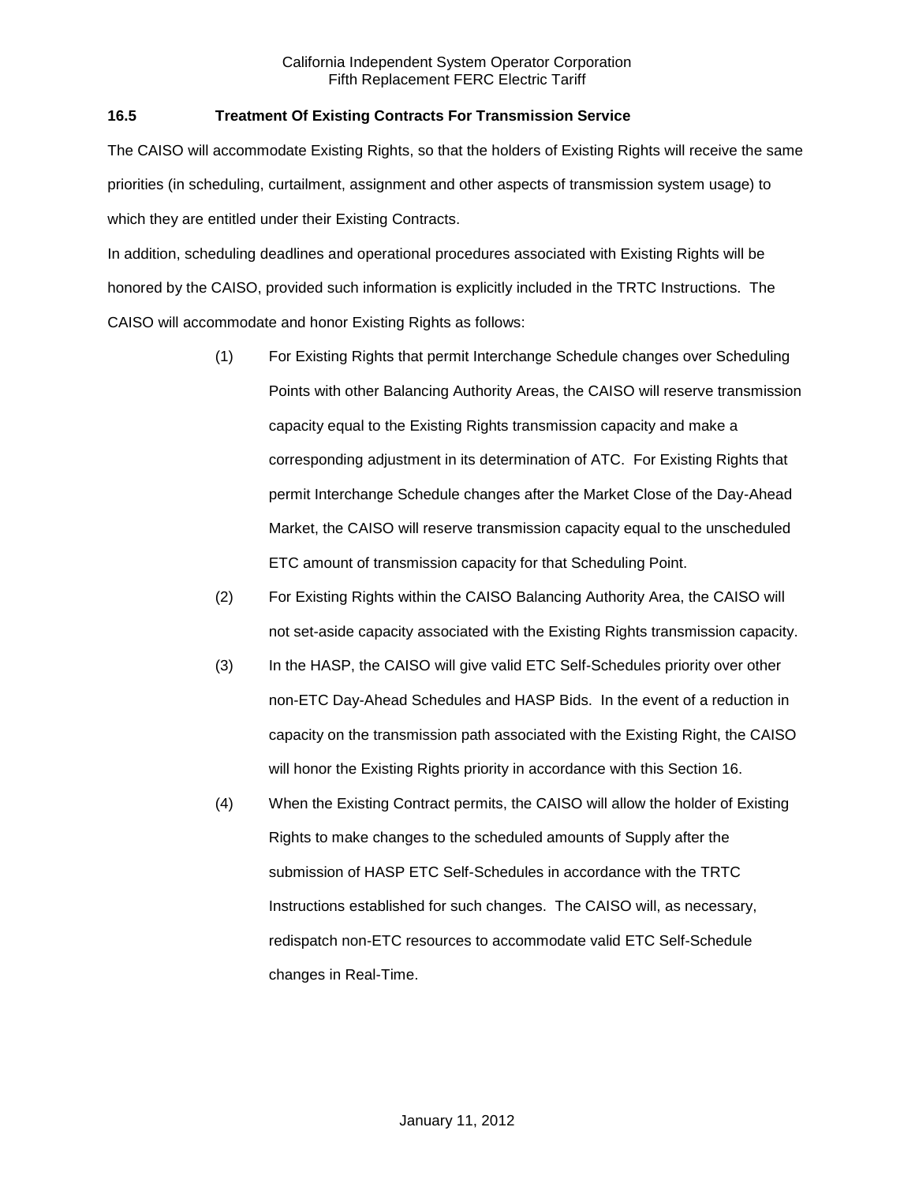### 16.5 Treatment Of Existing Contracts For Transmission Service

The CAISO will accommodate Existing Rights, so that the holders of Existing Rights will receive the same priorities (in scheduling, curtailment, assignment and other aspects of transmission system usage) to which they are entitled under their Existing Contracts.

In addition, scheduling deadlines and operational procedures associated with Existing Rights will be honored by the CAISO, provided such information is explicitly included in the TRTC Instructions. The CAISO will accommodate and honor Existing Rights as follows:

(1) For Existing Rights that permit Interchange Schedule changes over Scheduling Points with other Balancing Authority Areas, the CAISO will reserve transmission capacity equal to the Existing Rights transmission capacity and make a corresponding adjustment in its determination of ATC. For Existing Rights that permit Interchange Schedule changes after the Market Close of the Day-Ahead Market, the CAISO will reserve transmission capacity equal to the unscheduled ETC amount of transmission capacity for that Scheduling Point.

(2) For Existing Rights within the CAISO Balancing Authority Area, the CAISO will not set-aside capacity associated with the Existing Rights transmission capacity.

(3) In the HASP, the CAISO will give valid ETC Self-Schedules priority over other non-ETC Day-Ahead Schedules and HASP Bids. In the event of a reduction in capacity on the transmission path associated with the Existing Right, the CAISO will honor the Existing Rights priority in accordance with this Section 16.

(4) When the Existing Contract permits, the CAISO will allow the holder of Existing Rights to make changes to the scheduled amounts of Supply after the submission of HASP ETC Self-Schedules in accordance with the TRTC Instructions established for such changes. The CAISO will, as necessary, redispatch non-ETC resources to accommodate valid ETC Self-Schedule changes in Real-Time.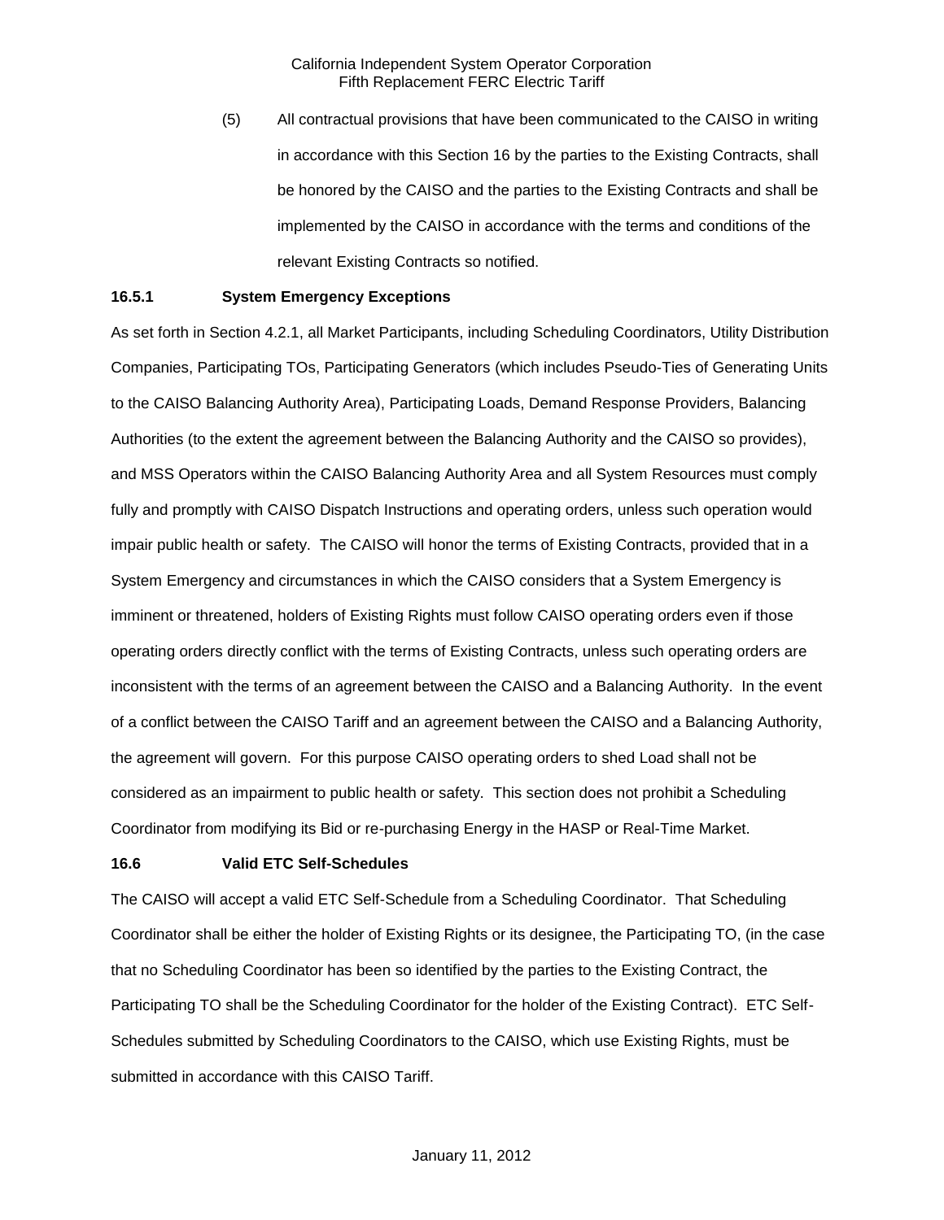(5) All contractual provisions that have been communicated to the CAISO in writing in accordance with this Section 16 by the parties to the Existing Contracts, shall be honored by the CAISO and the parties to the Existing Contracts and shall be implemented by the CAISO in accordance with the terms and conditions of the relevant Existing Contracts so notified.

### 16.5.1 System Emergency Exceptions

As set forth in Section 4.2.1, all Market Participants, including Scheduling Coordinators, Utility Distribution Companies, Participating TOs, Participating Generators (which includes Pseudo-Ties of Generating Units to the CAISO Balancing Authority Area), Participating Loads, Demand Response Providers, Balancing Authorities (to the extent the agreement between the Balancing Authority and the CAISO so provides), and MSS Operators within the CAISO Balancing Authority Area and all System Resources must comply fully and promptly with CAISO Dispatch Instructions and operating orders, unless such operation would impair public health or safety. The CAISO will honor the terms of Existing Contracts, provided that in a System Emergency and circumstances in which the CAISO considers that a System Emergency is imminent or threatened, holders of Existing Rights must follow CAISO operating orders even if those operating orders directly conflict with the terms of Existing Contracts, unless such operating orders are inconsistent with the terms of an agreement between the CAISO and a Balancing Authority. In the event of a conflict between the CAISO Tariff and an agreement between the CAISO and a Balancing Authority, the agreement will govern. For this purpose CAISO operating orders to shed Load shall not be considered as an impairment to public health or safety. This section does not prohibit a Scheduling Coordinator from modifying its Bid or re-purchasing Energy in the HASP or Real-Time Market.

### 16.6 Valid ETC Self-Schedules

The CAISO will accept a valid ETC Self-Schedule from a Scheduling Coordinator. That Scheduling Coordinator shall be either the holder of Existing Rights or its designee, the Participating TO, (in the case that no Scheduling Coordinator has been so identified by the parties to the Existing Contract, the Participating TO shall be the Scheduling Coordinator for the holder of the Existing Contract). ETC Self-Schedules submitted by Scheduling Coordinators to the CAISO, which use Existing Rights, must be submitted in accordance with this CAISO Tariff.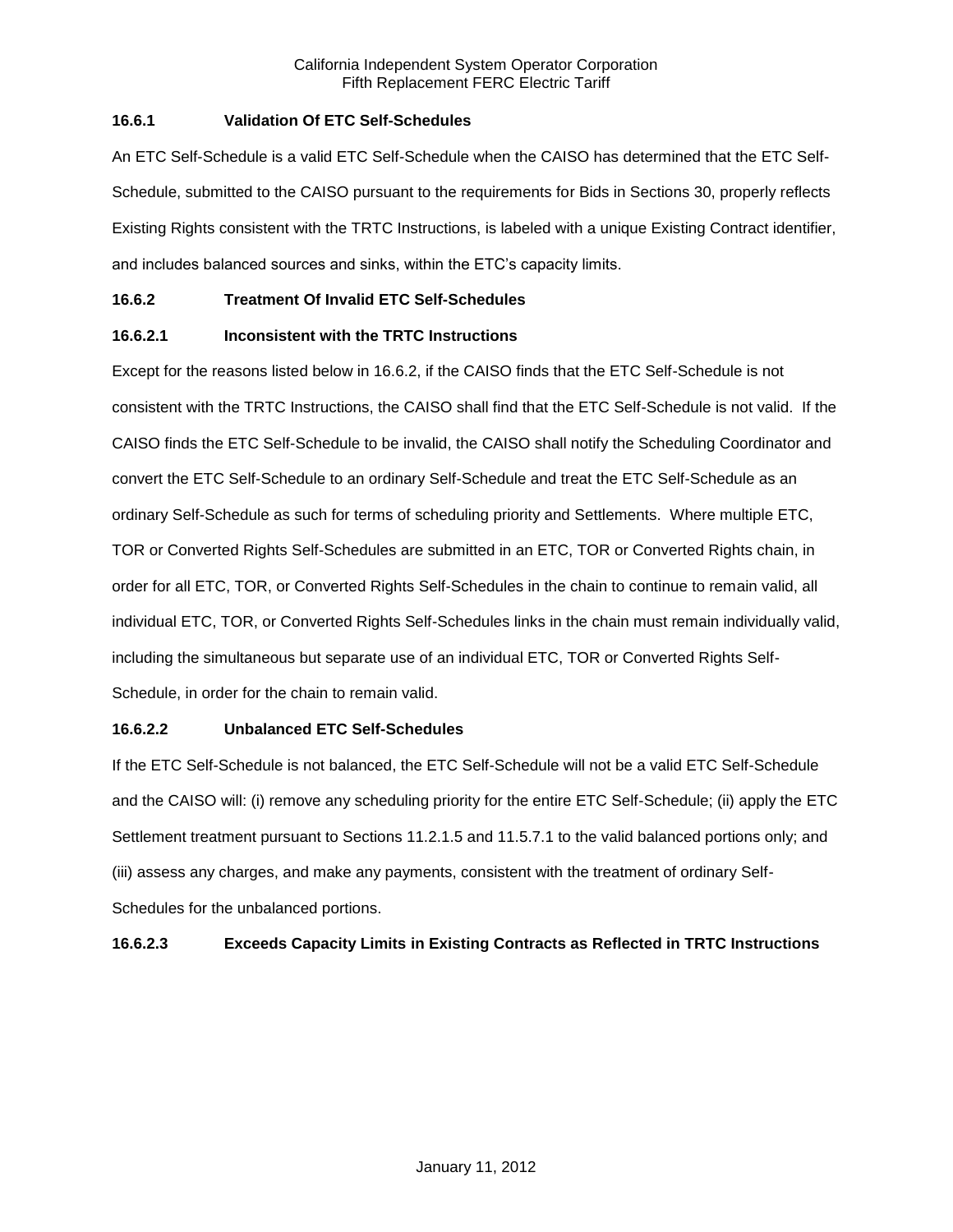### 16.6.1 Validation Of ETC Self-Schedules

An ETC Self-Schedule is a valid ETC Self-Schedule when the CAISO has determined that the ETC Self-Schedule, submitted to the CAISO pursuant to the requirements for Bids in Sections 30, properly reflects Existing Rights consistent with the TRTC Instructions, is labeled with a unique Existing Contract identifier, and includes balanced sources and sinks, within the ETC's capacity limits.

### 16.6.2 Treatment Of Invalid ETC Self-Schedules

#### 16.6.2.1 Inconsistent with the TRTC Instructions

Except for the reasons listed below in 16.6.2, if the CAISO finds that the ETC Self-Schedule is not consistent with the TRTC Instructions, the CAISO shall find that the ETC Self-Schedule is not valid. If the CAISO finds the ETC Self-Schedule to be invalid, the CAISO shall notify the Scheduling Coordinator and convert the ETC Self-Schedule to an ordinary Self-Schedule and treat the ETC Self-Schedule as an ordinary Self-Schedule as such for terms of scheduling priority and Settlements. Where multiple ETC, TOR or Converted Rights Self-Schedules are submitted in an ETC, TOR or Converted Rights chain, in order for all ETC, TOR, or Converted Rights Self-Schedules in the chain to continue to remain valid, all individual ETC, TOR, or Converted Rights Self-Schedules links in the chain must remain individually valid, including the simultaneous but separate use of an individual ETC, TOR or Converted Rights Self-Schedule, in order for the chain to remain valid.

#### 16.6.2.2 Unbalanced ETC Self-Schedules

If the ETC Self-Schedule is not balanced, the ETC Self-Schedule will not be a valid ETC Self-Schedule and the CAISO will: (i) remove any scheduling priority for the entire ETC Self-Schedule; (ii) apply the ETC Settlement treatment pursuant to Sections 11.2.1.5 and 11.5.7.1 to the valid balanced portions only; and (iii) assess any charges, and make any payments, consistent with the treatment of ordinary Self-Schedules for the unbalanced portions.

#### 16.6.2.3 Exceeds Capacity Limits in Existing Contracts as Reflected in TRTC Instructions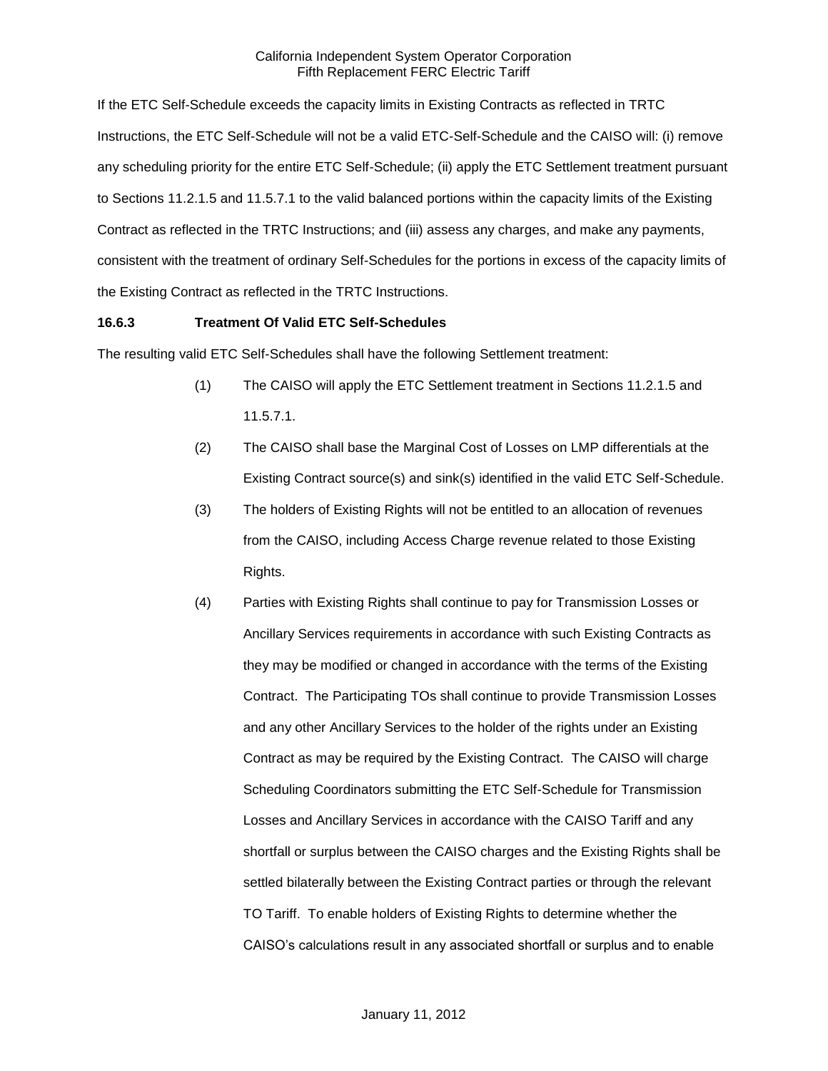If the ETC Self-Schedule exceeds the capacity limits in Existing Contracts as reflected in TRTC Instructions, the ETC Self-Schedule will not be a valid ETC-Self-Schedule and the CAISO will: (i) remove any scheduling priority for the entire ETC Self-Schedule; (ii) apply the ETC Settlement treatment pursuant to Sections 11.2.1.5 and 11.5.7.1 to the valid balanced portions within the capacity limits of the Existing Contract as reflected in the TRTC Instructions; and (iii) assess any charges, and make any payments, consistent with the treatment of ordinary Self-Schedules for the portions in excess of the capacity limits of the Existing Contract as reflected in the TRTC Instructions.

**16.6.3 Treatment Of Valid ETC Self-Schedules**

The resulting valid ETC Self-Schedules shall have the following Settlement treatment:

(1) The CAISO will apply the ETC Settlement treatment in Sections 11.2.1.5 and 11.5.7.1.

(2) The CAISO shall base the Marginal Cost of Losses on LMP differentials at the Existing Contract source(s) and sink(s) identified in the valid ETC Self-Schedule.

(3) The holders of Existing Rights will not be entitled to an allocation of revenues from the CAISO, including Access Charge revenue related to those Existing Rights.

(4) Parties with Existing Rights shall continue to pay for Transmission Losses or Ancillary Services requirements in accordance with such Existing Contracts as they may be modified or changed in accordance with the terms of the Existing Contract. The Participating TOs shall continue to provide Transmission Losses and any other Ancillary Services to the holder of the rights under an Existing Contract as may be required by the Existing Contract. The CAISO will charge Scheduling Coordinators submitting the ETC Self-Schedule for Transmission Losses and Ancillary Services in accordance with the CAISO Tariff and any shortfall or surplus between the CAISO charges and the Existing Rights shall be settled bilaterally between the Existing Contract parties or through the relevant TO Tariff. To enable holders of Existing Rights to determine whether the CAISO's calculations result in any associated shortfall or surplus and to enable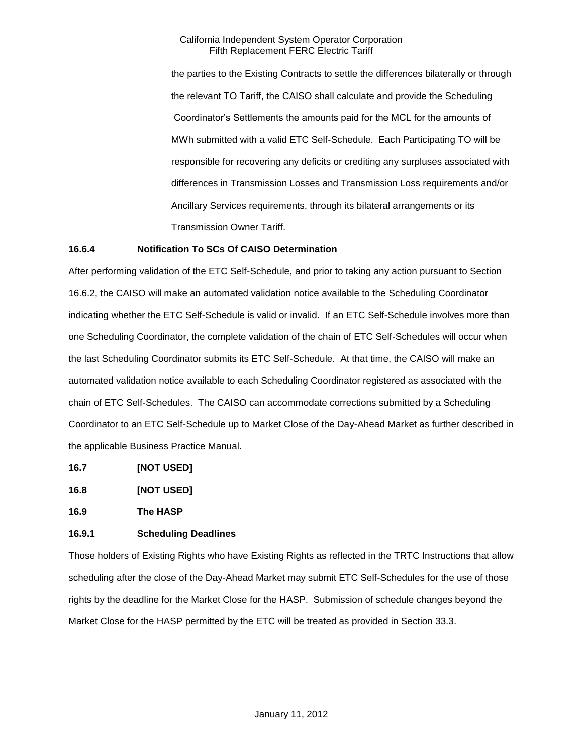the parties to the Existing Contracts to settle the differences bilaterally or through the relevant TO Tariff, the CAISO shall calculate and provide the Scheduling Coordinator's Settlements the amounts paid for the MCL for the amounts of MWh submitted with a valid ETC Self-Schedule. Each Participating TO will be responsible for recovering any deficits or crediting any surpluses associated with differences in Transmission Losses and Transmission Loss requirements and/or Ancillary Services requirements, through its bilateral arrangements or its Transmission Owner Tariff.

**16.6.4 Notification To SCs Of CAISO Determination**

After performing validation of the ETC Self-Schedule, and prior to taking any action pursuant to Section 16.6.2, the CAISO will make an automated validation notice available to the Scheduling Coordinator indicating whether the ETC Self-Schedule is valid or invalid. If an ETC Self-Schedule involves more than one Scheduling Coordinator, the complete validation of the chain of ETC Self-Schedules will occur when the last Scheduling Coordinator submits its ETC Self-Schedule. At that time, the CAISO will make an automated validation notice available to each Scheduling Coordinator registered as associated with the chain of ETC Self-Schedules. The CAISO can accommodate corrections submitted by a Scheduling Coordinator to an ETC Self-Schedule up to Market Close of the Day-Ahead Market as further described in the applicable Business Practice Manual.

**16.7 [NOT USED]**

**16.8 [NOT USED]**

**16.9 The HASP**

**16.9.1 Scheduling Deadlines**

Those holders of Existing Rights who have Existing Rights as reflected in the TRTC Instructions that allow scheduling after the close of the Day-Ahead Market may submit ETC Self-Schedules for the use of those rights by the deadline for the Market Close for the HASP. Submission of schedule changes beyond the Market Close for the HASP permitted by the ETC will be treated as provided in Section 33.3.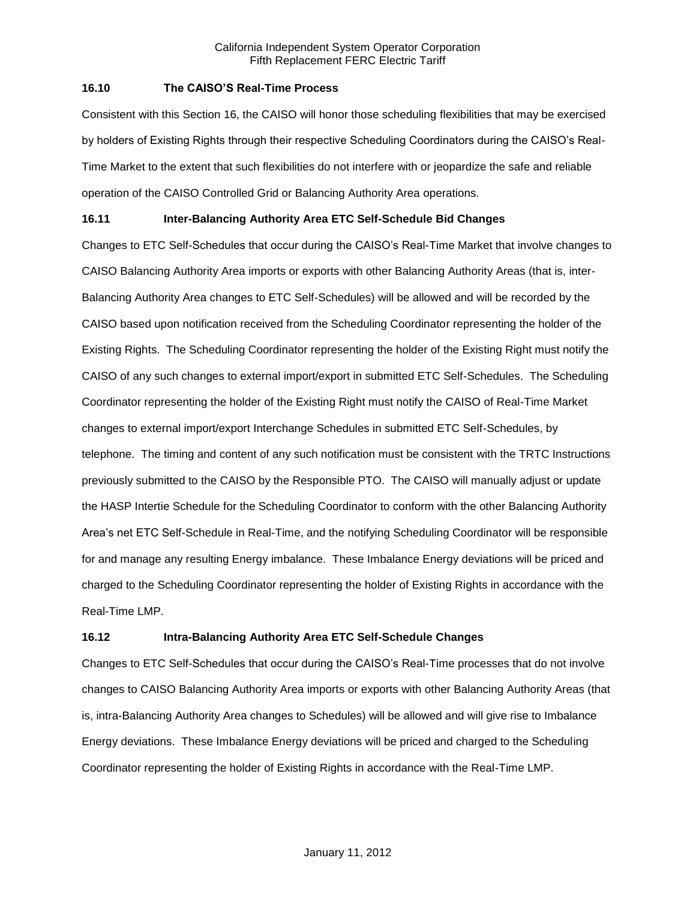## 16.10 The CAISO'S Real-Time Process

Consistent with this Section 16, the CAISO will honor those scheduling flexibilities that may be exercised by holders of Existing Rights through their respective Scheduling Coordinators during the CAISO's Real-Time Market to the extent that such flexibilities do not interfere with or jeopardize the safe and reliable operation of the CAISO Controlled Grid or Balancing Authority Area operations.

## 16.11 Inter-Balancing Authority Area ETC Self-Schedule Bid Changes

Changes to ETC Self-Schedules that occur during the CAISO's Real-Time Market that involve changes to CAISO Balancing Authority Area imports or exports with other Balancing Authority Areas (that is, inter-Balancing Authority Area changes to ETC Self-Schedules) will be allowed and will be recorded by the CAISO based upon notification received from the Scheduling Coordinator representing the holder of the Existing Rights. The Scheduling Coordinator representing the holder of the Existing Right must notify the CAISO of any such changes to external import/export in submitted ETC Self-Schedules. The Scheduling Coordinator representing the holder of the Existing Right must notify the CAISO of Real-Time Market changes to external import/export Interchange Schedules in submitted ETC Self-Schedules, by telephone. The timing and content of any such notification must be consistent with the TRTC Instructions previously submitted to the CAISO by the Responsible PTO. The CAISO will manually adjust or update the HASP Intertie Schedule for the Scheduling Coordinator to conform with the other Balancing Authority Area's net ETC Self-Schedule in Real-Time, and the notifying Scheduling Coordinator will be responsible for and manage any resulting Energy imbalance. These Imbalance Energy deviations will be priced and charged to the Scheduling Coordinator representing the holder of Existing Rights in accordance with the Real-Time LMP.

## 16.12 Intra-Balancing Authority Area ETC Self-Schedule Changes

Changes to ETC Self-Schedules that occur during the CAISO's Real-Time processes that do not involve changes to CAISO Balancing Authority Area imports or exports with other Balancing Authority Areas (that is, intra-Balancing Authority Area changes to Schedules) will be allowed and will give rise to Imbalance Energy deviations. These Imbalance Energy deviations will be priced and charged to the Scheduling Coordinator representing the holder of Existing Rights in accordance with the Real-Time LMP.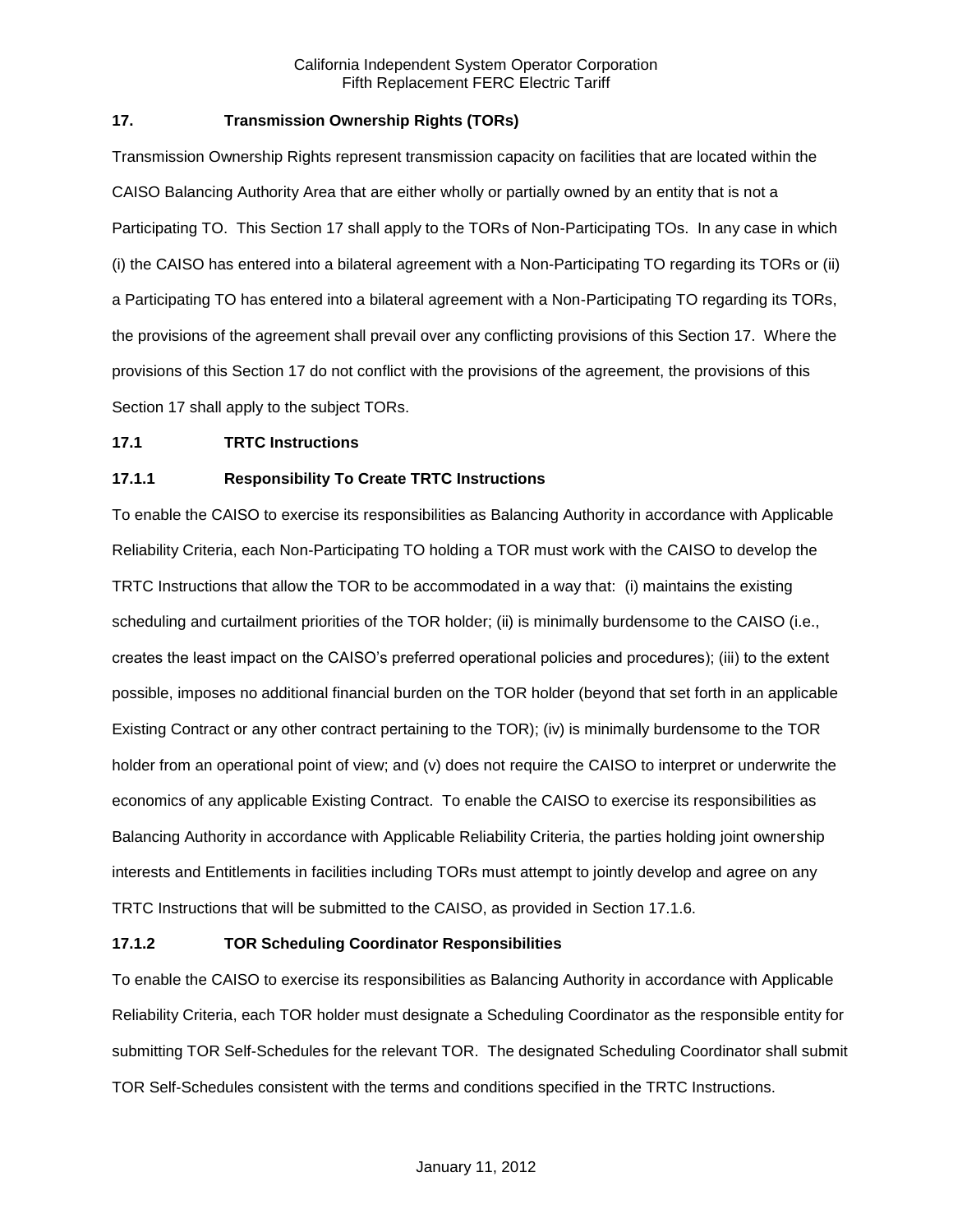## 17. Transmission Ownership Rights (TORs)

Transmission Ownership Rights represent transmission capacity on facilities that are located within the CAISO Balancing Authority Area that are either wholly or partially owned by an entity that is not a Participating TO. This Section 17 shall apply to the TORs of Non-Participating TOs. In any case in which (i) the CAISO has entered into a bilateral agreement with a Non-Participating TO regarding its TORs or (ii) a Participating TO has entered into a bilateral agreement with a Non-Participating TO regarding its TORs, the provisions of the agreement shall prevail over any conflicting provisions of this Section 17. Where the provisions of this Section 17 do not conflict with the provisions of the agreement, the provisions of this Section 17 shall apply to the subject TORs.

### 17.1 TRTC Instructions

#### 17.1.1 Responsibility To Create TRTC Instructions

To enable the CAISO to exercise its responsibilities as Balancing Authority in accordance with Applicable Reliability Criteria, each Non-Participating TO holding a TOR must work with the CAISO to develop the TRTC Instructions that allow the TOR to be accommodated in a way that: (i) maintains the existing scheduling and curtailment priorities of the TOR holder; (ii) is minimally burdensome to the CAISO (i.e., creates the least impact on the CAISO's preferred operational policies and procedures); (iii) to the extent possible, imposes no additional financial burden on the TOR holder (beyond that set forth in an applicable Existing Contract or any other contract pertaining to the TOR); (iv) is minimally burdensome to the TOR holder from an operational point of view; and (v) does not require the CAISO to interpret or underwrite the economics of any applicable Existing Contract. To enable the CAISO to exercise its responsibilities as Balancing Authority in accordance with Applicable Reliability Criteria, the parties holding joint ownership interests and Entitlements in facilities including TORs must attempt to jointly develop and agree on any TRTC Instructions that will be submitted to the CAISO, as provided in Section 17.1.6.

#### 17.1.2 TOR Scheduling Coordinator Responsibilities

To enable the CAISO to exercise its responsibilities as Balancing Authority in accordance with Applicable Reliability Criteria, each TOR holder must designate a Scheduling Coordinator as the responsible entity for submitting TOR Self-Schedules for the relevant TOR. The designated Scheduling Coordinator shall submit TOR Self-Schedules consistent with the terms and conditions specified in the TRTC Instructions.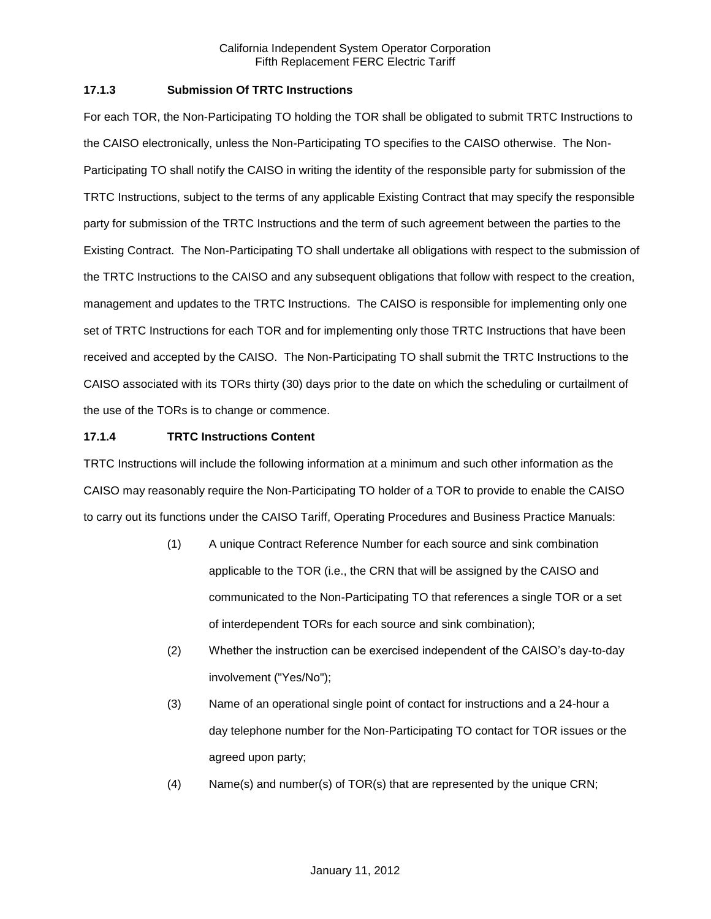### 17.1.3 Submission Of TRTC Instructions

For each TOR, the Non-Participating TO holding the TOR shall be obligated to submit TRTC Instructions to the CAISO electronically, unless the Non-Participating TO specifies to the CAISO otherwise. The Non-Participating TO shall notify the CAISO in writing the identity of the responsible party for submission of the TRTC Instructions, subject to the terms of any applicable Existing Contract that may specify the responsible party for submission of the TRTC Instructions and the term of such agreement between the parties to the Existing Contract. The Non-Participating TO shall undertake all obligations with respect to the submission of the TRTC Instructions to the CAISO and any subsequent obligations that follow with respect to the creation, management and updates to the TRTC Instructions. The CAISO is responsible for implementing only one set of TRTC Instructions for each TOR and for implementing only those TRTC Instructions that have been received and accepted by the CAISO. The Non-Participating TO shall submit the TRTC Instructions to the CAISO associated with its TORs thirty (30) days prior to the date on which the scheduling or curtailment of the use of the TORs is to change or commence.

### 17.1.4 TRTC Instructions Content

TRTC Instructions will include the following information at a minimum and such other information as the CAISO may reasonably require the Non-Participating TO holder of a TOR to provide to enable the CAISO to carry out its functions under the CAISO Tariff, Operating Procedures and Business Practice Manuals:

(1) A unique Contract Reference Number for each source and sink combination applicable to the TOR (i.e., the CRN that will be assigned by the CAISO and communicated to the Non-Participating TO that references a single TOR or a set of interdependent TORs for each source and sink combination);

(2) Whether the instruction can be exercised independent of the CAISO's day-to-day involvement ("Yes/No");

(3) Name of an operational single point of contact for instructions and a 24-hour a day telephone number for the Non-Participating TO contact for TOR issues or the agreed upon party;

(4) Name(s) and number(s) of TOR(s) that are represented by the unique CRN;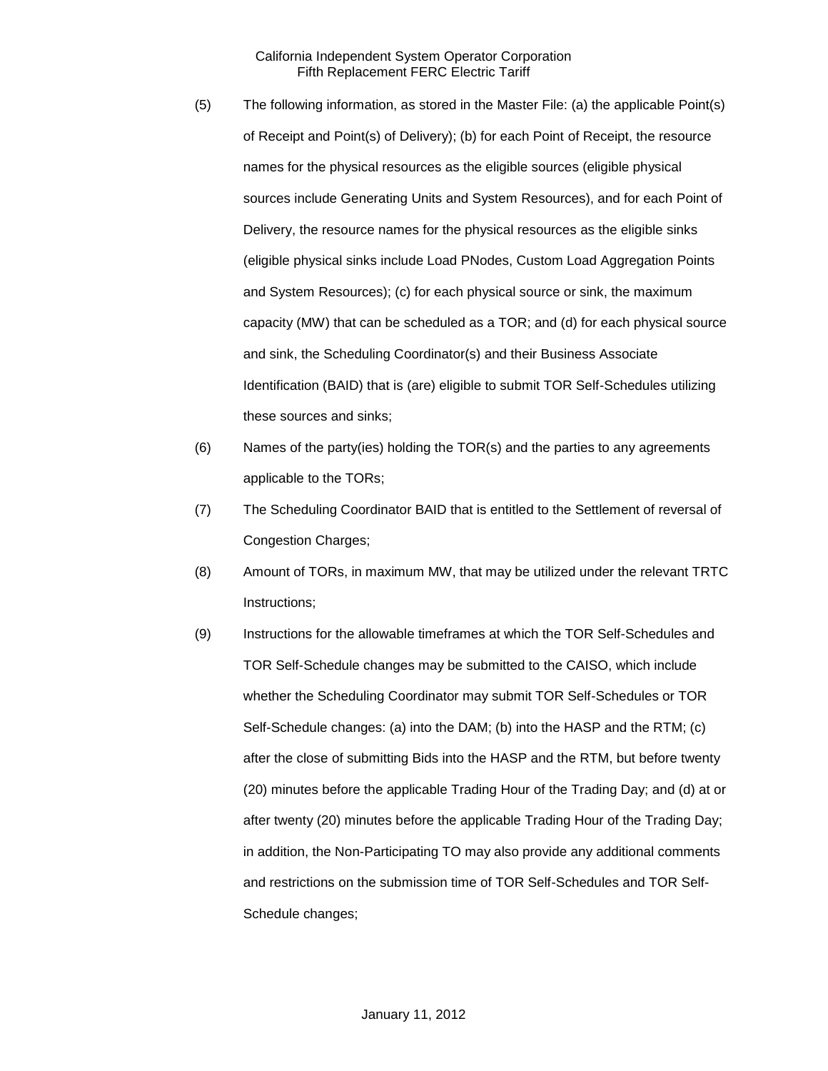(5) The following information, as stored in the Master File: (a) the applicable Point(s) of Receipt and Point(s) of Delivery); (b) for each Point of Receipt, the resource names for the physical resources as the eligible sources (eligible physical sources include Generating Units and System Resources), and for each Point of Delivery, the resource names for the physical resources as the eligible sinks (eligible physical sinks include Load PNodes, Custom Load Aggregation Points and System Resources); (c) for each physical source or sink, the maximum capacity (MW) that can be scheduled as a TOR; and (d) for each physical source and sink, the Scheduling Coordinator(s) and their Business Associate Identification (BAID) that is (are) eligible to submit TOR Self-Schedules utilizing these sources and sinks;

(6) Names of the party(ies) holding the TOR(s) and the parties to any agreements applicable to the TORs;

(7) The Scheduling Coordinator BAID that is entitled to the Settlement of reversal of Congestion Charges;

(8) Amount of TORs, in maximum MW, that may be utilized under the relevant TRTC Instructions;

(9) Instructions for the allowable timeframes at which the TOR Self-Schedules and TOR Self-Schedule changes may be submitted to the CAISO, which include whether the Scheduling Coordinator may submit TOR Self-Schedules or TOR Self-Schedule changes: (a) into the DAM; (b) into the HASP and the RTM; (c) after the close of submitting Bids into the HASP and the RTM, but before twenty (20) minutes before the applicable Trading Hour of the Trading Day; and (d) at or after twenty (20) minutes before the applicable Trading Hour of the Trading Day; in addition, the Non-Participating TO may also provide any additional comments and restrictions on the submission time of TOR Self-Schedules and TOR Self-Schedule changes;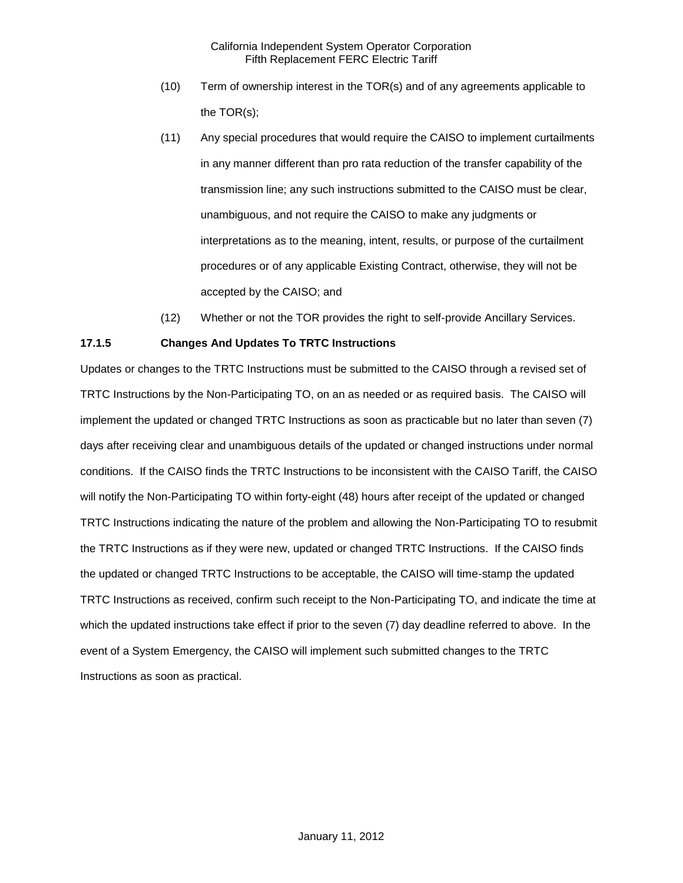(10) Term of ownership interest in the TOR(s) and of any agreements applicable to the TOR(s);

(11) Any special procedures that would require the CAISO to implement curtailments in any manner different than pro rata reduction of the transfer capability of the transmission line; any such instructions submitted to the CAISO must be clear, unambiguous, and not require the CAISO to make any judgments or interpretations as to the meaning, intent, results, or purpose of the curtailment procedures or of any applicable Existing Contract, otherwise, they will not be accepted by the CAISO; and

(12) Whether or not the TOR provides the right to self-provide Ancillary Services.

**17.1.5 Changes And Updates To TRTC Instructions**

Updates or changes to the TRTC Instructions must be submitted to the CAISO through a revised set of TRTC Instructions by the Non-Participating TO, on an as needed or as required basis. The CAISO will implement the updated or changed TRTC Instructions as soon as practicable but no later than seven (7) days after receiving clear and unambiguous details of the updated or changed instructions under normal conditions. If the CAISO finds the TRTC Instructions to be inconsistent with the CAISO Tariff, the CAISO will notify the Non-Participating TO within forty-eight (48) hours after receipt of the updated or changed TRTC Instructions indicating the nature of the problem and allowing the Non-Participating TO to resubmit the TRTC Instructions as if they were new, updated or changed TRTC Instructions. If the CAISO finds the updated or changed TRTC Instructions to be acceptable, the CAISO will time-stamp the updated TRTC Instructions as received, confirm such receipt to the Non-Participating TO, and indicate the time at which the updated instructions take effect if prior to the seven (7) day deadline referred to above. In the event of a System Emergency, the CAISO will implement such submitted changes to the TRTC Instructions as soon as practical.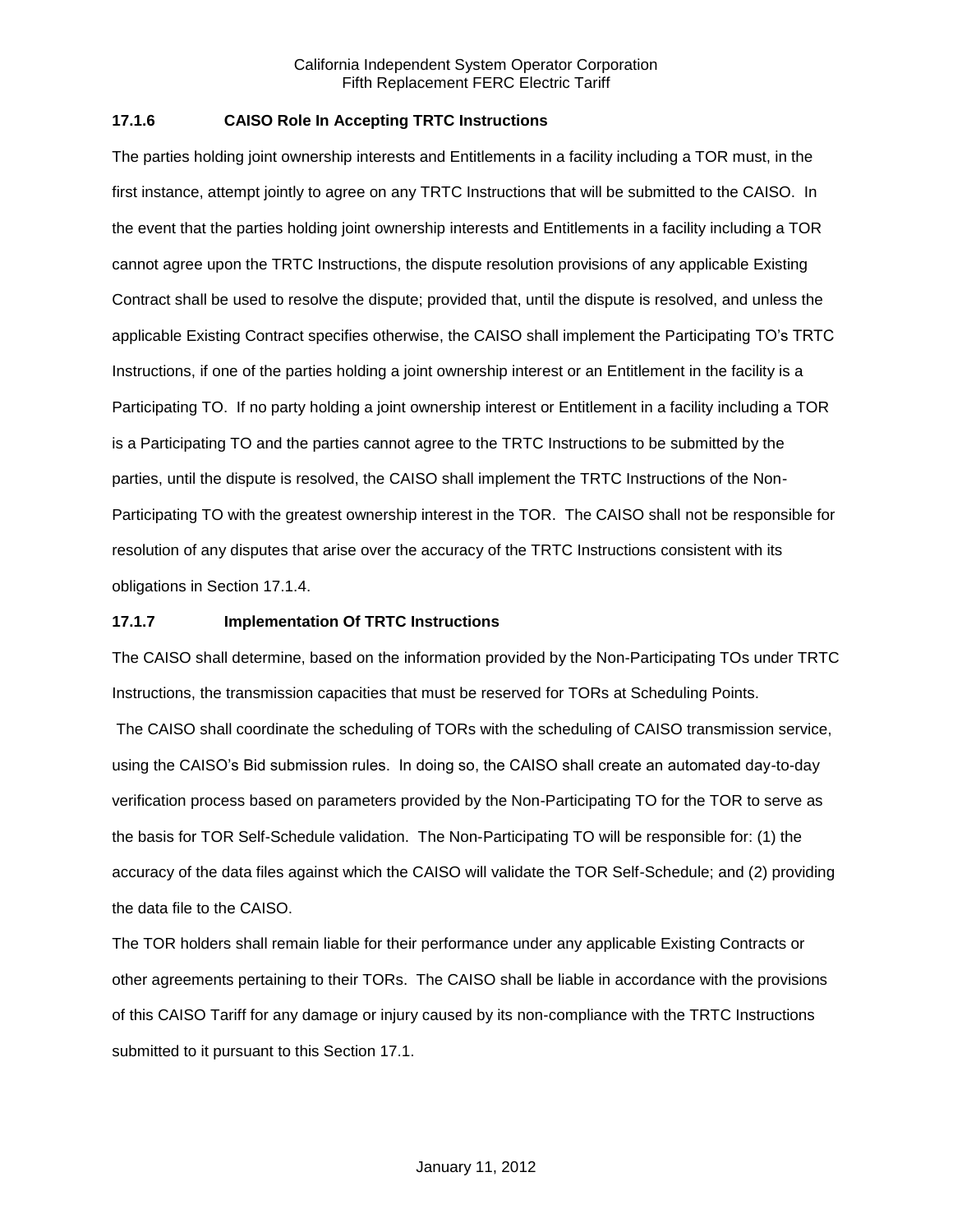### 17.1.6 CAISO Role In Accepting TRTC Instructions

The parties holding joint ownership interests and Entitlements in a facility including a TOR must, in the first instance, attempt jointly to agree on any TRTC Instructions that will be submitted to the CAISO. In the event that the parties holding joint ownership interests and Entitlements in a facility including a TOR cannot agree upon the TRTC Instructions, the dispute resolution provisions of any applicable Existing Contract shall be used to resolve the dispute; provided that, until the dispute is resolved, and unless the applicable Existing Contract specifies otherwise, the CAISO shall implement the Participating TO's TRTC Instructions, if one of the parties holding a joint ownership interest or an Entitlement in the facility is a Participating TO. If no party holding a joint ownership interest or Entitlement in a facility including a TOR is a Participating TO and the parties cannot agree to the TRTC Instructions to be submitted by the parties, until the dispute is resolved, the CAISO shall implement the TRTC Instructions of the Non-Participating TO with the greatest ownership interest in the TOR. The CAISO shall not be responsible for resolution of any disputes that arise over the accuracy of the TRTC Instructions consistent with its obligations in Section 17.1.4.

### 17.1.7 Implementation Of TRTC Instructions

The CAISO shall determine, based on the information provided by the Non-Participating TOs under TRTC Instructions, the transmission capacities that must be reserved for TORs at Scheduling Points.

The CAISO shall coordinate the scheduling of TORs with the scheduling of CAISO transmission service, using the CAISO's Bid submission rules. In doing so, the CAISO shall create an automated day-to-day verification process based on parameters provided by the Non-Participating TO for the TOR to serve as the basis for TOR Self-Schedule validation. The Non-Participating TO will be responsible for: (1) the accuracy of the data files against which the CAISO will validate the TOR Self-Schedule; and (2) providing the data file to the CAISO.

The TOR holders shall remain liable for their performance under any applicable Existing Contracts or other agreements pertaining to their TORs. The CAISO shall be liable in accordance with the provisions of this CAISO Tariff for any damage or injury caused by its non-compliance with the TRTC Instructions submitted to it pursuant to this Section 17.1.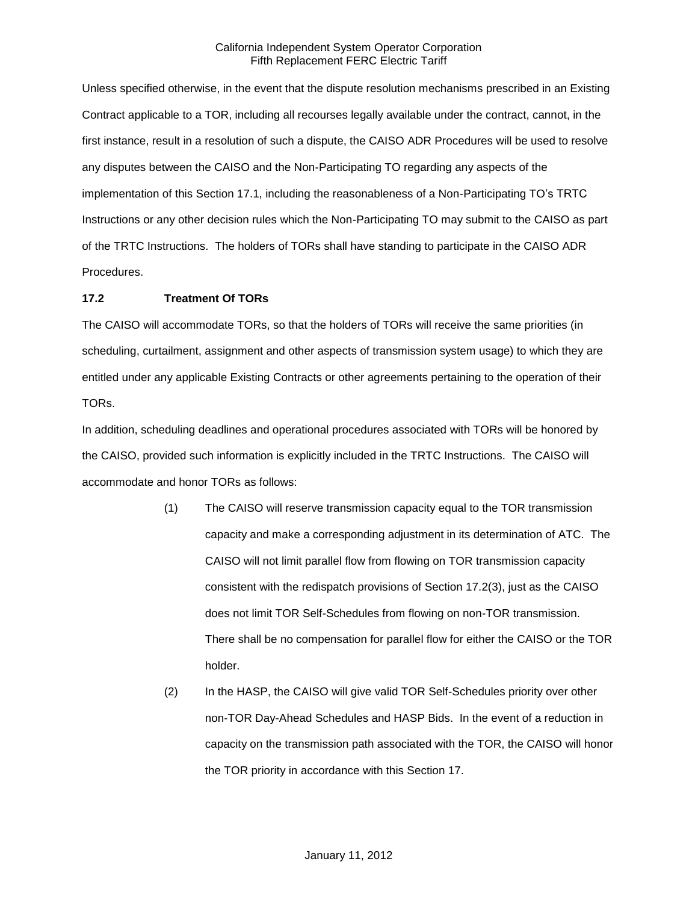Unless specified otherwise, in the event that the dispute resolution mechanisms prescribed in an Existing Contract applicable to a TOR, including all recourses legally available under the contract, cannot, in the first instance, result in a resolution of such a dispute, the CAISO ADR Procedures will be used to resolve any disputes between the CAISO and the Non-Participating TO regarding any aspects of the implementation of this Section 17.1, including the reasonableness of a Non-Participating TO's TRTC Instructions or any other decision rules which the Non-Participating TO may submit to the CAISO as part of the TRTC Instructions. The holders of TORs shall have standing to participate in the CAISO ADR Procedures.

### 17.2 Treatment Of TORs

The CAISO will accommodate TORs, so that the holders of TORs will receive the same priorities (in scheduling, curtailment, assignment and other aspects of transmission system usage) to which they are entitled under any applicable Existing Contracts or other agreements pertaining to the operation of their TORs.

In addition, scheduling deadlines and operational procedures associated with TORs will be honored by the CAISO, provided such information is explicitly included in the TRTC Instructions. The CAISO will accommodate and honor TORs as follows:

(1) The CAISO will reserve transmission capacity equal to the TOR transmission capacity and make a corresponding adjustment in its determination of ATC. The CAISO will not limit parallel flow from flowing on TOR transmission capacity consistent with the redispatch provisions of Section 17.2(3), just as the CAISO does not limit TOR Self-Schedules from flowing on non-TOR transmission. There shall be no compensation for parallel flow for either the CAISO or the TOR holder.

(2) In the HASP, the CAISO will give valid TOR Self-Schedules priority over other non-TOR Day-Ahead Schedules and HASP Bids. In the event of a reduction in capacity on the transmission path associated with the TOR, the CAISO will honor the TOR priority in accordance with this Section 17.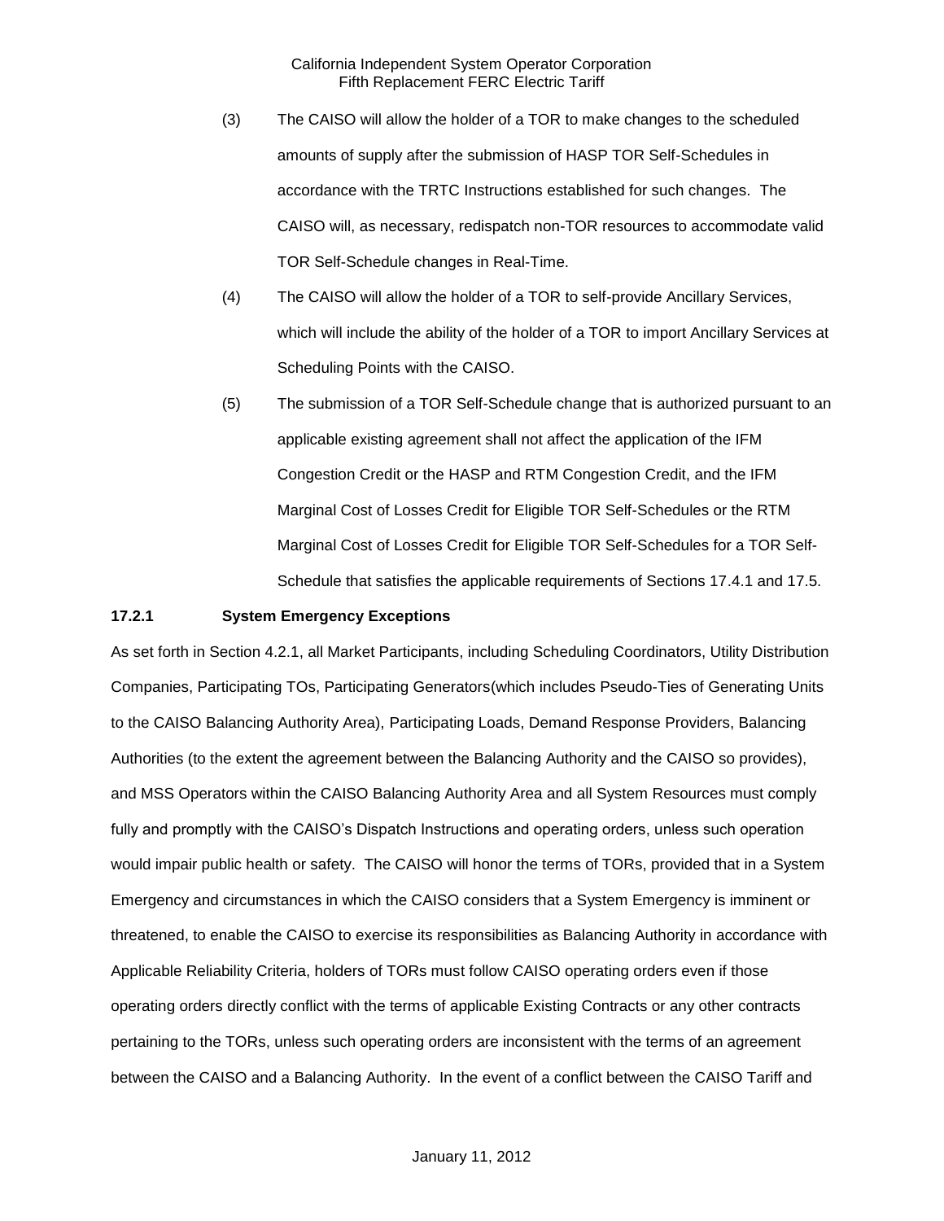(3) The CAISO will allow the holder of a TOR to make changes to the scheduled amounts of supply after the submission of HASP TOR Self-Schedules in accordance with the TRTC Instructions established for such changes. The CAISO will, as necessary, redispatch non-TOR resources to accommodate valid TOR Self-Schedule changes in Real-Time.

(4) The CAISO will allow the holder of a TOR to self-provide Ancillary Services, which will include the ability of the holder of a TOR to import Ancillary Services at Scheduling Points with the CAISO.

(5) The submission of a TOR Self-Schedule change that is authorized pursuant to an applicable existing agreement shall not affect the application of the IFM Congestion Credit or the HASP and RTM Congestion Credit, and the IFM Marginal Cost of Losses Credit for Eligible TOR Self-Schedules or the RTM Marginal Cost of Losses Credit for Eligible TOR Self-Schedules for a TOR Self-Schedule that satisfies the applicable requirements of Sections 17.4.1 and 17.5.

**17.2.1 System Emergency Exceptions**

As set forth in Section 4.2.1, all Market Participants, including Scheduling Coordinators, Utility Distribution Companies, Participating TOs, Participating Generators(which includes Pseudo-Ties of Generating Units to the CAISO Balancing Authority Area), Participating Loads, Demand Response Providers, Balancing Authorities (to the extent the agreement between the Balancing Authority and the CAISO so provides), and MSS Operators within the CAISO Balancing Authority Area and all System Resources must comply fully and promptly with the CAISO's Dispatch Instructions and operating orders, unless such operation would impair public health or safety. The CAISO will honor the terms of TORs, provided that in a System Emergency and circumstances in which the CAISO considers that a System Emergency is imminent or threatened, to enable the CAISO to exercise its responsibilities as Balancing Authority in accordance with Applicable Reliability Criteria, holders of TORs must follow CAISO operating orders even if those operating orders directly conflict with the terms of applicable Existing Contracts or any other contracts pertaining to the TORs, unless such operating orders are inconsistent with the terms of an agreement between the CAISO and a Balancing Authority. In the event of a conflict between the CAISO Tariff and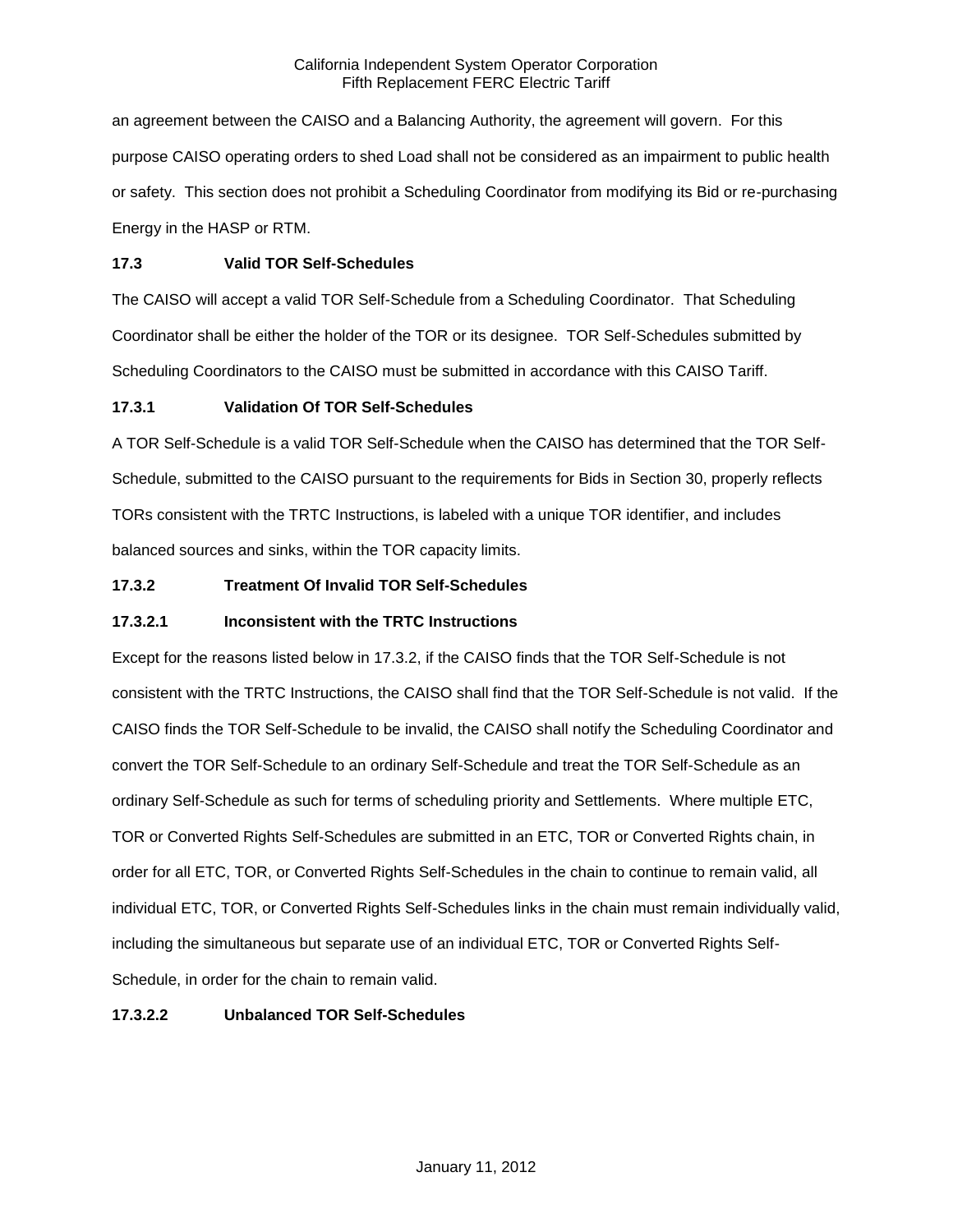an agreement between the CAISO and a Balancing Authority, the agreement will govern. For this purpose CAISO operating orders to shed Load shall not be considered as an impairment to public health or safety. This section does not prohibit a Scheduling Coordinator from modifying its Bid or re-purchasing Energy in the HASP or RTM.

**17.3 Valid TOR Self-Schedules**

The CAISO will accept a valid TOR Self-Schedule from a Scheduling Coordinator. That Scheduling Coordinator shall be either the holder of the TOR or its designee. TOR Self-Schedules submitted by Scheduling Coordinators to the CAISO must be submitted in accordance with this CAISO Tariff.

**17.3.1 Validation Of TOR Self-Schedules**

A TOR Self-Schedule is a valid TOR Self-Schedule when the CAISO has determined that the TOR Self-Schedule, submitted to the CAISO pursuant to the requirements for Bids in Section 30, properly reflects TORs consistent with the TRTC Instructions, is labeled with a unique TOR identifier, and includes balanced sources and sinks, within the TOR capacity limits.

**17.3.2 Treatment Of Invalid TOR Self-Schedules**

**17.3.2.1 Inconsistent with the TRTC Instructions**

Except for the reasons listed below in 17.3.2, if the CAISO finds that the TOR Self-Schedule is not consistent with the TRTC Instructions, the CAISO shall find that the TOR Self-Schedule is not valid. If the CAISO finds the TOR Self-Schedule to be invalid, the CAISO shall notify the Scheduling Coordinator and convert the TOR Self-Schedule to an ordinary Self-Schedule and treat the TOR Self-Schedule as an ordinary Self-Schedule as such for terms of scheduling priority and Settlements. Where multiple ETC, TOR or Converted Rights Self-Schedules are submitted in an ETC, TOR or Converted Rights chain, in order for all ETC, TOR, or Converted Rights Self-Schedules in the chain to continue to remain valid, all individual ETC, TOR, or Converted Rights Self-Schedules links in the chain must remain individually valid, including the simultaneous but separate use of an individual ETC, TOR or Converted Rights Self-Schedule, in order for the chain to remain valid.

**17.3.2.2 Unbalanced TOR Self-Schedules**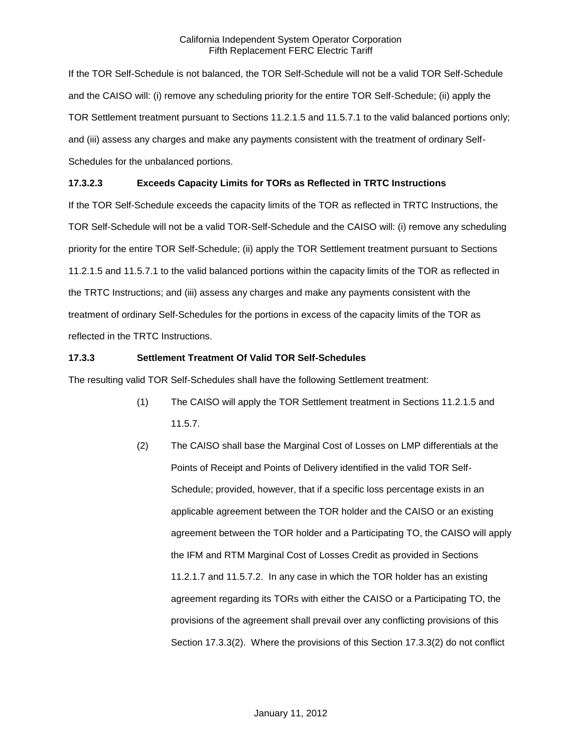If the TOR Self-Schedule is not balanced, the TOR Self-Schedule will not be a valid TOR Self-Schedule and the CAISO will: (i) remove any scheduling priority for the entire TOR Self-Schedule; (ii) apply the TOR Settlement treatment pursuant to Sections 11.2.1.5 and 11.5.7.1 to the valid balanced portions only; and (iii) assess any charges and make any payments consistent with the treatment of ordinary Self-Schedules for the unbalanced portions.

**17.3.2.3 Exceeds Capacity Limits for TORs as Reflected in TRTC Instructions**

If the TOR Self-Schedule exceeds the capacity limits of the TOR as reflected in TRTC Instructions, the TOR Self-Schedule will not be a valid TOR-Self-Schedule and the CAISO will: (i) remove any scheduling priority for the entire TOR Self-Schedule; (ii) apply the TOR Settlement treatment pursuant to Sections 11.2.1.5 and 11.5.7.1 to the valid balanced portions within the capacity limits of the TOR as reflected in the TRTC Instructions; and (iii) assess any charges and make any payments consistent with the treatment of ordinary Self-Schedules for the portions in excess of the capacity limits of the TOR as reflected in the TRTC Instructions.

**17.3.3 Settlement Treatment Of Valid TOR Self-Schedules**

The resulting valid TOR Self-Schedules shall have the following Settlement treatment:

(1) The CAISO will apply the TOR Settlement treatment in Sections 11.2.1.5 and 11.5.7.

(2) The CAISO shall base the Marginal Cost of Losses on LMP differentials at the Points of Receipt and Points of Delivery identified in the valid TOR Self-Schedule; provided, however, that if a specific loss percentage exists in an applicable agreement between the TOR holder and the CAISO or an existing agreement between the TOR holder and a Participating TO, the CAISO will apply the IFM and RTM Marginal Cost of Losses Credit as provided in Sections 11.2.1.7 and 11.5.7.2. In any case in which the TOR holder has an existing agreement regarding its TORs with either the CAISO or a Participating TO, the provisions of the agreement shall prevail over any conflicting provisions of this Section 17.3.3(2). Where the provisions of this Section 17.3.3(2) do not conflict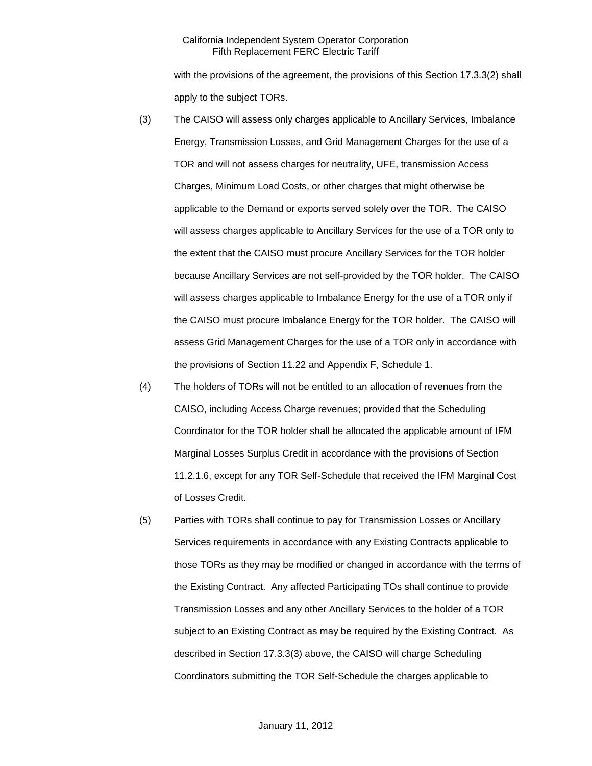with the provisions of the agreement, the provisions of this Section 17.3.3(2) shall apply to the subject TORs.

(3) The CAISO will assess only charges applicable to Ancillary Services, Imbalance Energy, Transmission Losses, and Grid Management Charges for the use of a TOR and will not assess charges for neutrality, UFE, transmission Access Charges, Minimum Load Costs, or other charges that might otherwise be applicable to the Demand or exports served solely over the TOR. The CAISO will assess charges applicable to Ancillary Services for the use of a TOR only to the extent that the CAISO must procure Ancillary Services for the TOR holder because Ancillary Services are not self-provided by the TOR holder. The CAISO will assess charges applicable to Imbalance Energy for the use of a TOR only if the CAISO must procure Imbalance Energy for the TOR holder. The CAISO will assess Grid Management Charges for the use of a TOR only in accordance with the provisions of Section 11.22 and Appendix F, Schedule 1.

(4) The holders of TORs will not be entitled to an allocation of revenues from the CAISO, including Access Charge revenues; provided that the Scheduling Coordinator for the TOR holder shall be allocated the applicable amount of IFM Marginal Losses Surplus Credit in accordance with the provisions of Section 11.2.1.6, except for any TOR Self-Schedule that received the IFM Marginal Cost of Losses Credit.

(5) Parties with TORs shall continue to pay for Transmission Losses or Ancillary Services requirements in accordance with any Existing Contracts applicable to those TORs as they may be modified or changed in accordance with the terms of the Existing Contract. Any affected Participating TOs shall continue to provide Transmission Losses and any other Ancillary Services to the holder of a TOR subject to an Existing Contract as may be required by the Existing Contract. As described in Section 17.3.3(3) above, the CAISO will charge Scheduling Coordinators submitting the TOR Self-Schedule the charges applicable to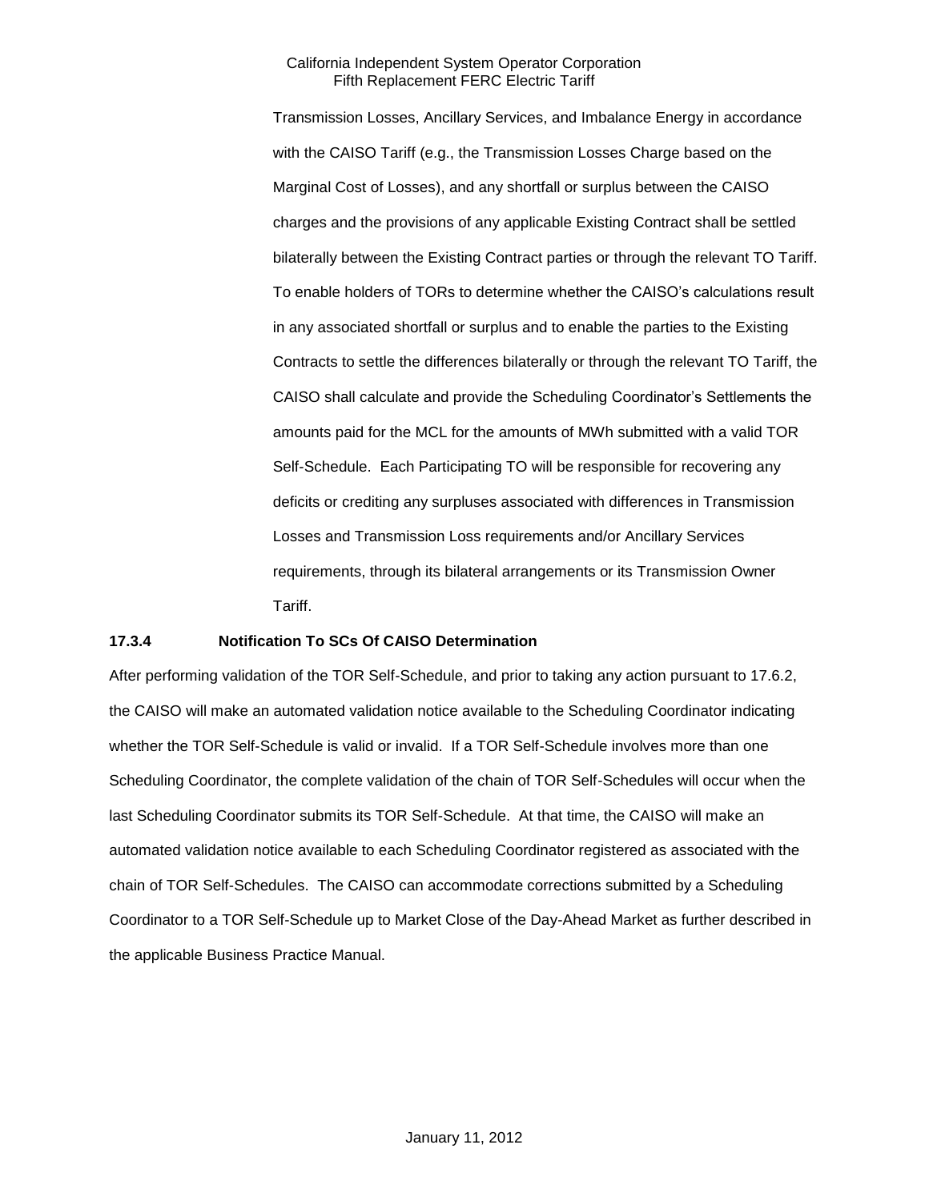Transmission Losses, Ancillary Services, and Imbalance Energy in accordance with the CAISO Tariff (e.g., the Transmission Losses Charge based on the Marginal Cost of Losses), and any shortfall or surplus between the CAISO charges and the provisions of any applicable Existing Contract shall be settled bilaterally between the Existing Contract parties or through the relevant TO Tariff. To enable holders of TORs to determine whether the CAISO's calculations result in any associated shortfall or surplus and to enable the parties to the Existing Contracts to settle the differences bilaterally or through the relevant TO Tariff, the CAISO shall calculate and provide the Scheduling Coordinator's Settlements the amounts paid for the MCL for the amounts of MWh submitted with a valid TOR Self-Schedule. Each Participating TO will be responsible for recovering any deficits or crediting any surpluses associated with differences in Transmission Losses and Transmission Loss requirements and/or Ancillary Services requirements, through its bilateral arrangements or its Transmission Owner Tariff.

**17.3.4 Notification To SCs Of CAISO Determination**

After performing validation of the TOR Self-Schedule, and prior to taking any action pursuant to 17.6.2, the CAISO will make an automated validation notice available to the Scheduling Coordinator indicating whether the TOR Self-Schedule is valid or invalid. If a TOR Self-Schedule involves more than one Scheduling Coordinator, the complete validation of the chain of TOR Self-Schedules will occur when the last Scheduling Coordinator submits its TOR Self-Schedule. At that time, the CAISO will make an automated validation notice available to each Scheduling Coordinator registered as associated with the chain of TOR Self-Schedules. The CAISO can accommodate corrections submitted by a Scheduling Coordinator to a TOR Self-Schedule up to Market Close of the Day-Ahead Market as further described in the applicable Business Practice Manual.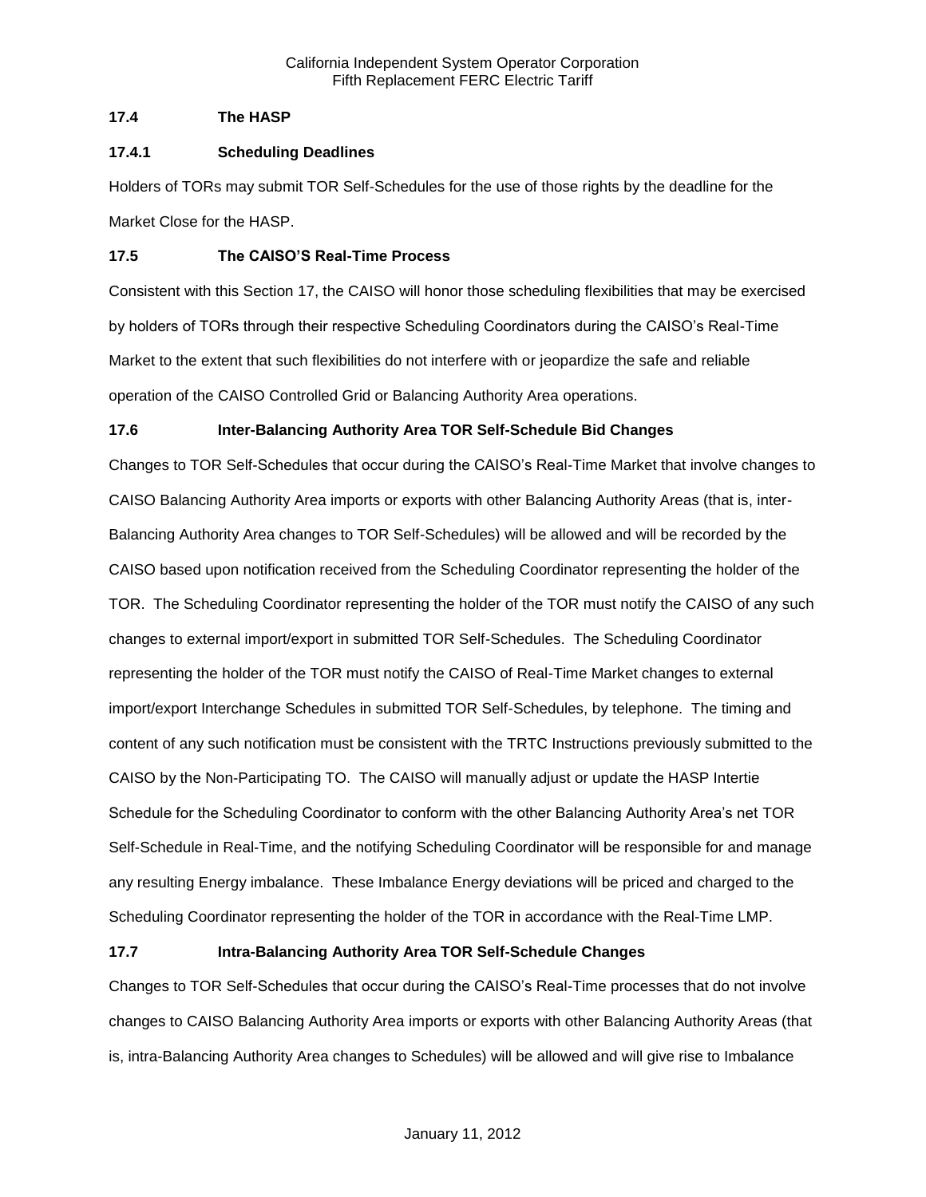### 17.4 The HASP

#### 17.4.1 Scheduling Deadlines

Holders of TORs may submit TOR Self-Schedules for the use of those rights by the deadline for the Market Close for the HASP.

### 17.5 The CAISO'S Real-Time Process

Consistent with this Section 17, the CAISO will honor those scheduling flexibilities that may be exercised by holders of TORs through their respective Scheduling Coordinators during the CAISO's Real-Time Market to the extent that such flexibilities do not interfere with or jeopardize the safe and reliable operation of the CAISO Controlled Grid or Balancing Authority Area operations.

### 17.6 Inter-Balancing Authority Area TOR Self-Schedule Bid Changes

Changes to TOR Self-Schedules that occur during the CAISO's Real-Time Market that involve changes to CAISO Balancing Authority Area imports or exports with other Balancing Authority Areas (that is, inter-Balancing Authority Area changes to TOR Self-Schedules) will be allowed and will be recorded by the CAISO based upon notification received from the Scheduling Coordinator representing the holder of the TOR. The Scheduling Coordinator representing the holder of the TOR must notify the CAISO of any such changes to external import/export in submitted TOR Self-Schedules. The Scheduling Coordinator representing the holder of the TOR must notify the CAISO of Real-Time Market changes to external import/export Interchange Schedules in submitted TOR Self-Schedules, by telephone. The timing and content of any such notification must be consistent with the TRTC Instructions previously submitted to the CAISO by the Non-Participating TO. The CAISO will manually adjust or update the HASP Intertie Schedule for the Scheduling Coordinator to conform with the other Balancing Authority Area's net TOR Self-Schedule in Real-Time, and the notifying Scheduling Coordinator will be responsible for and manage any resulting Energy imbalance. These Imbalance Energy deviations will be priced and charged to the Scheduling Coordinator representing the holder of the TOR in accordance with the Real-Time LMP.

### 17.7 Intra-Balancing Authority Area TOR Self-Schedule Changes

Changes to TOR Self-Schedules that occur during the CAISO's Real-Time processes that do not involve changes to CAISO Balancing Authority Area imports or exports with other Balancing Authority Areas (that is, intra-Balancing Authority Area changes to Schedules) will be allowed and will give rise to Imbalance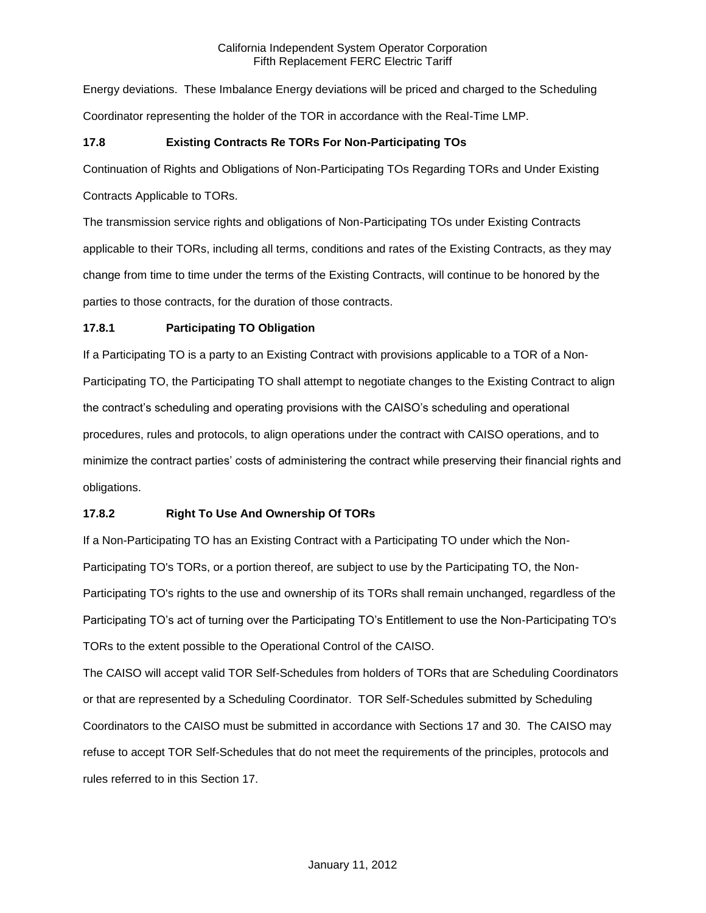Energy deviations. These Imbalance Energy deviations will be priced and charged to the Scheduling Coordinator representing the holder of the TOR in accordance with the Real-Time LMP.

### 17.8 Existing Contracts Re TORs For Non-Participating TOs

Continuation of Rights and Obligations of Non-Participating TOs Regarding TORs and Under Existing Contracts Applicable to TORs.

The transmission service rights and obligations of Non-Participating TOs under Existing Contracts applicable to their TORs, including all terms, conditions and rates of the Existing Contracts, as they may change from time to time under the terms of the Existing Contracts, will continue to be honored by the parties to those contracts, for the duration of those contracts.

### 17.8.1 Participating TO Obligation

If a Participating TO is a party to an Existing Contract with provisions applicable to a TOR of a Non-Participating TO, the Participating TO shall attempt to negotiate changes to the Existing Contract to align the contract's scheduling and operating provisions with the CAISO's scheduling and operational procedures, rules and protocols, to align operations under the contract with CAISO operations, and to minimize the contract parties' costs of administering the contract while preserving their financial rights and obligations.

### 17.8.2 Right To Use And Ownership Of TORs

If a Non-Participating TO has an Existing Contract with a Participating TO under which the Non-Participating TO's TORs, or a portion thereof, are subject to use by the Participating TO, the Non-Participating TO's rights to the use and ownership of its TORs shall remain unchanged, regardless of the Participating TO's act of turning over the Participating TO's Entitlement to use the Non-Participating TO's TORs to the extent possible to the Operational Control of the CAISO.

The CAISO will accept valid TOR Self-Schedules from holders of TORs that are Scheduling Coordinators or that are represented by a Scheduling Coordinator. TOR Self-Schedules submitted by Scheduling Coordinators to the CAISO must be submitted in accordance with Sections 17 and 30. The CAISO may refuse to accept TOR Self-Schedules that do not meet the requirements of the principles, protocols and rules referred to in this Section 17.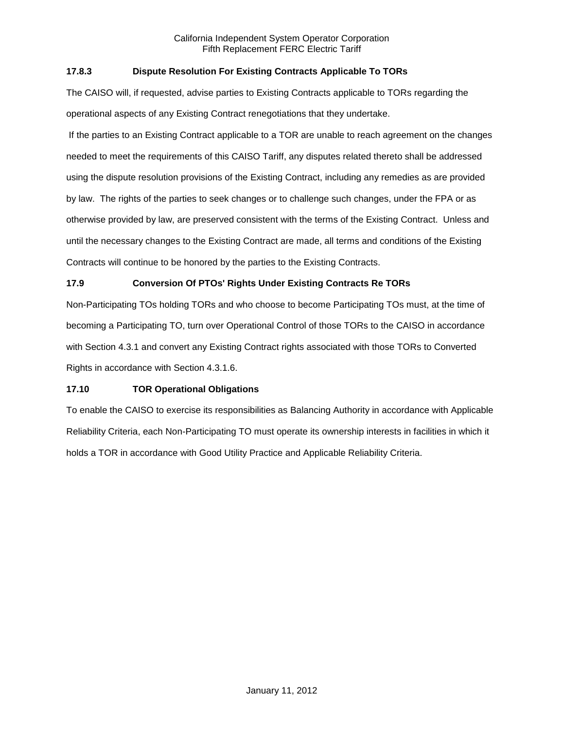### 17.8.3 Dispute Resolution For Existing Contracts Applicable To TORs

The CAISO will, if requested, advise parties to Existing Contracts applicable to TORs regarding the operational aspects of any Existing Contract renegotiations that they undertake.

If the parties to an Existing Contract applicable to a TOR are unable to reach agreement on the changes needed to meet the requirements of this CAISO Tariff, any disputes related thereto shall be addressed using the dispute resolution provisions of the Existing Contract, including any remedies as are provided by law. The rights of the parties to seek changes or to challenge such changes, under the FPA or as otherwise provided by law, are preserved consistent with the terms of the Existing Contract. Unless and until the necessary changes to the Existing Contract are made, all terms and conditions of the Existing Contracts will continue to be honored by the parties to the Existing Contracts.

## 17.9 Conversion Of PTOs' Rights Under Existing Contracts Re TORs

Non-Participating TOs holding TORs and who choose to become Participating TOs must, at the time of becoming a Participating TO, turn over Operational Control of those TORs to the CAISO in accordance with Section 4.3.1 and convert any Existing Contract rights associated with those TORs to Converted Rights in accordance with Section 4.3.1.6.

## 17.10 TOR Operational Obligations

To enable the CAISO to exercise its responsibilities as Balancing Authority in accordance with Applicable Reliability Criteria, each Non-Participating TO must operate its ownership interests in facilities in which it holds a TOR in accordance with Good Utility Practice and Applicable Reliability Criteria.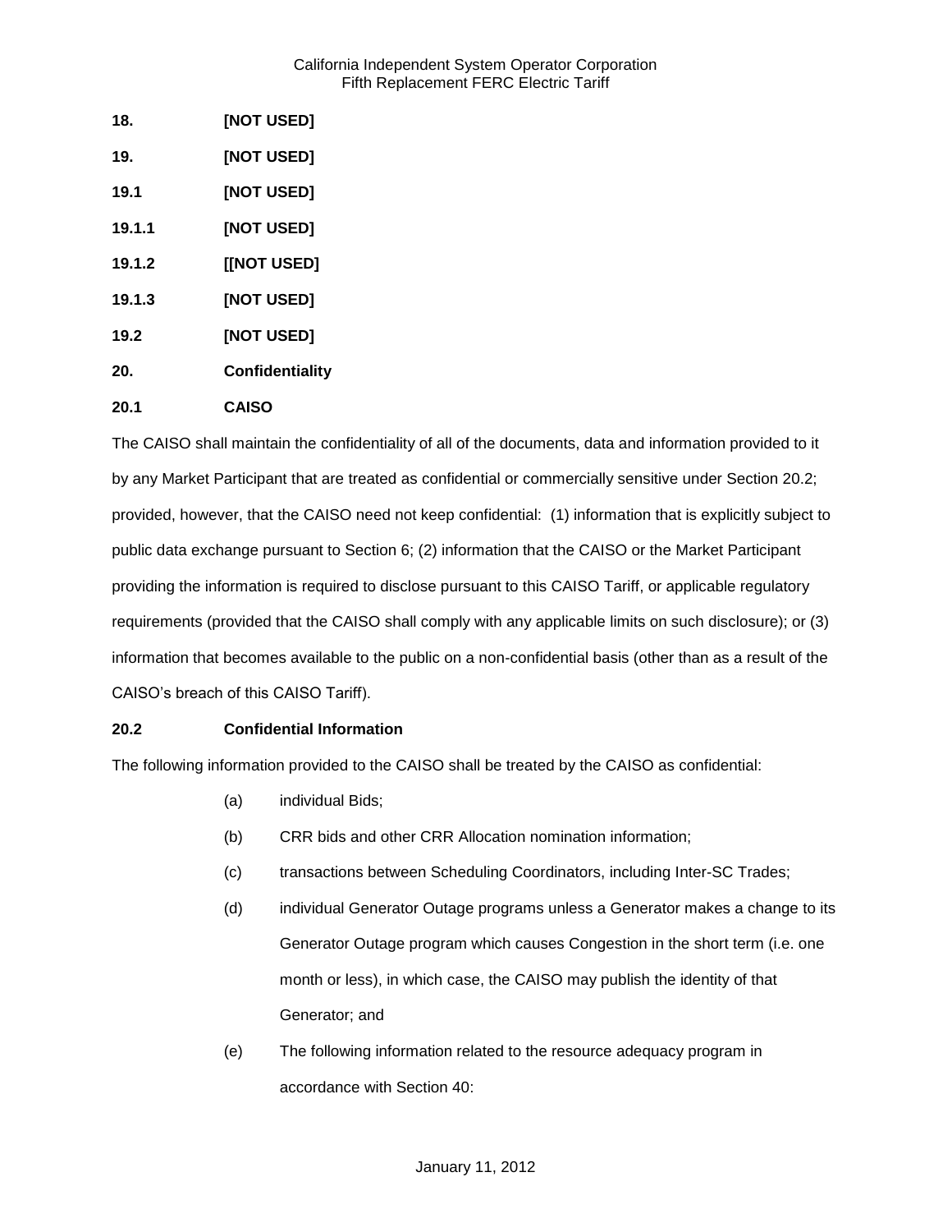**18. [NOT USED]**

**19. [NOT USED]**

**19.1 [NOT USED]**

**19.1.1 [NOT USED]**

**19.1.2 [[NOT USED]**

**19.1.3 [NOT USED]**

**19.2 [NOT USED]**

**20. Confidentiality**

**20.1 CAISO**

The CAISO shall maintain the confidentiality of all of the documents, data and information provided to it by any Market Participant that are treated as confidential or commercially sensitive under Section 20.2; provided, however, that the CAISO need not keep confidential: (1) information that is explicitly subject to public data exchange pursuant to Section 6; (2) information that the CAISO or the Market Participant providing the information is required to disclose pursuant to this CAISO Tariff, or applicable regulatory requirements (provided that the CAISO shall comply with any applicable limits on such disclosure); or (3) information that becomes available to the public on a non-confidential basis (other than as a result of the CAISO's breach of this CAISO Tariff).

**20.2 Confidential Information**

The following information provided to the CAISO shall be treated by the CAISO as confidential:

(a) individual Bids;

(b) CRR bids and other CRR Allocation nomination information;

(c) transactions between Scheduling Coordinators, including Inter-SC Trades;

(d) individual Generator Outage programs unless a Generator makes a change to its Generator Outage program which causes Congestion in the short term (i.e. one month or less), in which case, the CAISO may publish the identity of that Generator; and

(e) The following information related to the resource adequacy program in accordance with Section 40: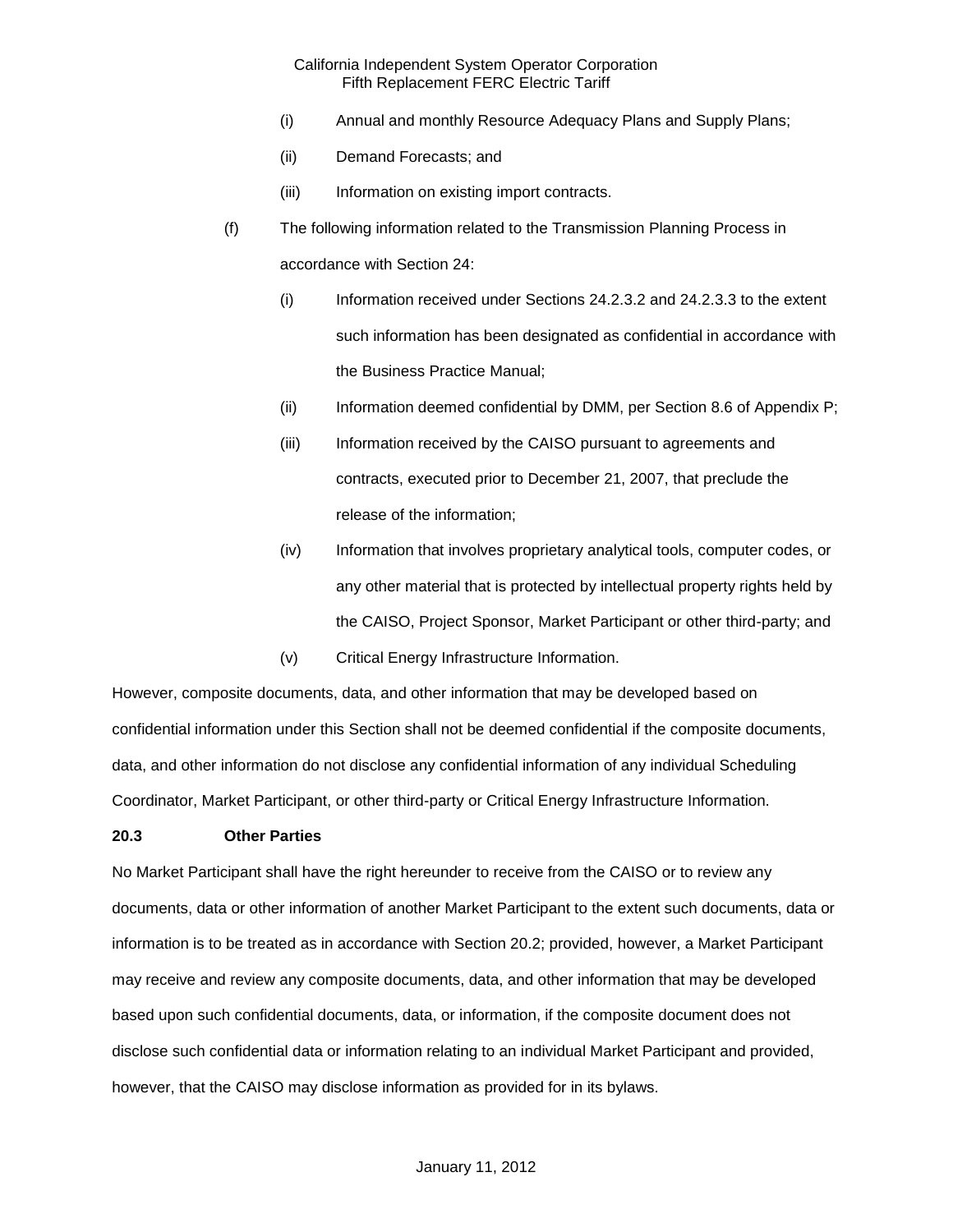(i) Annual and monthly Resource Adequacy Plans and Supply Plans;

(ii) Demand Forecasts; and

(iii) Information on existing import contracts.

(f) The following information related to the Transmission Planning Process in accordance with Section 24:

(i) Information received under Sections 24.2.3.2 and 24.2.3.3 to the extent such information has been designated as confidential in accordance with the Business Practice Manual;

(ii) Information deemed confidential by DMM, per Section 8.6 of Appendix P;

(iii) Information received by the CAISO pursuant to agreements and contracts, executed prior to December 21, 2007, that preclude the release of the information;

(iv) Information that involves proprietary analytical tools, computer codes, or any other material that is protected by intellectual property rights held by the CAISO, Project Sponsor, Market Participant or other third-party; and

(v) Critical Energy Infrastructure Information.

However, composite documents, data, and other information that may be developed based on confidential information under this Section shall not be deemed confidential if the composite documents, data, and other information do not disclose any confidential information of any individual Scheduling Coordinator, Market Participant, or other third-party or Critical Energy Infrastructure Information.

**20.3 Other Parties**

No Market Participant shall have the right hereunder to receive from the CAISO or to review any documents, data or other information of another Market Participant to the extent such documents, data or information is to be treated as in accordance with Section 20.2; provided, however, a Market Participant may receive and review any composite documents, data, and other information that may be developed based upon such confidential documents, data, or information, if the composite document does not disclose such confidential data or information relating to an individual Market Participant and provided, however, that the CAISO may disclose information as provided for in its bylaws.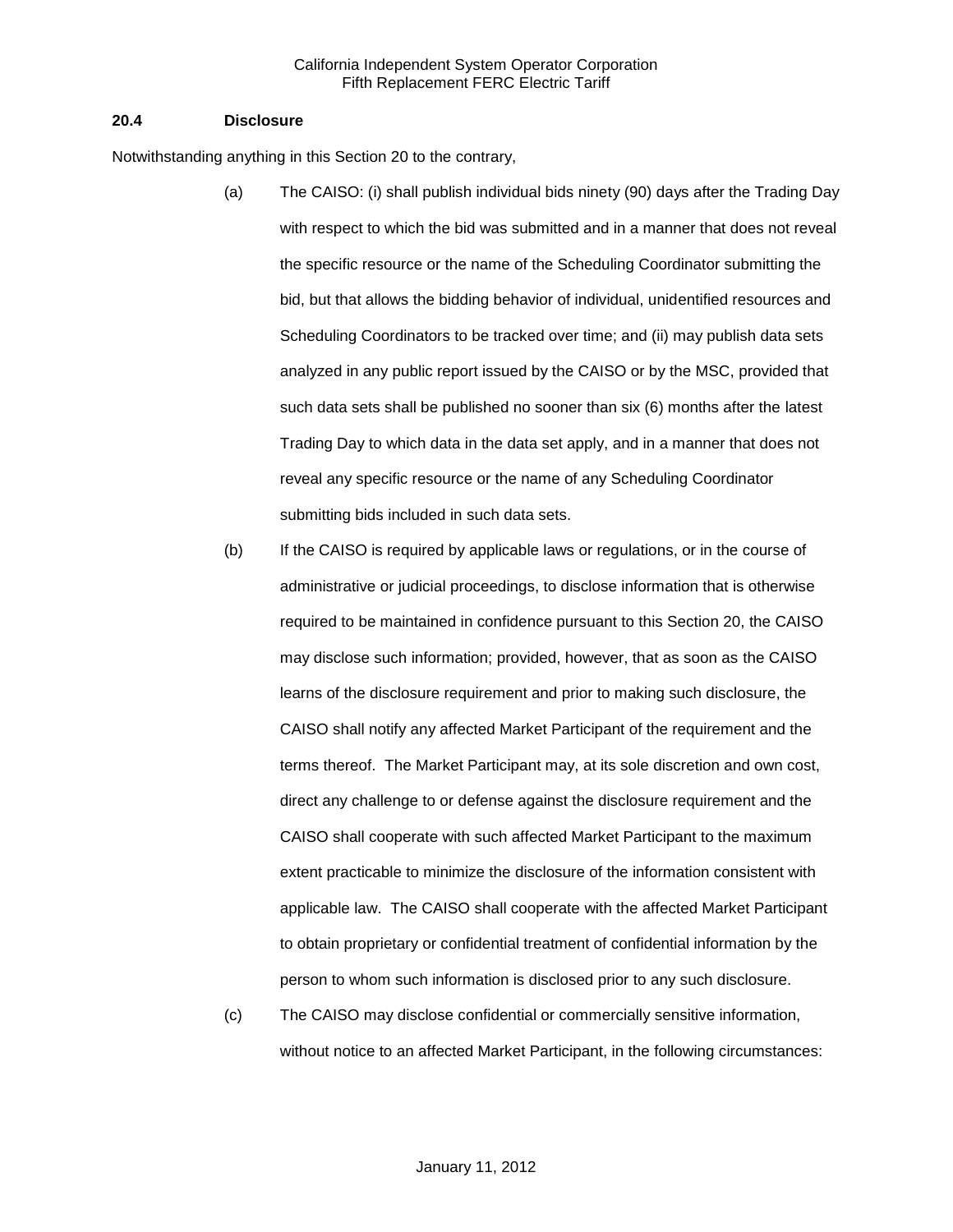### 20.4 Disclosure

Notwithstanding anything in this Section 20 to the contrary,

(a) The CAISO: (i) shall publish individual bids ninety (90) days after the Trading Day with respect to which the bid was submitted and in a manner that does not reveal the specific resource or the name of the Scheduling Coordinator submitting the bid, but that allows the bidding behavior of individual, unidentified resources and Scheduling Coordinators to be tracked over time; and (ii) may publish data sets analyzed in any public report issued by the CAISO or by the MSC, provided that such data sets shall be published no sooner than six (6) months after the latest Trading Day to which data in the data set apply, and in a manner that does not reveal any specific resource or the name of any Scheduling Coordinator submitting bids included in such data sets.

(b) If the CAISO is required by applicable laws or regulations, or in the course of administrative or judicial proceedings, to disclose information that is otherwise required to be maintained in confidence pursuant to this Section 20, the CAISO may disclose such information; provided, however, that as soon as the CAISO learns of the disclosure requirement and prior to making such disclosure, the CAISO shall notify any affected Market Participant of the requirement and the terms thereof. The Market Participant may, at its sole discretion and own cost, direct any challenge to or defense against the disclosure requirement and the CAISO shall cooperate with such affected Market Participant to the maximum extent practicable to minimize the disclosure of the information consistent with applicable law. The CAISO shall cooperate with the affected Market Participant to obtain proprietary or confidential treatment of confidential information by the person to whom such information is disclosed prior to any such disclosure.

(c) The CAISO may disclose confidential or commercially sensitive information, without notice to an affected Market Participant, in the following circumstances: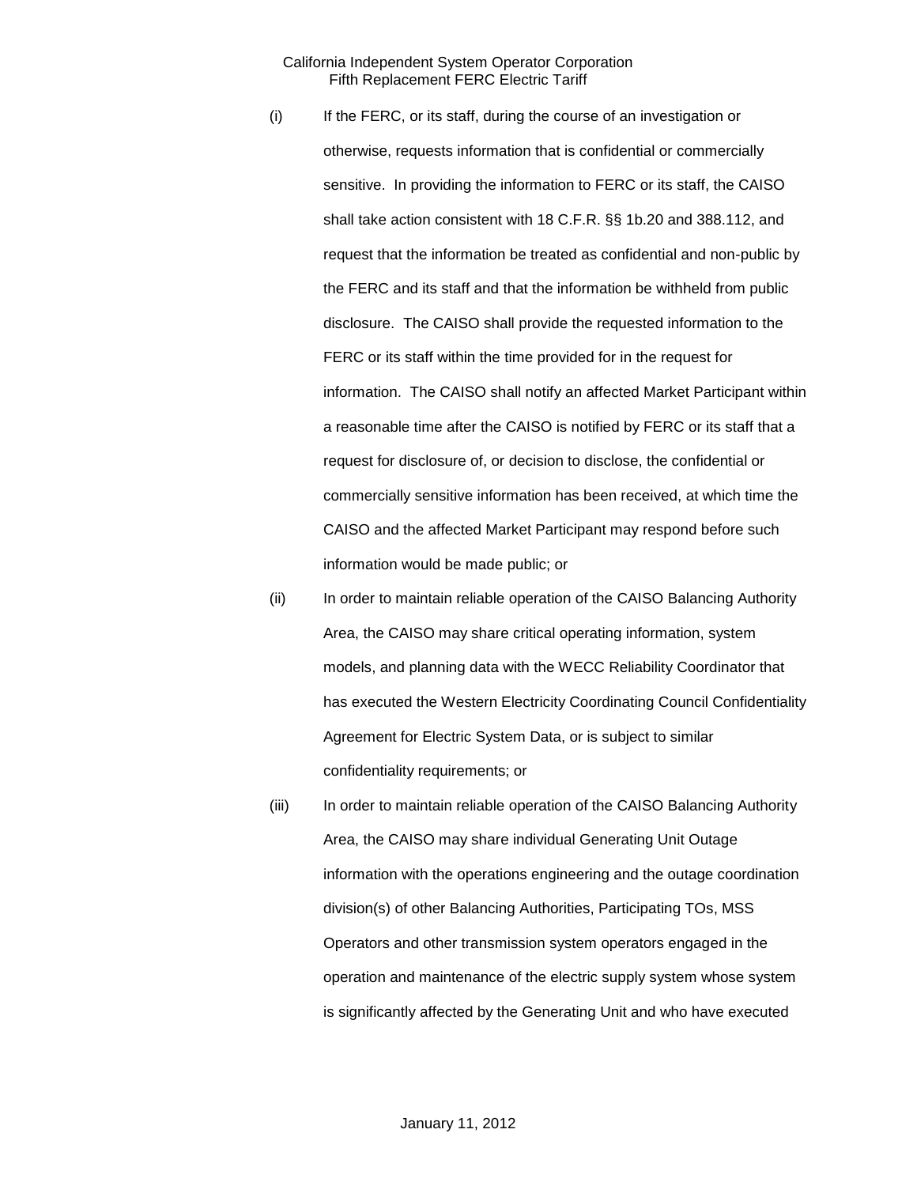(i) If the FERC, or its staff, during the course of an investigation or otherwise, requests information that is confidential or commercially sensitive. In providing the information to FERC or its staff, the CAISO shall take action consistent with 18 C.F.R. §§ 1b.20 and 388.112, and request that the information be treated as confidential and non-public by the FERC and its staff and that the information be withheld from public disclosure. The CAISO shall provide the requested information to the FERC or its staff within the time provided for in the request for information. The CAISO shall notify an affected Market Participant within a reasonable time after the CAISO is notified by FERC or its staff that a request for disclosure of, or decision to disclose, the confidential or commercially sensitive information has been received, at which time the CAISO and the affected Market Participant may respond before such information would be made public; or

(ii) In order to maintain reliable operation of the CAISO Balancing Authority Area, the CAISO may share critical operating information, system models, and planning data with the WECC Reliability Coordinator that has executed the Western Electricity Coordinating Council Confidentiality Agreement for Electric System Data, or is subject to similar confidentiality requirements; or

(iii) In order to maintain reliable operation of the CAISO Balancing Authority Area, the CAISO may share individual Generating Unit Outage information with the operations engineering and the outage coordination division(s) of other Balancing Authorities, Participating TOs, MSS Operators and other transmission system operators engaged in the operation and maintenance of the electric supply system whose system is significantly affected by the Generating Unit and who have executed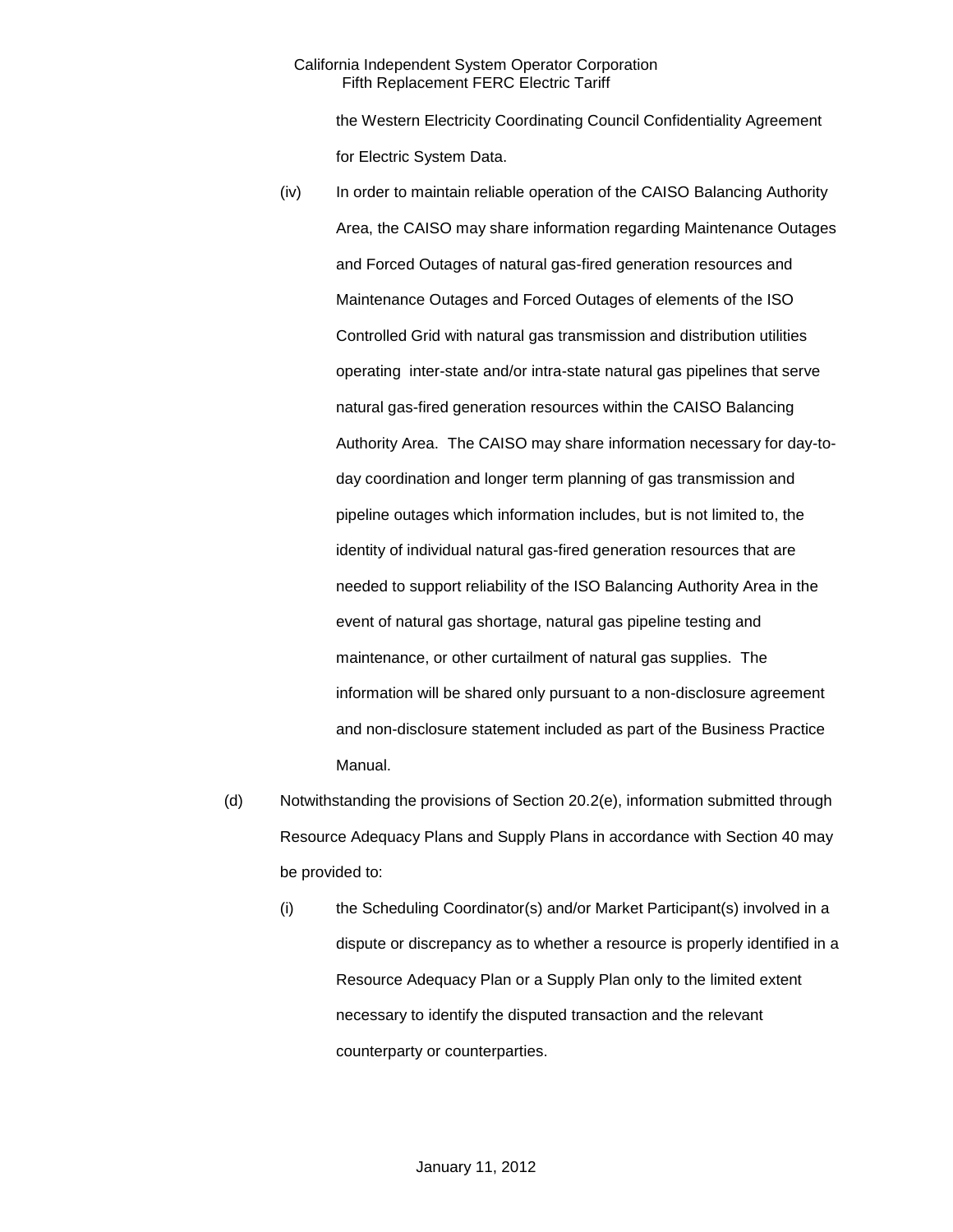the Western Electricity Coordinating Council Confidentiality Agreement for Electric System Data.

(iv) In order to maintain reliable operation of the CAISO Balancing Authority Area, the CAISO may share information regarding Maintenance Outages and Forced Outages of natural gas-fired generation resources and Maintenance Outages and Forced Outages of elements of the ISO Controlled Grid with natural gas transmission and distribution utilities operating inter-state and/or intra-state natural gas pipelines that serve natural gas-fired generation resources within the CAISO Balancing Authority Area. The CAISO may share information necessary for day-to-day coordination and longer term planning of gas transmission and pipeline outages which information includes, but is not limited to, the identity of individual natural gas-fired generation resources that are needed to support reliability of the ISO Balancing Authority Area in the event of natural gas shortage, natural gas pipeline testing and maintenance, or other curtailment of natural gas supplies. The information will be shared only pursuant to a non-disclosure agreement and non-disclosure statement included as part of the Business Practice Manual.

(d) Notwithstanding the provisions of Section 20.2(e), information submitted through Resource Adequacy Plans and Supply Plans in accordance with Section 40 may be provided to:

(i) the Scheduling Coordinator(s) and/or Market Participant(s) involved in a dispute or discrepancy as to whether a resource is properly identified in a Resource Adequacy Plan or a Supply Plan only to the limited extent necessary to identify the disputed transaction and the relevant counterparty or counterparties.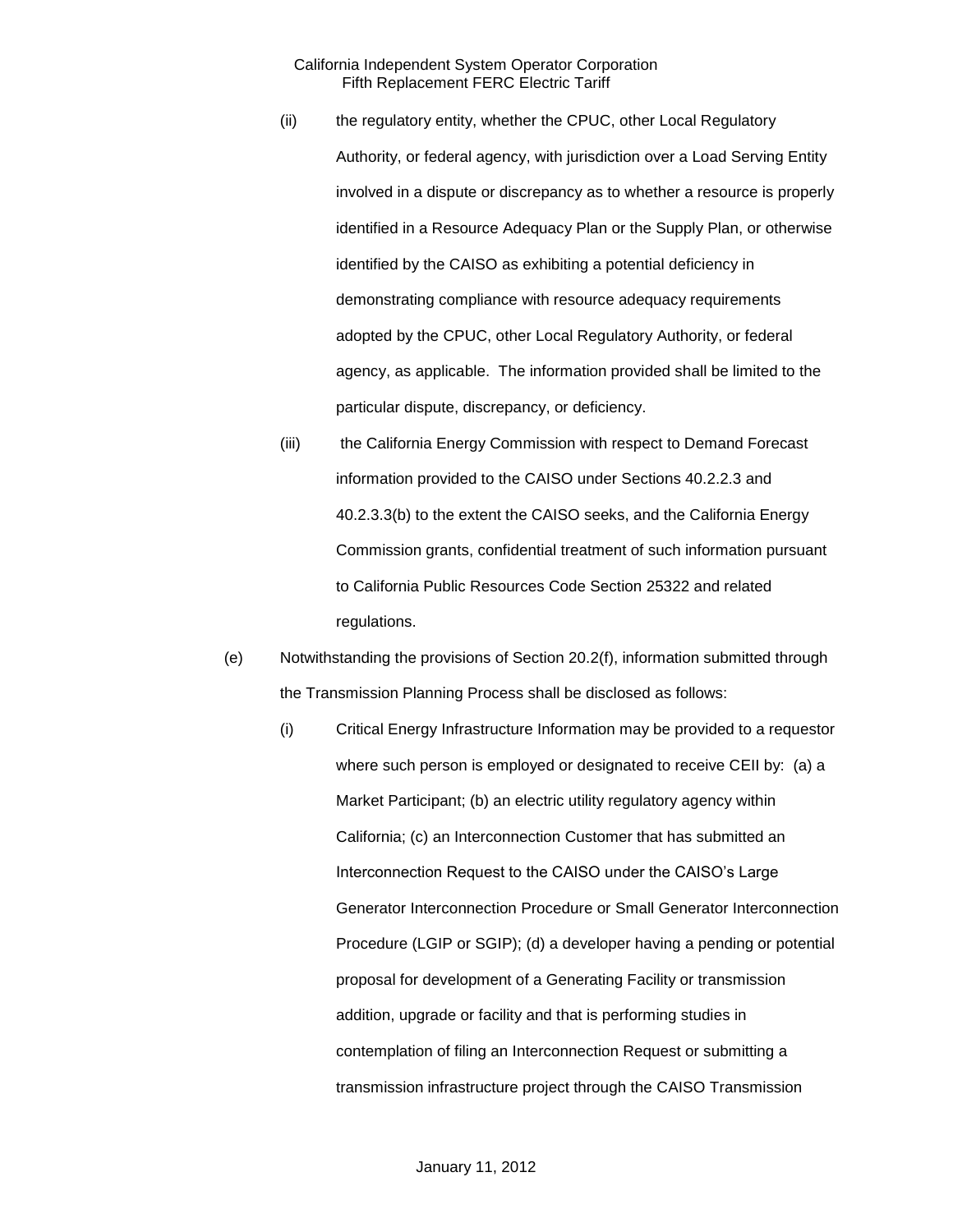(ii) the regulatory entity, whether the CPUC, other Local Regulatory Authority, or federal agency, with jurisdiction over a Load Serving Entity involved in a dispute or discrepancy as to whether a resource is properly identified in a Resource Adequacy Plan or the Supply Plan, or otherwise identified by the CAISO as exhibiting a potential deficiency in demonstrating compliance with resource adequacy requirements adopted by the CPUC, other Local Regulatory Authority, or federal agency, as applicable. The information provided shall be limited to the particular dispute, discrepancy, or deficiency.

(iii) the California Energy Commission with respect to Demand Forecast information provided to the CAISO under Sections 40.2.2.3 and 40.2.3.3(b) to the extent the CAISO seeks, and the California Energy Commission grants, confidential treatment of such information pursuant to California Public Resources Code Section 25322 and related regulations.

(e) Notwithstanding the provisions of Section 20.2(f), information submitted through the Transmission Planning Process shall be disclosed as follows:

(i) Critical Energy Infrastructure Information may be provided to a requestor where such person is employed or designated to receive CEII by: (a) a Market Participant; (b) an electric utility regulatory agency within California; (c) an Interconnection Customer that has submitted an Interconnection Request to the CAISO under the CAISO's Large Generator Interconnection Procedure or Small Generator Interconnection Procedure (LGIP or SGIP); (d) a developer having a pending or potential proposal for development of a Generating Facility or transmission addition, upgrade or facility and that is performing studies in contemplation of filing an Interconnection Request or submitting a transmission infrastructure project through the CAISO Transmission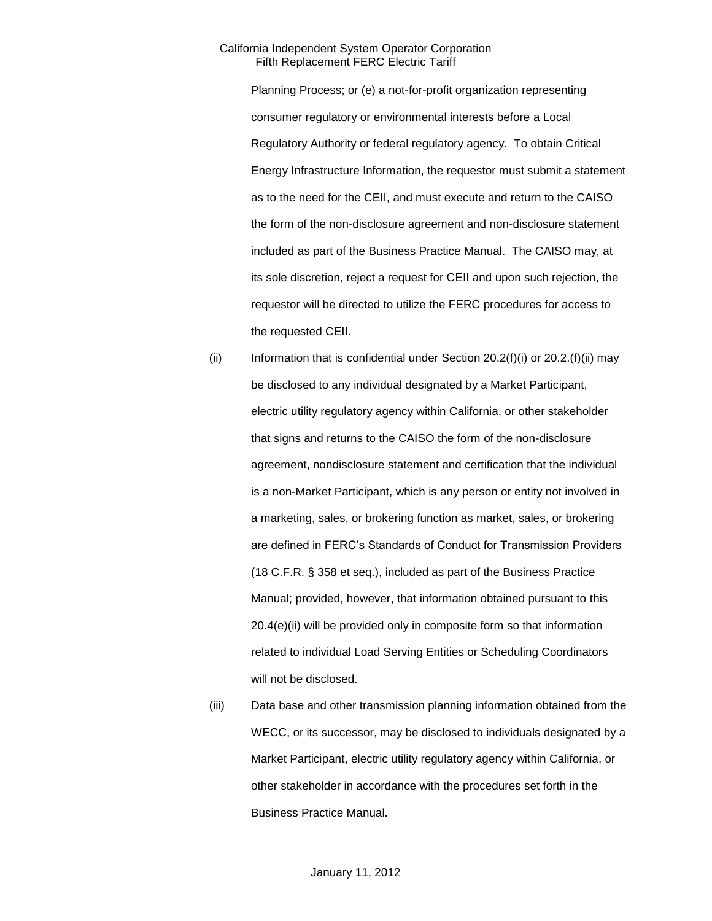Planning Process; or (e) a not-for-profit organization representing consumer regulatory or environmental interests before a Local Regulatory Authority or federal regulatory agency. To obtain Critical Energy Infrastructure Information, the requestor must submit a statement as to the need for the CEII, and must execute and return to the CAISO the form of the non-disclosure agreement and non-disclosure statement included as part of the Business Practice Manual. The CAISO may, at its sole discretion, reject a request for CEII and upon such rejection, the requestor will be directed to utilize the FERC procedures for access to the requested CEII.

(ii) Information that is confidential under Section 20.2(f)(i) or 20.2.(f)(ii) may be disclosed to any individual designated by a Market Participant, electric utility regulatory agency within California, or other stakeholder that signs and returns to the CAISO the form of the non-disclosure agreement, nondisclosure statement and certification that the individual is a non-Market Participant, which is any person or entity not involved in a marketing, sales, or brokering function as market, sales, or brokering are defined in FERC's Standards of Conduct for Transmission Providers (18 C.F.R. § 358 et seq.), included as part of the Business Practice Manual; provided, however, that information obtained pursuant to this 20.4(e)(ii) will be provided only in composite form so that information related to individual Load Serving Entities or Scheduling Coordinators will not be disclosed.

(iii) Data base and other transmission planning information obtained from the WECC, or its successor, may be disclosed to individuals designated by a Market Participant, electric utility regulatory agency within California, or other stakeholder in accordance with the procedures set forth in the Business Practice Manual.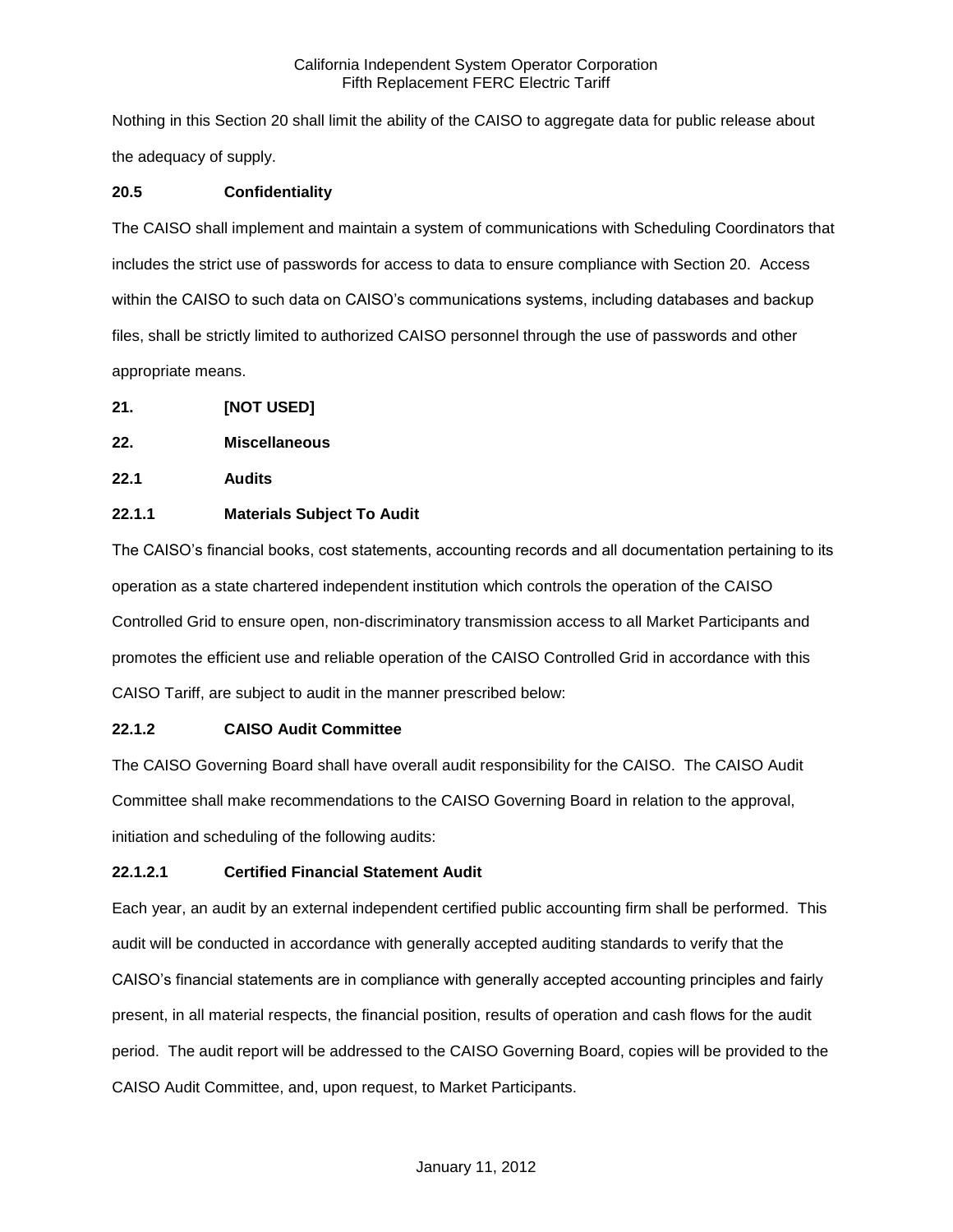Nothing in this Section 20 shall limit the ability of the CAISO to aggregate data for public release about the adequacy of supply.

**20.5 Confidentiality**

The CAISO shall implement and maintain a system of communications with Scheduling Coordinators that includes the strict use of passwords for access to data to ensure compliance with Section 20. Access within the CAISO to such data on CAISO's communications systems, including databases and backup files, shall be strictly limited to authorized CAISO personnel through the use of passwords and other appropriate means.

**21. [NOT USED]**

**22. Miscellaneous**

**22.1 Audits**

**22.1.1 Materials Subject To Audit**

The CAISO's financial books, cost statements, accounting records and all documentation pertaining to its operation as a state chartered independent institution which controls the operation of the CAISO Controlled Grid to ensure open, non-discriminatory transmission access to all Market Participants and promotes the efficient use and reliable operation of the CAISO Controlled Grid in accordance with this CAISO Tariff, are subject to audit in the manner prescribed below:

**22.1.2 CAISO Audit Committee**

The CAISO Governing Board shall have overall audit responsibility for the CAISO. The CAISO Audit Committee shall make recommendations to the CAISO Governing Board in relation to the approval, initiation and scheduling of the following audits:

**22.1.2.1 Certified Financial Statement Audit**

Each year, an audit by an external independent certified public accounting firm shall be performed. This audit will be conducted in accordance with generally accepted auditing standards to verify that the CAISO's financial statements are in compliance with generally accepted accounting principles and fairly present, in all material respects, the financial position, results of operation and cash flows for the audit period. The audit report will be addressed to the CAISO Governing Board, copies will be provided to the CAISO Audit Committee, and, upon request, to Market Participants.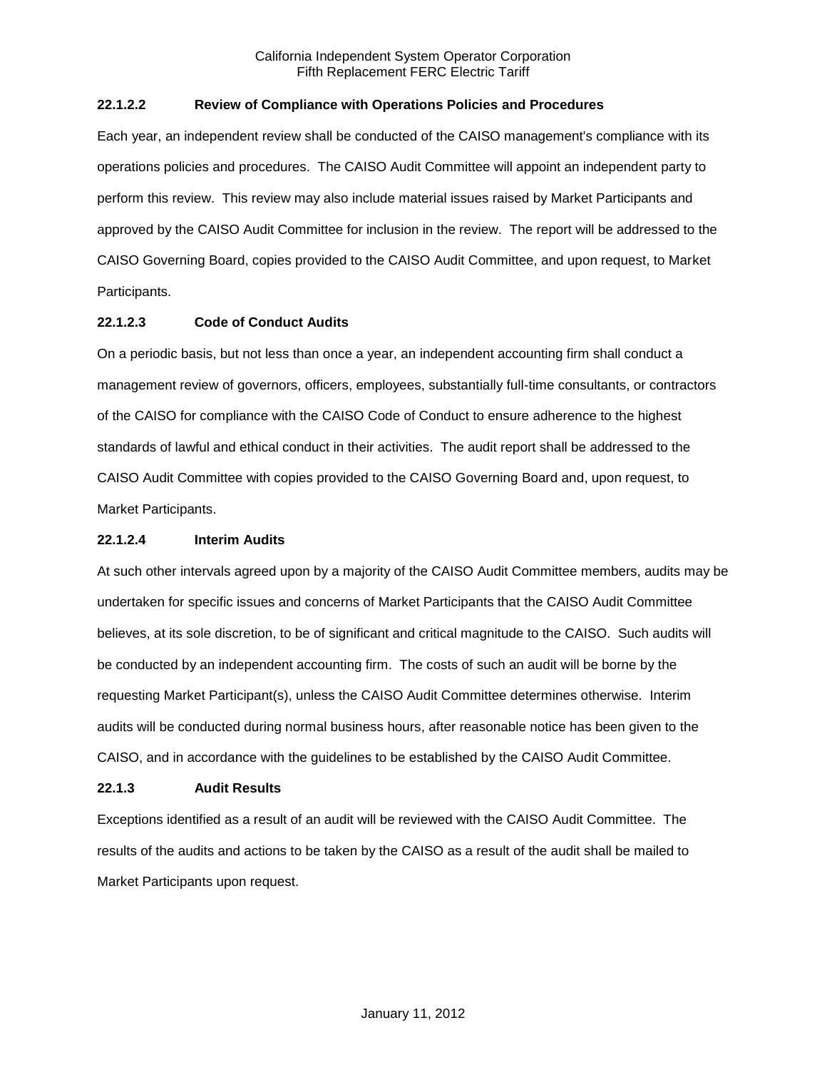#### 22.1.2.2 Review of Compliance with Operations Policies and Procedures

Each year, an independent review shall be conducted of the CAISO management's compliance with its operations policies and procedures. The CAISO Audit Committee will appoint an independent party to perform this review. This review may also include material issues raised by Market Participants and approved by the CAISO Audit Committee for inclusion in the review. The report will be addressed to the CAISO Governing Board, copies provided to the CAISO Audit Committee, and upon request, to Market Participants.

#### 22.1.2.3 Code of Conduct Audits

On a periodic basis, but not less than once a year, an independent accounting firm shall conduct a management review of governors, officers, employees, substantially full-time consultants, or contractors of the CAISO for compliance with the CAISO Code of Conduct to ensure adherence to the highest standards of lawful and ethical conduct in their activities. The audit report shall be addressed to the CAISO Audit Committee with copies provided to the CAISO Governing Board and, upon request, to Market Participants.

#### 22.1.2.4 Interim Audits

At such other intervals agreed upon by a majority of the CAISO Audit Committee members, audits may be undertaken for specific issues and concerns of Market Participants that the CAISO Audit Committee believes, at its sole discretion, to be of significant and critical magnitude to the CAISO. Such audits will be conducted by an independent accounting firm. The costs of such an audit will be borne by the requesting Market Participant(s), unless the CAISO Audit Committee determines otherwise. Interim audits will be conducted during normal business hours, after reasonable notice has been given to the CAISO, and in accordance with the guidelines to be established by the CAISO Audit Committee.

### 22.1.3 Audit Results

Exceptions identified as a result of an audit will be reviewed with the CAISO Audit Committee. The results of the audits and actions to be taken by the CAISO as a result of the audit shall be mailed to Market Participants upon request.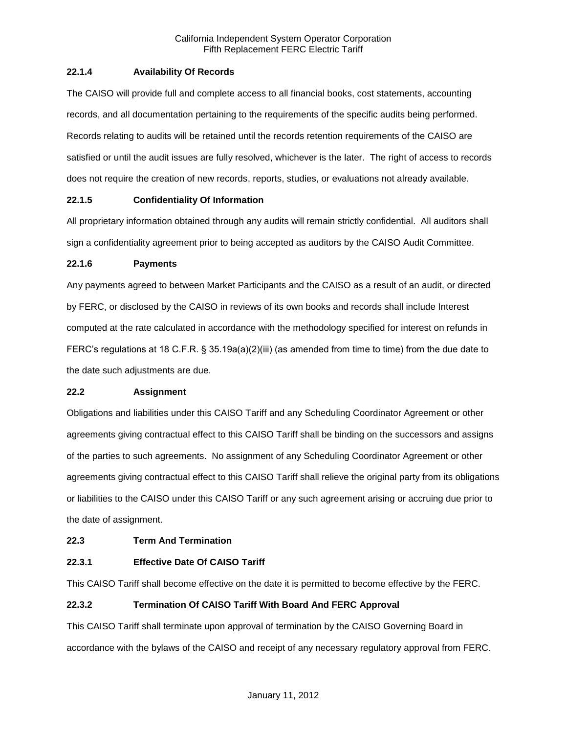### 22.1.4 Availability Of Records

The CAISO will provide full and complete access to all financial books, cost statements, accounting records, and all documentation pertaining to the requirements of the specific audits being performed. Records relating to audits will be retained until the records retention requirements of the CAISO are satisfied or until the audit issues are fully resolved, whichever is the later. The right of access to records does not require the creation of new records, reports, studies, or evaluations not already available.

### 22.1.5 Confidentiality Of Information

All proprietary information obtained through any audits will remain strictly confidential. All auditors shall sign a confidentiality agreement prior to being accepted as auditors by the CAISO Audit Committee.

### 22.1.6 Payments

Any payments agreed to between Market Participants and the CAISO as a result of an audit, or directed by FERC, or disclosed by the CAISO in reviews of its own books and records shall include Interest computed at the rate calculated in accordance with the methodology specified for interest on refunds in FERC's regulations at 18 C.F.R. § 35.19a(a)(2)(iii) (as amended from time to time) from the due date to the date such adjustments are due.

## 22.2 Assignment

Obligations and liabilities under this CAISO Tariff and any Scheduling Coordinator Agreement or other agreements giving contractual effect to this CAISO Tariff shall be binding on the successors and assigns of the parties to such agreements. No assignment of any Scheduling Coordinator Agreement or other agreements giving contractual effect to this CAISO Tariff shall relieve the original party from its obligations or liabilities to the CAISO under this CAISO Tariff or any such agreement arising or accruing due prior to the date of assignment.

## 22.3 Term And Termination

### 22.3.1 Effective Date Of CAISO Tariff

This CAISO Tariff shall become effective on the date it is permitted to become effective by the FERC.

### 22.3.2 Termination Of CAISO Tariff With Board And FERC Approval

This CAISO Tariff shall terminate upon approval of termination by the CAISO Governing Board in accordance with the bylaws of the CAISO and receipt of any necessary regulatory approval from FERC.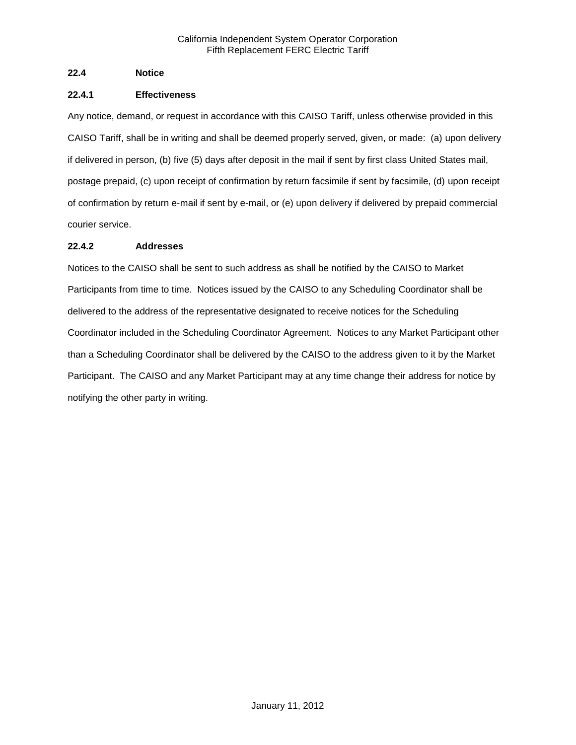### 22.4 Notice

#### 22.4.1 Effectiveness

Any notice, demand, or request in accordance with this CAISO Tariff, unless otherwise provided in this CAISO Tariff, shall be in writing and shall be deemed properly served, given, or made: (a) upon delivery if delivered in person, (b) five (5) days after deposit in the mail if sent by first class United States mail, postage prepaid, (c) upon receipt of confirmation by return facsimile if sent by facsimile, (d) upon receipt of confirmation by return e-mail if sent by e-mail, or (e) upon delivery if delivered by prepaid commercial courier service.

#### 22.4.2 Addresses

Notices to the CAISO shall be sent to such address as shall be notified by the CAISO to Market Participants from time to time. Notices issued by the CAISO to any Scheduling Coordinator shall be delivered to the address of the representative designated to receive notices for the Scheduling Coordinator included in the Scheduling Coordinator Agreement. Notices to any Market Participant other than a Scheduling Coordinator shall be delivered by the CAISO to the address given to it by the Market Participant. The CAISO and any Market Participant may at any time change their address for notice by notifying the other party in writing.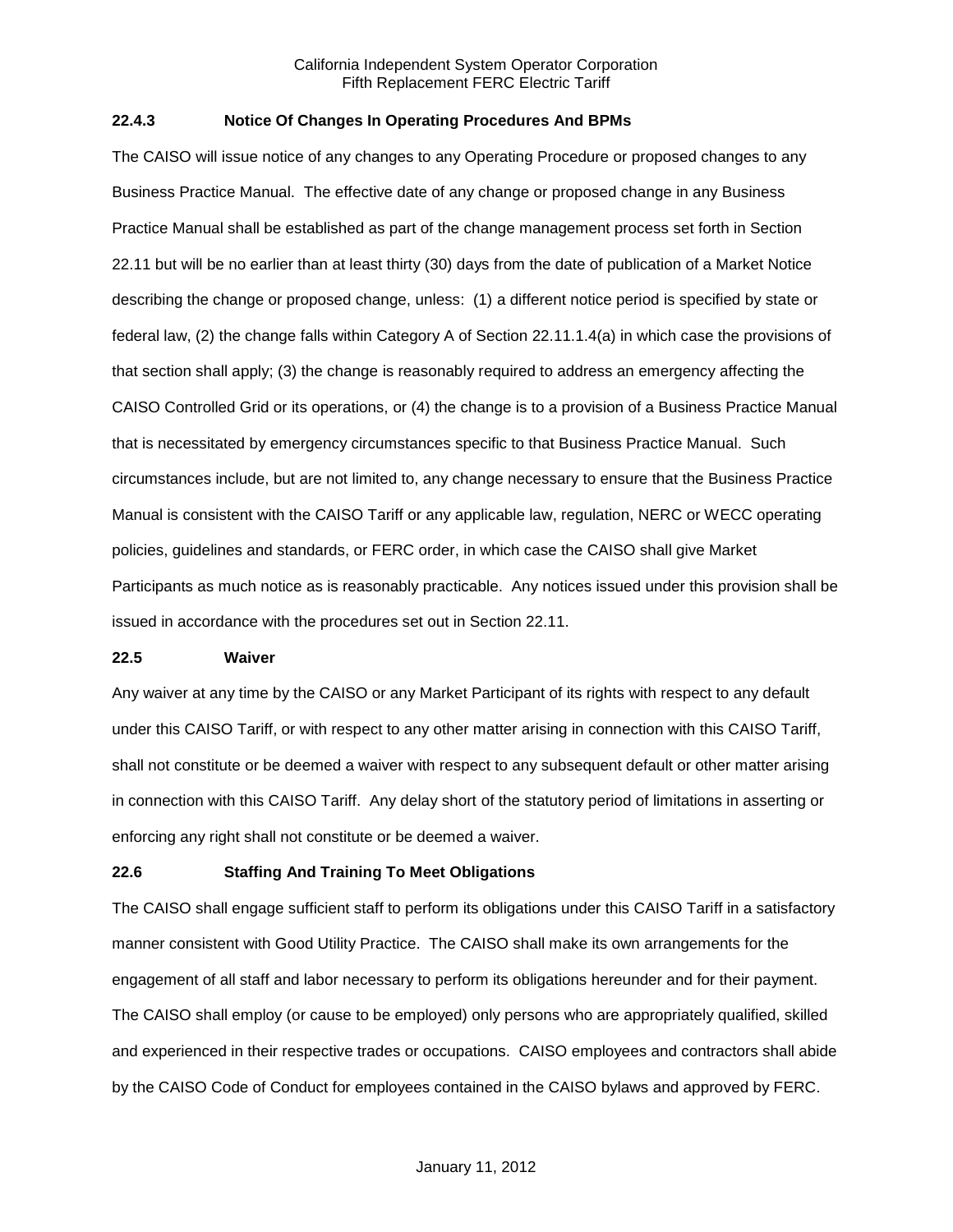### 22.4.3 Notice Of Changes In Operating Procedures And BPMs

The CAISO will issue notice of any changes to any Operating Procedure or proposed changes to any Business Practice Manual. The effective date of any change or proposed change in any Business Practice Manual shall be established as part of the change management process set forth in Section 22.11 but will be no earlier than at least thirty (30) days from the date of publication of a Market Notice describing the change or proposed change, unless: (1) a different notice period is specified by state or federal law, (2) the change falls within Category A of Section 22.11.1.4(a) in which case the provisions of that section shall apply; (3) the change is reasonably required to address an emergency affecting the CAISO Controlled Grid or its operations, or (4) the change is to a provision of a Business Practice Manual that is necessitated by emergency circumstances specific to that Business Practice Manual. Such circumstances include, but are not limited to, any change necessary to ensure that the Business Practice Manual is consistent with the CAISO Tariff or any applicable law, regulation, NERC or WECC operating policies, guidelines and standards, or FERC order, in which case the CAISO shall give Market Participants as much notice as is reasonably practicable. Any notices issued under this provision shall be issued in accordance with the procedures set out in Section 22.11.

## 22.5 Waiver

Any waiver at any time by the CAISO or any Market Participant of its rights with respect to any default under this CAISO Tariff, or with respect to any other matter arising in connection with this CAISO Tariff, shall not constitute or be deemed a waiver with respect to any subsequent default or other matter arising in connection with this CAISO Tariff. Any delay short of the statutory period of limitations in asserting or enforcing any right shall not constitute or be deemed a waiver.

## 22.6 Staffing And Training To Meet Obligations

The CAISO shall engage sufficient staff to perform its obligations under this CAISO Tariff in a satisfactory manner consistent with Good Utility Practice. The CAISO shall make its own arrangements for the engagement of all staff and labor necessary to perform its obligations hereunder and for their payment. The CAISO shall employ (or cause to be employed) only persons who are appropriately qualified, skilled and experienced in their respective trades or occupations. CAISO employees and contractors shall abide by the CAISO Code of Conduct for employees contained in the CAISO bylaws and approved by FERC.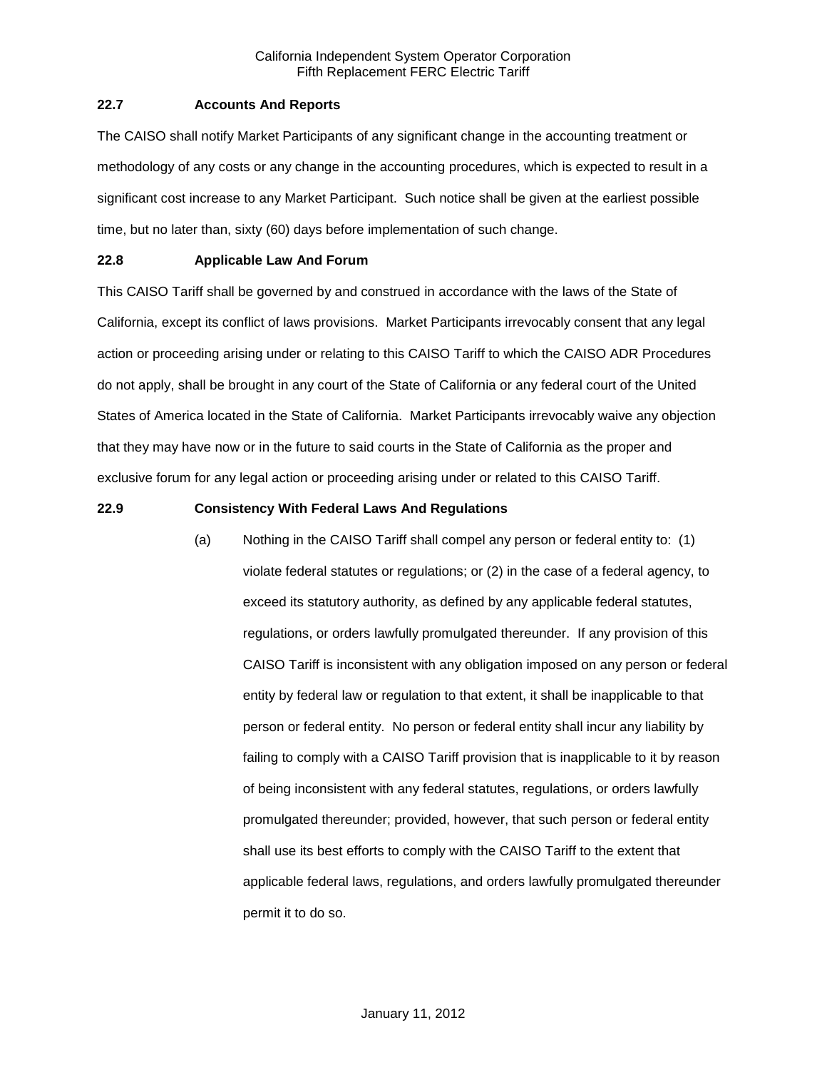### 22.7 Accounts And Reports

The CAISO shall notify Market Participants of any significant change in the accounting treatment or methodology of any costs or any change in the accounting procedures, which is expected to result in a significant cost increase to any Market Participant. Such notice shall be given at the earliest possible time, but no later than, sixty (60) days before implementation of such change.

### 22.8 Applicable Law And Forum

This CAISO Tariff shall be governed by and construed in accordance with the laws of the State of California, except its conflict of laws provisions. Market Participants irrevocably consent that any legal action or proceeding arising under or relating to this CAISO Tariff to which the CAISO ADR Procedures do not apply, shall be brought in any court of the State of California or any federal court of the United States of America located in the State of California. Market Participants irrevocably waive any objection that they may have now or in the future to said courts in the State of California as the proper and exclusive forum for any legal action or proceeding arising under or related to this CAISO Tariff.

### 22.9 Consistency With Federal Laws And Regulations

(a) Nothing in the CAISO Tariff shall compel any person or federal entity to: (1) violate federal statutes or regulations; or (2) in the case of a federal agency, to exceed its statutory authority, as defined by any applicable federal statutes, regulations, or orders lawfully promulgated thereunder. If any provision of this CAISO Tariff is inconsistent with any obligation imposed on any person or federal entity by federal law or regulation to that extent, it shall be inapplicable to that person or federal entity. No person or federal entity shall incur any liability by failing to comply with a CAISO Tariff provision that is inapplicable to it by reason of being inconsistent with any federal statutes, regulations, or orders lawfully promulgated thereunder; provided, however, that such person or federal entity shall use its best efforts to comply with the CAISO Tariff to the extent that applicable federal laws, regulations, and orders lawfully promulgated thereunder permit it to do so.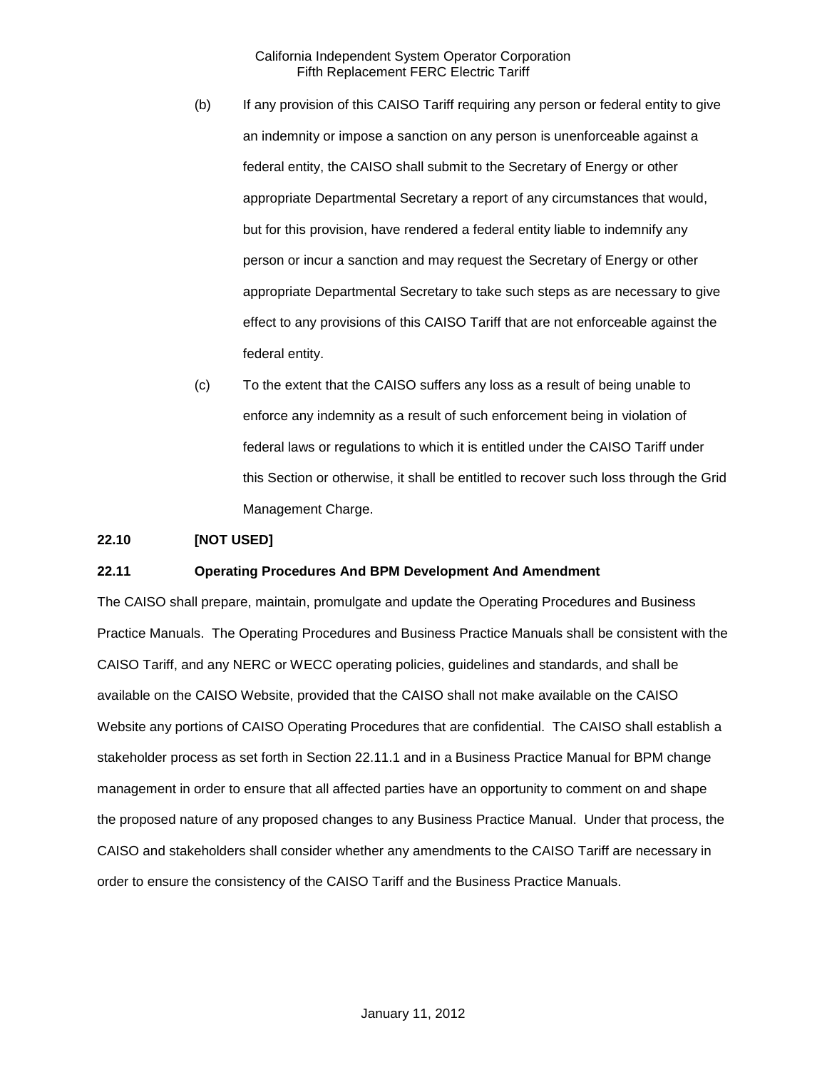(b) If any provision of this CAISO Tariff requiring any person or federal entity to give an indemnity or impose a sanction on any person is unenforceable against a federal entity, the CAISO shall submit to the Secretary of Energy or other appropriate Departmental Secretary a report of any circumstances that would, but for this provision, have rendered a federal entity liable to indemnify any person or incur a sanction and may request the Secretary of Energy or other appropriate Departmental Secretary to take such steps as are necessary to give effect to any provisions of this CAISO Tariff that are not enforceable against the federal entity.

(c) To the extent that the CAISO suffers any loss as a result of being unable to enforce any indemnity as a result of such enforcement being in violation of federal laws or regulations to which it is entitled under the CAISO Tariff under this Section or otherwise, it shall be entitled to recover such loss through the Grid Management Charge.

**22.10 [NOT USED]**

**22.11 Operating Procedures And BPM Development And Amendment**

The CAISO shall prepare, maintain, promulgate and update the Operating Procedures and Business Practice Manuals. The Operating Procedures and Business Practice Manuals shall be consistent with the CAISO Tariff, and any NERC or WECC operating policies, guidelines and standards, and shall be available on the CAISO Website, provided that the CAISO shall not make available on the CAISO Website any portions of CAISO Operating Procedures that are confidential. The CAISO shall establish a stakeholder process as set forth in Section 22.11.1 and in a Business Practice Manual for BPM change management in order to ensure that all affected parties have an opportunity to comment on and shape the proposed nature of any proposed changes to any Business Practice Manual. Under that process, the CAISO and stakeholders shall consider whether any amendments to the CAISO Tariff are necessary in order to ensure the consistency of the CAISO Tariff and the Business Practice Manuals.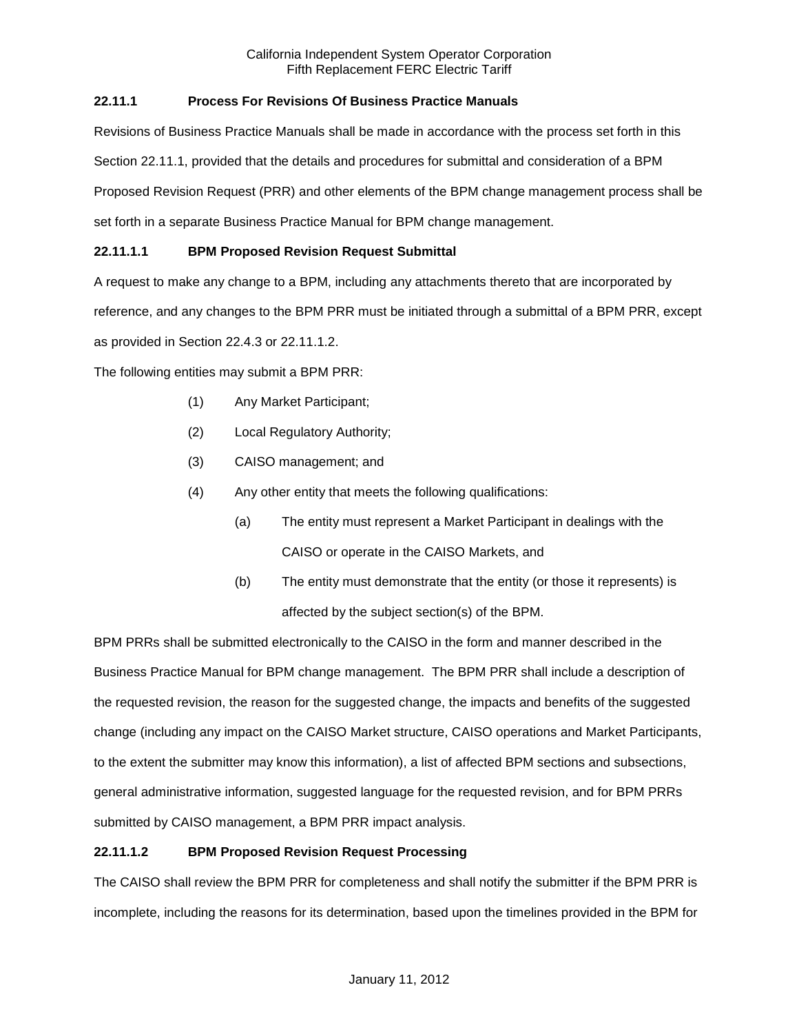### 22.11.1 Process For Revisions Of Business Practice Manuals

Revisions of Business Practice Manuals shall be made in accordance with the process set forth in this Section 22.11.1, provided that the details and procedures for submittal and consideration of a BPM Proposed Revision Request (PRR) and other elements of the BPM change management process shall be set forth in a separate Business Practice Manual for BPM change management.

#### 22.11.1.1 BPM Proposed Revision Request Submittal

A request to make any change to a BPM, including any attachments thereto that are incorporated by reference, and any changes to the BPM PRR must be initiated through a submittal of a BPM PRR, except as provided in Section 22.4.3 or 22.11.1.2.

The following entities may submit a BPM PRR:

(1) Any Market Participant;

(2) Local Regulatory Authority;

(3) CAISO management; and

(4) Any other entity that meets the following qualifications:

  (a) The entity must represent a Market Participant in dealings with the CAISO or operate in the CAISO Markets, and

  (b) The entity must demonstrate that the entity (or those it represents) is affected by the subject section(s) of the BPM.

BPM PRRs shall be submitted electronically to the CAISO in the form and manner described in the Business Practice Manual for BPM change management. The BPM PRR shall include a description of the requested revision, the reason for the suggested change, the impacts and benefits of the suggested change (including any impact on the CAISO Market structure, CAISO operations and Market Participants, to the extent the submitter may know this information), a list of affected BPM sections and subsections, general administrative information, suggested language for the requested revision, and for BPM PRRs submitted by CAISO management, a BPM PRR impact analysis.

#### 22.11.1.2 BPM Proposed Revision Request Processing

The CAISO shall review the BPM PRR for completeness and shall notify the submitter if the BPM PRR is incomplete, including the reasons for its determination, based upon the timelines provided in the BPM for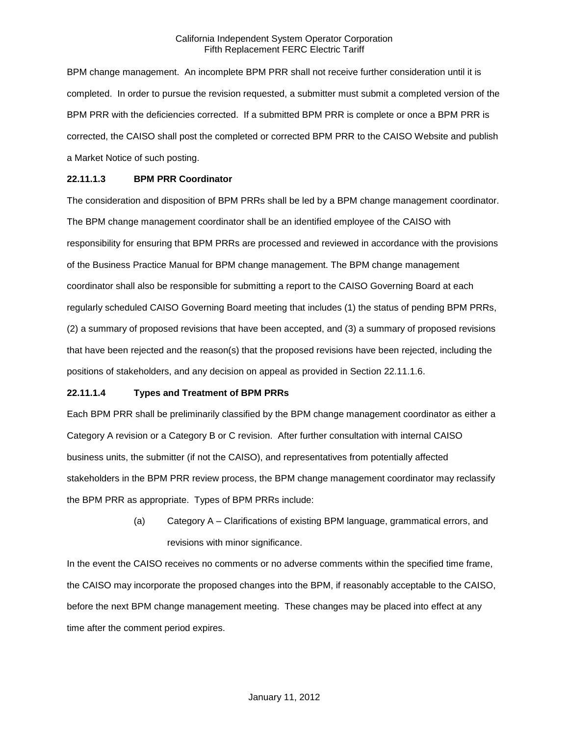BPM change management. An incomplete BPM PRR shall not receive further consideration until it is completed. In order to pursue the revision requested, a submitter must submit a completed version of the BPM PRR with the deficiencies corrected. If a submitted BPM PRR is complete or once a BPM PRR is corrected, the CAISO shall post the completed or corrected BPM PRR to the CAISO Website and publish a Market Notice of such posting.

**22.11.1.3 BPM PRR Coordinator**

The consideration and disposition of BPM PRRs shall be led by a BPM change management coordinator. The BPM change management coordinator shall be an identified employee of the CAISO with responsibility for ensuring that BPM PRRs are processed and reviewed in accordance with the provisions of the Business Practice Manual for BPM change management. The BPM change management coordinator shall also be responsible for submitting a report to the CAISO Governing Board at each regularly scheduled CAISO Governing Board meeting that includes (1) the status of pending BPM PRRs, (2) a summary of proposed revisions that have been accepted, and (3) a summary of proposed revisions that have been rejected and the reason(s) that the proposed revisions have been rejected, including the positions of stakeholders, and any decision on appeal as provided in Section 22.11.1.6.

**22.11.1.4 Types and Treatment of BPM PRRs**

Each BPM PRR shall be preliminarily classified by the BPM change management coordinator as either a Category A revision or a Category B or C revision. After further consultation with internal CAISO business units, the submitter (if not the CAISO), and representatives from potentially affected stakeholders in the BPM PRR review process, the BPM change management coordinator may reclassify the BPM PRR as appropriate. Types of BPM PRRs include:

(a) Category A – Clarifications of existing BPM language, grammatical errors, and revisions with minor significance.

In the event the CAISO receives no comments or no adverse comments within the specified time frame, the CAISO may incorporate the proposed changes into the BPM, if reasonably acceptable to the CAISO, before the next BPM change management meeting. These changes may be placed into effect at any time after the comment period expires.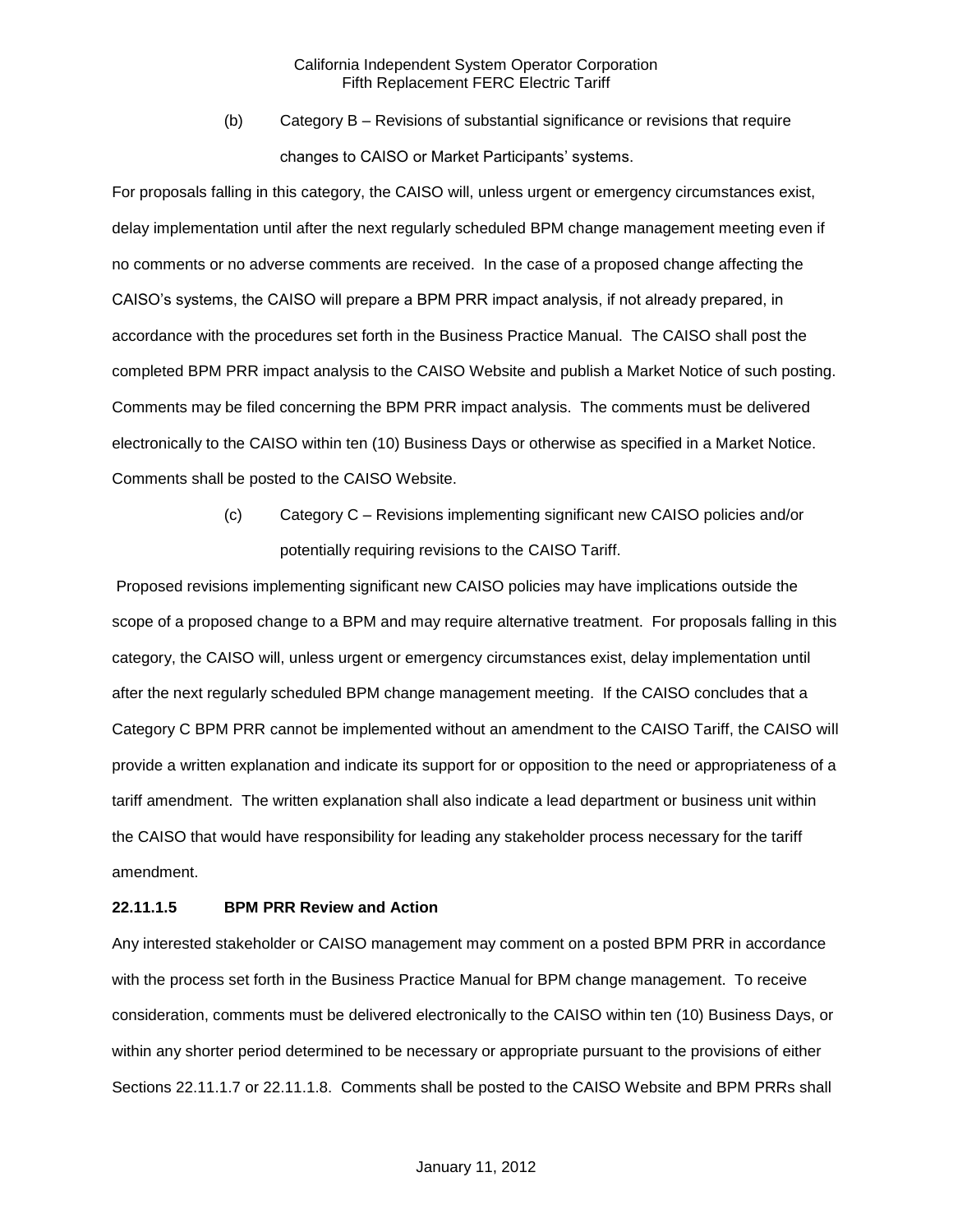(b) Category B – Revisions of substantial significance or revisions that require changes to CAISO or Market Participants' systems.

For proposals falling in this category, the CAISO will, unless urgent or emergency circumstances exist, delay implementation until after the next regularly scheduled BPM change management meeting even if no comments or no adverse comments are received. In the case of a proposed change affecting the CAISO's systems, the CAISO will prepare a BPM PRR impact analysis, if not already prepared, in accordance with the procedures set forth in the Business Practice Manual. The CAISO shall post the completed BPM PRR impact analysis to the CAISO Website and publish a Market Notice of such posting. Comments may be filed concerning the BPM PRR impact analysis. The comments must be delivered electronically to the CAISO within ten (10) Business Days or otherwise as specified in a Market Notice. Comments shall be posted to the CAISO Website.

(c) Category C – Revisions implementing significant new CAISO policies and/or potentially requiring revisions to the CAISO Tariff.

Proposed revisions implementing significant new CAISO policies may have implications outside the scope of a proposed change to a BPM and may require alternative treatment. For proposals falling in this category, the CAISO will, unless urgent or emergency circumstances exist, delay implementation until after the next regularly scheduled BPM change management meeting. If the CAISO concludes that a Category C BPM PRR cannot be implemented without an amendment to the CAISO Tariff, the CAISO will provide a written explanation and indicate its support for or opposition to the need or appropriateness of a tariff amendment. The written explanation shall also indicate a lead department or business unit within the CAISO that would have responsibility for leading any stakeholder process necessary for the tariff amendment.

**22.11.1.5 BPM PRR Review and Action**

Any interested stakeholder or CAISO management may comment on a posted BPM PRR in accordance with the process set forth in the Business Practice Manual for BPM change management. To receive consideration, comments must be delivered electronically to the CAISO within ten (10) Business Days, or within any shorter period determined to be necessary or appropriate pursuant to the provisions of either Sections 22.11.1.7 or 22.11.1.8. Comments shall be posted to the CAISO Website and BPM PRRs shall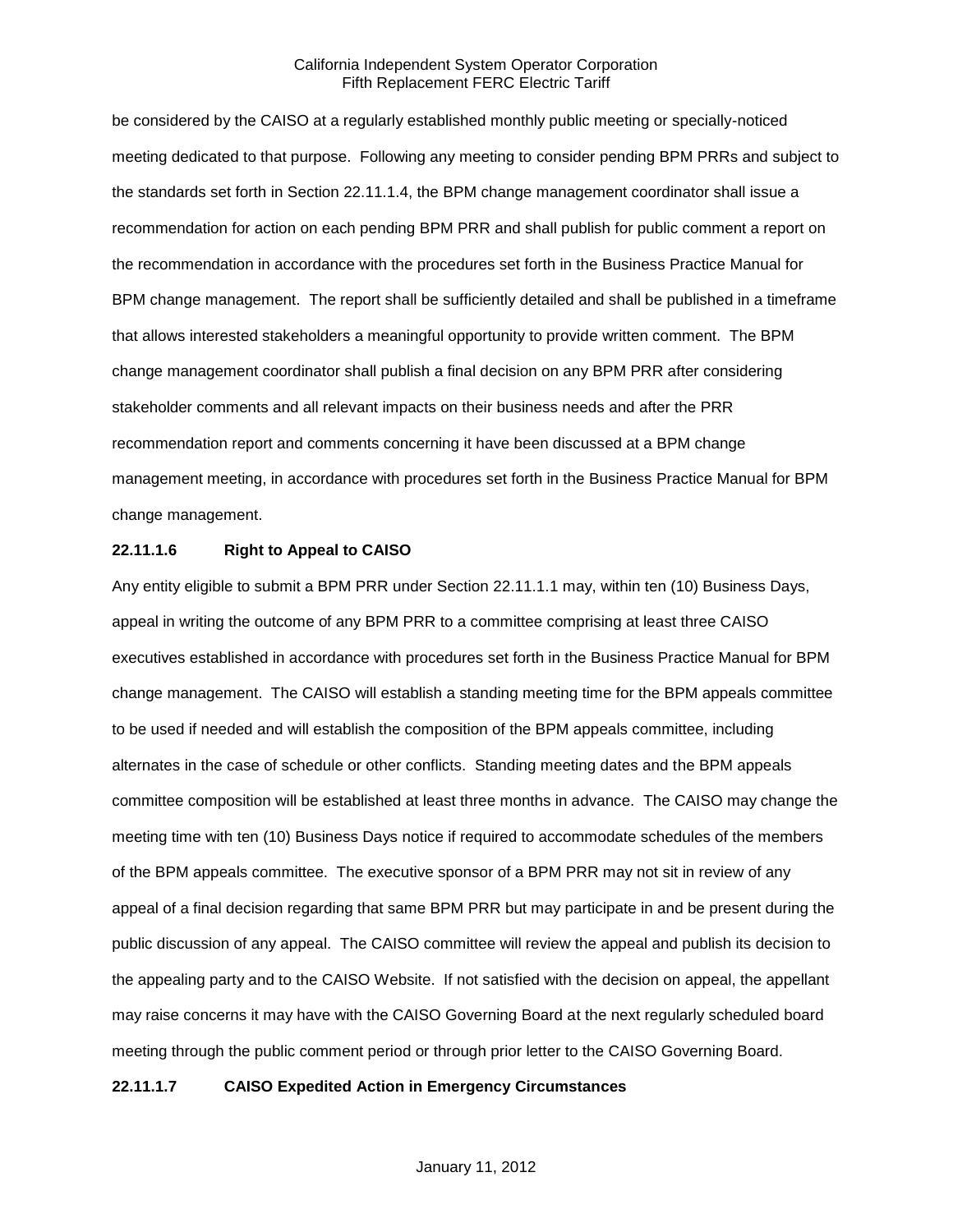be considered by the CAISO at a regularly established monthly public meeting or specially-noticed meeting dedicated to that purpose. Following any meeting to consider pending BPM PRRs and subject to the standards set forth in Section 22.11.1.4, the BPM change management coordinator shall issue a recommendation for action on each pending BPM PRR and shall publish for public comment a report on the recommendation in accordance with the procedures set forth in the Business Practice Manual for BPM change management. The report shall be sufficiently detailed and shall be published in a timeframe that allows interested stakeholders a meaningful opportunity to provide written comment. The BPM change management coordinator shall publish a final decision on any BPM PRR after considering stakeholder comments and all relevant impacts on their business needs and after the PRR recommendation report and comments concerning it have been discussed at a BPM change management meeting, in accordance with procedures set forth in the Business Practice Manual for BPM change management.

**22.11.1.6 Right to Appeal to CAISO**

Any entity eligible to submit a BPM PRR under Section 22.11.1.1 may, within ten (10) Business Days, appeal in writing the outcome of any BPM PRR to a committee comprising at least three CAISO executives established in accordance with procedures set forth in the Business Practice Manual for BPM change management. The CAISO will establish a standing meeting time for the BPM appeals committee to be used if needed and will establish the composition of the BPM appeals committee, including alternates in the case of schedule or other conflicts. Standing meeting dates and the BPM appeals committee composition will be established at least three months in advance. The CAISO may change the meeting time with ten (10) Business Days notice if required to accommodate schedules of the members of the BPM appeals committee. The executive sponsor of a BPM PRR may not sit in review of any appeal of a final decision regarding that same BPM PRR but may participate in and be present during the public discussion of any appeal. The CAISO committee will review the appeal and publish its decision to the appealing party and to the CAISO Website. If not satisfied with the decision on appeal, the appellant may raise concerns it may have with the CAISO Governing Board at the next regularly scheduled board meeting through the public comment period or through prior letter to the CAISO Governing Board.

**22.11.1.7 CAISO Expedited Action in Emergency Circumstances**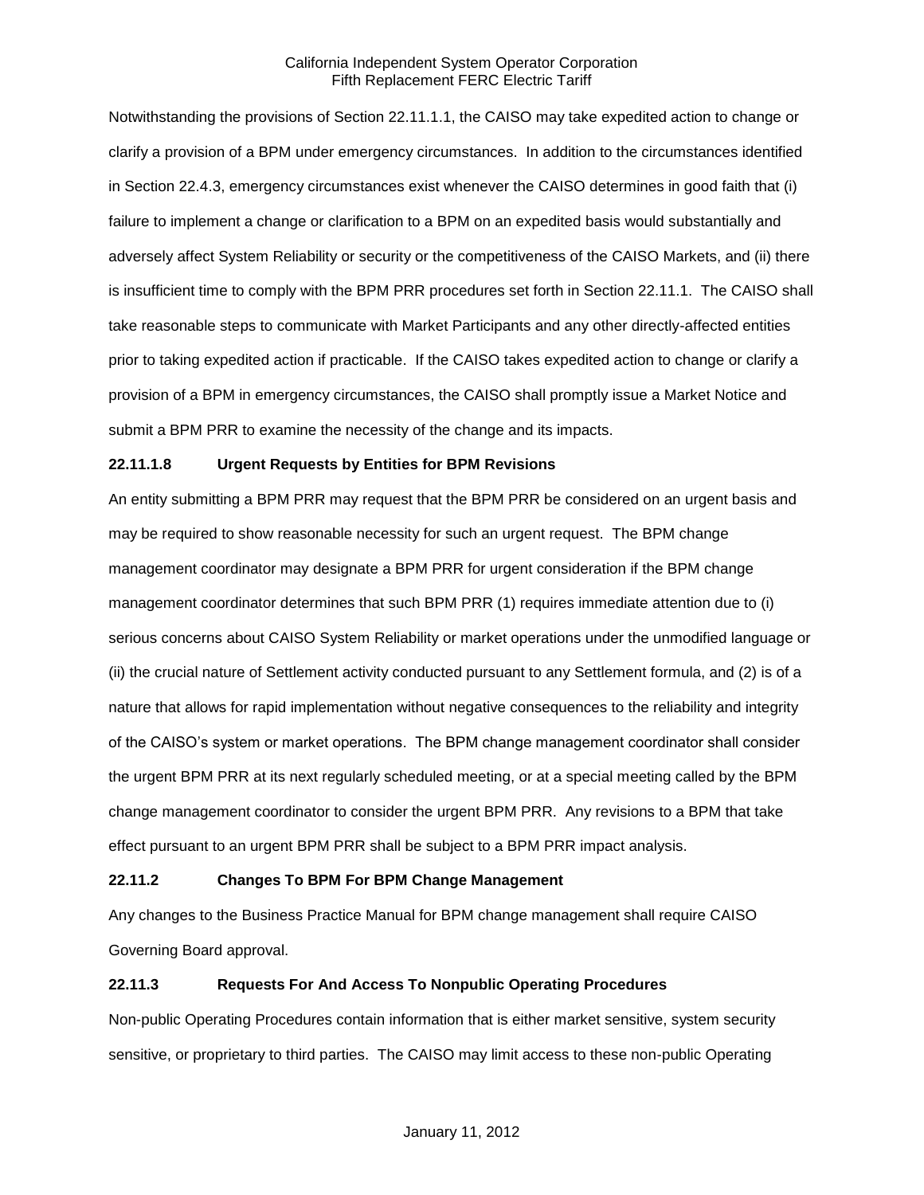Notwithstanding the provisions of Section 22.11.1.1, the CAISO may take expedited action to change or clarify a provision of a BPM under emergency circumstances. In addition to the circumstances identified in Section 22.4.3, emergency circumstances exist whenever the CAISO determines in good faith that (i) failure to implement a change or clarification to a BPM on an expedited basis would substantially and adversely affect System Reliability or security or the competitiveness of the CAISO Markets, and (ii) there is insufficient time to comply with the BPM PRR procedures set forth in Section 22.11.1. The CAISO shall take reasonable steps to communicate with Market Participants and any other directly-affected entities prior to taking expedited action if practicable. If the CAISO takes expedited action to change or clarify a provision of a BPM in emergency circumstances, the CAISO shall promptly issue a Market Notice and submit a BPM PRR to examine the necessity of the change and its impacts.

**22.11.1.8 Urgent Requests by Entities for BPM Revisions**

An entity submitting a BPM PRR may request that the BPM PRR be considered on an urgent basis and may be required to show reasonable necessity for such an urgent request. The BPM change management coordinator may designate a BPM PRR for urgent consideration if the BPM change management coordinator determines that such BPM PRR (1) requires immediate attention due to (i) serious concerns about CAISO System Reliability or market operations under the unmodified language or (ii) the crucial nature of Settlement activity conducted pursuant to any Settlement formula, and (2) is of a nature that allows for rapid implementation without negative consequences to the reliability and integrity of the CAISO's system or market operations. The BPM change management coordinator shall consider the urgent BPM PRR at its next regularly scheduled meeting, or at a special meeting called by the BPM change management coordinator to consider the urgent BPM PRR. Any revisions to a BPM that take effect pursuant to an urgent BPM PRR shall be subject to a BPM PRR impact analysis.

**22.11.2 Changes To BPM For BPM Change Management**

Any changes to the Business Practice Manual for BPM change management shall require CAISO Governing Board approval.

**22.11.3 Requests For And Access To Nonpublic Operating Procedures**

Non-public Operating Procedures contain information that is either market sensitive, system security sensitive, or proprietary to third parties. The CAISO may limit access to these non-public Operating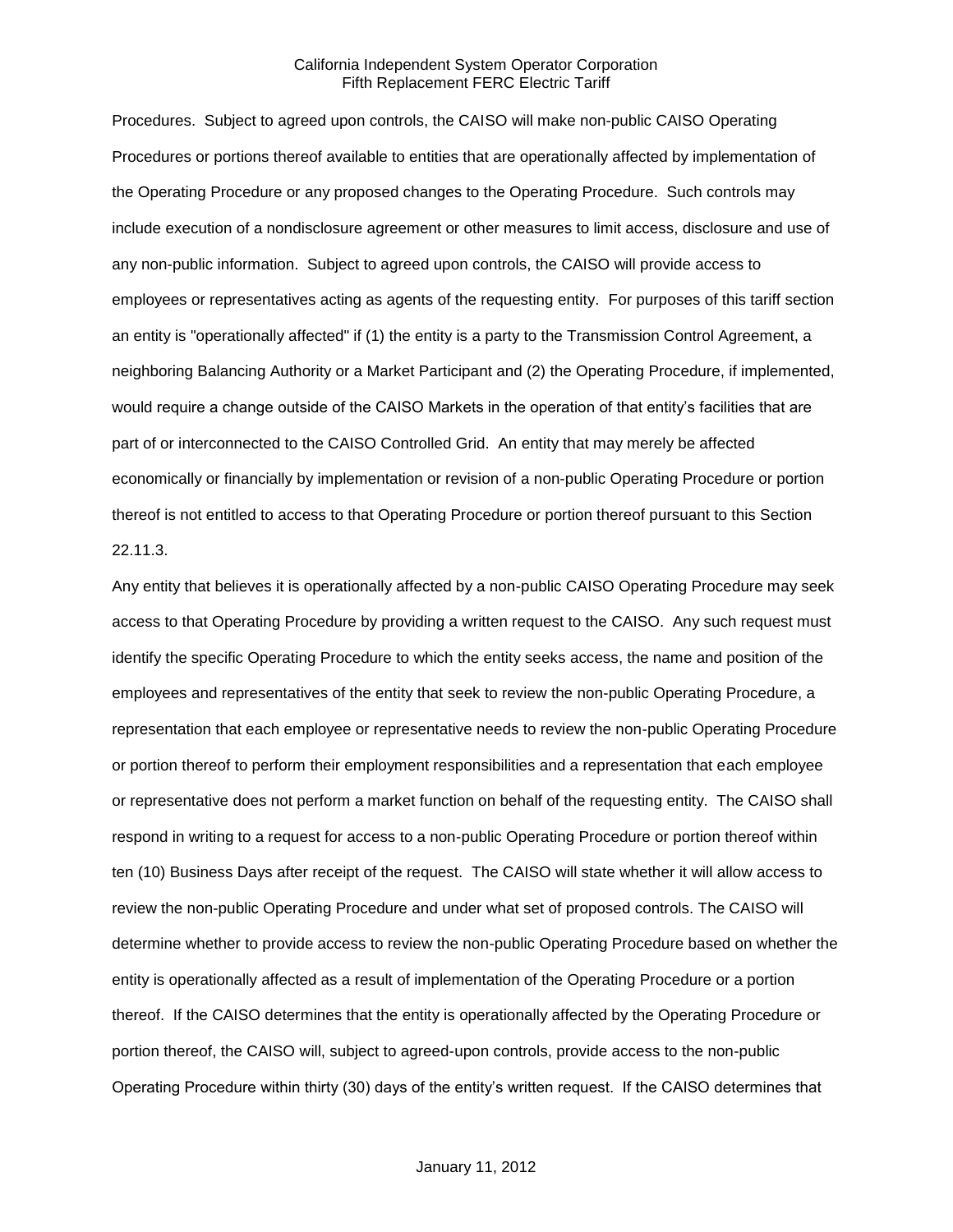Procedures. Subject to agreed upon controls, the CAISO will make non-public CAISO Operating Procedures or portions thereof available to entities that are operationally affected by implementation of the Operating Procedure or any proposed changes to the Operating Procedure. Such controls may include execution of a nondisclosure agreement or other measures to limit access, disclosure and use of any non-public information. Subject to agreed upon controls, the CAISO will provide access to employees or representatives acting as agents of the requesting entity. For purposes of this tariff section an entity is "operationally affected" if (1) the entity is a party to the Transmission Control Agreement, a neighboring Balancing Authority or a Market Participant and (2) the Operating Procedure, if implemented, would require a change outside of the CAISO Markets in the operation of that entity's facilities that are part of or interconnected to the CAISO Controlled Grid. An entity that may merely be affected economically or financially by implementation or revision of a non-public Operating Procedure or portion thereof is not entitled to access to that Operating Procedure or portion thereof pursuant to this Section 22.11.3.

Any entity that believes it is operationally affected by a non-public CAISO Operating Procedure may seek access to that Operating Procedure by providing a written request to the CAISO. Any such request must identify the specific Operating Procedure to which the entity seeks access, the name and position of the employees and representatives of the entity that seek to review the non-public Operating Procedure, a representation that each employee or representative needs to review the non-public Operating Procedure or portion thereof to perform their employment responsibilities and a representation that each employee or representative does not perform a market function on behalf of the requesting entity. The CAISO shall respond in writing to a request for access to a non-public Operating Procedure or portion thereof within ten (10) Business Days after receipt of the request. The CAISO will state whether it will allow access to review the non-public Operating Procedure and under what set of proposed controls. The CAISO will determine whether to provide access to review the non-public Operating Procedure based on whether the entity is operationally affected as a result of implementation of the Operating Procedure or a portion thereof. If the CAISO determines that the entity is operationally affected by the Operating Procedure or portion thereof, the CAISO will, subject to agreed-upon controls, provide access to the non-public Operating Procedure within thirty (30) days of the entity's written request. If the CAISO determines that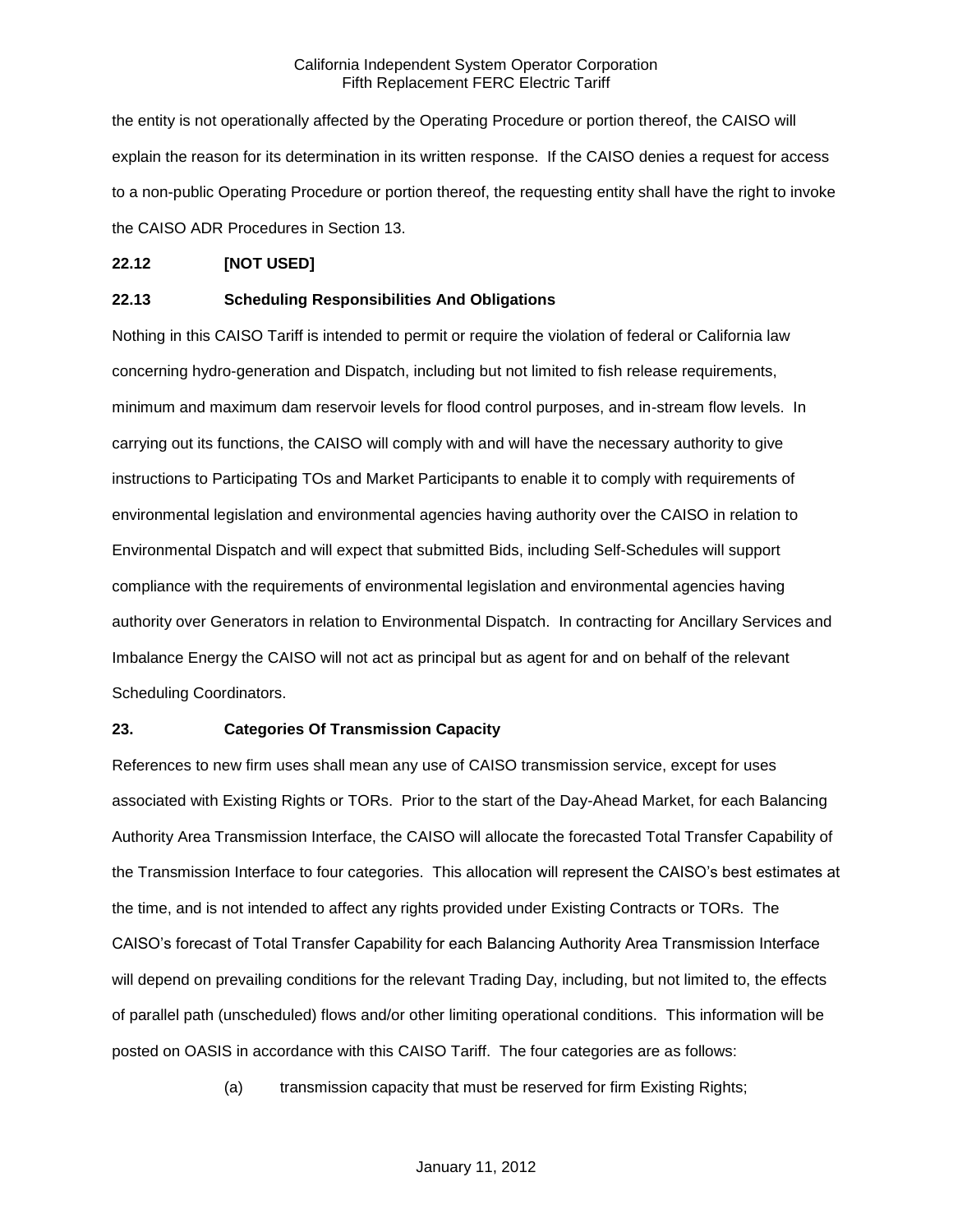the entity is not operationally affected by the Operating Procedure or portion thereof, the CAISO will explain the reason for its determination in its written response. If the CAISO denies a request for access to a non-public Operating Procedure or portion thereof, the requesting entity shall have the right to invoke the CAISO ADR Procedures in Section 13.

**22.12 [NOT USED]**

**22.13 Scheduling Responsibilities And Obligations**

Nothing in this CAISO Tariff is intended to permit or require the violation of federal or California law concerning hydro-generation and Dispatch, including but not limited to fish release requirements, minimum and maximum dam reservoir levels for flood control purposes, and in-stream flow levels. In carrying out its functions, the CAISO will comply with and will have the necessary authority to give instructions to Participating TOs and Market Participants to enable it to comply with requirements of environmental legislation and environmental agencies having authority over the CAISO in relation to Environmental Dispatch and will expect that submitted Bids, including Self-Schedules will support compliance with the requirements of environmental legislation and environmental agencies having authority over Generators in relation to Environmental Dispatch. In contracting for Ancillary Services and Imbalance Energy the CAISO will not act as principal but as agent for and on behalf of the relevant Scheduling Coordinators.

**23. Categories Of Transmission Capacity**

References to new firm uses shall mean any use of CAISO transmission service, except for uses associated with Existing Rights or TORs. Prior to the start of the Day-Ahead Market, for each Balancing Authority Area Transmission Interface, the CAISO will allocate the forecasted Total Transfer Capability of the Transmission Interface to four categories. This allocation will represent the CAISO's best estimates at the time, and is not intended to affect any rights provided under Existing Contracts or TORs. The CAISO's forecast of Total Transfer Capability for each Balancing Authority Area Transmission Interface will depend on prevailing conditions for the relevant Trading Day, including, but not limited to, the effects of parallel path (unscheduled) flows and/or other limiting operational conditions. This information will be posted on OASIS in accordance with this CAISO Tariff. The four categories are as follows:

(a) transmission capacity that must be reserved for firm Existing Rights;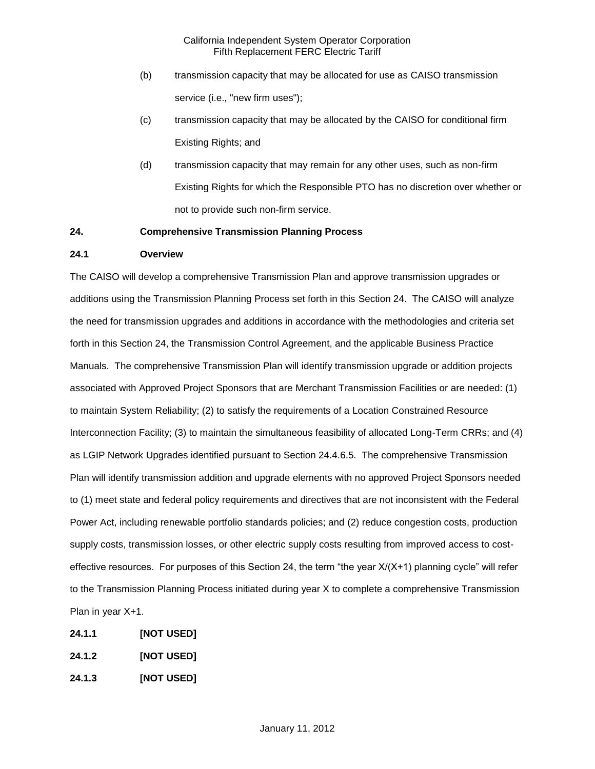(b) transmission capacity that may be allocated for use as CAISO transmission service (i.e., "new firm uses");

(c) transmission capacity that may be allocated by the CAISO for conditional firm Existing Rights; and

(d) transmission capacity that may remain for any other uses, such as non-firm Existing Rights for which the Responsible PTO has no discretion over whether or not to provide such non-firm service.

**24. Comprehensive Transmission Planning Process**

**24.1 Overview**

The CAISO will develop a comprehensive Transmission Plan and approve transmission upgrades or additions using the Transmission Planning Process set forth in this Section 24. The CAISO will analyze the need for transmission upgrades and additions in accordance with the methodologies and criteria set forth in this Section 24, the Transmission Control Agreement, and the applicable Business Practice Manuals. The comprehensive Transmission Plan will identify transmission upgrade or addition projects associated with Approved Project Sponsors that are Merchant Transmission Facilities or are needed: (1) to maintain System Reliability; (2) to satisfy the requirements of a Location Constrained Resource Interconnection Facility; (3) to maintain the simultaneous feasibility of allocated Long-Term CRRs; and (4) as LGIP Network Upgrades identified pursuant to Section 24.4.6.5. The comprehensive Transmission Plan will identify transmission addition and upgrade elements with no approved Project Sponsors needed to (1) meet state and federal policy requirements and directives that are not inconsistent with the Federal Power Act, including renewable portfolio standards policies; and (2) reduce congestion costs, production supply costs, transmission losses, or other electric supply costs resulting from improved access to cost-effective resources. For purposes of this Section 24, the term "the year X/(X+1) planning cycle" will refer to the Transmission Planning Process initiated during year X to complete a comprehensive Transmission Plan in year X+1.

**24.1.1 [NOT USED]**

**24.1.2 [NOT USED]**

**24.1.3 [NOT USED]**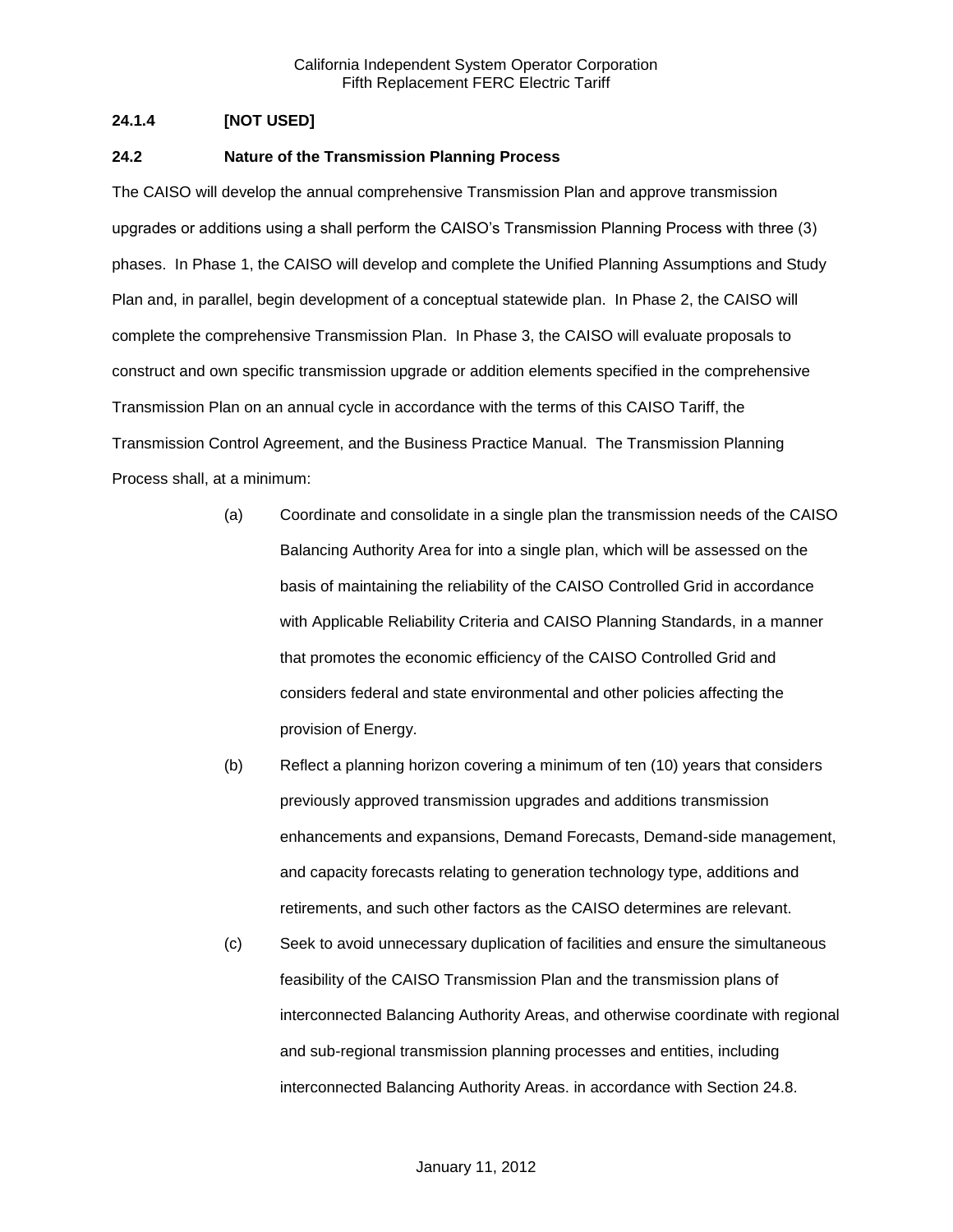### 24.1.4 [NOT USED]

### 24.2 Nature of the Transmission Planning Process

The CAISO will develop the annual comprehensive Transmission Plan and approve transmission upgrades or additions using a shall perform the CAISO's Transmission Planning Process with three (3) phases. In Phase 1, the CAISO will develop and complete the Unified Planning Assumptions and Study Plan and, in parallel, begin development of a conceptual statewide plan. In Phase 2, the CAISO will complete the comprehensive Transmission Plan. In Phase 3, the CAISO will evaluate proposals to construct and own specific transmission upgrade or addition elements specified in the comprehensive Transmission Plan on an annual cycle in accordance with the terms of this CAISO Tariff, the Transmission Control Agreement, and the Business Practice Manual. The Transmission Planning Process shall, at a minimum:

(a) Coordinate and consolidate in a single plan the transmission needs of the CAISO Balancing Authority Area for into a single plan, which will be assessed on the basis of maintaining the reliability of the CAISO Controlled Grid in accordance with Applicable Reliability Criteria and CAISO Planning Standards, in a manner that promotes the economic efficiency of the CAISO Controlled Grid and considers federal and state environmental and other policies affecting the provision of Energy.

(b) Reflect a planning horizon covering a minimum of ten (10) years that considers previously approved transmission upgrades and additions transmission enhancements and expansions, Demand Forecasts, Demand-side management, and capacity forecasts relating to generation technology type, additions and retirements, and such other factors as the CAISO determines are relevant.

(c) Seek to avoid unnecessary duplication of facilities and ensure the simultaneous feasibility of the CAISO Transmission Plan and the transmission plans of interconnected Balancing Authority Areas, and otherwise coordinate with regional and sub-regional transmission planning processes and entities, including interconnected Balancing Authority Areas. in accordance with Section 24.8.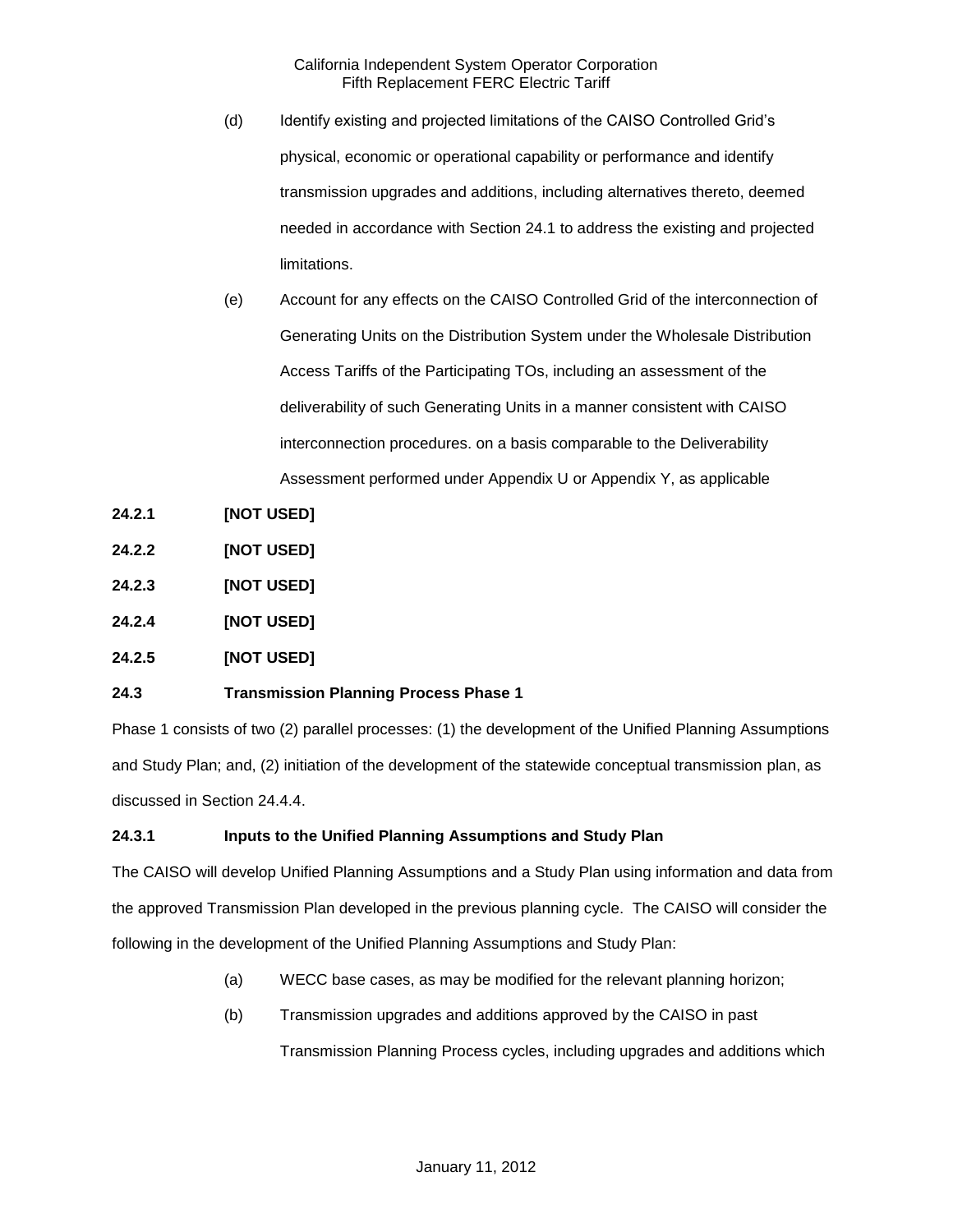(d) Identify existing and projected limitations of the CAISO Controlled Grid's physical, economic or operational capability or performance and identify transmission upgrades and additions, including alternatives thereto, deemed needed in accordance with Section 24.1 to address the existing and projected limitations.

(e) Account for any effects on the CAISO Controlled Grid of the interconnection of Generating Units on the Distribution System under the Wholesale Distribution Access Tariffs of the Participating TOs, including an assessment of the deliverability of such Generating Units in a manner consistent with CAISO interconnection procedures. on a basis comparable to the Deliverability Assessment performed under Appendix U or Appendix Y, as applicable

**24.2.1 [NOT USED]**

**24.2.2 [NOT USED]**

**24.2.3 [NOT USED]**

**24.2.4 [NOT USED]**

**24.2.5 [NOT USED]**

### 24.3 Transmission Planning Process Phase 1

Phase 1 consists of two (2) parallel processes: (1) the development of the Unified Planning Assumptions and Study Plan; and, (2) initiation of the development of the statewide conceptual transmission plan, as discussed in Section 24.4.4.

#### 24.3.1 Inputs to the Unified Planning Assumptions and Study Plan

The CAISO will develop Unified Planning Assumptions and a Study Plan using information and data from the approved Transmission Plan developed in the previous planning cycle. The CAISO will consider the following in the development of the Unified Planning Assumptions and Study Plan:

(a) WECC base cases, as may be modified for the relevant planning horizon;

(b) Transmission upgrades and additions approved by the CAISO in past Transmission Planning Process cycles, including upgrades and additions which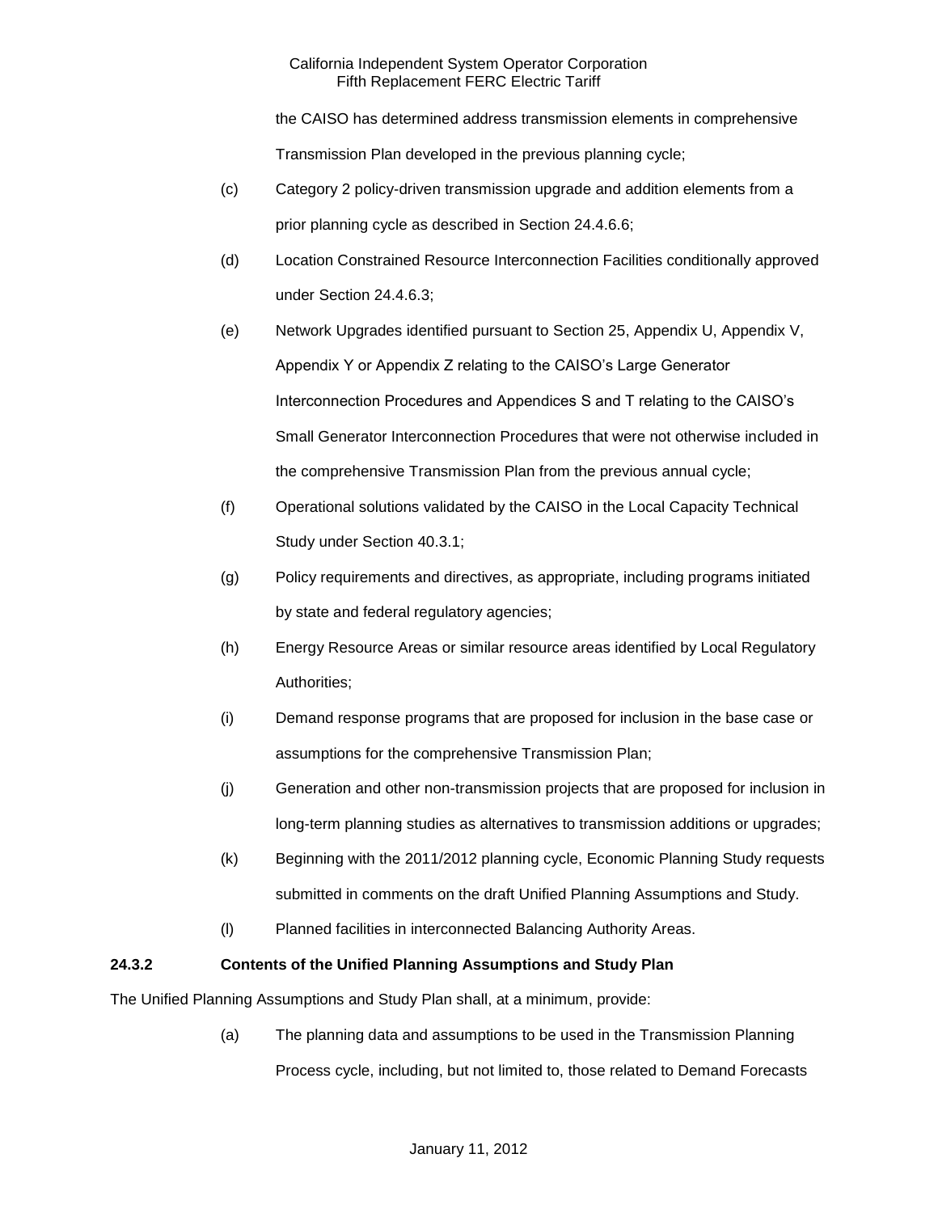the CAISO has determined address transmission elements in comprehensive Transmission Plan developed in the previous planning cycle;

(c) Category 2 policy-driven transmission upgrade and addition elements from a prior planning cycle as described in Section 24.4.6.6;

(d) Location Constrained Resource Interconnection Facilities conditionally approved under Section 24.4.6.3;

(e) Network Upgrades identified pursuant to Section 25, Appendix U, Appendix V, Appendix Y or Appendix Z relating to the CAISO's Large Generator Interconnection Procedures and Appendices S and T relating to the CAISO's Small Generator Interconnection Procedures that were not otherwise included in the comprehensive Transmission Plan from the previous annual cycle;

(f) Operational solutions validated by the CAISO in the Local Capacity Technical Study under Section 40.3.1;

(g) Policy requirements and directives, as appropriate, including programs initiated by state and federal regulatory agencies;

(h) Energy Resource Areas or similar resource areas identified by Local Regulatory Authorities;

(i) Demand response programs that are proposed for inclusion in the base case or assumptions for the comprehensive Transmission Plan;

(j) Generation and other non-transmission projects that are proposed for inclusion in long-term planning studies as alternatives to transmission additions or upgrades;

(k) Beginning with the 2011/2012 planning cycle, Economic Planning Study requests submitted in comments on the draft Unified Planning Assumptions and Study.

(l) Planned facilities in interconnected Balancing Authority Areas.

**24.3.2 Contents of the Unified Planning Assumptions and Study Plan**

The Unified Planning Assumptions and Study Plan shall, at a minimum, provide:

(a) The planning data and assumptions to be used in the Transmission Planning Process cycle, including, but not limited to, those related to Demand Forecasts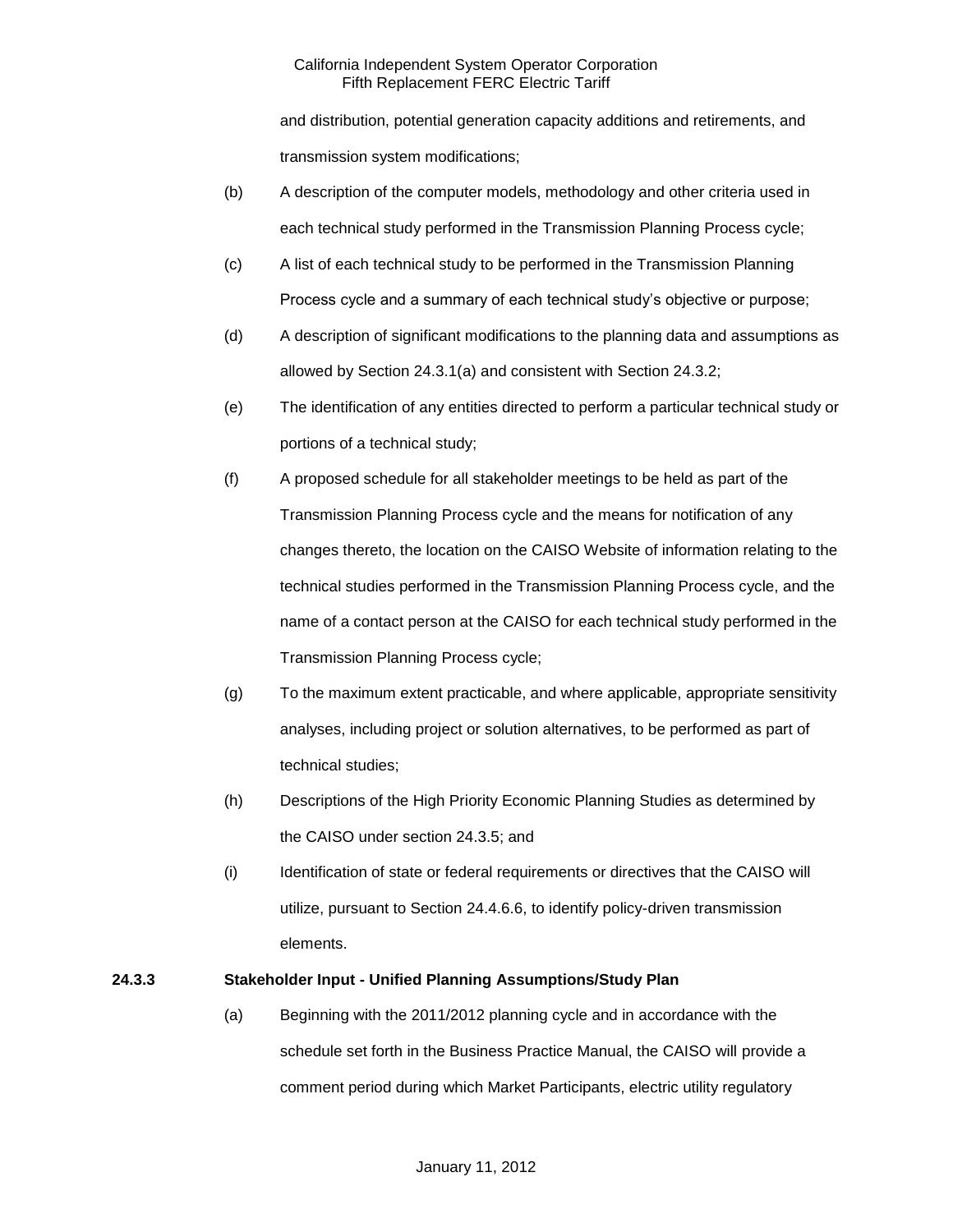and distribution, potential generation capacity additions and retirements, and transmission system modifications;

(b) A description of the computer models, methodology and other criteria used in each technical study performed in the Transmission Planning Process cycle;

(c) A list of each technical study to be performed in the Transmission Planning Process cycle and a summary of each technical study's objective or purpose;

(d) A description of significant modifications to the planning data and assumptions as allowed by Section 24.3.1(a) and consistent with Section 24.3.2;

(e) The identification of any entities directed to perform a particular technical study or portions of a technical study;

(f) A proposed schedule for all stakeholder meetings to be held as part of the Transmission Planning Process cycle and the means for notification of any changes thereto, the location on the CAISO Website of information relating to the technical studies performed in the Transmission Planning Process cycle, and the name of a contact person at the CAISO for each technical study performed in the Transmission Planning Process cycle;

(g) To the maximum extent practicable, and where applicable, appropriate sensitivity analyses, including project or solution alternatives, to be performed as part of technical studies;

(h) Descriptions of the High Priority Economic Planning Studies as determined by the CAISO under section 24.3.5; and

(i) Identification of state or federal requirements or directives that the CAISO will utilize, pursuant to Section 24.4.6.6, to identify policy-driven transmission elements.

**24.3.3 Stakeholder Input - Unified Planning Assumptions/Study Plan**

(a) Beginning with the 2011/2012 planning cycle and in accordance with the schedule set forth in the Business Practice Manual, the CAISO will provide a comment period during which Market Participants, electric utility regulatory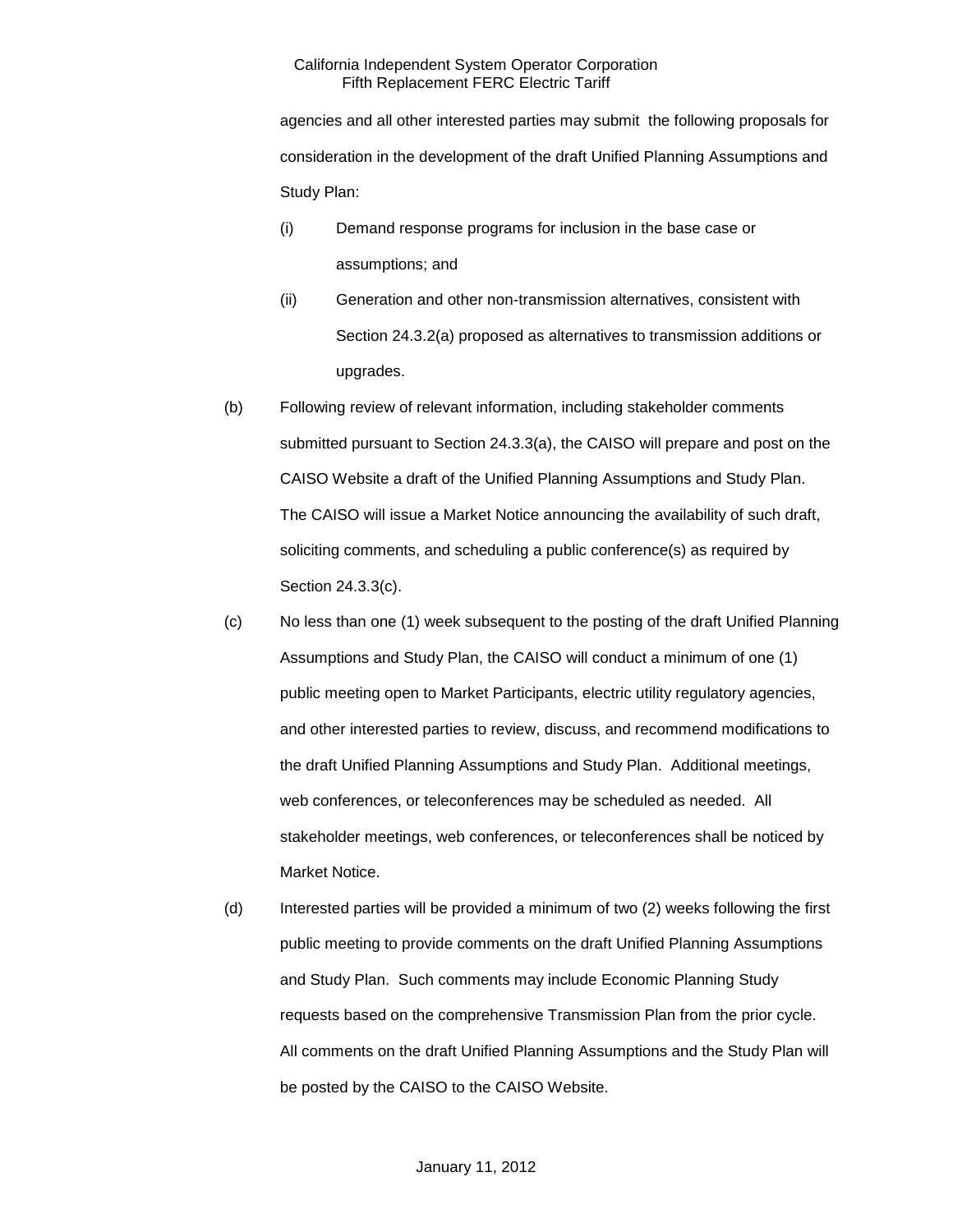agencies and all other interested parties may submit the following proposals for consideration in the development of the draft Unified Planning Assumptions and Study Plan:

(i) Demand response programs for inclusion in the base case or assumptions; and

(ii) Generation and other non-transmission alternatives, consistent with Section 24.3.2(a) proposed as alternatives to transmission additions or upgrades.

(b) Following review of relevant information, including stakeholder comments submitted pursuant to Section 24.3.3(a), the CAISO will prepare and post on the CAISO Website a draft of the Unified Planning Assumptions and Study Plan. The CAISO will issue a Market Notice announcing the availability of such draft, soliciting comments, and scheduling a public conference(s) as required by Section 24.3.3(c).

(c) No less than one (1) week subsequent to the posting of the draft Unified Planning Assumptions and Study Plan, the CAISO will conduct a minimum of one (1) public meeting open to Market Participants, electric utility regulatory agencies, and other interested parties to review, discuss, and recommend modifications to the draft Unified Planning Assumptions and Study Plan. Additional meetings, web conferences, or teleconferences may be scheduled as needed. All stakeholder meetings, web conferences, or teleconferences shall be noticed by Market Notice.

(d) Interested parties will be provided a minimum of two (2) weeks following the first public meeting to provide comments on the draft Unified Planning Assumptions and Study Plan. Such comments may include Economic Planning Study requests based on the comprehensive Transmission Plan from the prior cycle. All comments on the draft Unified Planning Assumptions and the Study Plan will be posted by the CAISO to the CAISO Website.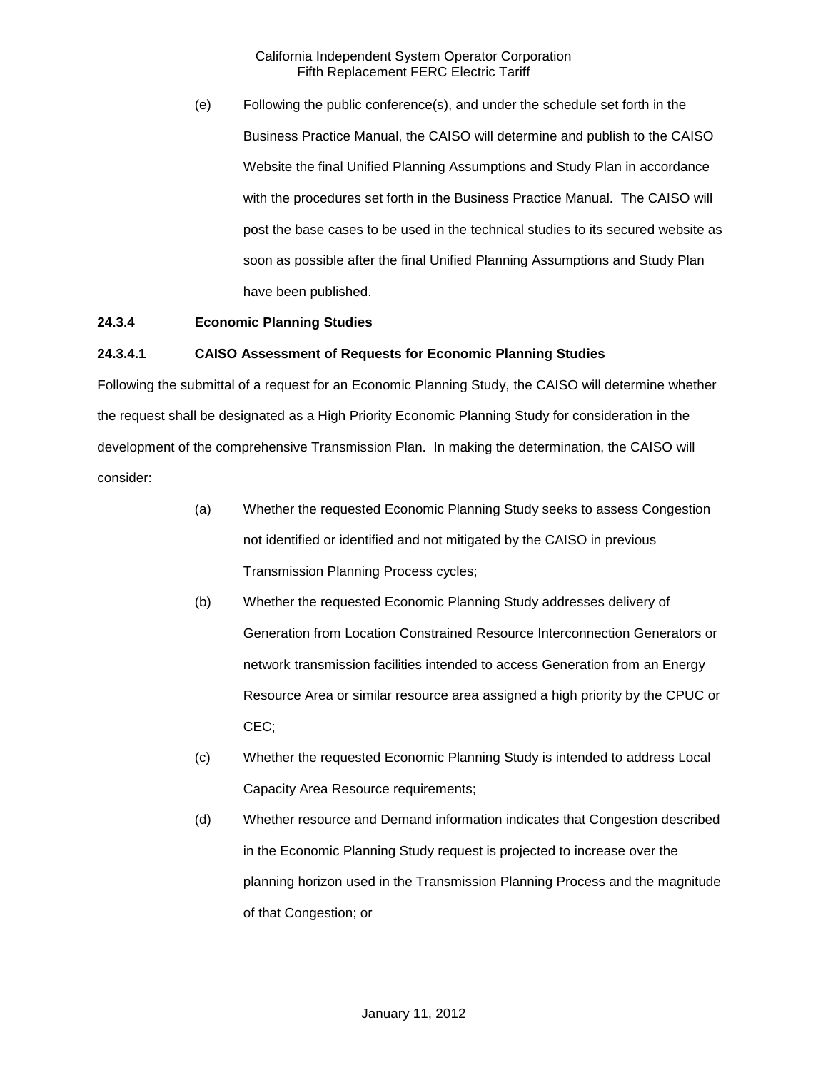(e) Following the public conference(s), and under the schedule set forth in the Business Practice Manual, the CAISO will determine and publish to the CAISO Website the final Unified Planning Assumptions and Study Plan in accordance with the procedures set forth in the Business Practice Manual. The CAISO will post the base cases to be used in the technical studies to its secured website as soon as possible after the final Unified Planning Assumptions and Study Plan have been published.

**24.3.4 Economic Planning Studies**

**24.3.4.1 CAISO Assessment of Requests for Economic Planning Studies**

Following the submittal of a request for an Economic Planning Study, the CAISO will determine whether the request shall be designated as a High Priority Economic Planning Study for consideration in the development of the comprehensive Transmission Plan. In making the determination, the CAISO will consider:

(a) Whether the requested Economic Planning Study seeks to assess Congestion not identified or identified and not mitigated by the CAISO in previous Transmission Planning Process cycles;

(b) Whether the requested Economic Planning Study addresses delivery of Generation from Location Constrained Resource Interconnection Generators or network transmission facilities intended to access Generation from an Energy Resource Area or similar resource area assigned a high priority by the CPUC or CEC;

(c) Whether the requested Economic Planning Study is intended to address Local Capacity Area Resource requirements;

(d) Whether resource and Demand information indicates that Congestion described in the Economic Planning Study request is projected to increase over the planning horizon used in the Transmission Planning Process and the magnitude of that Congestion; or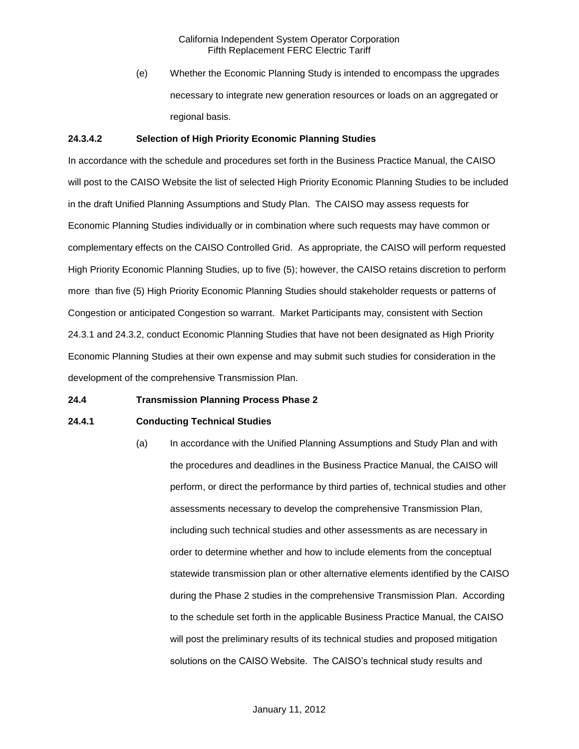(e) Whether the Economic Planning Study is intended to encompass the upgrades necessary to integrate new generation resources or loads on an aggregated or regional basis.

**24.3.4.2 Selection of High Priority Economic Planning Studies**

In accordance with the schedule and procedures set forth in the Business Practice Manual, the CAISO will post to the CAISO Website the list of selected High Priority Economic Planning Studies to be included in the draft Unified Planning Assumptions and Study Plan. The CAISO may assess requests for Economic Planning Studies individually or in combination where such requests may have common or complementary effects on the CAISO Controlled Grid. As appropriate, the CAISO will perform requested High Priority Economic Planning Studies, up to five (5); however, the CAISO retains discretion to perform more than five (5) High Priority Economic Planning Studies should stakeholder requests or patterns of Congestion or anticipated Congestion so warrant. Market Participants may, consistent with Section 24.3.1 and 24.3.2, conduct Economic Planning Studies that have not been designated as High Priority Economic Planning Studies at their own expense and may submit such studies for consideration in the development of the comprehensive Transmission Plan.

**24.4 Transmission Planning Process Phase 2**

**24.4.1 Conducting Technical Studies**

(a) In accordance with the Unified Planning Assumptions and Study Plan and with the procedures and deadlines in the Business Practice Manual, the CAISO will perform, or direct the performance by third parties of, technical studies and other assessments necessary to develop the comprehensive Transmission Plan, including such technical studies and other assessments as are necessary in order to determine whether and how to include elements from the conceptual statewide transmission plan or other alternative elements identified by the CAISO during the Phase 2 studies in the comprehensive Transmission Plan. According to the schedule set forth in the applicable Business Practice Manual, the CAISO will post the preliminary results of its technical studies and proposed mitigation solutions on the CAISO Website. The CAISO's technical study results and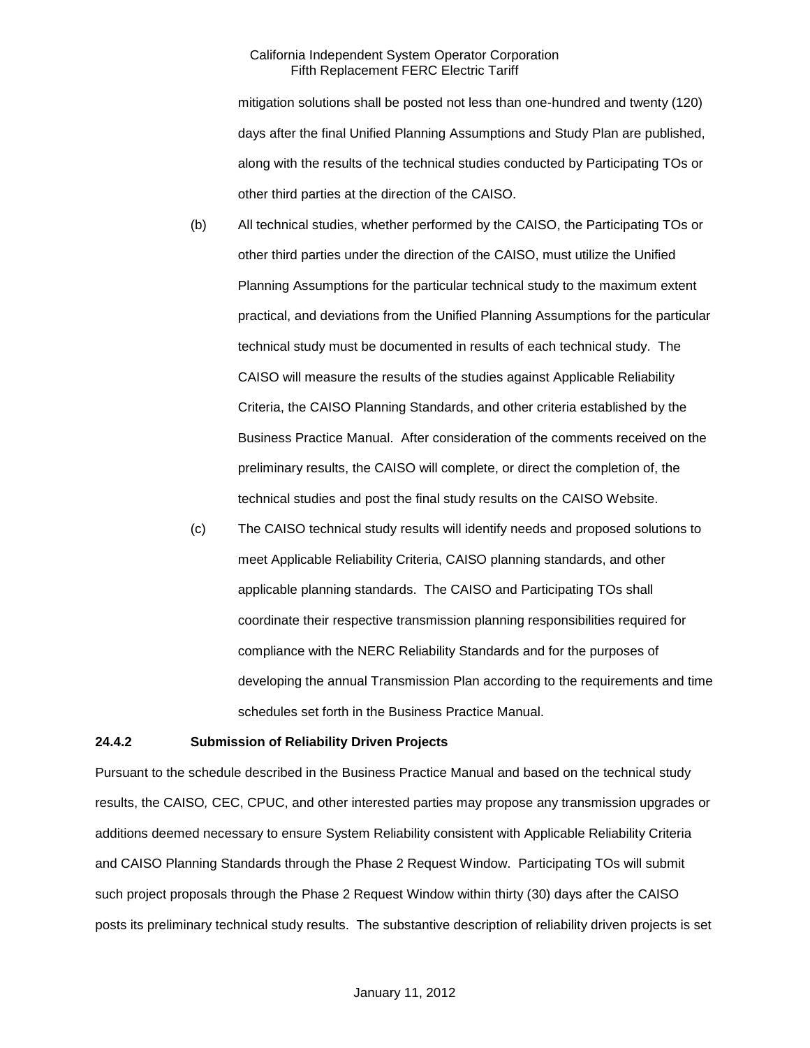mitigation solutions shall be posted not less than one-hundred and twenty (120) days after the final Unified Planning Assumptions and Study Plan are published, along with the results of the technical studies conducted by Participating TOs or other third parties at the direction of the CAISO.

(b) All technical studies, whether performed by the CAISO, the Participating TOs or other third parties under the direction of the CAISO, must utilize the Unified Planning Assumptions for the particular technical study to the maximum extent practical, and deviations from the Unified Planning Assumptions for the particular technical study must be documented in results of each technical study. The CAISO will measure the results of the studies against Applicable Reliability Criteria, the CAISO Planning Standards, and other criteria established by the Business Practice Manual. After consideration of the comments received on the preliminary results, the CAISO will complete, or direct the completion of, the technical studies and post the final study results on the CAISO Website.

(c) The CAISO technical study results will identify needs and proposed solutions to meet Applicable Reliability Criteria, CAISO planning standards, and other applicable planning standards. The CAISO and Participating TOs shall coordinate their respective transmission planning responsibilities required for compliance with the NERC Reliability Standards and for the purposes of developing the annual Transmission Plan according to the requirements and time schedules set forth in the Business Practice Manual.

**24.4.2 Submission of Reliability Driven Projects**

Pursuant to the schedule described in the Business Practice Manual and based on the technical study results, the CAISO, CEC, CPUC, and other interested parties may propose any transmission upgrades or additions deemed necessary to ensure System Reliability consistent with Applicable Reliability Criteria and CAISO Planning Standards through the Phase 2 Request Window. Participating TOs will submit such project proposals through the Phase 2 Request Window within thirty (30) days after the CAISO posts its preliminary technical study results. The substantive description of reliability driven projects is set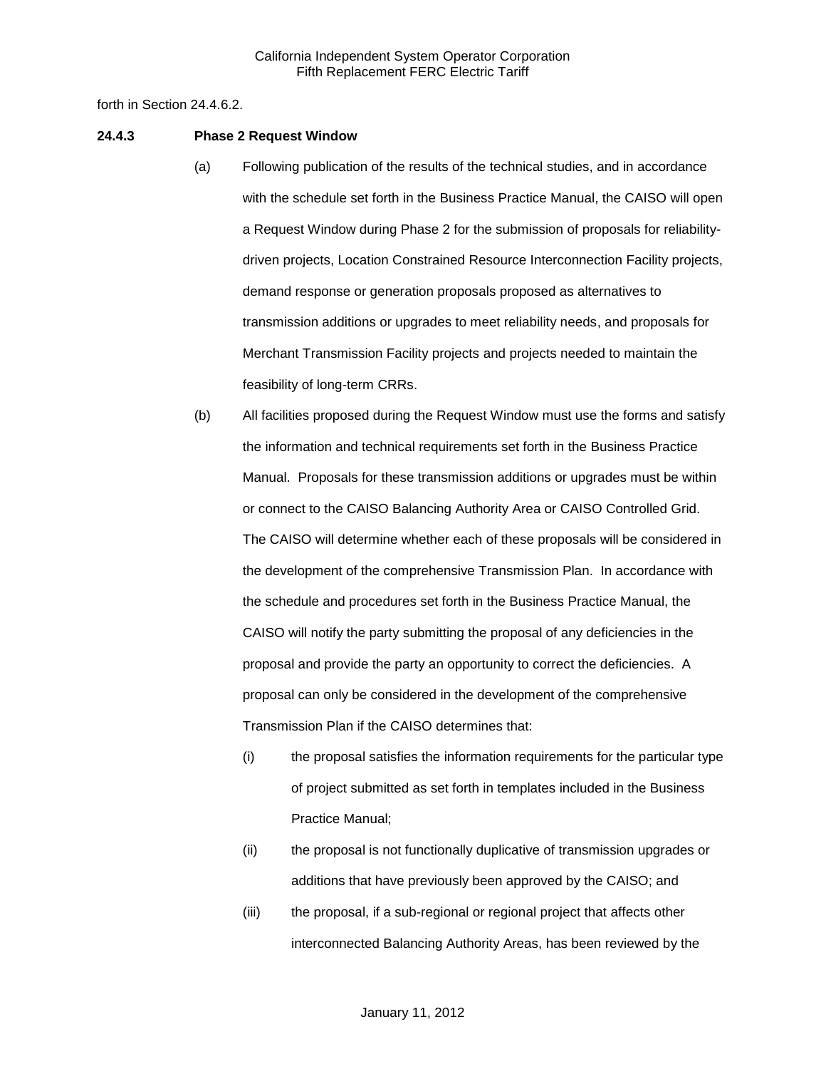forth in Section 24.4.6.2.

**24.4.3 Phase 2 Request Window**

(a) Following publication of the results of the technical studies, and in accordance with the schedule set forth in the Business Practice Manual, the CAISO will open a Request Window during Phase 2 for the submission of proposals for reliability-driven projects, Location Constrained Resource Interconnection Facility projects, demand response or generation proposals proposed as alternatives to transmission additions or upgrades to meet reliability needs, and proposals for Merchant Transmission Facility projects and projects needed to maintain the feasibility of long-term CRRs.

(b) All facilities proposed during the Request Window must use the forms and satisfy the information and technical requirements set forth in the Business Practice Manual. Proposals for these transmission additions or upgrades must be within or connect to the CAISO Balancing Authority Area or CAISO Controlled Grid. The CAISO will determine whether each of these proposals will be considered in the development of the comprehensive Transmission Plan. In accordance with the schedule and procedures set forth in the Business Practice Manual, the CAISO will notify the party submitting the proposal of any deficiencies in the proposal and provide the party an opportunity to correct the deficiencies. A proposal can only be considered in the development of the comprehensive Transmission Plan if the CAISO determines that:

(i) the proposal satisfies the information requirements for the particular type of project submitted as set forth in templates included in the Business Practice Manual;

(ii) the proposal is not functionally duplicative of transmission upgrades or additions that have previously been approved by the CAISO; and

(iii) the proposal, if a sub-regional or regional project that affects other interconnected Balancing Authority Areas, has been reviewed by the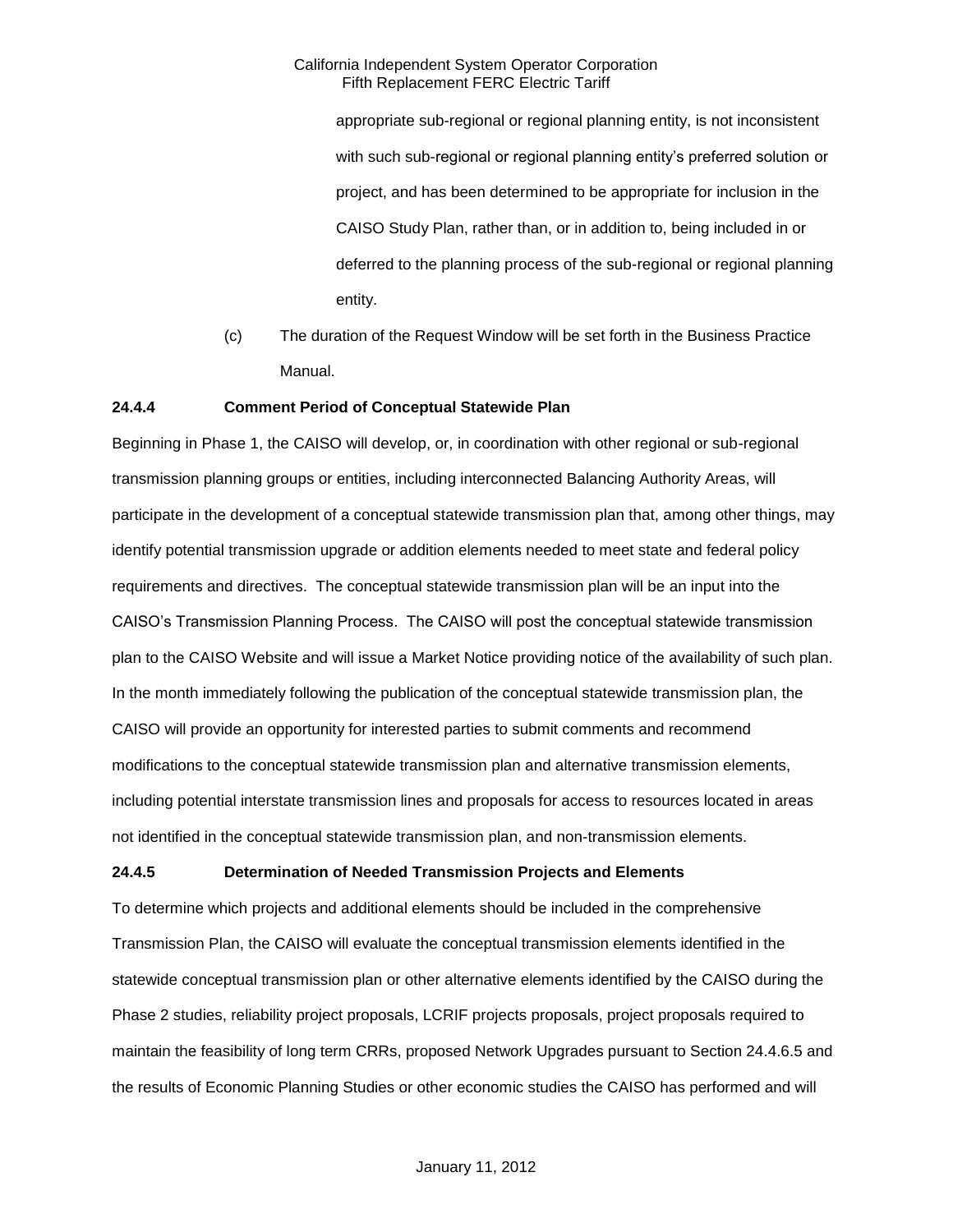appropriate sub-regional or regional planning entity, is not inconsistent with such sub-regional or regional planning entity's preferred solution or project, and has been determined to be appropriate for inclusion in the CAISO Study Plan, rather than, or in addition to, being included in or deferred to the planning process of the sub-regional or regional planning entity.

(c) The duration of the Request Window will be set forth in the Business Practice Manual.

**24.4.4 Comment Period of Conceptual Statewide Plan**

Beginning in Phase 1, the CAISO will develop, or, in coordination with other regional or sub-regional transmission planning groups or entities, including interconnected Balancing Authority Areas, will participate in the development of a conceptual statewide transmission plan that, among other things, may identify potential transmission upgrade or addition elements needed to meet state and federal policy requirements and directives. The conceptual statewide transmission plan will be an input into the CAISO's Transmission Planning Process. The CAISO will post the conceptual statewide transmission plan to the CAISO Website and will issue a Market Notice providing notice of the availability of such plan. In the month immediately following the publication of the conceptual statewide transmission plan, the CAISO will provide an opportunity for interested parties to submit comments and recommend modifications to the conceptual statewide transmission plan and alternative transmission elements, including potential interstate transmission lines and proposals for access to resources located in areas not identified in the conceptual statewide transmission plan, and non-transmission elements.

**24.4.5 Determination of Needed Transmission Projects and Elements**

To determine which projects and additional elements should be included in the comprehensive Transmission Plan, the CAISO will evaluate the conceptual transmission elements identified in the statewide conceptual transmission plan or other alternative elements identified by the CAISO during the Phase 2 studies, reliability project proposals, LCRIF projects proposals, project proposals required to maintain the feasibility of long term CRRs, proposed Network Upgrades pursuant to Section 24.4.6.5 and the results of Economic Planning Studies or other economic studies the CAISO has performed and will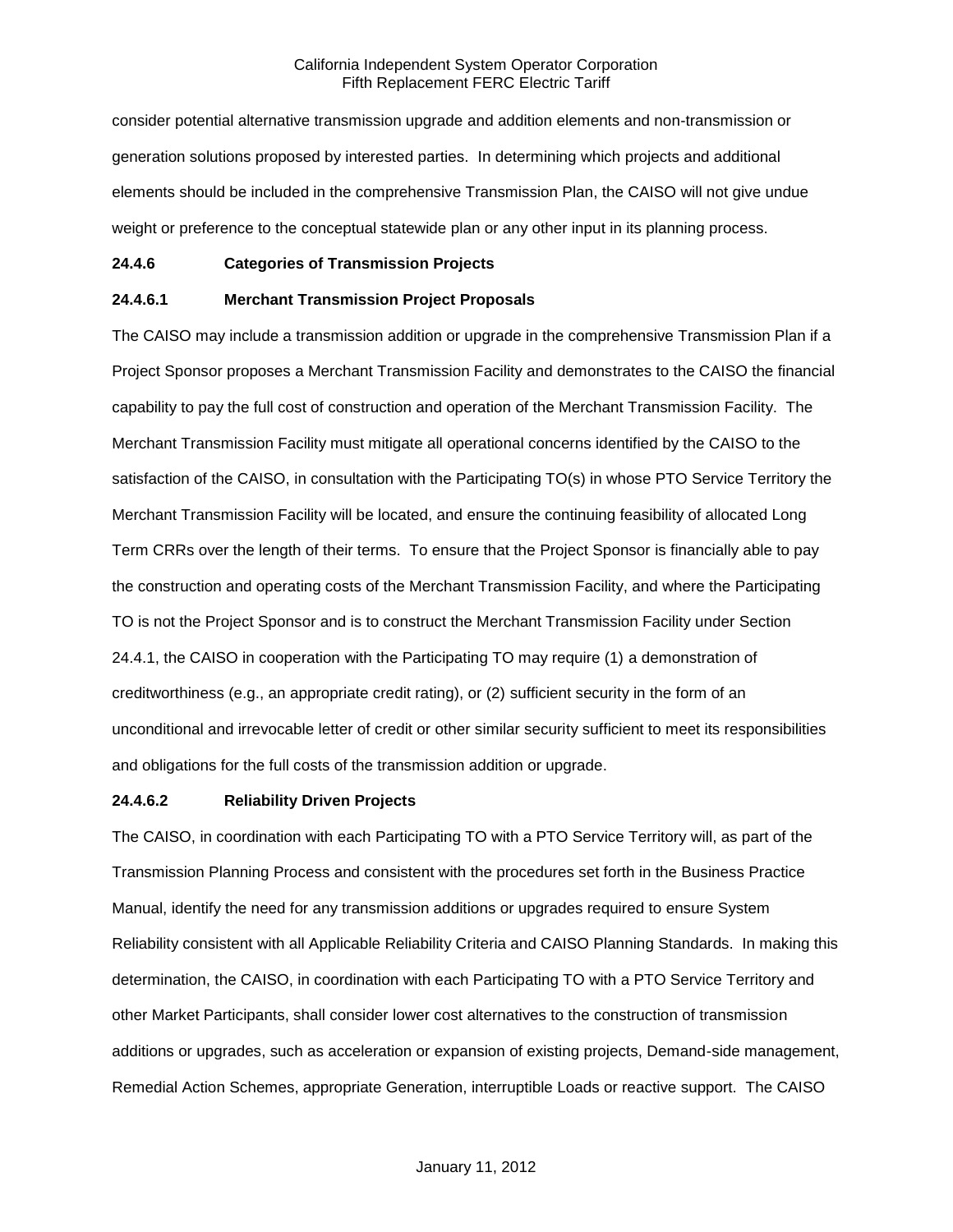consider potential alternative transmission upgrade and addition elements and non-transmission or generation solutions proposed by interested parties. In determining which projects and additional elements should be included in the comprehensive Transmission Plan, the CAISO will not give undue weight or preference to the conceptual statewide plan or any other input in its planning process.

**24.4.6 Categories of Transmission Projects**

**24.4.6.1 Merchant Transmission Project Proposals**

The CAISO may include a transmission addition or upgrade in the comprehensive Transmission Plan if a Project Sponsor proposes a Merchant Transmission Facility and demonstrates to the CAISO the financial capability to pay the full cost of construction and operation of the Merchant Transmission Facility. The Merchant Transmission Facility must mitigate all operational concerns identified by the CAISO to the satisfaction of the CAISO, in consultation with the Participating TO(s) in whose PTO Service Territory the Merchant Transmission Facility will be located, and ensure the continuing feasibility of allocated Long Term CRRs over the length of their terms. To ensure that the Project Sponsor is financially able to pay the construction and operating costs of the Merchant Transmission Facility, and where the Participating TO is not the Project Sponsor and is to construct the Merchant Transmission Facility under Section 24.4.1, the CAISO in cooperation with the Participating TO may require (1) a demonstration of creditworthiness (e.g., an appropriate credit rating), or (2) sufficient security in the form of an unconditional and irrevocable letter of credit or other similar security sufficient to meet its responsibilities and obligations for the full costs of the transmission addition or upgrade.

**24.4.6.2 Reliability Driven Projects**

The CAISO, in coordination with each Participating TO with a PTO Service Territory will, as part of the Transmission Planning Process and consistent with the procedures set forth in the Business Practice Manual, identify the need for any transmission additions or upgrades required to ensure System Reliability consistent with all Applicable Reliability Criteria and CAISO Planning Standards. In making this determination, the CAISO, in coordination with each Participating TO with a PTO Service Territory and other Market Participants, shall consider lower cost alternatives to the construction of transmission additions or upgrades, such as acceleration or expansion of existing projects, Demand-side management, Remedial Action Schemes, appropriate Generation, interruptible Loads or reactive support. The CAISO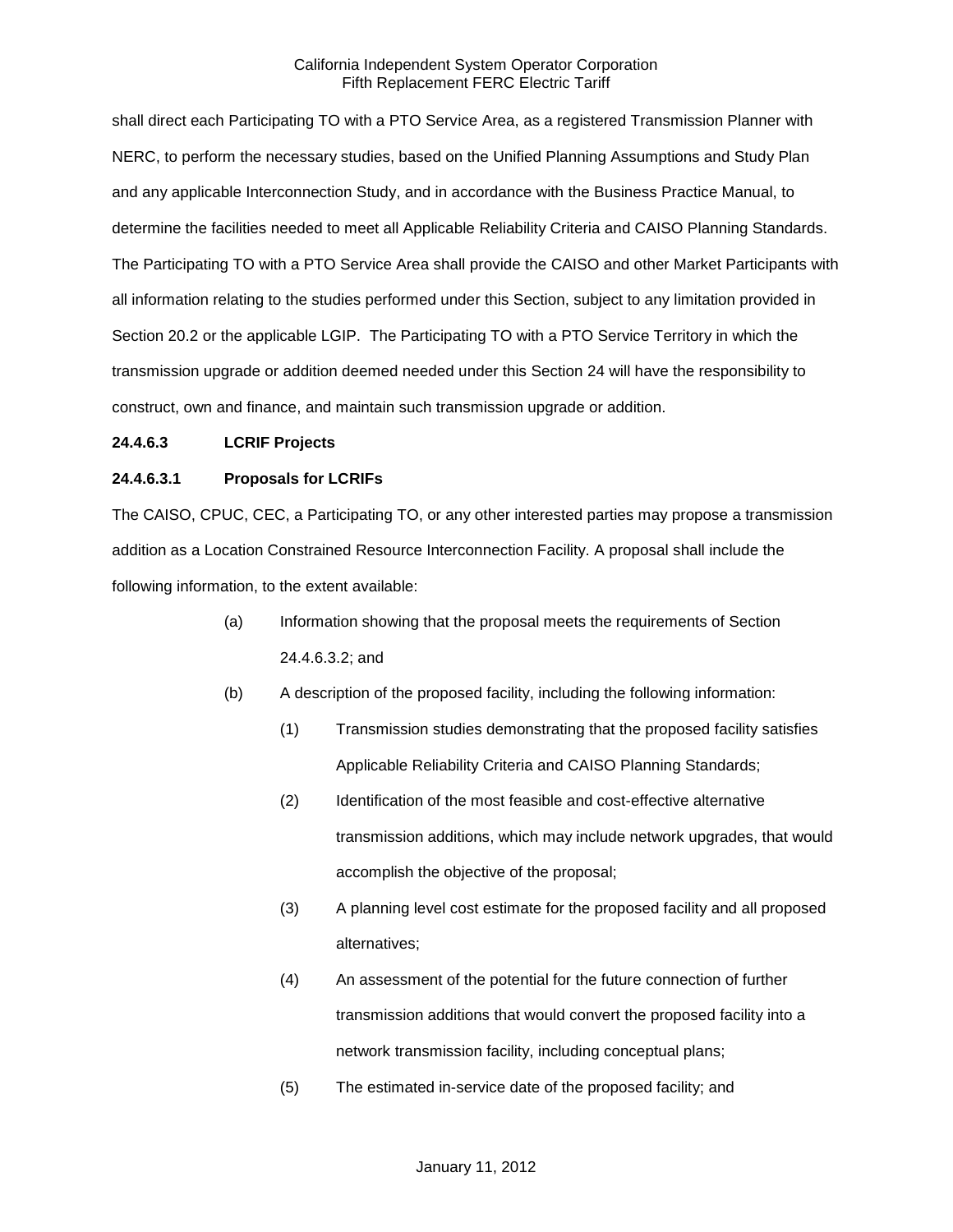shall direct each Participating TO with a PTO Service Area, as a registered Transmission Planner with NERC, to perform the necessary studies, based on the Unified Planning Assumptions and Study Plan and any applicable Interconnection Study, and in accordance with the Business Practice Manual, to determine the facilities needed to meet all Applicable Reliability Criteria and CAISO Planning Standards. The Participating TO with a PTO Service Area shall provide the CAISO and other Market Participants with all information relating to the studies performed under this Section, subject to any limitation provided in Section 20.2 or the applicable LGIP. The Participating TO with a PTO Service Territory in which the transmission upgrade or addition deemed needed under this Section 24 will have the responsibility to construct, own and finance, and maintain such transmission upgrade or addition.

**24.4.6.3 LCRIF Projects**

**24.4.6.3.1 Proposals for LCRIFs**

The CAISO, CPUC, CEC, a Participating TO, or any other interested parties may propose a transmission addition as a Location Constrained Resource Interconnection Facility. A proposal shall include the following information, to the extent available:

(a) Information showing that the proposal meets the requirements of Section 24.4.6.3.2; and

(b) A description of the proposed facility, including the following information:

(1) Transmission studies demonstrating that the proposed facility satisfies Applicable Reliability Criteria and CAISO Planning Standards;

(2) Identification of the most feasible and cost-effective alternative transmission additions, which may include network upgrades, that would accomplish the objective of the proposal;

(3) A planning level cost estimate for the proposed facility and all proposed alternatives;

(4) An assessment of the potential for the future connection of further transmission additions that would convert the proposed facility into a network transmission facility, including conceptual plans;

(5) The estimated in-service date of the proposed facility; and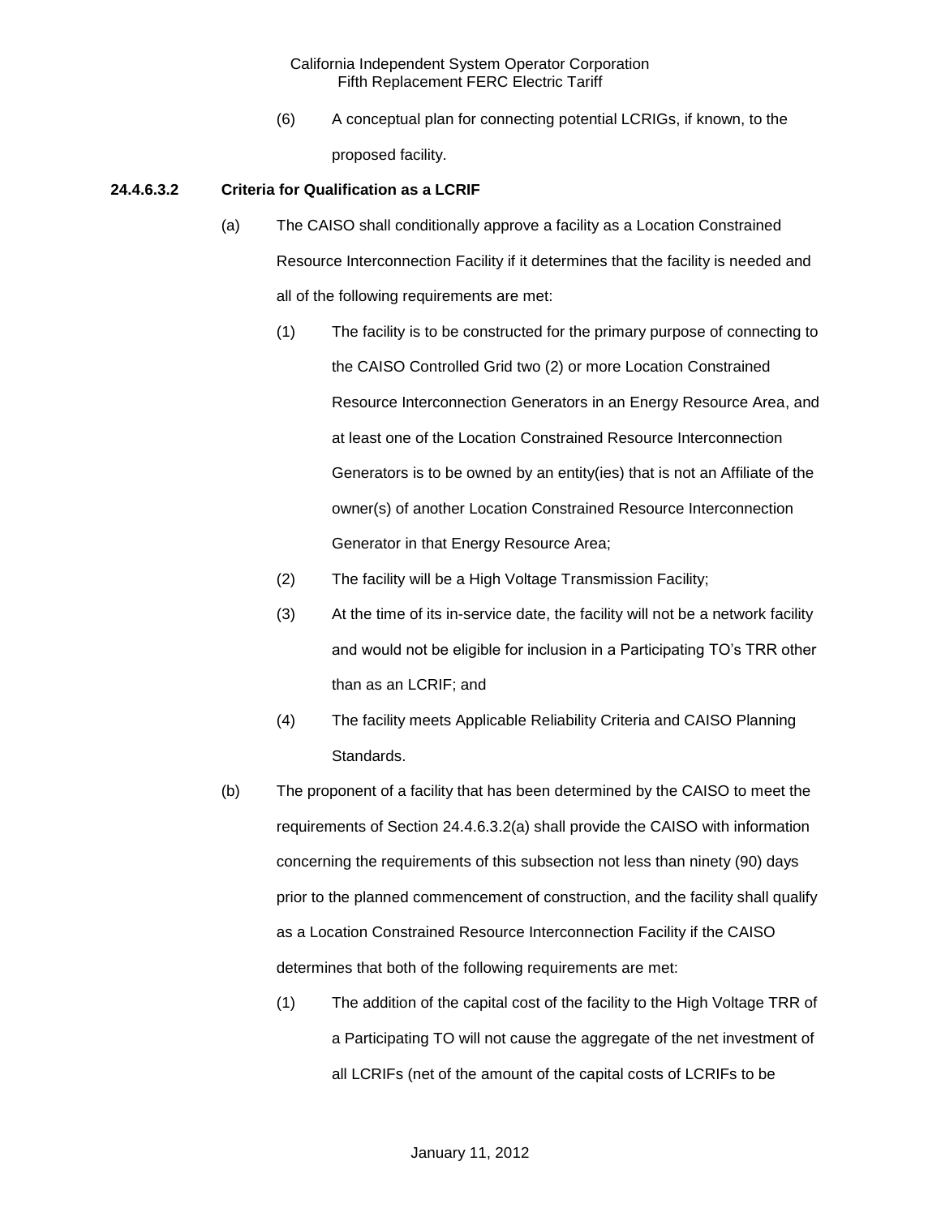(6) A conceptual plan for connecting potential LCRIGs, if known, to the proposed facility.

**24.4.6.3.2 Criteria for Qualification as a LCRIF**

(a) The CAISO shall conditionally approve a facility as a Location Constrained Resource Interconnection Facility if it determines that the facility is needed and all of the following requirements are met:

(1) The facility is to be constructed for the primary purpose of connecting to the CAISO Controlled Grid two (2) or more Location Constrained Resource Interconnection Generators in an Energy Resource Area, and at least one of the Location Constrained Resource Interconnection Generators is to be owned by an entity(ies) that is not an Affiliate of the owner(s) of another Location Constrained Resource Interconnection Generator in that Energy Resource Area;

(2) The facility will be a High Voltage Transmission Facility;

(3) At the time of its in-service date, the facility will not be a network facility and would not be eligible for inclusion in a Participating TO's TRR other than as an LCRIF; and

(4) The facility meets Applicable Reliability Criteria and CAISO Planning Standards.

(b) The proponent of a facility that has been determined by the CAISO to meet the requirements of Section 24.4.6.3.2(a) shall provide the CAISO with information concerning the requirements of this subsection not less than ninety (90) days prior to the planned commencement of construction, and the facility shall qualify as a Location Constrained Resource Interconnection Facility if the CAISO determines that both of the following requirements are met:

(1) The addition of the capital cost of the facility to the High Voltage TRR of a Participating TO will not cause the aggregate of the net investment of all LCRIFs (net of the amount of the capital costs of LCRIFs to be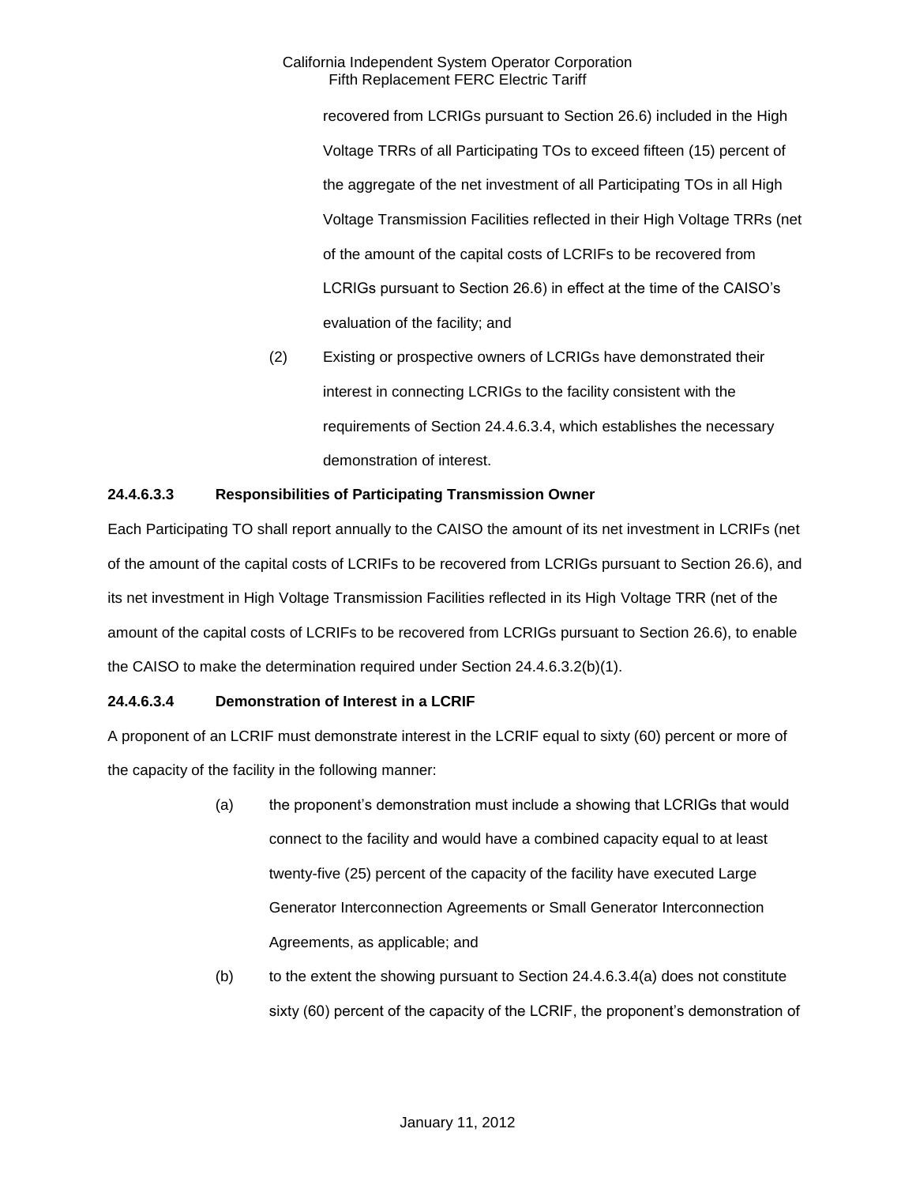recovered from LCRIGs pursuant to Section 26.6) included in the High Voltage TRRs of all Participating TOs to exceed fifteen (15) percent of the aggregate of the net investment of all Participating TOs in all High Voltage Transmission Facilities reflected in their High Voltage TRRs (net of the amount of the capital costs of LCRIFs to be recovered from LCRIGs pursuant to Section 26.6) in effect at the time of the CAISO's evaluation of the facility; and

(2) Existing or prospective owners of LCRIGs have demonstrated their interest in connecting LCRIGs to the facility consistent with the requirements of Section 24.4.6.3.4, which establishes the necessary demonstration of interest.

**24.4.6.3.3 Responsibilities of Participating Transmission Owner**

Each Participating TO shall report annually to the CAISO the amount of its net investment in LCRIFs (net of the amount of the capital costs of LCRIFs to be recovered from LCRIGs pursuant to Section 26.6), and its net investment in High Voltage Transmission Facilities reflected in its High Voltage TRR (net of the amount of the capital costs of LCRIFs to be recovered from LCRIGs pursuant to Section 26.6), to enable the CAISO to make the determination required under Section 24.4.6.3.2(b)(1).

**24.4.6.3.4 Demonstration of Interest in a LCRIF**

A proponent of an LCRIF must demonstrate interest in the LCRIF equal to sixty (60) percent or more of the capacity of the facility in the following manner:

(a) the proponent's demonstration must include a showing that LCRIGs that would connect to the facility and would have a combined capacity equal to at least twenty-five (25) percent of the capacity of the facility have executed Large Generator Interconnection Agreements or Small Generator Interconnection Agreements, as applicable; and

(b) to the extent the showing pursuant to Section 24.4.6.3.4(a) does not constitute sixty (60) percent of the capacity of the LCRIF, the proponent's demonstration of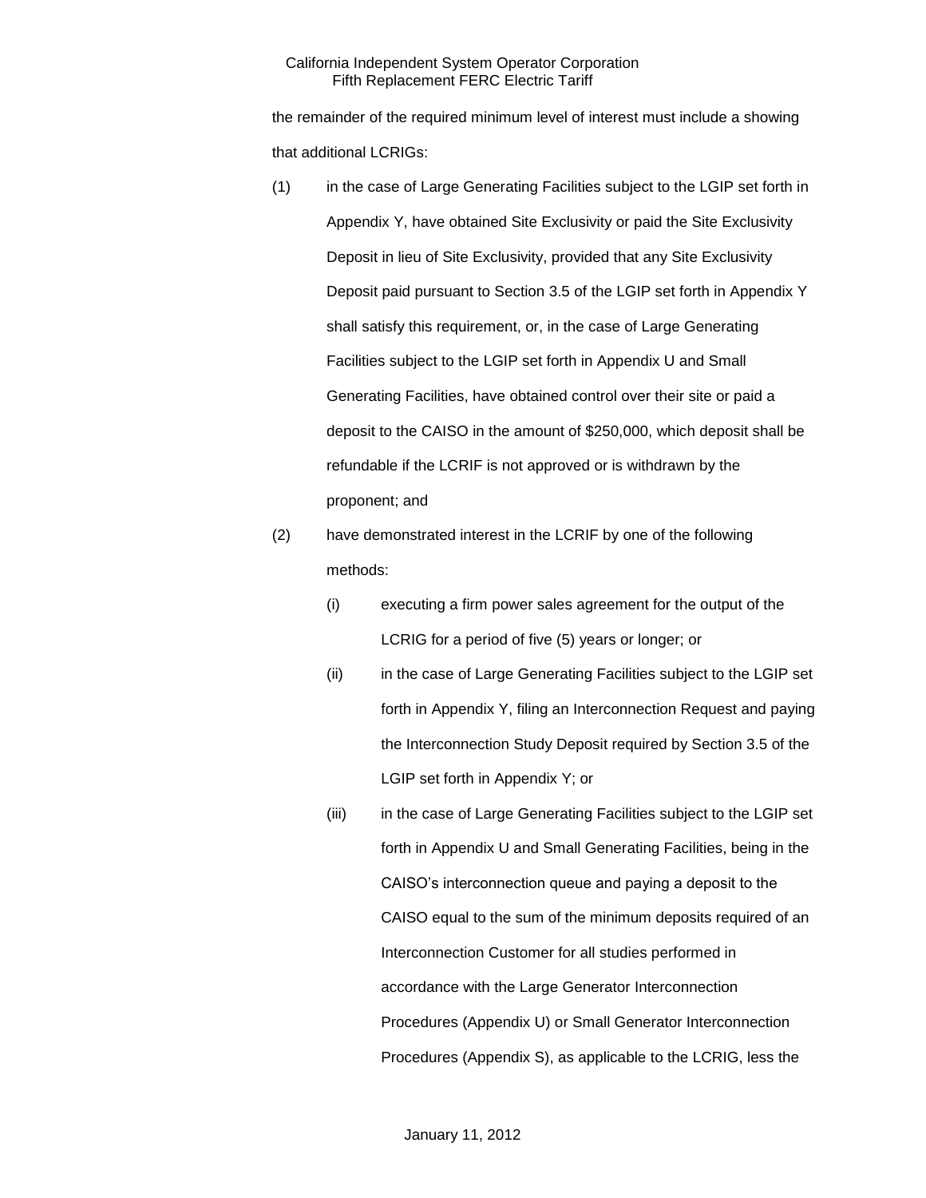the remainder of the required minimum level of interest must include a showing that additional LCRIGs:

(1) in the case of Large Generating Facilities subject to the LGIP set forth in Appendix Y, have obtained Site Exclusivity or paid the Site Exclusivity Deposit in lieu of Site Exclusivity, provided that any Site Exclusivity Deposit paid pursuant to Section 3.5 of the LGIP set forth in Appendix Y shall satisfy this requirement, or, in the case of Large Generating Facilities subject to the LGIP set forth in Appendix U and Small Generating Facilities, have obtained control over their site or paid a deposit to the CAISO in the amount of $250,000, which deposit shall be refundable if the LCRIF is not approved or is withdrawn by the proponent; and

(2) have demonstrated interest in the LCRIF by one of the following methods:

   (i) executing a firm power sales agreement for the output of the LCRIG for a period of five (5) years or longer; or

   (ii) in the case of Large Generating Facilities subject to the LGIP set forth in Appendix Y, filing an Interconnection Request and paying the Interconnection Study Deposit required by Section 3.5 of the LGIP set forth in Appendix Y; or

   (iii) in the case of Large Generating Facilities subject to the LGIP set forth in Appendix U and Small Generating Facilities, being in the CAISO's interconnection queue and paying a deposit to the CAISO equal to the sum of the minimum deposits required of an Interconnection Customer for all studies performed in accordance with the Large Generator Interconnection Procedures (Appendix U) or Small Generator Interconnection Procedures (Appendix S), as applicable to the LCRIG, less the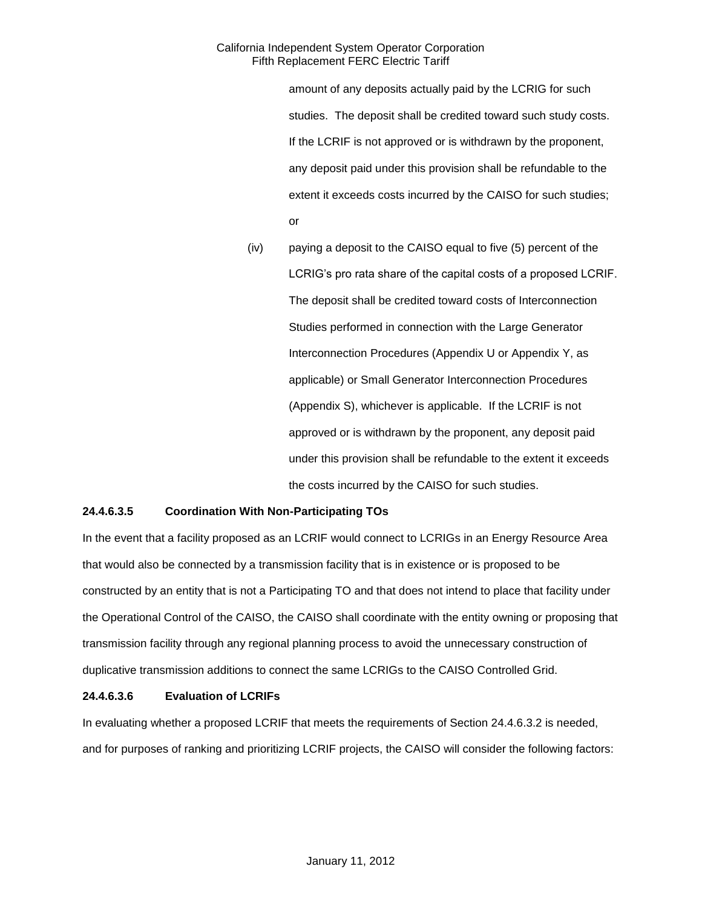amount of any deposits actually paid by the LCRIG for such studies. The deposit shall be credited toward such study costs. If the LCRIF is not approved or is withdrawn by the proponent, any deposit paid under this provision shall be refundable to the extent it exceeds costs incurred by the CAISO for such studies; or

(iv) paying a deposit to the CAISO equal to five (5) percent of the LCRIG's pro rata share of the capital costs of a proposed LCRIF. The deposit shall be credited toward costs of Interconnection Studies performed in connection with the Large Generator Interconnection Procedures (Appendix U or Appendix Y, as applicable) or Small Generator Interconnection Procedures (Appendix S), whichever is applicable. If the LCRIF is not approved or is withdrawn by the proponent, any deposit paid under this provision shall be refundable to the extent it exceeds the costs incurred by the CAISO for such studies.

**24.4.6.3.5 Coordination With Non-Participating TOs**

In the event that a facility proposed as an LCRIF would connect to LCRIGs in an Energy Resource Area that would also be connected by a transmission facility that is in existence or is proposed to be constructed by an entity that is not a Participating TO and that does not intend to place that facility under the Operational Control of the CAISO, the CAISO shall coordinate with the entity owning or proposing that transmission facility through any regional planning process to avoid the unnecessary construction of duplicative transmission additions to connect the same LCRIGs to the CAISO Controlled Grid.

**24.4.6.3.6 Evaluation of LCRIFs**

In evaluating whether a proposed LCRIF that meets the requirements of Section 24.4.6.3.2 is needed, and for purposes of ranking and prioritizing LCRIF projects, the CAISO will consider the following factors: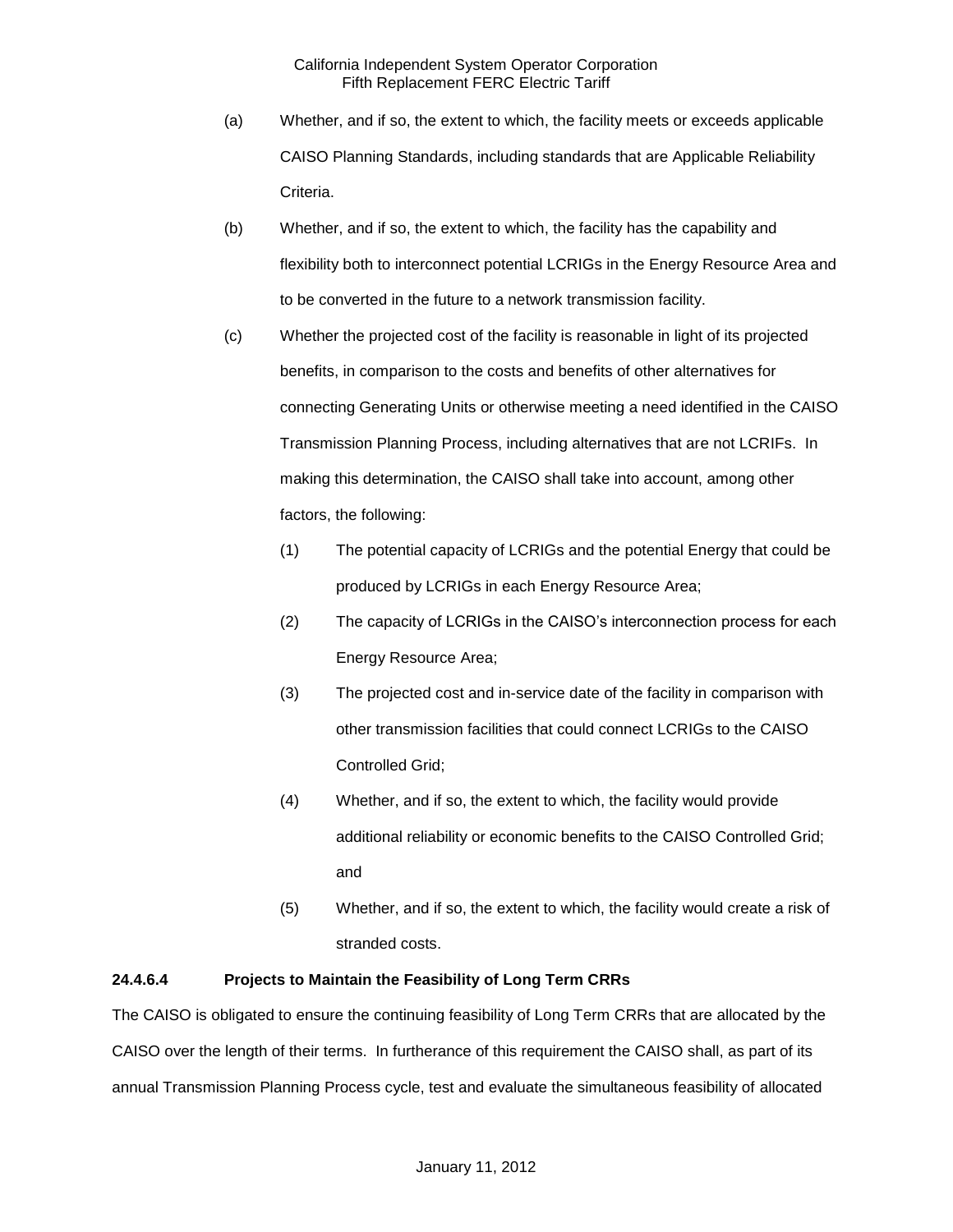(a) Whether, and if so, the extent to which, the facility meets or exceeds applicable CAISO Planning Standards, including standards that are Applicable Reliability Criteria.

(b) Whether, and if so, the extent to which, the facility has the capability and flexibility both to interconnect potential LCRIGs in the Energy Resource Area and to be converted in the future to a network transmission facility.

(c) Whether the projected cost of the facility is reasonable in light of its projected benefits, in comparison to the costs and benefits of other alternatives for connecting Generating Units or otherwise meeting a need identified in the CAISO Transmission Planning Process, including alternatives that are not LCRIFs. In making this determination, the CAISO shall take into account, among other factors, the following:

   (1) The potential capacity of LCRIGs and the potential Energy that could be produced by LCRIGs in each Energy Resource Area;

   (2) The capacity of LCRIGs in the CAISO's interconnection process for each Energy Resource Area;

   (3) The projected cost and in-service date of the facility in comparison with other transmission facilities that could connect LCRIGs to the CAISO Controlled Grid;

   (4) Whether, and if so, the extent to which, the facility would provide additional reliability or economic benefits to the CAISO Controlled Grid; and

   (5) Whether, and if so, the extent to which, the facility would create a risk of stranded costs.

**24.4.6.4 Projects to Maintain the Feasibility of Long Term CRRs**

The CAISO is obligated to ensure the continuing feasibility of Long Term CRRs that are allocated by the CAISO over the length of their terms. In furtherance of this requirement the CAISO shall, as part of its annual Transmission Planning Process cycle, test and evaluate the simultaneous feasibility of allocated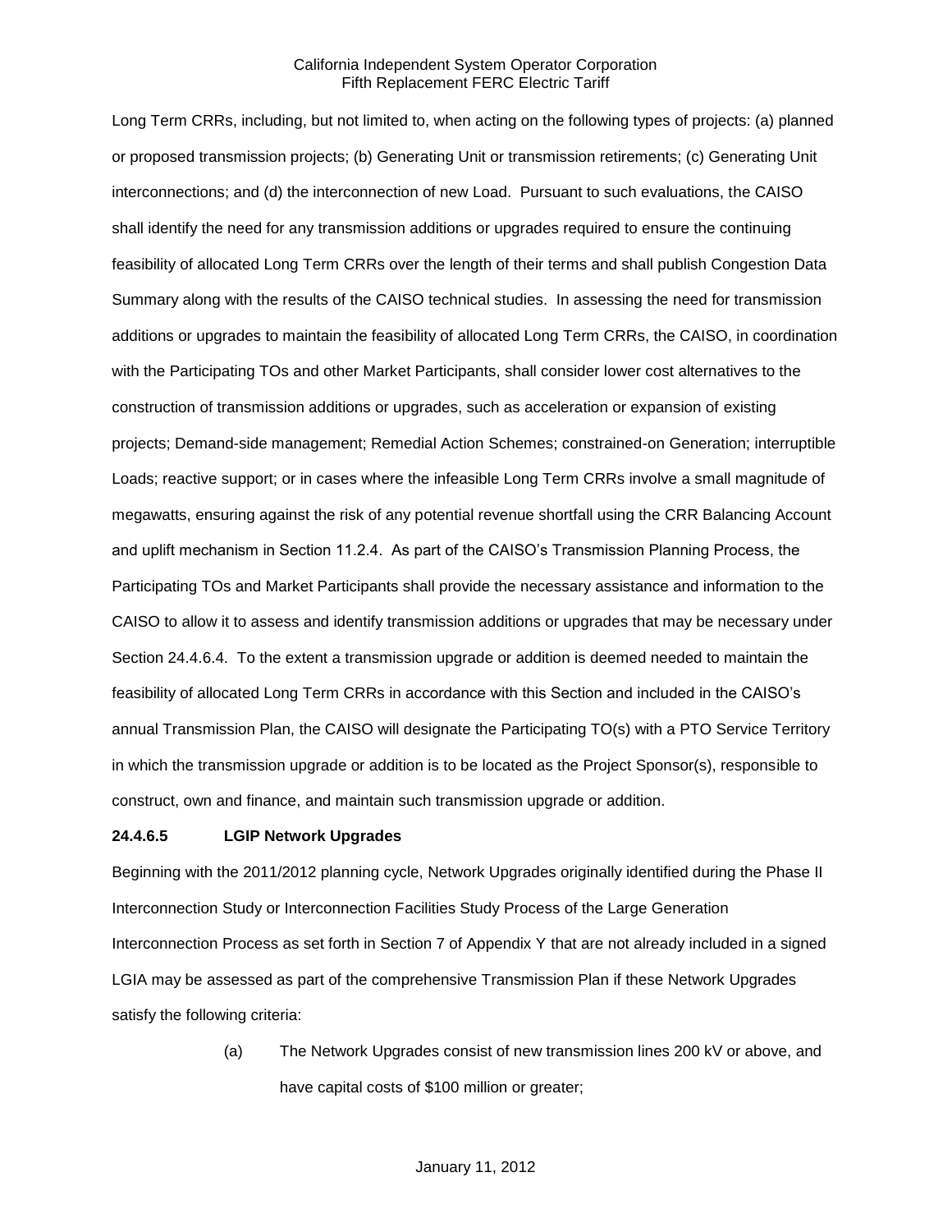Long Term CRRs, including, but not limited to, when acting on the following types of projects: (a) planned or proposed transmission projects; (b) Generating Unit or transmission retirements; (c) Generating Unit interconnections; and (d) the interconnection of new Load. Pursuant to such evaluations, the CAISO shall identify the need for any transmission additions or upgrades required to ensure the continuing feasibility of allocated Long Term CRRs over the length of their terms and shall publish Congestion Data Summary along with the results of the CAISO technical studies. In assessing the need for transmission additions or upgrades to maintain the feasibility of allocated Long Term CRRs, the CAISO, in coordination with the Participating TOs and other Market Participants, shall consider lower cost alternatives to the construction of transmission additions or upgrades, such as acceleration or expansion of existing projects; Demand-side management; Remedial Action Schemes; constrained-on Generation; interruptible Loads; reactive support; or in cases where the infeasible Long Term CRRs involve a small magnitude of megawatts, ensuring against the risk of any potential revenue shortfall using the CRR Balancing Account and uplift mechanism in Section 11.2.4. As part of the CAISO's Transmission Planning Process, the Participating TOs and Market Participants shall provide the necessary assistance and information to the CAISO to allow it to assess and identify transmission additions or upgrades that may be necessary under Section 24.4.6.4. To the extent a transmission upgrade or addition is deemed needed to maintain the feasibility of allocated Long Term CRRs in accordance with this Section and included in the CAISO's annual Transmission Plan, the CAISO will designate the Participating TO(s) with a PTO Service Territory in which the transmission upgrade or addition is to be located as the Project Sponsor(s), responsible to construct, own and finance, and maintain such transmission upgrade or addition.

**24.4.6.5 LGIP Network Upgrades**

Beginning with the 2011/2012 planning cycle, Network Upgrades originally identified during the Phase II Interconnection Study or Interconnection Facilities Study Process of the Large Generation Interconnection Process as set forth in Section 7 of Appendix Y that are not already included in a signed LGIA may be assessed as part of the comprehensive Transmission Plan if these Network Upgrades satisfy the following criteria:

(a) The Network Upgrades consist of new transmission lines 200 kV or above, and have capital costs of $100 million or greater;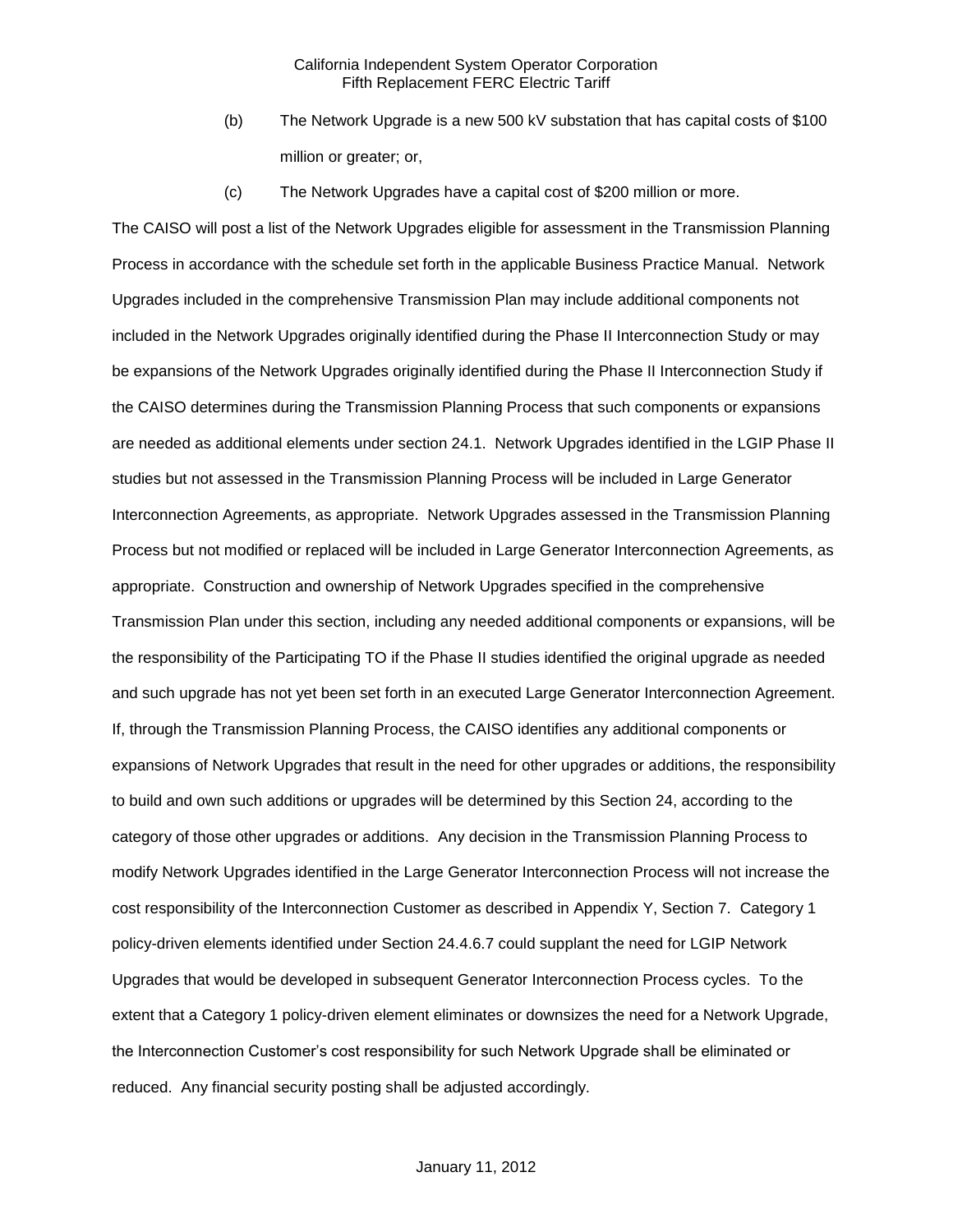(b) The Network Upgrade is a new 500 kV substation that has capital costs of $100 million or greater; or,

(c) The Network Upgrades have a capital cost of $200 million or more.

The CAISO will post a list of the Network Upgrades eligible for assessment in the Transmission Planning Process in accordance with the schedule set forth in the applicable Business Practice Manual. Network Upgrades included in the comprehensive Transmission Plan may include additional components not included in the Network Upgrades originally identified during the Phase II Interconnection Study or may be expansions of the Network Upgrades originally identified during the Phase II Interconnection Study if the CAISO determines during the Transmission Planning Process that such components or expansions are needed as additional elements under section 24.1. Network Upgrades identified in the LGIP Phase II studies but not assessed in the Transmission Planning Process will be included in Large Generator Interconnection Agreements, as appropriate. Network Upgrades assessed in the Transmission Planning Process but not modified or replaced will be included in Large Generator Interconnection Agreements, as appropriate. Construction and ownership of Network Upgrades specified in the comprehensive Transmission Plan under this section, including any needed additional components or expansions, will be the responsibility of the Participating TO if the Phase II studies identified the original upgrade as needed and such upgrade has not yet been set forth in an executed Large Generator Interconnection Agreement. If, through the Transmission Planning Process, the CAISO identifies any additional components or expansions of Network Upgrades that result in the need for other upgrades or additions, the responsibility to build and own such additions or upgrades will be determined by this Section 24, according to the category of those other upgrades or additions. Any decision in the Transmission Planning Process to modify Network Upgrades identified in the Large Generator Interconnection Process will not increase the cost responsibility of the Interconnection Customer as described in Appendix Y, Section 7. Category 1 policy-driven elements identified under Section 24.4.6.7 could supplant the need for LGIP Network Upgrades that would be developed in subsequent Generator Interconnection Process cycles. To the extent that a Category 1 policy-driven element eliminates or downsizes the need for a Network Upgrade, the Interconnection Customer's cost responsibility for such Network Upgrade shall be eliminated or reduced. Any financial security posting shall be adjusted accordingly.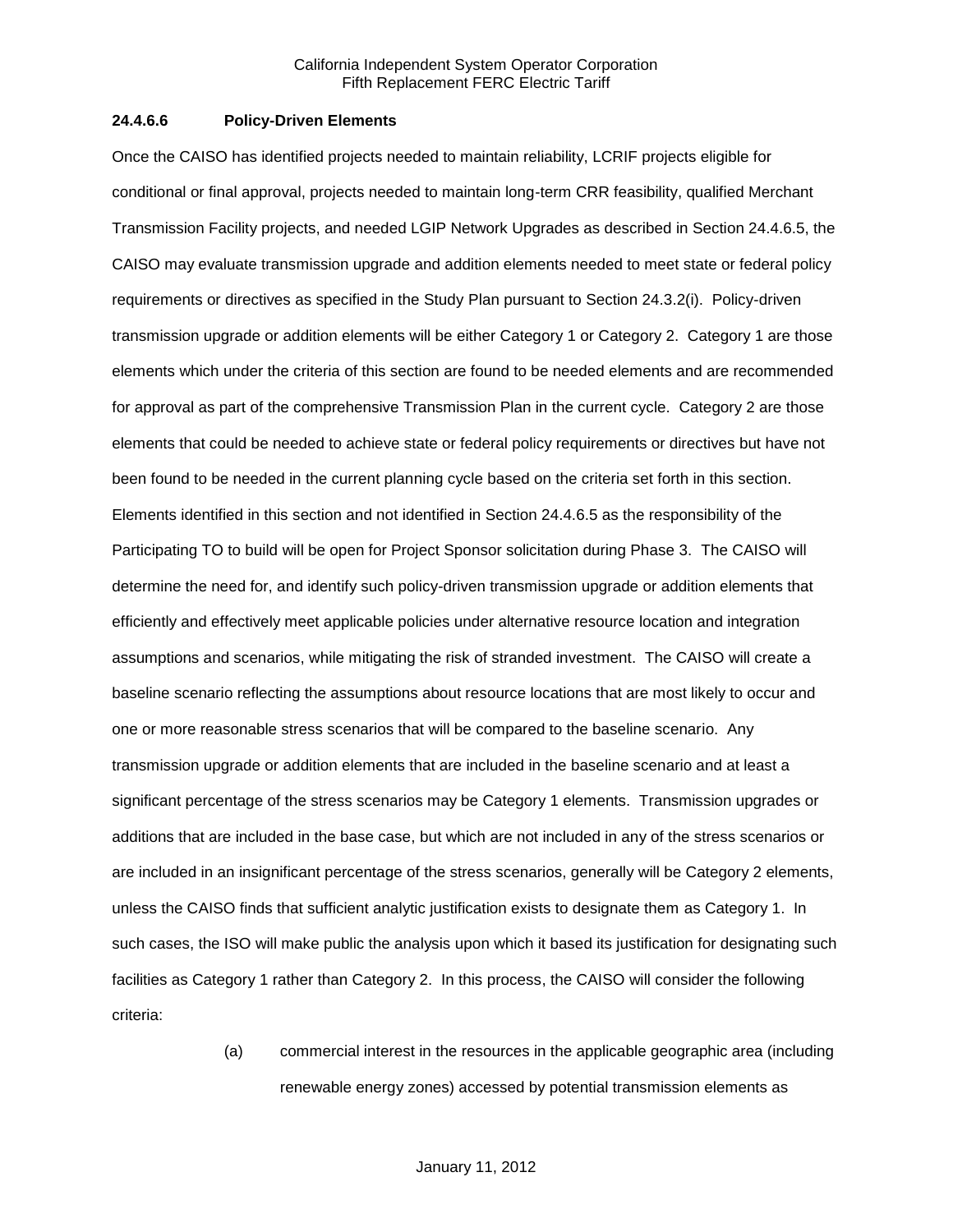### 24.4.6.6 Policy-Driven Elements

Once the CAISO has identified projects needed to maintain reliability, LCRIF projects eligible for conditional or final approval, projects needed to maintain long-term CRR feasibility, qualified Merchant Transmission Facility projects, and needed LGIP Network Upgrades as described in Section 24.4.6.5, the CAISO may evaluate transmission upgrade and addition elements needed to meet state or federal policy requirements or directives as specified in the Study Plan pursuant to Section 24.3.2(i). Policy-driven transmission upgrade or addition elements will be either Category 1 or Category 2. Category 1 are those elements which under the criteria of this section are found to be needed elements and are recommended for approval as part of the comprehensive Transmission Plan in the current cycle. Category 2 are those elements that could be needed to achieve state or federal policy requirements or directives but have not been found to be needed in the current planning cycle based on the criteria set forth in this section. Elements identified in this section and not identified in Section 24.4.6.5 as the responsibility of the Participating TO to build will be open for Project Sponsor solicitation during Phase 3. The CAISO will determine the need for, and identify such policy-driven transmission upgrade or addition elements that efficiently and effectively meet applicable policies under alternative resource location and integration assumptions and scenarios, while mitigating the risk of stranded investment. The CAISO will create a baseline scenario reflecting the assumptions about resource locations that are most likely to occur and one or more reasonable stress scenarios that will be compared to the baseline scenario. Any transmission upgrade or addition elements that are included in the baseline scenario and at least a significant percentage of the stress scenarios may be Category 1 elements. Transmission upgrades or additions that are included in the base case, but which are not included in any of the stress scenarios or are included in an insignificant percentage of the stress scenarios, generally will be Category 2 elements, unless the CAISO finds that sufficient analytic justification exists to designate them as Category 1. In such cases, the ISO will make public the analysis upon which it based its justification for designating such facilities as Category 1 rather than Category 2. In this process, the CAISO will consider the following criteria:

(a) commercial interest in the resources in the applicable geographic area (including renewable energy zones) accessed by potential transmission elements as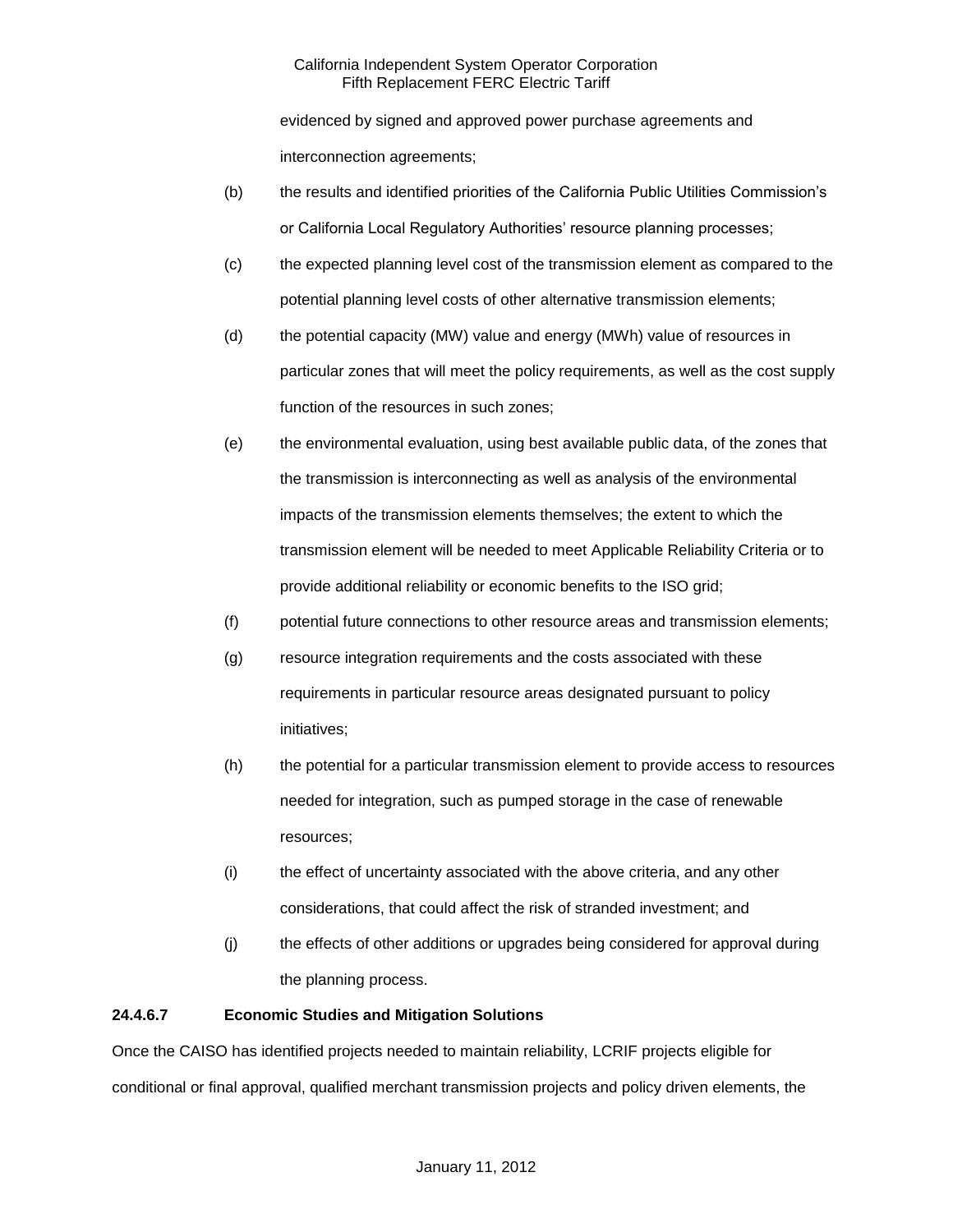evidenced by signed and approved power purchase agreements and interconnection agreements;

(b) the results and identified priorities of the California Public Utilities Commission's or California Local Regulatory Authorities' resource planning processes;

(c) the expected planning level cost of the transmission element as compared to the potential planning level costs of other alternative transmission elements;

(d) the potential capacity (MW) value and energy (MWh) value of resources in particular zones that will meet the policy requirements, as well as the cost supply function of the resources in such zones;

(e) the environmental evaluation, using best available public data, of the zones that the transmission is interconnecting as well as analysis of the environmental impacts of the transmission elements themselves; the extent to which the transmission element will be needed to meet Applicable Reliability Criteria or to provide additional reliability or economic benefits to the ISO grid;

(f) potential future connections to other resource areas and transmission elements;

(g) resource integration requirements and the costs associated with these requirements in particular resource areas designated pursuant to policy initiatives;

(h) the potential for a particular transmission element to provide access to resources needed for integration, such as pumped storage in the case of renewable resources;

(i) the effect of uncertainty associated with the above criteria, and any other considerations, that could affect the risk of stranded investment; and

(j) the effects of other additions or upgrades being considered for approval during the planning process.

**24.4.6.7 Economic Studies and Mitigation Solutions**

Once the CAISO has identified projects needed to maintain reliability, LCRIF projects eligible for conditional or final approval, qualified merchant transmission projects and policy driven elements, the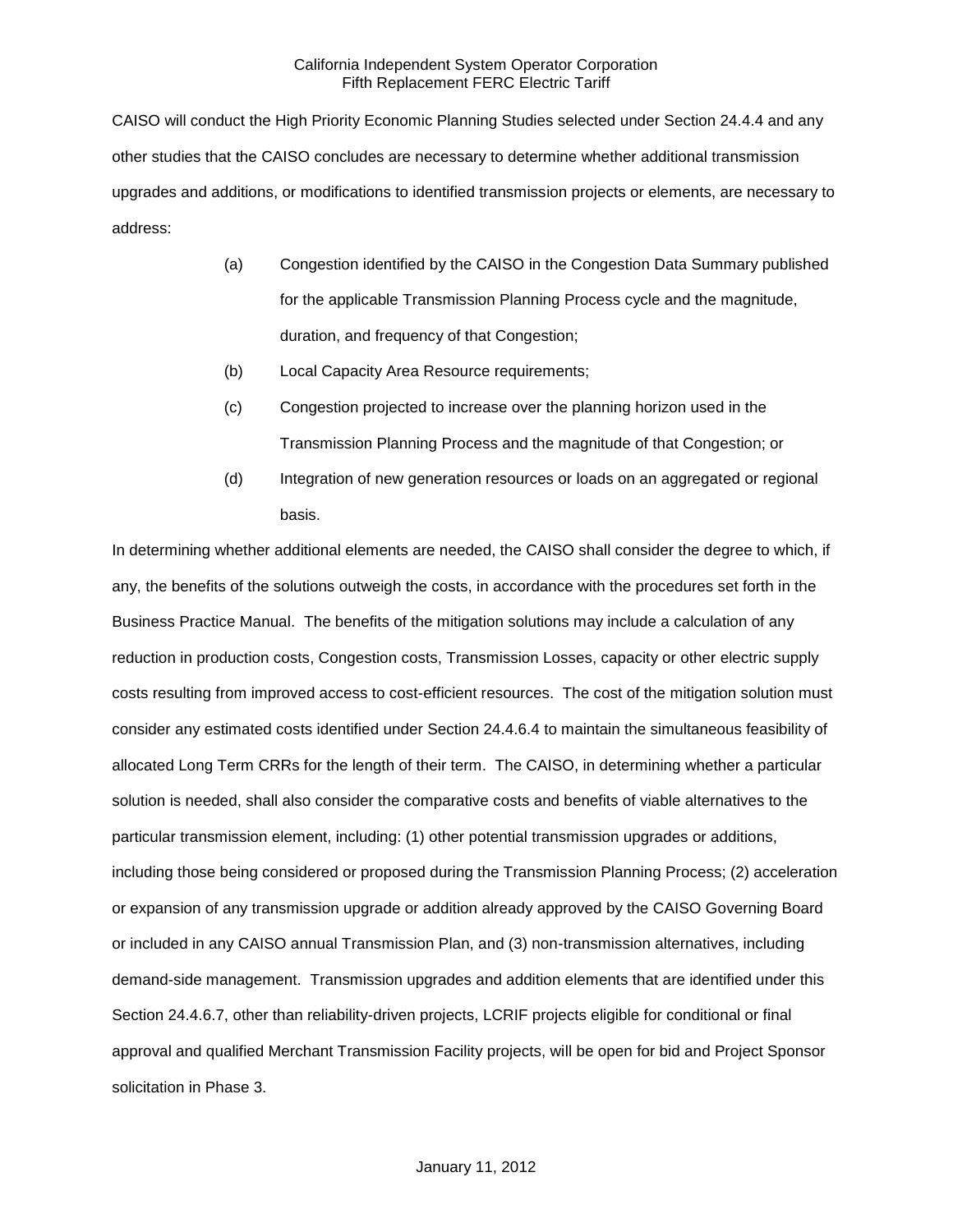CAISO will conduct the High Priority Economic Planning Studies selected under Section 24.4.4 and any other studies that the CAISO concludes are necessary to determine whether additional transmission upgrades and additions, or modifications to identified transmission projects or elements, are necessary to address:

(a) Congestion identified by the CAISO in the Congestion Data Summary published for the applicable Transmission Planning Process cycle and the magnitude, duration, and frequency of that Congestion;

(b) Local Capacity Area Resource requirements;

(c) Congestion projected to increase over the planning horizon used in the Transmission Planning Process and the magnitude of that Congestion; or

(d) Integration of new generation resources or loads on an aggregated or regional basis.

In determining whether additional elements are needed, the CAISO shall consider the degree to which, if any, the benefits of the solutions outweigh the costs, in accordance with the procedures set forth in the Business Practice Manual. The benefits of the mitigation solutions may include a calculation of any reduction in production costs, Congestion costs, Transmission Losses, capacity or other electric supply costs resulting from improved access to cost-efficient resources. The cost of the mitigation solution must consider any estimated costs identified under Section 24.4.6.4 to maintain the simultaneous feasibility of allocated Long Term CRRs for the length of their term. The CAISO, in determining whether a particular solution is needed, shall also consider the comparative costs and benefits of viable alternatives to the particular transmission element, including: (1) other potential transmission upgrades or additions, including those being considered or proposed during the Transmission Planning Process; (2) acceleration or expansion of any transmission upgrade or addition already approved by the CAISO Governing Board or included in any CAISO annual Transmission Plan, and (3) non-transmission alternatives, including demand-side management. Transmission upgrades and addition elements that are identified under this Section 24.4.6.7, other than reliability-driven projects, LCRIF projects eligible for conditional or final approval and qualified Merchant Transmission Facility projects, will be open for bid and Project Sponsor solicitation in Phase 3.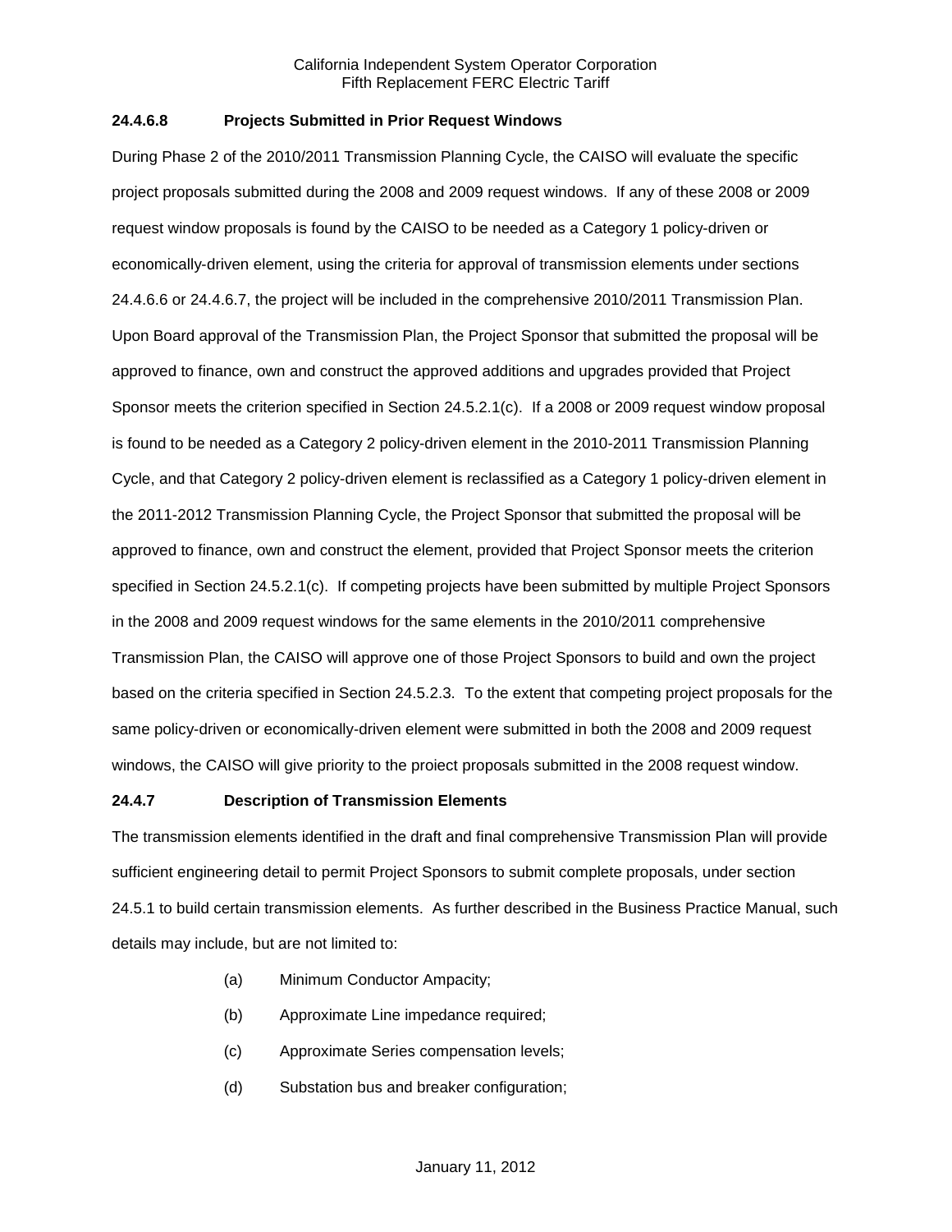**24.4.6.8 Projects Submitted in Prior Request Windows**

During Phase 2 of the 2010/2011 Transmission Planning Cycle, the CAISO will evaluate the specific project proposals submitted during the 2008 and 2009 request windows. If any of these 2008 or 2009 request window proposals is found by the CAISO to be needed as a Category 1 policy-driven or economically-driven element, using the criteria for approval of transmission elements under sections 24.4.6.6 or 24.4.6.7, the project will be included in the comprehensive 2010/2011 Transmission Plan. Upon Board approval of the Transmission Plan, the Project Sponsor that submitted the proposal will be approved to finance, own and construct the approved additions and upgrades provided that Project Sponsor meets the criterion specified in Section 24.5.2.1(c). If a 2008 or 2009 request window proposal is found to be needed as a Category 2 policy-driven element in the 2010-2011 Transmission Planning Cycle, and that Category 2 policy-driven element is reclassified as a Category 1 policy-driven element in the 2011-2012 Transmission Planning Cycle, the Project Sponsor that submitted the proposal will be approved to finance, own and construct the element, provided that Project Sponsor meets the criterion specified in Section 24.5.2.1(c). If competing projects have been submitted by multiple Project Sponsors in the 2008 and 2009 request windows for the same elements in the 2010/2011 comprehensive Transmission Plan, the CAISO will approve one of those Project Sponsors to build and own the project based on the criteria specified in Section 24.5.2.3. To the extent that competing project proposals for the same policy-driven or economically-driven element were submitted in both the 2008 and 2009 request windows, the CAISO will give priority to the proiect proposals submitted in the 2008 request window.

**24.4.7 Description of Transmission Elements**

The transmission elements identified in the draft and final comprehensive Transmission Plan will provide sufficient engineering detail to permit Project Sponsors to submit complete proposals, under section 24.5.1 to build certain transmission elements. As further described in the Business Practice Manual, such details may include, but are not limited to:

(a) Minimum Conductor Ampacity;

(b) Approximate Line impedance required;

(c) Approximate Series compensation levels;

(d) Substation bus and breaker configuration;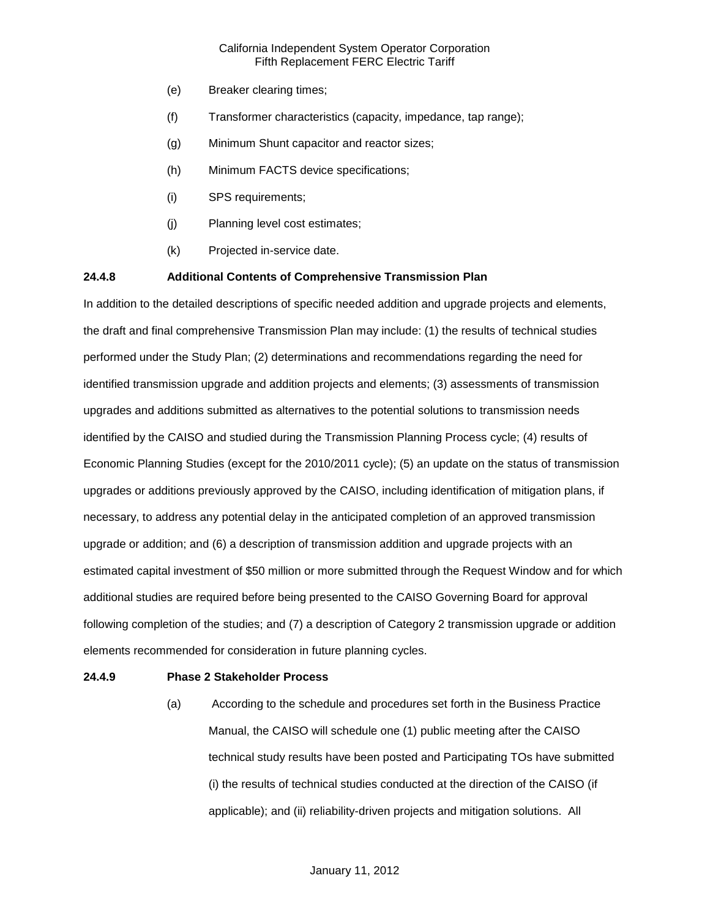(e) Breaker clearing times;

(f) Transformer characteristics (capacity, impedance, tap range);

(g) Minimum Shunt capacitor and reactor sizes;

(h) Minimum FACTS device specifications;

(i) SPS requirements;

(j) Planning level cost estimates;

(k) Projected in-service date.

**24.4.8 Additional Contents of Comprehensive Transmission Plan**

In addition to the detailed descriptions of specific needed addition and upgrade projects and elements, the draft and final comprehensive Transmission Plan may include: (1) the results of technical studies performed under the Study Plan; (2) determinations and recommendations regarding the need for identified transmission upgrade and addition projects and elements; (3) assessments of transmission upgrades and additions submitted as alternatives to the potential solutions to transmission needs identified by the CAISO and studied during the Transmission Planning Process cycle; (4) results of Economic Planning Studies (except for the 2010/2011 cycle); (5) an update on the status of transmission upgrades or additions previously approved by the CAISO, including identification of mitigation plans, if necessary, to address any potential delay in the anticipated completion of an approved transmission upgrade or addition; and (6) a description of transmission addition and upgrade projects with an estimated capital investment of $50 million or more submitted through the Request Window and for which additional studies are required before being presented to the CAISO Governing Board for approval following completion of the studies; and (7) a description of Category 2 transmission upgrade or addition elements recommended for consideration in future planning cycles.

**24.4.9 Phase 2 Stakeholder Process**

(a) According to the schedule and procedures set forth in the Business Practice Manual, the CAISO will schedule one (1) public meeting after the CAISO technical study results have been posted and Participating TOs have submitted (i) the results of technical studies conducted at the direction of the CAISO (if applicable); and (ii) reliability-driven projects and mitigation solutions. All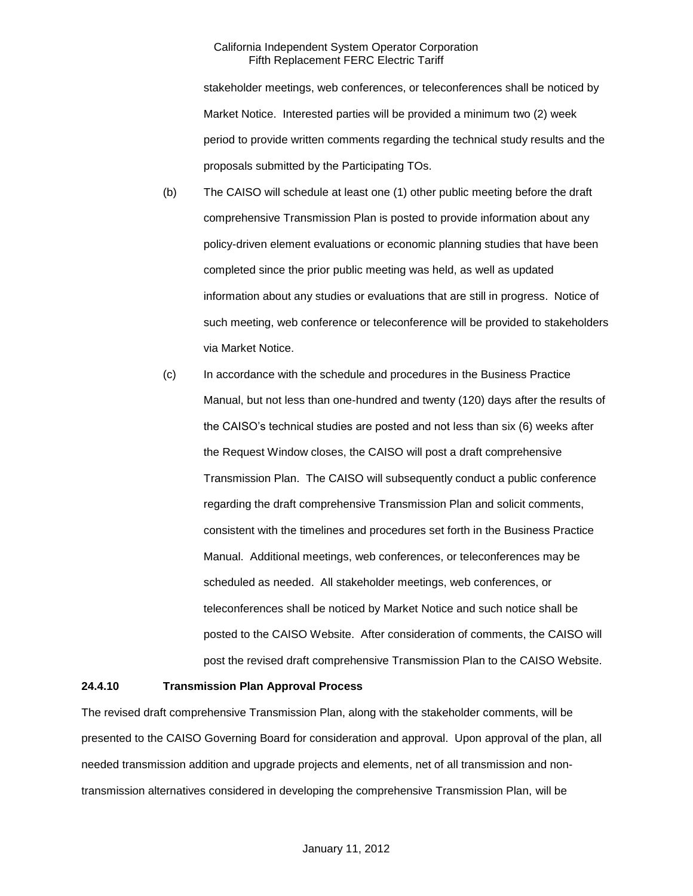stakeholder meetings, web conferences, or teleconferences shall be noticed by Market Notice. Interested parties will be provided a minimum two (2) week period to provide written comments regarding the technical study results and the proposals submitted by the Participating TOs.

(b) The CAISO will schedule at least one (1) other public meeting before the draft comprehensive Transmission Plan is posted to provide information about any policy-driven element evaluations or economic planning studies that have been completed since the prior public meeting was held, as well as updated information about any studies or evaluations that are still in progress. Notice of such meeting, web conference or teleconference will be provided to stakeholders via Market Notice.

(c) In accordance with the schedule and procedures in the Business Practice Manual, but not less than one-hundred and twenty (120) days after the results of the CAISO's technical studies are posted and not less than six (6) weeks after the Request Window closes, the CAISO will post a draft comprehensive Transmission Plan. The CAISO will subsequently conduct a public conference regarding the draft comprehensive Transmission Plan and solicit comments, consistent with the timelines and procedures set forth in the Business Practice Manual. Additional meetings, web conferences, or teleconferences may be scheduled as needed. All stakeholder meetings, web conferences, or teleconferences shall be noticed by Market Notice and such notice shall be posted to the CAISO Website. After consideration of comments, the CAISO will post the revised draft comprehensive Transmission Plan to the CAISO Website.

**24.4.10 Transmission Plan Approval Process**

The revised draft comprehensive Transmission Plan, along with the stakeholder comments, will be presented to the CAISO Governing Board for consideration and approval. Upon approval of the plan, all needed transmission addition and upgrade projects and elements, net of all transmission and non-transmission alternatives considered in developing the comprehensive Transmission Plan, will be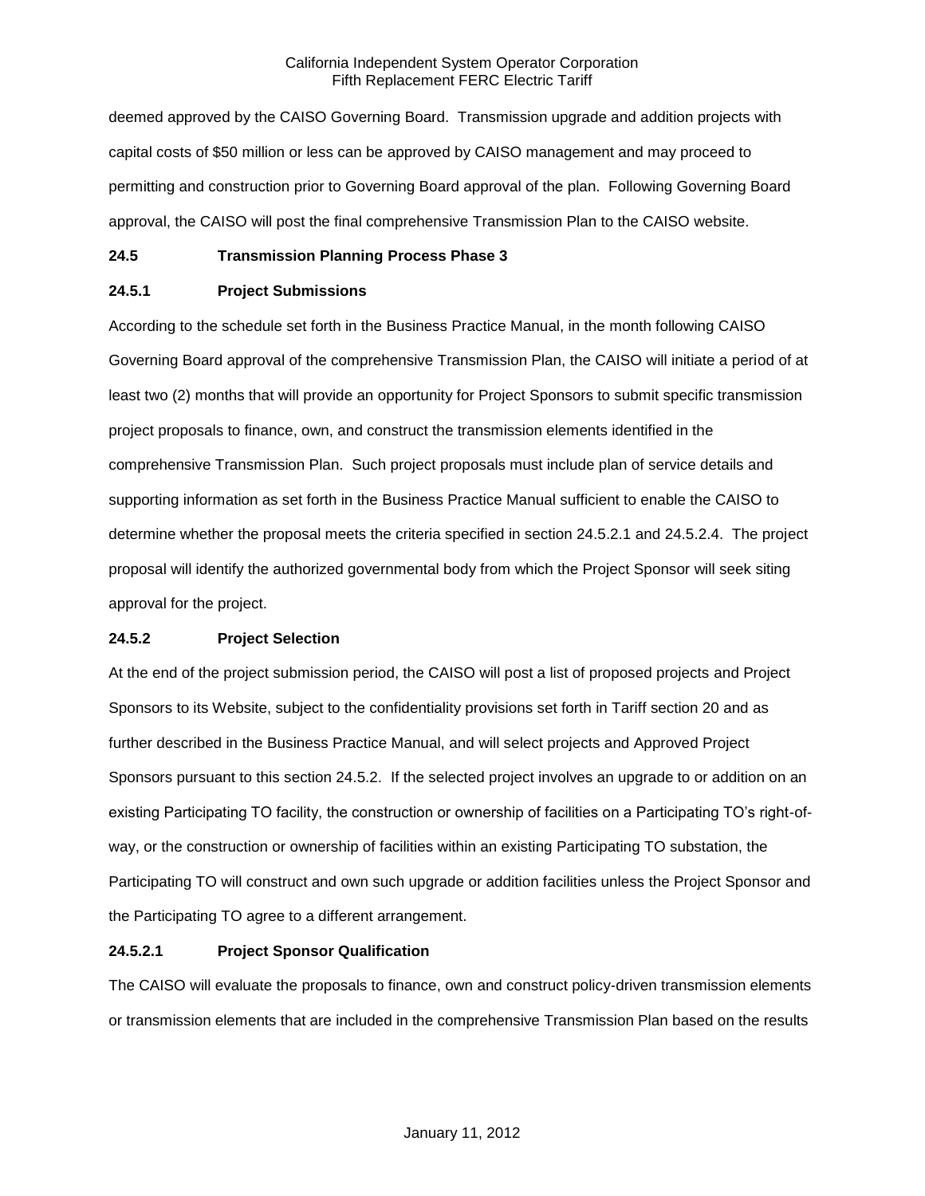deemed approved by the CAISO Governing Board. Transmission upgrade and addition projects with capital costs of $50 million or less can be approved by CAISO management and may proceed to permitting and construction prior to Governing Board approval of the plan. Following Governing Board approval, the CAISO will post the final comprehensive Transmission Plan to the CAISO website.

**24.5 Transmission Planning Process Phase 3**

**24.5.1 Project Submissions**

According to the schedule set forth in the Business Practice Manual, in the month following CAISO Governing Board approval of the comprehensive Transmission Plan, the CAISO will initiate a period of at least two (2) months that will provide an opportunity for Project Sponsors to submit specific transmission project proposals to finance, own, and construct the transmission elements identified in the comprehensive Transmission Plan. Such project proposals must include plan of service details and supporting information as set forth in the Business Practice Manual sufficient to enable the CAISO to determine whether the proposal meets the criteria specified in section 24.5.2.1 and 24.5.2.4. The project proposal will identify the authorized governmental body from which the Project Sponsor will seek siting approval for the project.

**24.5.2 Project Selection**

At the end of the project submission period, the CAISO will post a list of proposed projects and Project Sponsors to its Website, subject to the confidentiality provisions set forth in Tariff section 20 and as further described in the Business Practice Manual, and will select projects and Approved Project Sponsors pursuant to this section 24.5.2. If the selected project involves an upgrade to or addition on an existing Participating TO facility, the construction or ownership of facilities on a Participating TO's right-of-way, or the construction or ownership of facilities within an existing Participating TO substation, the Participating TO will construct and own such upgrade or addition facilities unless the Project Sponsor and the Participating TO agree to a different arrangement.

**24.5.2.1 Project Sponsor Qualification**

The CAISO will evaluate the proposals to finance, own and construct policy-driven transmission elements or transmission elements that are included in the comprehensive Transmission Plan based on the results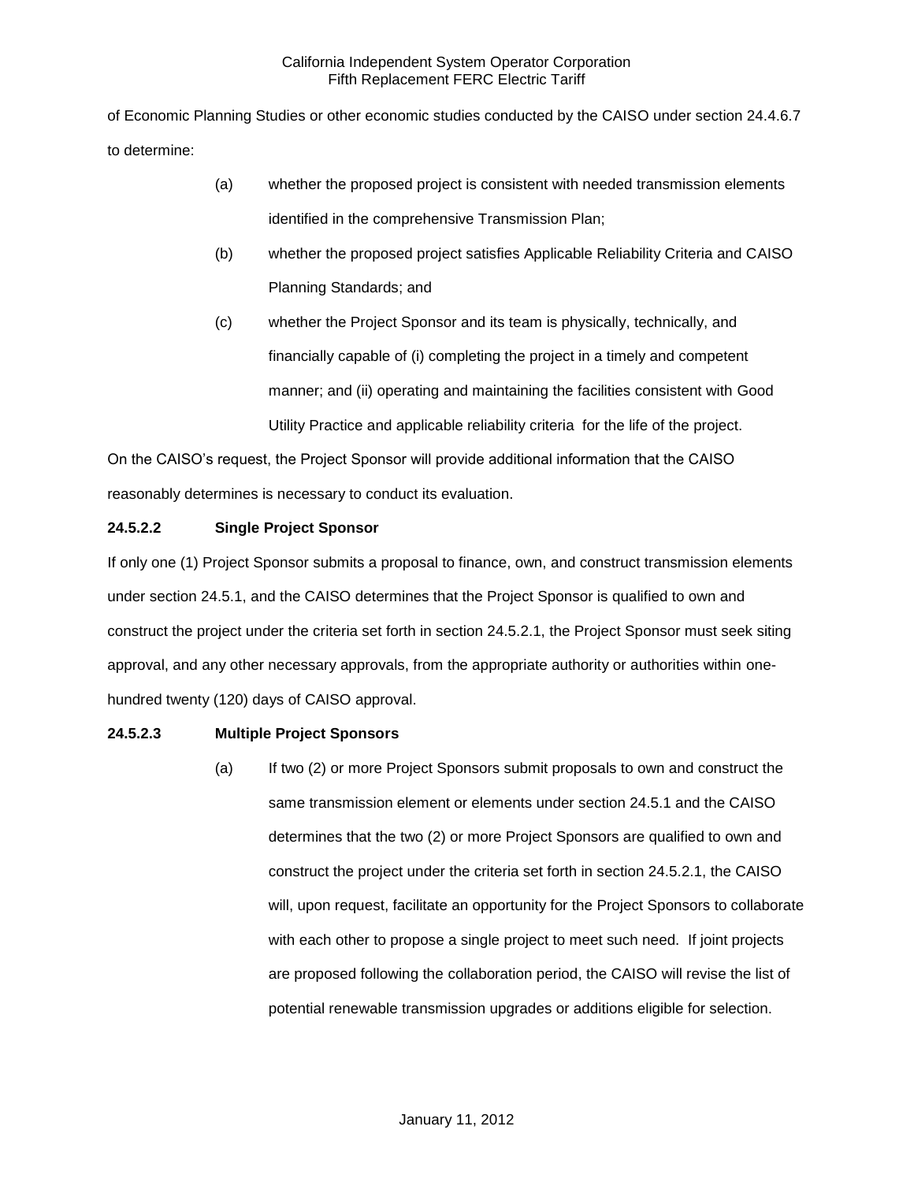of Economic Planning Studies or other economic studies conducted by the CAISO under section 24.4.6.7 to determine:

(a) whether the proposed project is consistent with needed transmission elements identified in the comprehensive Transmission Plan;

(b) whether the proposed project satisfies Applicable Reliability Criteria and CAISO Planning Standards; and

(c) whether the Project Sponsor and its team is physically, technically, and financially capable of (i) completing the project in a timely and competent manner; and (ii) operating and maintaining the facilities consistent with Good Utility Practice and applicable reliability criteria for the life of the project.

On the CAISO's request, the Project Sponsor will provide additional information that the CAISO reasonably determines is necessary to conduct its evaluation.

**24.5.2.2 Single Project Sponsor**

If only one (1) Project Sponsor submits a proposal to finance, own, and construct transmission elements under section 24.5.1, and the CAISO determines that the Project Sponsor is qualified to own and construct the project under the criteria set forth in section 24.5.2.1, the Project Sponsor must seek siting approval, and any other necessary approvals, from the appropriate authority or authorities within one-hundred twenty (120) days of CAISO approval.

**24.5.2.3 Multiple Project Sponsors**

(a) If two (2) or more Project Sponsors submit proposals to own and construct the same transmission element or elements under section 24.5.1 and the CAISO determines that the two (2) or more Project Sponsors are qualified to own and construct the project under the criteria set forth in section 24.5.2.1, the CAISO will, upon request, facilitate an opportunity for the Project Sponsors to collaborate with each other to propose a single project to meet such need. If joint projects are proposed following the collaboration period, the CAISO will revise the list of potential renewable transmission upgrades or additions eligible for selection.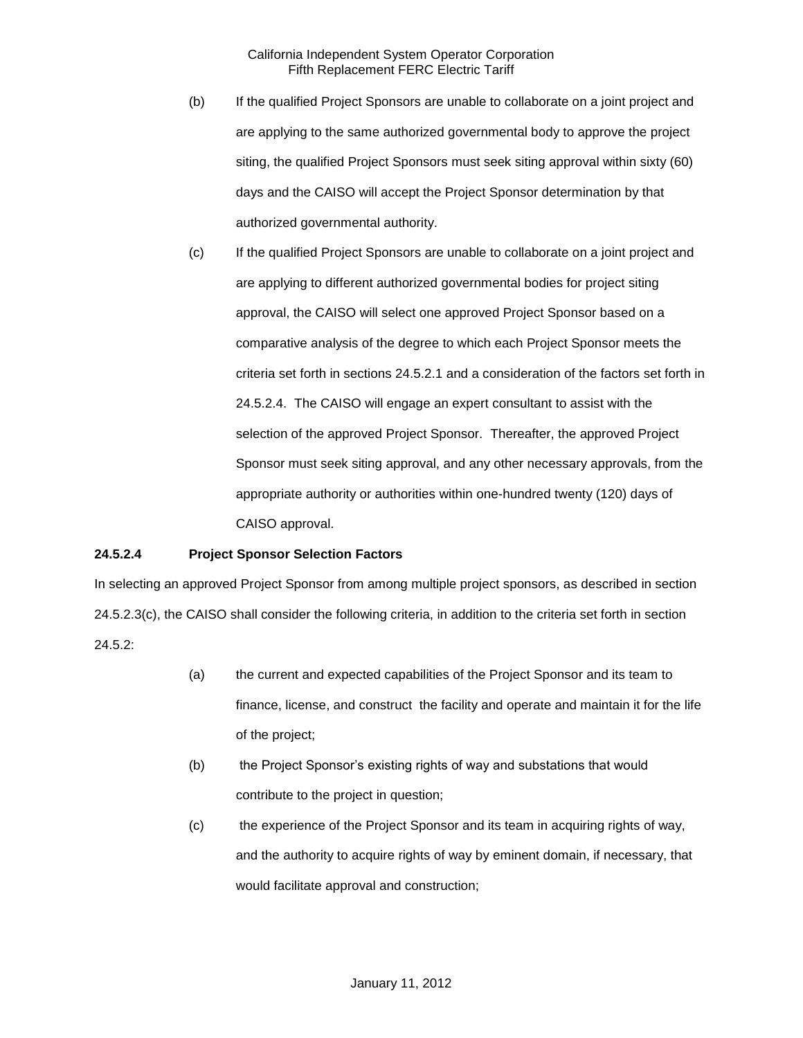(b) If the qualified Project Sponsors are unable to collaborate on a joint project and are applying to the same authorized governmental body to approve the project siting, the qualified Project Sponsors must seek siting approval within sixty (60) days and the CAISO will accept the Project Sponsor determination by that authorized governmental authority.

(c) If the qualified Project Sponsors are unable to collaborate on a joint project and are applying to different authorized governmental bodies for project siting approval, the CAISO will select one approved Project Sponsor based on a comparative analysis of the degree to which each Project Sponsor meets the criteria set forth in sections 24.5.2.1 and a consideration of the factors set forth in 24.5.2.4. The CAISO will engage an expert consultant to assist with the selection of the approved Project Sponsor. Thereafter, the approved Project Sponsor must seek siting approval, and any other necessary approvals, from the appropriate authority or authorities within one-hundred twenty (120) days of CAISO approval.

**24.5.2.4 Project Sponsor Selection Factors**

In selecting an approved Project Sponsor from among multiple project sponsors, as described in section 24.5.2.3(c), the CAISO shall consider the following criteria, in addition to the criteria set forth in section 24.5.2:

(a) the current and expected capabilities of the Project Sponsor and its team to finance, license, and construct the facility and operate and maintain it for the life of the project;

(b) the Project Sponsor's existing rights of way and substations that would contribute to the project in question;

(c) the experience of the Project Sponsor and its team in acquiring rights of way, and the authority to acquire rights of way by eminent domain, if necessary, that would facilitate approval and construction;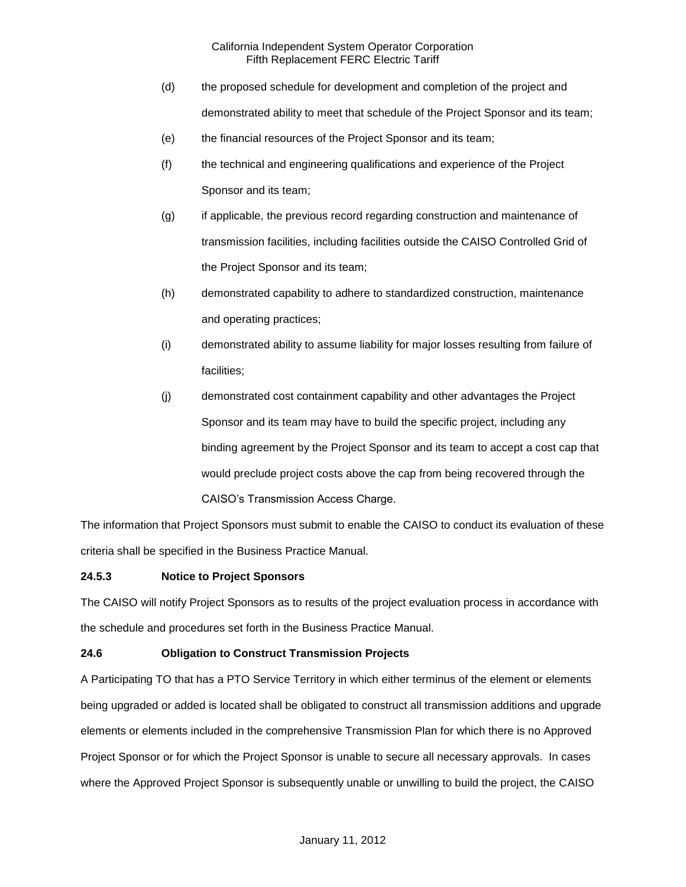(d) the proposed schedule for development and completion of the project and demonstrated ability to meet that schedule of the Project Sponsor and its team;

(e) the financial resources of the Project Sponsor and its team;

(f) the technical and engineering qualifications and experience of the Project Sponsor and its team;

(g) if applicable, the previous record regarding construction and maintenance of transmission facilities, including facilities outside the CAISO Controlled Grid of the Project Sponsor and its team;

(h) demonstrated capability to adhere to standardized construction, maintenance and operating practices;

(i) demonstrated ability to assume liability for major losses resulting from failure of facilities;

(j) demonstrated cost containment capability and other advantages the Project Sponsor and its team may have to build the specific project, including any binding agreement by the Project Sponsor and its team to accept a cost cap that would preclude project costs above the cap from being recovered through the CAISO's Transmission Access Charge.

The information that Project Sponsors must submit to enable the CAISO to conduct its evaluation of these criteria shall be specified in the Business Practice Manual.

**24.5.3 Notice to Project Sponsors**

The CAISO will notify Project Sponsors as to results of the project evaluation process in accordance with the schedule and procedures set forth in the Business Practice Manual.

**24.6 Obligation to Construct Transmission Projects**

A Participating TO that has a PTO Service Territory in which either terminus of the element or elements being upgraded or added is located shall be obligated to construct all transmission additions and upgrade elements or elements included in the comprehensive Transmission Plan for which there is no Approved Project Sponsor or for which the Project Sponsor is unable to secure all necessary approvals. In cases where the Approved Project Sponsor is subsequently unable or unwilling to build the project, the CAISO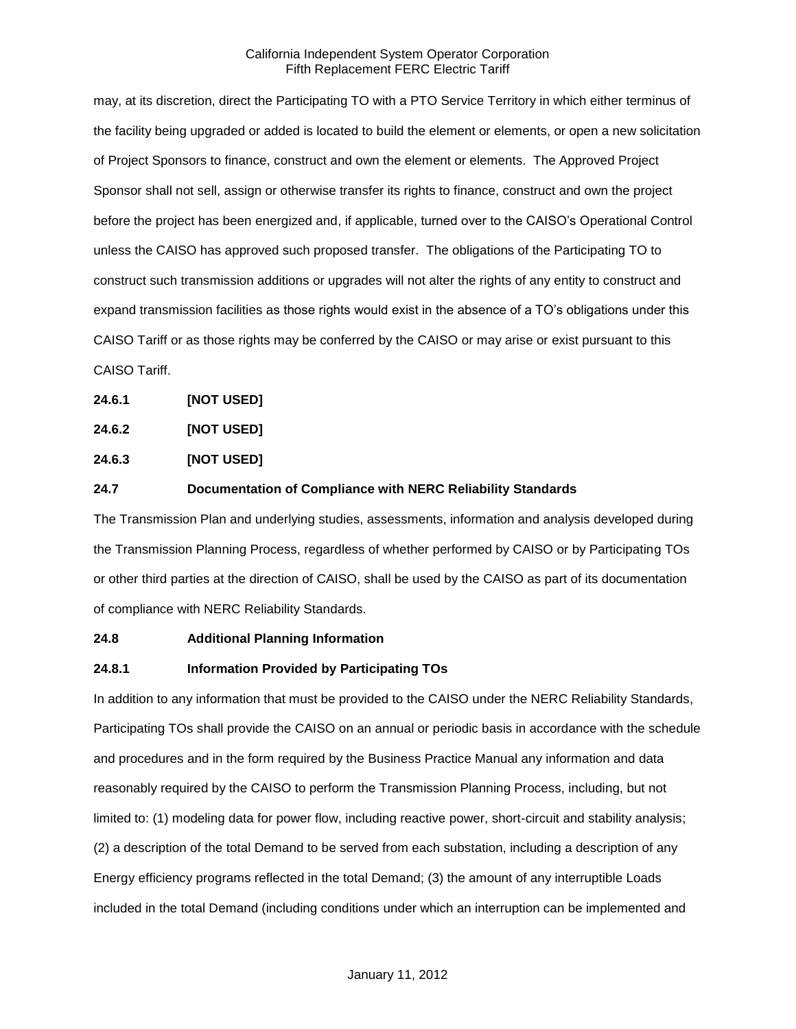may, at its discretion, direct the Participating TO with a PTO Service Territory in which either terminus of the facility being upgraded or added is located to build the element or elements, or open a new solicitation of Project Sponsors to finance, construct and own the element or elements. The Approved Project Sponsor shall not sell, assign or otherwise transfer its rights to finance, construct and own the project before the project has been energized and, if applicable, turned over to the CAISO's Operational Control unless the CAISO has approved such proposed transfer. The obligations of the Participating TO to construct such transmission additions or upgrades will not alter the rights of any entity to construct and expand transmission facilities as those rights would exist in the absence of a TO's obligations under this CAISO Tariff or as those rights may be conferred by the CAISO or may arise or exist pursuant to this CAISO Tariff.

**24.6.1 [NOT USED]**

**24.6.2 [NOT USED]**

**24.6.3 [NOT USED]**

**24.7 Documentation of Compliance with NERC Reliability Standards**

The Transmission Plan and underlying studies, assessments, information and analysis developed during the Transmission Planning Process, regardless of whether performed by CAISO or by Participating TOs or other third parties at the direction of CAISO, shall be used by the CAISO as part of its documentation of compliance with NERC Reliability Standards.

**24.8 Additional Planning Information**

**24.8.1 Information Provided by Participating TOs**

In addition to any information that must be provided to the CAISO under the NERC Reliability Standards, Participating TOs shall provide the CAISO on an annual or periodic basis in accordance with the schedule and procedures and in the form required by the Business Practice Manual any information and data reasonably required by the CAISO to perform the Transmission Planning Process, including, but not limited to: (1) modeling data for power flow, including reactive power, short-circuit and stability analysis; (2) a description of the total Demand to be served from each substation, including a description of any Energy efficiency programs reflected in the total Demand; (3) the amount of any interruptible Loads included in the total Demand (including conditions under which an interruption can be implemented and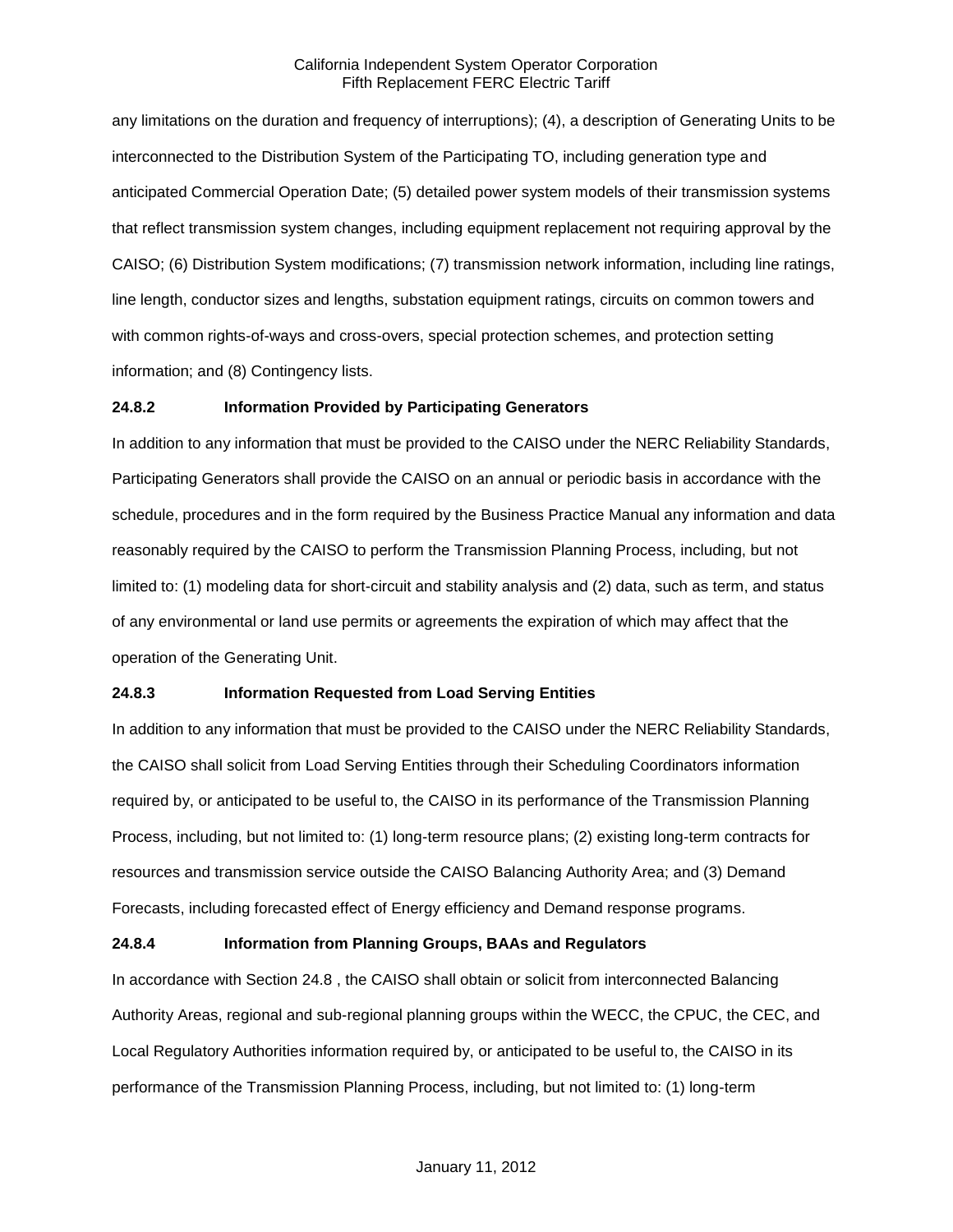any limitations on the duration and frequency of interruptions); (4), a description of Generating Units to be interconnected to the Distribution System of the Participating TO, including generation type and anticipated Commercial Operation Date; (5) detailed power system models of their transmission systems that reflect transmission system changes, including equipment replacement not requiring approval by the CAISO; (6) Distribution System modifications; (7) transmission network information, including line ratings, line length, conductor sizes and lengths, substation equipment ratings, circuits on common towers and with common rights-of-ways and cross-overs, special protection schemes, and protection setting information; and (8) Contingency lists.

**24.8.2 Information Provided by Participating Generators**

In addition to any information that must be provided to the CAISO under the NERC Reliability Standards, Participating Generators shall provide the CAISO on an annual or periodic basis in accordance with the schedule, procedures and in the form required by the Business Practice Manual any information and data reasonably required by the CAISO to perform the Transmission Planning Process, including, but not limited to: (1) modeling data for short-circuit and stability analysis and (2) data, such as term, and status of any environmental or land use permits or agreements the expiration of which may affect that the operation of the Generating Unit.

**24.8.3 Information Requested from Load Serving Entities**

In addition to any information that must be provided to the CAISO under the NERC Reliability Standards, the CAISO shall solicit from Load Serving Entities through their Scheduling Coordinators information required by, or anticipated to be useful to, the CAISO in its performance of the Transmission Planning Process, including, but not limited to: (1) long-term resource plans; (2) existing long-term contracts for resources and transmission service outside the CAISO Balancing Authority Area; and (3) Demand Forecasts, including forecasted effect of Energy efficiency and Demand response programs.

**24.8.4 Information from Planning Groups, BAAs and Regulators**

In accordance with Section 24.8 , the CAISO shall obtain or solicit from interconnected Balancing Authority Areas, regional and sub-regional planning groups within the WECC, the CPUC, the CEC, and Local Regulatory Authorities information required by, or anticipated to be useful to, the CAISO in its performance of the Transmission Planning Process, including, but not limited to: (1) long-term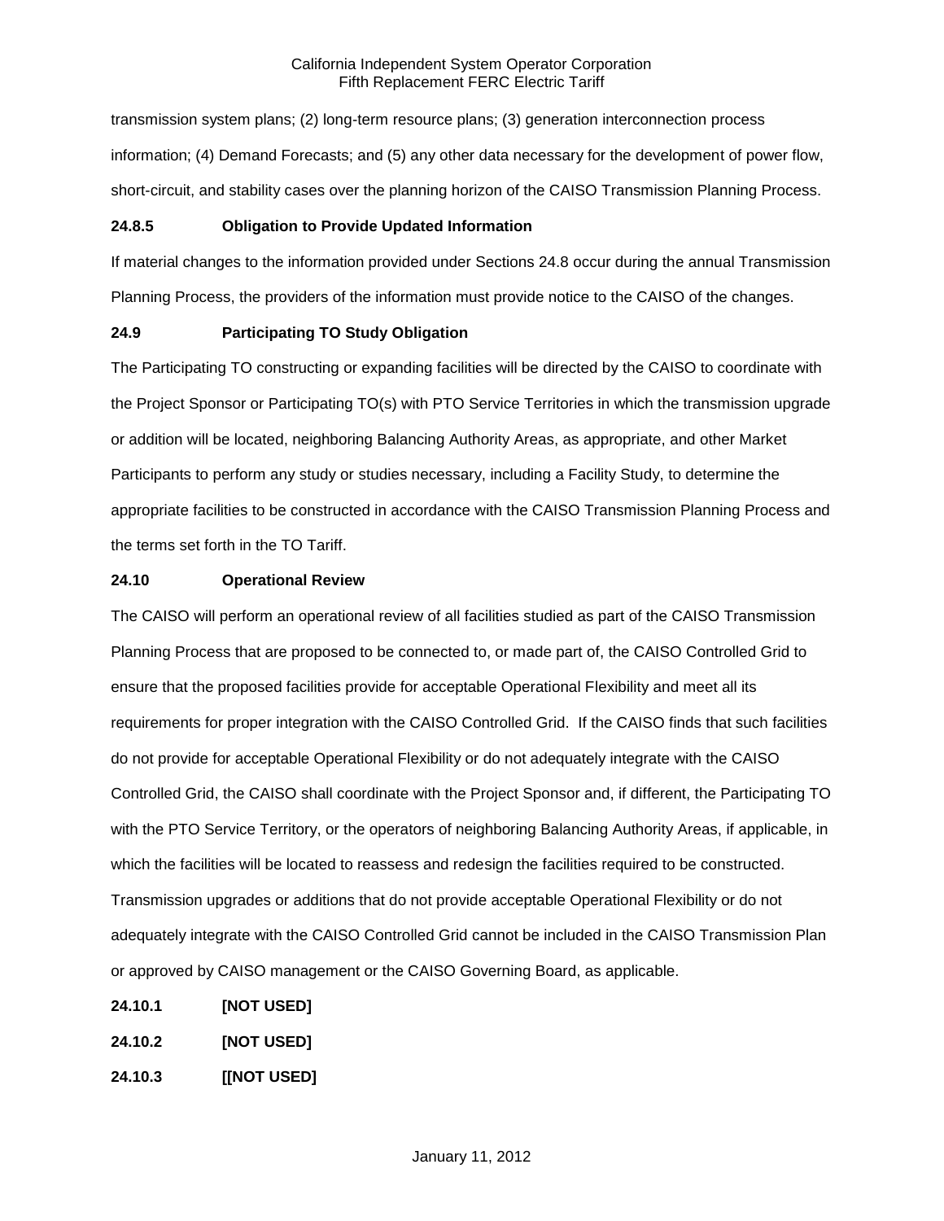transmission system plans; (2) long-term resource plans; (3) generation interconnection process information; (4) Demand Forecasts; and (5) any other data necessary for the development of power flow, short-circuit, and stability cases over the planning horizon of the CAISO Transmission Planning Process.

**24.8.5 Obligation to Provide Updated Information**

If material changes to the information provided under Sections 24.8 occur during the annual Transmission Planning Process, the providers of the information must provide notice to the CAISO of the changes.

**24.9 Participating TO Study Obligation**

The Participating TO constructing or expanding facilities will be directed by the CAISO to coordinate with the Project Sponsor or Participating TO(s) with PTO Service Territories in which the transmission upgrade or addition will be located, neighboring Balancing Authority Areas, as appropriate, and other Market Participants to perform any study or studies necessary, including a Facility Study, to determine the appropriate facilities to be constructed in accordance with the CAISO Transmission Planning Process and the terms set forth in the TO Tariff.

**24.10 Operational Review**

The CAISO will perform an operational review of all facilities studied as part of the CAISO Transmission Planning Process that are proposed to be connected to, or made part of, the CAISO Controlled Grid to ensure that the proposed facilities provide for acceptable Operational Flexibility and meet all its requirements for proper integration with the CAISO Controlled Grid. If the CAISO finds that such facilities do not provide for acceptable Operational Flexibility or do not adequately integrate with the CAISO Controlled Grid, the CAISO shall coordinate with the Project Sponsor and, if different, the Participating TO with the PTO Service Territory, or the operators of neighboring Balancing Authority Areas, if applicable, in which the facilities will be located to reassess and redesign the facilities required to be constructed. Transmission upgrades or additions that do not provide acceptable Operational Flexibility or do not adequately integrate with the CAISO Controlled Grid cannot be included in the CAISO Transmission Plan or approved by CAISO management or the CAISO Governing Board, as applicable.

**24.10.1 [NOT USED]**

**24.10.2 [NOT USED]**

**24.10.3 [[NOT USED]**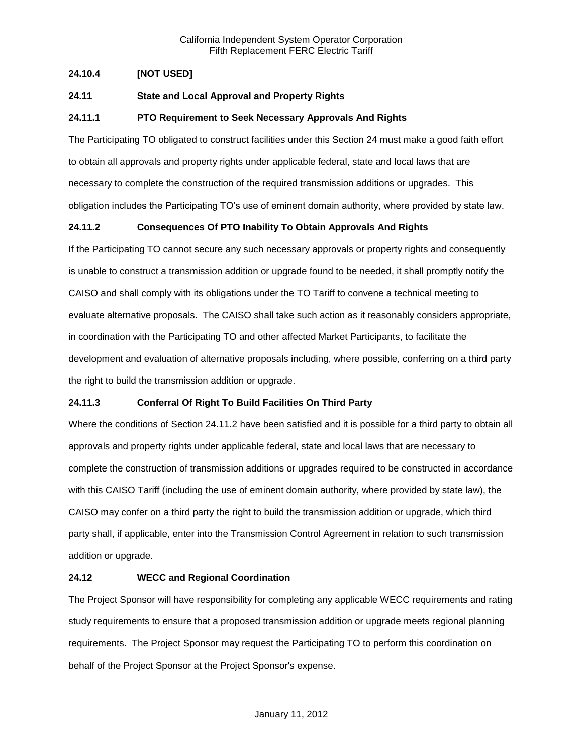### 24.10.4 [NOT USED]

### 24.11 State and Local Approval and Property Rights

### 24.11.1 PTO Requirement to Seek Necessary Approvals And Rights

The Participating TO obligated to construct facilities under this Section 24 must make a good faith effort to obtain all approvals and property rights under applicable federal, state and local laws that are necessary to complete the construction of the required transmission additions or upgrades. This obligation includes the Participating TO's use of eminent domain authority, where provided by state law.

### 24.11.2 Consequences Of PTO Inability To Obtain Approvals And Rights

If the Participating TO cannot secure any such necessary approvals or property rights and consequently is unable to construct a transmission addition or upgrade found to be needed, it shall promptly notify the CAISO and shall comply with its obligations under the TO Tariff to convene a technical meeting to evaluate alternative proposals. The CAISO shall take such action as it reasonably considers appropriate, in coordination with the Participating TO and other affected Market Participants, to facilitate the development and evaluation of alternative proposals including, where possible, conferring on a third party the right to build the transmission addition or upgrade.

### 24.11.3 Conferral Of Right To Build Facilities On Third Party

Where the conditions of Section 24.11.2 have been satisfied and it is possible for a third party to obtain all approvals and property rights under applicable federal, state and local laws that are necessary to complete the construction of transmission additions or upgrades required to be constructed in accordance with this CAISO Tariff (including the use of eminent domain authority, where provided by state law), the CAISO may confer on a third party the right to build the transmission addition or upgrade, which third party shall, if applicable, enter into the Transmission Control Agreement in relation to such transmission addition or upgrade.

### 24.12 WECC and Regional Coordination

The Project Sponsor will have responsibility for completing any applicable WECC requirements and rating study requirements to ensure that a proposed transmission addition or upgrade meets regional planning requirements. The Project Sponsor may request the Participating TO to perform this coordination on behalf of the Project Sponsor at the Project Sponsor's expense.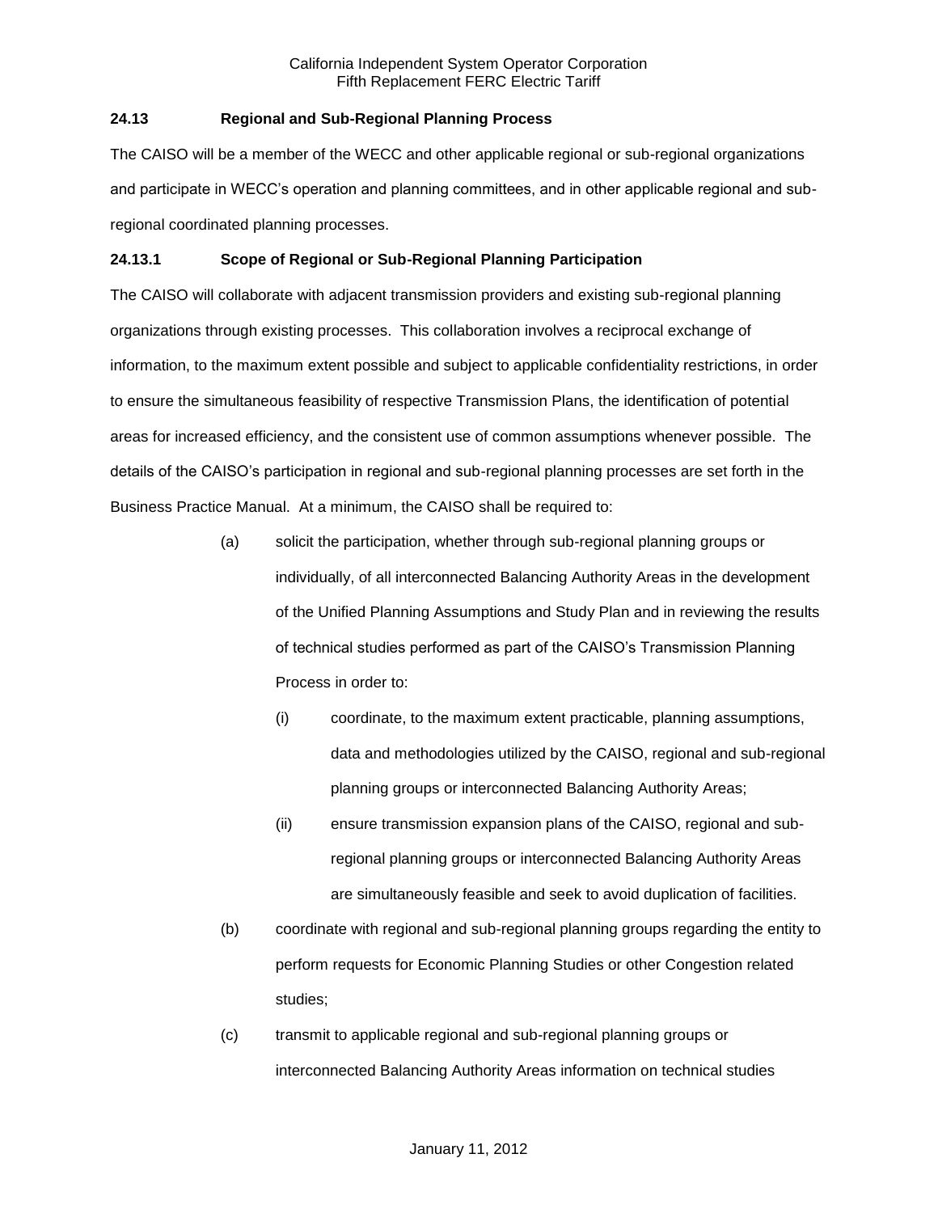### 24.13 Regional and Sub-Regional Planning Process

The CAISO will be a member of the WECC and other applicable regional or sub-regional organizations and participate in WECC's operation and planning committees, and in other applicable regional and sub-regional coordinated planning processes.

### 24.13.1 Scope of Regional or Sub-Regional Planning Participation

The CAISO will collaborate with adjacent transmission providers and existing sub-regional planning organizations through existing processes. This collaboration involves a reciprocal exchange of information, to the maximum extent possible and subject to applicable confidentiality restrictions, in order to ensure the simultaneous feasibility of respective Transmission Plans, the identification of potential areas for increased efficiency, and the consistent use of common assumptions whenever possible. The details of the CAISO's participation in regional and sub-regional planning processes are set forth in the Business Practice Manual. At a minimum, the CAISO shall be required to:

(a) solicit the participation, whether through sub-regional planning groups or individually, of all interconnected Balancing Authority Areas in the development of the Unified Planning Assumptions and Study Plan and in reviewing the results of technical studies performed as part of the CAISO's Transmission Planning Process in order to:

  (i) coordinate, to the maximum extent practicable, planning assumptions, data and methodologies utilized by the CAISO, regional and sub-regional planning groups or interconnected Balancing Authority Areas;

  (ii) ensure transmission expansion plans of the CAISO, regional and sub-regional planning groups or interconnected Balancing Authority Areas are simultaneously feasible and seek to avoid duplication of facilities.

(b) coordinate with regional and sub-regional planning groups regarding the entity to perform requests for Economic Planning Studies or other Congestion related studies;

(c) transmit to applicable regional and sub-regional planning groups or interconnected Balancing Authority Areas information on technical studies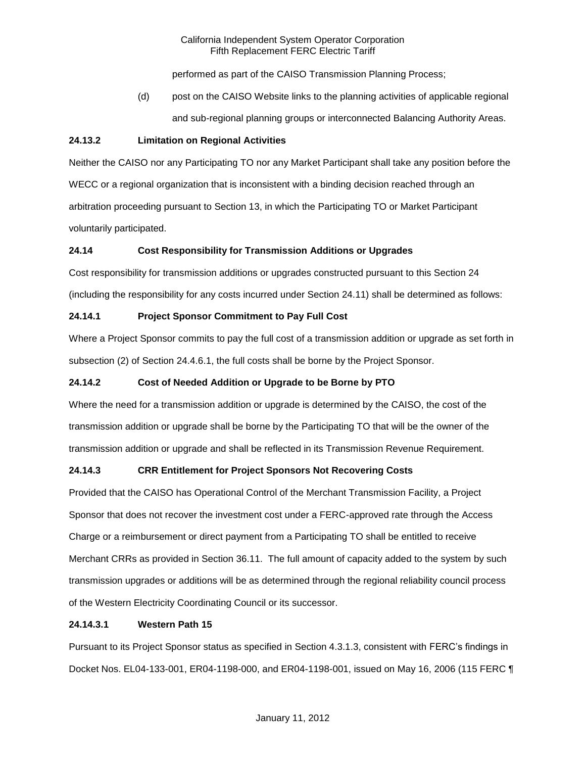performed as part of the CAISO Transmission Planning Process;

(d) post on the CAISO Website links to the planning activities of applicable regional and sub-regional planning groups or interconnected Balancing Authority Areas.

**24.13.2 Limitation on Regional Activities**

Neither the CAISO nor any Participating TO nor any Market Participant shall take any position before the WECC or a regional organization that is inconsistent with a binding decision reached through an arbitration proceeding pursuant to Section 13, in which the Participating TO or Market Participant voluntarily participated.

**24.14 Cost Responsibility for Transmission Additions or Upgrades**

Cost responsibility for transmission additions or upgrades constructed pursuant to this Section 24 (including the responsibility for any costs incurred under Section 24.11) shall be determined as follows:

**24.14.1 Project Sponsor Commitment to Pay Full Cost**

Where a Project Sponsor commits to pay the full cost of a transmission addition or upgrade as set forth in subsection (2) of Section 24.4.6.1, the full costs shall be borne by the Project Sponsor.

**24.14.2 Cost of Needed Addition or Upgrade to be Borne by PTO**

Where the need for a transmission addition or upgrade is determined by the CAISO, the cost of the transmission addition or upgrade shall be borne by the Participating TO that will be the owner of the transmission addition or upgrade and shall be reflected in its Transmission Revenue Requirement.

**24.14.3 CRR Entitlement for Project Sponsors Not Recovering Costs**

Provided that the CAISO has Operational Control of the Merchant Transmission Facility, a Project Sponsor that does not recover the investment cost under a FERC-approved rate through the Access Charge or a reimbursement or direct payment from a Participating TO shall be entitled to receive Merchant CRRs as provided in Section 36.11. The full amount of capacity added to the system by such transmission upgrades or additions will be as determined through the regional reliability council process of the Western Electricity Coordinating Council or its successor.

**24.14.3.1 Western Path 15**

Pursuant to its Project Sponsor status as specified in Section 4.3.1.3, consistent with FERC's findings in Docket Nos. EL04-133-001, ER04-1198-000, and ER04-1198-001, issued on May 16, 2006 (115 FERC ¶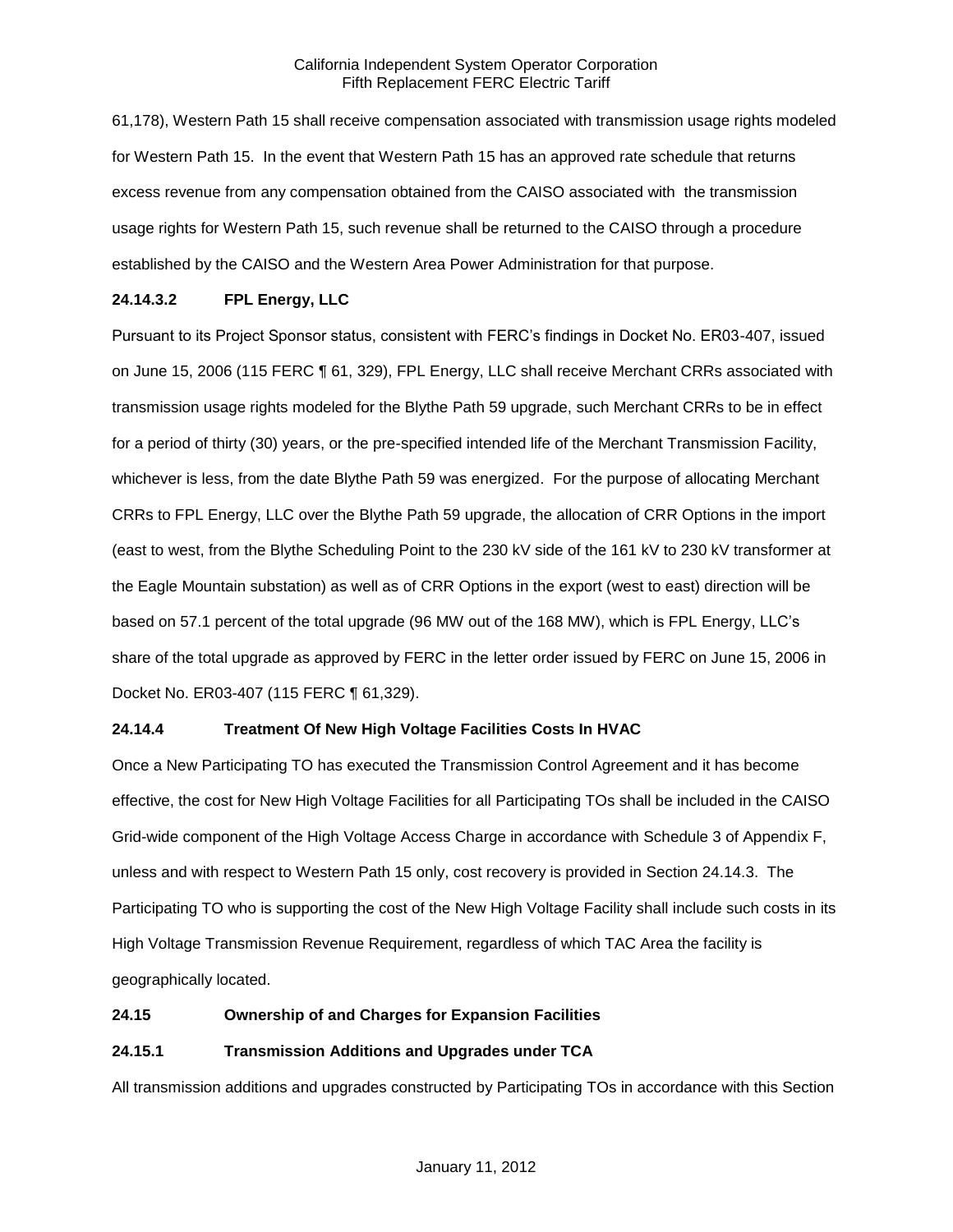61,178), Western Path 15 shall receive compensation associated with transmission usage rights modeled for Western Path 15. In the event that Western Path 15 has an approved rate schedule that returns excess revenue from any compensation obtained from the CAISO associated with the transmission usage rights for Western Path 15, such revenue shall be returned to the CAISO through a procedure established by the CAISO and the Western Area Power Administration for that purpose.

### 24.14.3.2 FPL Energy, LLC

Pursuant to its Project Sponsor status, consistent with FERC's findings in Docket No. ER03-407, issued on June 15, 2006 (115 FERC ¶ 61, 329), FPL Energy, LLC shall receive Merchant CRRs associated with transmission usage rights modeled for the Blythe Path 59 upgrade, such Merchant CRRs to be in effect for a period of thirty (30) years, or the pre-specified intended life of the Merchant Transmission Facility, whichever is less, from the date Blythe Path 59 was energized. For the purpose of allocating Merchant CRRs to FPL Energy, LLC over the Blythe Path 59 upgrade, the allocation of CRR Options in the import (east to west, from the Blythe Scheduling Point to the 230 kV side of the 161 kV to 230 kV transformer at the Eagle Mountain substation) as well as of CRR Options in the export (west to east) direction will be based on 57.1 percent of the total upgrade (96 MW out of the 168 MW), which is FPL Energy, LLC's share of the total upgrade as approved by FERC in the letter order issued by FERC on June 15, 2006 in Docket No. ER03-407 (115 FERC ¶ 61,329).

### 24.14.4 Treatment Of New High Voltage Facilities Costs In HVAC

Once a New Participating TO has executed the Transmission Control Agreement and it has become effective, the cost for New High Voltage Facilities for all Participating TOs shall be included in the CAISO Grid-wide component of the High Voltage Access Charge in accordance with Schedule 3 of Appendix F, unless and with respect to Western Path 15 only, cost recovery is provided in Section 24.14.3. The Participating TO who is supporting the cost of the New High Voltage Facility shall include such costs in its High Voltage Transmission Revenue Requirement, regardless of which TAC Area the facility is geographically located.

## 24.15 Ownership of and Charges for Expansion Facilities

### 24.15.1 Transmission Additions and Upgrades under TCA

All transmission additions and upgrades constructed by Participating TOs in accordance with this Section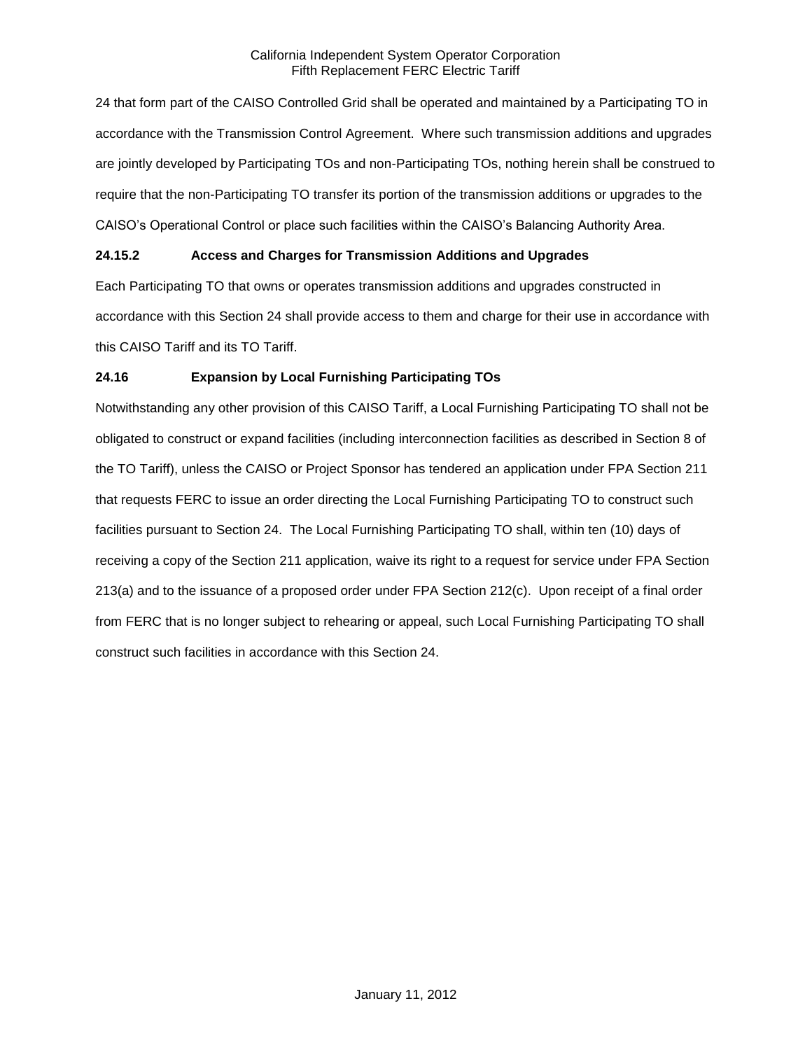24 that form part of the CAISO Controlled Grid shall be operated and maintained by a Participating TO in accordance with the Transmission Control Agreement. Where such transmission additions and upgrades are jointly developed by Participating TOs and non-Participating TOs, nothing herein shall be construed to require that the non-Participating TO transfer its portion of the transmission additions or upgrades to the CAISO's Operational Control or place such facilities within the CAISO's Balancing Authority Area.

### 24.15.2 Access and Charges for Transmission Additions and Upgrades

Each Participating TO that owns or operates transmission additions and upgrades constructed in accordance with this Section 24 shall provide access to them and charge for their use in accordance with this CAISO Tariff and its TO Tariff.

### 24.16 Expansion by Local Furnishing Participating TOs

Notwithstanding any other provision of this CAISO Tariff, a Local Furnishing Participating TO shall not be obligated to construct or expand facilities (including interconnection facilities as described in Section 8 of the TO Tariff), unless the CAISO or Project Sponsor has tendered an application under FPA Section 211 that requests FERC to issue an order directing the Local Furnishing Participating TO to construct such facilities pursuant to Section 24. The Local Furnishing Participating TO shall, within ten (10) days of receiving a copy of the Section 211 application, waive its right to a request for service under FPA Section 213(a) and to the issuance of a proposed order under FPA Section 212(c). Upon receipt of a final order from FERC that is no longer subject to rehearing or appeal, such Local Furnishing Participating TO shall construct such facilities in accordance with this Section 24.